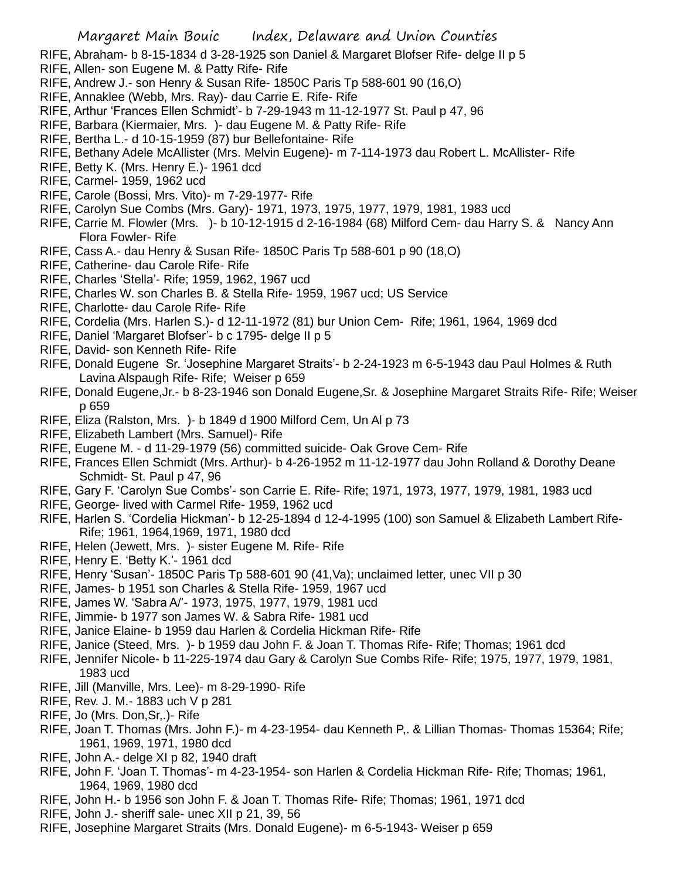RIFE, Abraham- b 8-15-1834 d 3-28-1925 son Daniel & Margaret Blofser Rife- delge II p 5
RIFE, Allen- son Eugene M. & Patty Rife- Rife
RIFE, Andrew J.- son Henry & Susan Rife- 1850C Paris Tp 588-601 90 (16,O)
RIFE, Annaklee (Webb, Mrs. Ray)- dau Carrie E. Rife- Rife
RIFE, Arthur 'Frances Ellen Schmidt'- b 7-29-1943 m 11-12-1977 St. Paul p 47, 96
RIFE, Barbara (Kiermaier, Mrs. )- dau Eugene M. & Patty Rife- Rife
RIFE, Bertha L.- d 10-15-1959 (87) bur Bellefontaine- Rife
RIFE, Bethany Adele McAllister (Mrs. Melvin Eugene)- m 7-114-1973 dau Robert L. McAllister- Rife
RIFE, Betty K. (Mrs. Henry E.)- 1961 dcd
RIFE, Carmel- 1959, 1962 ucd
RIFE, Carole (Bossi, Mrs. Vito)- m 7-29-1977- Rife
RIFE, Carolyn Sue Combs (Mrs. Gary)- 1971, 1973, 1975, 1977, 1979, 1981, 1983 ucd
RIFE, Carrie M. Flowler (Mrs. )- b 10-12-1915 d 2-16-1984 (68) Milford Cem- dau Harry S. & Nancy Ann Flora Fowler- Rife
RIFE, Cass A.- dau Henry & Susan Rife- 1850C Paris Tp 588-601 p 90 (18,O)
RIFE, Catherine- dau Carole Rife- Rife
RIFE, Charles 'Stella'- Rife; 1959, 1962, 1967 ucd
RIFE, Charles W. son Charles B. & Stella Rife- 1959, 1967 ucd; US Service
RIFE, Charlotte- dau Carole Rife- Rife
RIFE, Cordelia (Mrs. Harlen S.)- d 12-11-1972 (81) bur Union Cem- Rife; 1961, 1964, 1969 dcd
RIFE, Daniel 'Margaret Blofser'- b c 1795- delge II p 5
RIFE, David- son Kenneth Rife- Rife
RIFE, Donald Eugene Sr. 'Josephine Margaret Straits'- b 2-24-1923 m 6-5-1943 dau Paul Holmes & Ruth Lavina Alspaugh Rife- Rife; Weiser p 659
RIFE, Donald Eugene,Jr.- b 8-23-1946 son Donald Eugene,Sr. & Josephine Margaret Straits Rife- Rife; Weiser p 659
RIFE, Eliza (Ralston, Mrs. )- b 1849 d 1900 Milford Cem, Un Al p 73
RIFE, Elizabeth Lambert (Mrs. Samuel)- Rife
RIFE, Eugene M. - d 11-29-1979 (56) committed suicide- Oak Grove Cem- Rife
RIFE, Frances Ellen Schmidt (Mrs. Arthur)- b 4-26-1952 m 11-12-1977 dau John Rolland & Dorothy Deane Schmidt- St. Paul p 47, 96
RIFE, Gary F. 'Carolyn Sue Combs'- son Carrie E. Rife- Rife; 1971, 1973, 1977, 1979, 1981, 1983 ucd
RIFE, George- lived with Carmel Rife- 1959, 1962 ucd
RIFE, Harlen S. 'Cordelia Hickman'- b 12-25-1894 d 12-4-1995 (100) son Samuel & Elizabeth Lambert Rife- Rife; 1961, 1964,1969, 1971, 1980 dcd
RIFE, Helen (Jewett, Mrs. )- sister Eugene M. Rife- Rife
RIFE, Henry E. 'Betty K.'- 1961 dcd
RIFE, Henry 'Susan'- 1850C Paris Tp 588-601 90 (41,Va); unclaimed letter, unec VII p 30
RIFE, James- b 1951 son Charles & Stella Rife- 1959, 1967 ucd
RIFE, James W. 'Sabra A/'- 1973, 1975, 1977, 1979, 1981 ucd
RIFE, Jimmie- b 1977 son James W. & Sabra Rife- 1981 ucd
RIFE, Janice Elaine- b 1959 dau Harlen & Cordelia Hickman Rife- Rife
RIFE, Janice (Steed, Mrs. )- b 1959 dau John F. & Joan T. Thomas Rife- Rife; Thomas; 1961 dcd
RIFE, Jennifer Nicole- b 11-225-1974 dau Gary & Carolyn Sue Combs Rife- Rife; 1975, 1977, 1979, 1981, 1983 ucd
RIFE, Jill (Manville, Mrs. Lee)- m 8-29-1990- Rife
RIFE, Rev. J. M.- 1883 uch V p 281
RIFE, Jo (Mrs. Don,Sr,.)- Rife
RIFE, Joan T. Thomas (Mrs. John F.)- m 4-23-1954- dau Kenneth P,. & Lillian Thomas- Thomas 15364; Rife; 1961, 1969, 1971, 1980 dcd
RIFE, John A.- delge XI p 82, 1940 draft
RIFE, John F. 'Joan T. Thomas'- m 4-23-1954- son Harlen & Cordelia Hickman Rife- Rife; Thomas; 1961, 1964, 1969, 1980 dcd
RIFE, John H.- b 1956 son John F. & Joan T. Thomas Rife- Rife; Thomas; 1961, 1971 dcd
RIFE, John J.- sheriff sale- unec XII p 21, 39, 56
RIFE, Josephine Margaret Straits (Mrs. Donald Eugene)- m 6-5-1943- Weiser p 659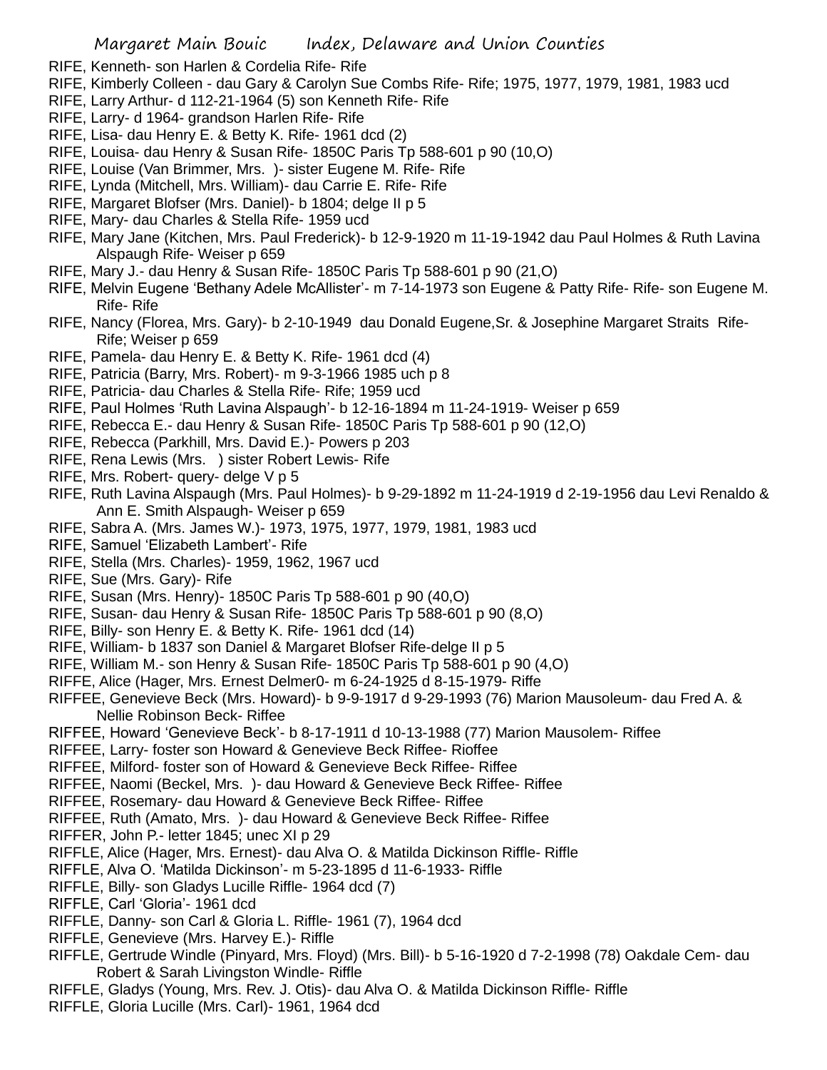RIFE, Kenneth- son Harlen & Cordelia Rife- Rife

RIFE, Kimberly Colleen - dau Gary & Carolyn Sue Combs Rife- Rife; 1975, 1977, 1979, 1981, 1983 ucd

RIFE, Larry Arthur- d 112-21-1964 (5) son Kenneth Rife- Rife

RIFE, Larry- d 1964- grandson Harlen Rife- Rife

RIFE, Lisa- dau Henry E. & Betty K. Rife- 1961 dcd (2)

RIFE, Louisa- dau Henry & Susan Rife- 1850C Paris Tp 588-601 p 90 (10,O)

RIFE, Louise (Van Brimmer, Mrs. )- sister Eugene M. Rife- Rife

RIFE, Lynda (Mitchell, Mrs. William)- dau Carrie E. Rife- Rife

RIFE, Margaret Blofser (Mrs. Daniel)- b 1804; delge II p 5

RIFE, Mary- dau Charles & Stella Rife- 1959 ucd

RIFE, Mary Jane (Kitchen, Mrs. Paul Frederick)- b 12-9-1920 m 11-19-1942 dau Paul Holmes & Ruth Lavina Alspaugh Rife- Weiser p 659

RIFE, Mary J.- dau Henry & Susan Rife- 1850C Paris Tp 588-601 p 90 (21,O)

RIFE, Melvin Eugene 'Bethany Adele McAllister'- m 7-14-1973 son Eugene & Patty Rife- Rife- son Eugene M. Rife- Rife

RIFE, Nancy (Florea, Mrs. Gary)- b 2-10-1949 dau Donald Eugene,Sr. & Josephine Margaret Straits Rife- Rife; Weiser p 659

RIFE, Pamela- dau Henry E. & Betty K. Rife- 1961 dcd (4)

RIFE, Patricia (Barry, Mrs. Robert)- m 9-3-1966 1985 uch p 8

RIFE, Patricia- dau Charles & Stella Rife- Rife; 1959 ucd

RIFE, Paul Holmes 'Ruth Lavina Alspaugh'- b 12-16-1894 m 11-24-1919- Weiser p 659

RIFE, Rebecca E.- dau Henry & Susan Rife- 1850C Paris Tp 588-601 p 90 (12,O)

RIFE, Rebecca (Parkhill, Mrs. David E.)- Powers p 203

RIFE, Rena Lewis (Mrs. ) sister Robert Lewis- Rife

RIFE, Mrs. Robert- query- delge V p 5

RIFE, Ruth Lavina Alspaugh (Mrs. Paul Holmes)- b 9-29-1892 m 11-24-1919 d 2-19-1956 dau Levi Renaldo & Ann E. Smith Alspaugh- Weiser p 659

RIFE, Sabra A. (Mrs. James W.)- 1973, 1975, 1977, 1979, 1981, 1983 ucd

RIFE, Samuel 'Elizabeth Lambert'- Rife

RIFE, Stella (Mrs. Charles)- 1959, 1962, 1967 ucd

RIFE, Sue (Mrs. Gary)- Rife

RIFE, Susan (Mrs. Henry)- 1850C Paris Tp 588-601 p 90 (40,O)

RIFE, Susan- dau Henry & Susan Rife- 1850C Paris Tp 588-601 p 90 (8,O)

RIFE, Billy- son Henry E. & Betty K. Rife- 1961 dcd (14)

RIFE, William- b 1837 son Daniel & Margaret Blofser Rife-delge II p 5

RIFE, William M.- son Henry & Susan Rife- 1850C Paris Tp 588-601 p 90 (4,O)

RIFFE, Alice (Hager, Mrs. Ernest Delmer0- m 6-24-1925 d 8-15-1979- Riffe

RIFFEE, Genevieve Beck (Mrs. Howard)- b 9-9-1917 d 9-29-1993 (76) Marion Mausoleum- dau Fred A. & Nellie Robinson Beck- Riffee

RIFFEE, Howard 'Genevieve Beck'- b 8-17-1911 d 10-13-1988 (77) Marion Mausolem- Riffee

RIFFEE, Larry- foster son Howard & Genevieve Beck Riffee- Rioffee

RIFFEE, Milford- foster son of Howard & Genevieve Beck Riffee- Riffee

RIFFEE, Naomi (Beckel, Mrs. )- dau Howard & Genevieve Beck Riffee- Riffee

RIFFEE, Rosemary- dau Howard & Genevieve Beck Riffee- Riffee

RIFFEE, Ruth (Amato, Mrs. )- dau Howard & Genevieve Beck Riffee- Riffee

RIFFER, John P.- letter 1845; unec XI p 29

RIFFLE, Alice (Hager, Mrs. Ernest)- dau Alva O. & Matilda Dickinson Riffle- Riffle

RIFFLE, Alva O. 'Matilda Dickinson'- m 5-23-1895 d 11-6-1933- Riffle

RIFFLE, Billy- son Gladys Lucille Riffle- 1964 dcd (7)

RIFFLE, Carl 'Gloria'- 1961 dcd

RIFFLE, Danny- son Carl & Gloria L. Riffle- 1961 (7), 1964 dcd

RIFFLE, Genevieve (Mrs. Harvey E.)- Riffle

RIFFLE, Gertrude Windle (Pinyard, Mrs. Floyd) (Mrs. Bill)- b 5-16-1920 d 7-2-1998 (78) Oakdale Cem- dau Robert & Sarah Livingston Windle- Riffle

RIFFLE, Gladys (Young, Mrs. Rev. J. Otis)- dau Alva O. & Matilda Dickinson Riffle- Riffle

RIFFLE, Gloria Lucille (Mrs. Carl)- 1961, 1964 dcd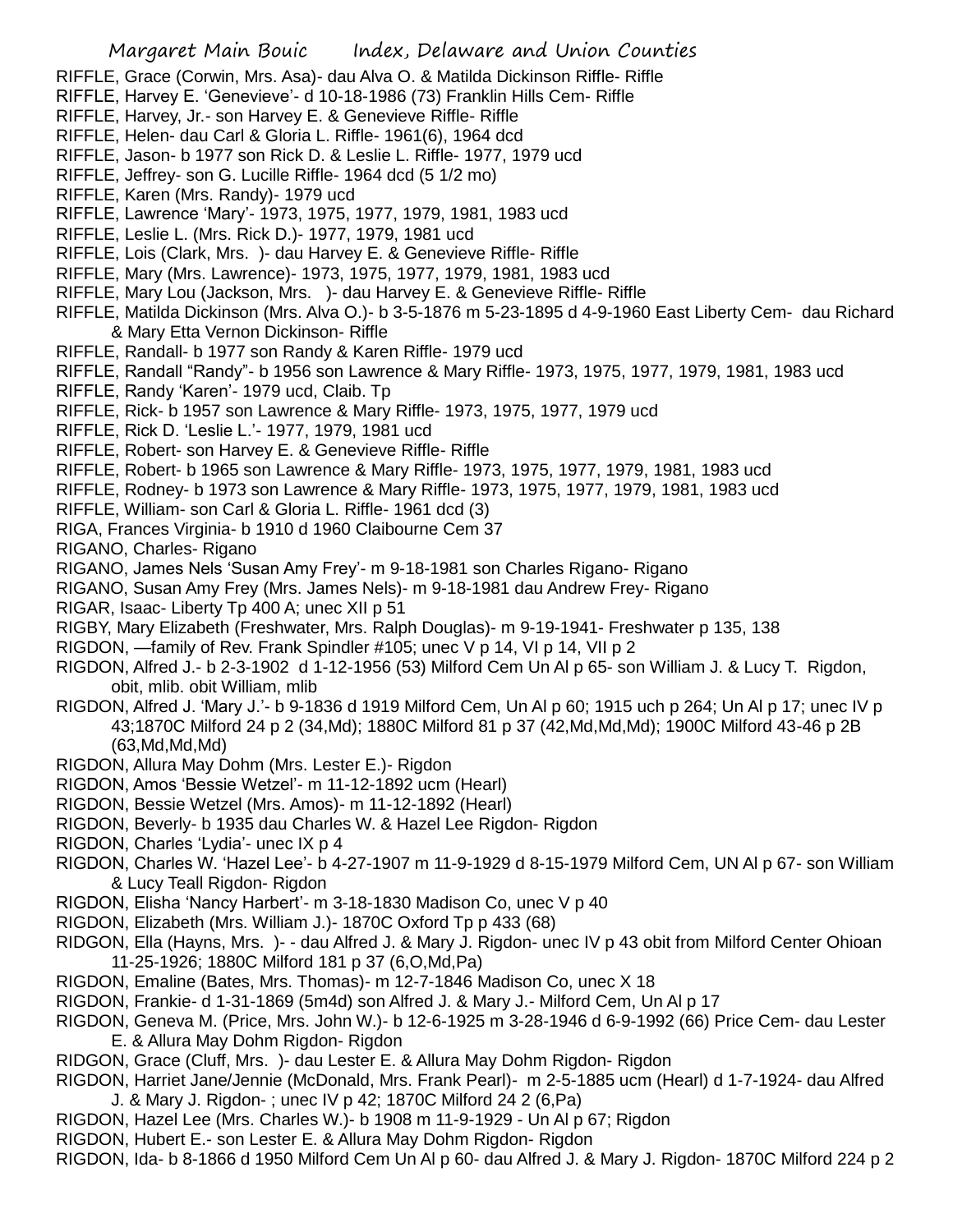RIFFLE, Grace (Corwin, Mrs. Asa)- dau Alva O. & Matilda Dickinson Riffle- Riffle

RIFFLE, Harvey E. 'Genevieve'- d 10-18-1986 (73) Franklin Hills Cem- Riffle

RIFFLE, Harvey, Jr.- son Harvey E. & Genevieve Riffle- Riffle

RIFFLE, Helen- dau Carl & Gloria L. Riffle- 1961(6), 1964 dcd

RIFFLE, Jason- b 1977 son Rick D. & Leslie L. Riffle- 1977, 1979 ucd

RIFFLE, Jeffrey- son G. Lucille Riffle- 1964 dcd (5 1/2 mo)

RIFFLE, Karen (Mrs. Randy)- 1979 ucd

RIFFLE, Lawrence 'Mary'- 1973, 1975, 1977, 1979, 1981, 1983 ucd

RIFFLE, Leslie L. (Mrs. Rick D.)- 1977, 1979, 1981 ucd

RIFFLE, Lois (Clark, Mrs. )- dau Harvey E. & Genevieve Riffle- Riffle

RIFFLE, Mary (Mrs. Lawrence)- 1973, 1975, 1977, 1979, 1981, 1983 ucd

RIFFLE, Mary Lou (Jackson, Mrs. )- dau Harvey E. & Genevieve Riffle- Riffle

RIFFLE, Matilda Dickinson (Mrs. Alva O.)- b 3-5-1876 m 5-23-1895 d 4-9-1960 East Liberty Cem- dau Richard & Mary Etta Vernon Dickinson- Riffle

RIFFLE, Randall- b 1977 son Randy & Karen Riffle- 1979 ucd

RIFFLE, Randall "Randy"- b 1956 son Lawrence & Mary Riffle- 1973, 1975, 1977, 1979, 1981, 1983 ucd

RIFFLE, Randy 'Karen'- 1979 ucd, Claib. Tp

RIFFLE, Rick- b 1957 son Lawrence & Mary Riffle- 1973, 1975, 1977, 1979 ucd

RIFFLE, Rick D. 'Leslie L.'- 1977, 1979, 1981 ucd

RIFFLE, Robert- son Harvey E. & Genevieve Riffle- Riffle

RIFFLE, Robert- b 1965 son Lawrence & Mary Riffle- 1973, 1975, 1977, 1979, 1981, 1983 ucd

RIFFLE, Rodney- b 1973 son Lawrence & Mary Riffle- 1973, 1975, 1977, 1979, 1981, 1983 ucd

RIFFLE, William- son Carl & Gloria L. Riffle- 1961 dcd (3)

RIGA, Frances Virginia- b 1910 d 1960 Claibourne Cem 37

RIGANO, Charles- Rigano

RIGANO, James Nels 'Susan Amy Frey'- m 9-18-1981 son Charles Rigano- Rigano

RIGANO, Susan Amy Frey (Mrs. James Nels)- m 9-18-1981 dau Andrew Frey- Rigano

RIGAR, Isaac- Liberty Tp 400 A; unec XII p 51

RIGBY, Mary Elizabeth (Freshwater, Mrs. Ralph Douglas)- m 9-19-1941- Freshwater p 135, 138

RIGDON, —family of Rev. Frank Spindler #105; unec V p 14, VI p 14, VII p 2

RIGDON, Alfred J.- b 2-3-1902 d 1-12-1956 (53) Milford Cem Un Al p 65- son William J. & Lucy T. Rigdon, obit, mlib. obit William, mlib

RIGDON, Alfred J. 'Mary J.'- b 9-1836 d 1919 Milford Cem, Un Al p 60; 1915 uch p 264; Un Al p 17; unec IV p 43;1870C Milford 24 p 2 (34,Md); 1880C Milford 81 p 37 (42,Md,Md,Md); 1900C Milford 43-46 p 2B (63,Md,Md,Md)

RIGDON, Allura May Dohm (Mrs. Lester E.)- Rigdon

RIGDON, Amos 'Bessie Wetzel'- m 11-12-1892 ucm (Hearl)

RIGDON, Bessie Wetzel (Mrs. Amos)- m 11-12-1892 (Hearl)

RIGDON, Beverly- b 1935 dau Charles W. & Hazel Lee Rigdon- Rigdon

RIGDON, Charles 'Lydia'- unec IX p 4

RIGDON, Charles W. 'Hazel Lee'- b 4-27-1907 m 11-9-1929 d 8-15-1979 Milford Cem, UN Al p 67- son William & Lucy Teall Rigdon- Rigdon

RIGDON, Elisha 'Nancy Harbert'- m 3-18-1830 Madison Co, unec V p 40

RIGDON, Elizabeth (Mrs. William J.)- 1870C Oxford Tp p 433 (68)

RIDGON, Ella (Hayns, Mrs. )- - dau Alfred J. & Mary J. Rigdon- unec IV p 43 obit from Milford Center Ohioan 11-25-1926; 1880C Milford 181 p 37 (6,O,Md,Pa)

RIGDON, Emaline (Bates, Mrs. Thomas)- m 12-7-1846 Madison Co, unec X 18

RIGDON, Frankie- d 1-31-1869 (5m4d) son Alfred J. & Mary J.- Milford Cem, Un Al p 17

RIGDON, Geneva M. (Price, Mrs. John W.)- b 12-6-1925 m 3-28-1946 d 6-9-1992 (66) Price Cem- dau Lester E. & Allura May Dohm Rigdon- Rigdon

RIDGON, Grace (Cluff, Mrs. )- dau Lester E. & Allura May Dohm Rigdon- Rigdon

RIGDON, Harriet Jane/Jennie (McDonald, Mrs. Frank Pearl)- m 2-5-1885 ucm (Hearl) d 1-7-1924- dau Alfred J. & Mary J. Rigdon- ; unec IV p 42; 1870C Milford 24 2 (6,Pa)

RIGDON, Hazel Lee (Mrs. Charles W.)- b 1908 m 11-9-1929 - Un Al p 67; Rigdon

RIGDON, Hubert E.- son Lester E. & Allura May Dohm Rigdon- Rigdon

RIGDON, Ida- b 8-1866 d 1950 Milford Cem Un Al p 60- dau Alfred J. & Mary J. Rigdon- 1870C Milford 224 p 2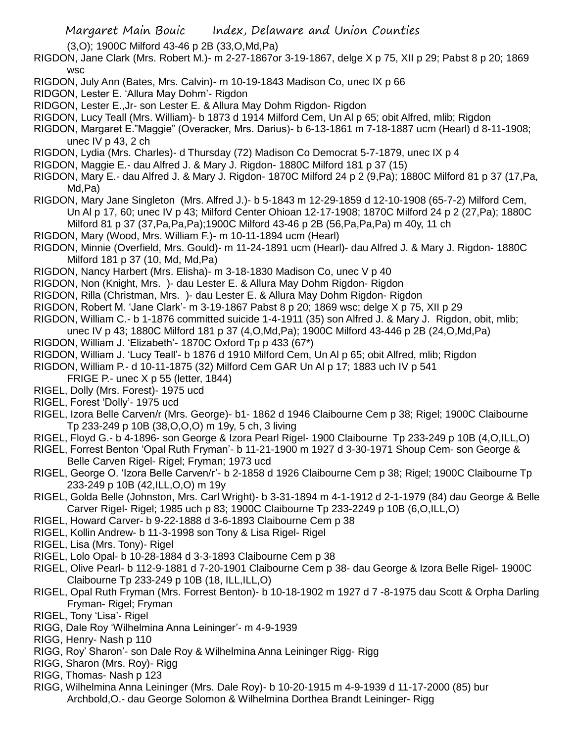(3,O); 1900C Milford 43-46 p 2B (33,O,Md,Pa)

RIGDON, Jane Clark (Mrs. Robert M.)- m 2-27-1867or 3-19-1867, delge X p 75, XII p 29; Pabst 8 p 20; 1869 wsc

RIGDON, July Ann (Bates, Mrs. Calvin)- m 10-19-1843 Madison Co, unec IX p 66

RIDGON, Lester E. 'Allura May Dohm'- Rigdon

RIDGON, Lester E.,Jr- son Lester E. & Allura May Dohm Rigdon- Rigdon

RIGDON, Lucy Teall (Mrs. William)- b 1873 d 1914 Milford Cem, Un Al p 65; obit Alfred, mlib; Rigdon

RIGDON, Margaret E."Maggie" (Overacker, Mrs. Darius)- b 6-13-1861 m 7-18-1887 ucm (Hearl) d 8-11-1908; unec IV p 43, 2 ch

RIGDON, Lydia (Mrs. Charles)- d Thursday (72) Madison Co Democrat 5-7-1879, unec IX p 4

RIGDON, Maggie E.- dau Alfred J. & Mary J. Rigdon- 1880C Milford 181 p 37 (15)

RIGDON, Mary E.- dau Alfred J. & Mary J. Rigdon- 1870C Milford 24 p 2 (9,Pa); 1880C Milford 81 p 37 (17,Pa, Md,Pa)

RIGDON, Mary Jane Singleton (Mrs. Alfred J.)- b 5-1843 m 12-29-1859 d 12-10-1908 (65-7-2) Milford Cem, Un Al p 17, 60; unec IV p 43; Milford Center Ohioan 12-17-1908; 1870C Milford 24 p 2 (27,Pa); 1880C Milford 81 p 37 (37,Pa,Pa,Pa);1900C Milford 43-46 p 2B (56,Pa,Pa,Pa) m 40y, 11 ch

RIGDON, Mary (Wood, Mrs. William F.)- m 10-11-1894 ucm (Hearl)

RIGDON, Minnie (Overfield, Mrs. Gould)- m 11-24-1891 ucm (Hearl)- dau Alfred J. & Mary J. Rigdon- 1880C Milford 181 p 37 (10, Md, Md,Pa)

RIGDON, Nancy Harbert (Mrs. Elisha)- m 3-18-1830 Madison Co, unec V p 40

RIGDON, Non (Knight, Mrs. )- dau Lester E. & Allura May Dohm Rigdon- Rigdon

RIGDON, Rilla (Christman, Mrs. )- dau Lester E. & Allura May Dohm Rigdon- Rigdon

RIGDON, Robert M. 'Jane Clark'- m 3-19-1867 Pabst 8 p 20; 1869 wsc; delge X p 75, XII p 29

RIGDON, William C.- b 1-1876 committed suicide 1-4-1911 (35) son Alfred J. & Mary J. Rigdon, obit, mlib; unec IV p 43; 1880C Milford 181 p 37 (4,O,Md,Pa); 1900C Milford 43-446 p 2B (24,O,Md,Pa)

RIGDON, William J. 'Elizabeth'- 1870C Oxford Tp p 433 (67*)

RIGDON, William J. 'Lucy Teall'- b 1876 d 1910 Milford Cem, Un Al p 65; obit Alfred, mlib; Rigdon

RIGDON, William P.- d 10-11-1875 (32) Milford Cem GAR Un Al p 17; 1883 uch IV p 541

FRIGE P.- unec X p 55 (letter, 1844)

RIGEL, Dolly (Mrs. Forest)- 1975 ucd

RIGEL, Forest 'Dolly'- 1975 ucd

RIGEL, Izora Belle Carven/r (Mrs. George)- b1- 1862 d 1946 Claibourne Cem p 38; Rigel; 1900C Claibourne Tp 233-249 p 10B (38,O,O,O) m 19y, 5 ch, 3 living

RIGEL, Floyd G.- b 4-1896- son George & Izora Pearl Rigel- 1900 Claibourne Tp 233-249 p 10B (4,O,ILL,O)

RIGEL, Forrest Benton 'Opal Ruth Fryman'- b 11-21-1900 m 1927 d 3-30-1971 Shoup Cem- son George & Belle Carven Rigel- Rigel; Fryman; 1973 ucd

RIGEL, George O. 'Izora Belle Carven/r'- b 2-1858 d 1926 Claibourne Cem p 38; Rigel; 1900C Claibourne Tp 233-249 p 10B (42,ILL,O,O) m 19y

RIGEL, Golda Belle (Johnston, Mrs. Carl Wright)- b 3-31-1894 m 4-1-1912 d 2-1-1979 (84) dau George & Belle Carver Rigel- Rigel; 1985 uch p 83; 1900C Claibourne Tp 233-2249 p 10B (6,O,ILL,O)

RIGEL, Howard Carver- b 9-22-1888 d 3-6-1893 Claibourne Cem p 38

RIGEL, Kollin Andrew- b 11-3-1998 son Tony & Lisa Rigel- Rigel

RIGEL, Lisa (Mrs. Tony)- Rigel

RIGEL, Lolo Opal- b 10-28-1884 d 3-3-1893 Claibourne Cem p 38

RIGEL, Olive Pearl- b 112-9-1881 d 7-20-1901 Claibourne Cem p 38- dau George & Izora Belle Rigel- 1900C Claibourne Tp 233-249 p 10B (18, ILL,ILL,O)

RIGEL, Opal Ruth Fryman (Mrs. Forrest Benton)- b 10-18-1902 m 1927 d 7 -8-1975 dau Scott & Orpha Darling Fryman- Rigel; Fryman

RIGEL, Tony 'Lisa'- Rigel

RIGG, Dale Roy 'Wilhelmina Anna Leininger'- m 4-9-1939

RIGG, Henry- Nash p 110

RIGG, Roy' Sharon'- son Dale Roy & Wilhelmina Anna Leininger Rigg- Rigg

RIGG, Sharon (Mrs. Roy)- Rigg

RIGG, Thomas- Nash p 123

RIGG, Wilhelmina Anna Leininger (Mrs. Dale Roy)- b 10-20-1915 m 4-9-1939 d 11-17-2000 (85) bur Archbold,O.- dau George Solomon & Wilhelmina Dorthea Brandt Leininger- Rigg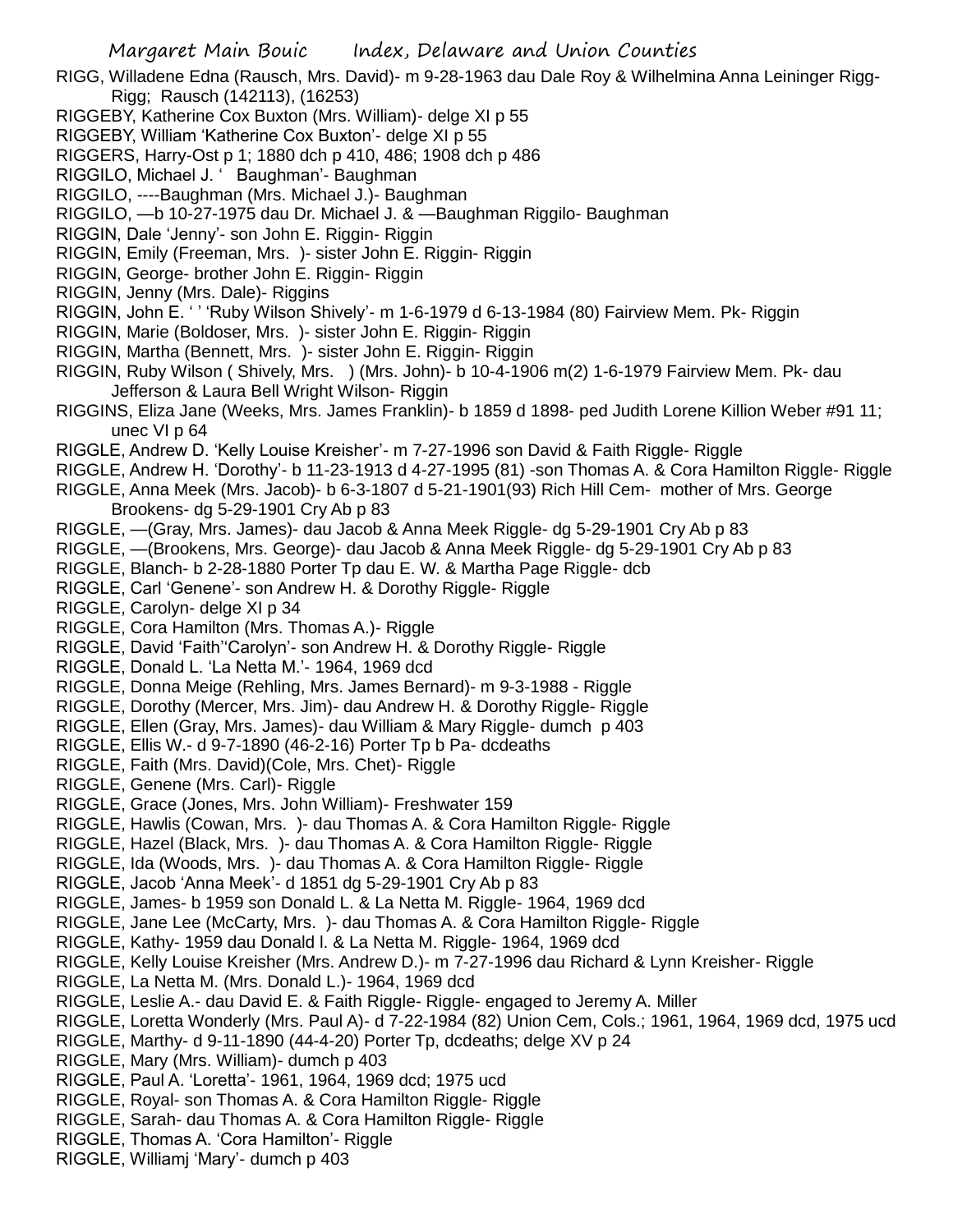RIGG, Willadene Edna (Rausch, Mrs. David)- m 9-28-1963 dau Dale Roy & Wilhelmina Anna Leininger Rigg- Rigg; Rausch (142113), (16253)

RIGGEBY, Katherine Cox Buxton (Mrs. William)- delge XI p 55

RIGGEBY, William 'Katherine Cox Buxton'- delge XI p 55

RIGGERS, Harry-Ost p 1; 1880 dch p 410, 486; 1908 dch p 486

RIGGILO, Michael J. ' Baughman'- Baughman

RIGGILO, ----Baughman (Mrs. Michael J.)- Baughman

RIGGILO, —b 10-27-1975 dau Dr. Michael J. & —Baughman Riggilo- Baughman

RIGGIN, Dale 'Jenny'- son John E. Riggin- Riggin

RIGGIN, Emily (Freeman, Mrs. )- sister John E. Riggin- Riggin

RIGGIN, George- brother John E. Riggin- Riggin

RIGGIN, Jenny (Mrs. Dale)- Riggins

RIGGIN, John E. ' ' 'Ruby Wilson Shively'- m 1-6-1979 d 6-13-1984 (80) Fairview Mem. Pk- Riggin

RIGGIN, Marie (Boldoser, Mrs. )- sister John E. Riggin- Riggin

RIGGIN, Martha (Bennett, Mrs. )- sister John E. Riggin- Riggin

RIGGIN, Ruby Wilson ( Shively, Mrs. ) (Mrs. John)- b 10-4-1906 m(2) 1-6-1979 Fairview Mem. Pk- dau Jefferson & Laura Bell Wright Wilson- Riggin

RIGGINS, Eliza Jane (Weeks, Mrs. James Franklin)- b 1859 d 1898- ped Judith Lorene Killion Weber #91 11; unec VI p 64

RIGGLE, Andrew D. 'Kelly Louise Kreisher'- m 7-27-1996 son David & Faith Riggle- Riggle

RIGGLE, Andrew H. 'Dorothy'- b 11-23-1913 d 4-27-1995 (81) -son Thomas A. & Cora Hamilton Riggle- Riggle

RIGGLE, Anna Meek (Mrs. Jacob)- b 6-3-1807 d 5-21-1901(93) Rich Hill Cem- mother of Mrs. George Brookens- dg 5-29-1901 Cry Ab p 83

RIGGLE, —(Gray, Mrs. James)- dau Jacob & Anna Meek Riggle- dg 5-29-1901 Cry Ab p 83

RIGGLE, —(Brookens, Mrs. George)- dau Jacob & Anna Meek Riggle- dg 5-29-1901 Cry Ab p 83

RIGGLE, Blanch- b 2-28-1880 Porter Tp dau E. W. & Martha Page Riggle- dcb

RIGGLE, Carl 'Genene'- son Andrew H. & Dorothy Riggle- Riggle

RIGGLE, Carolyn- delge XI p 34

RIGGLE, Cora Hamilton (Mrs. Thomas A.)- Riggle

RIGGLE, David 'Faith''Carolyn'- son Andrew H. & Dorothy Riggle- Riggle

RIGGLE, Donald L. 'La Netta M.'- 1964, 1969 dcd

RIGGLE, Donna Meige (Rehling, Mrs. James Bernard)- m 9-3-1988 - Riggle

RIGGLE, Dorothy (Mercer, Mrs. Jim)- dau Andrew H. & Dorothy Riggle- Riggle

RIGGLE, Ellen (Gray, Mrs. James)- dau William & Mary Riggle- dumch p 403

RIGGLE, Ellis W.- d 9-7-1890 (46-2-16) Porter Tp b Pa- dcdeaths

RIGGLE, Faith (Mrs. David)(Cole, Mrs. Chet)- Riggle

RIGGLE, Genene (Mrs. Carl)- Riggle

RIGGLE, Grace (Jones, Mrs. John William)- Freshwater 159

RIGGLE, Hawlis (Cowan, Mrs. )- dau Thomas A. & Cora Hamilton Riggle- Riggle

RIGGLE, Hazel (Black, Mrs. )- dau Thomas A. & Cora Hamilton Riggle- Riggle

RIGGLE, Ida (Woods, Mrs. )- dau Thomas A. & Cora Hamilton Riggle- Riggle

RIGGLE, Jacob 'Anna Meek'- d 1851 dg 5-29-1901 Cry Ab p 83

RIGGLE, James- b 1959 son Donald L. & La Netta M. Riggle- 1964, 1969 dcd

RIGGLE, Jane Lee (McCarty, Mrs. )- dau Thomas A. & Cora Hamilton Riggle- Riggle

RIGGLE, Kathy- 1959 dau Donald l. & La Netta M. Riggle- 1964, 1969 dcd

RIGGLE, Kelly Louise Kreisher (Mrs. Andrew D.)- m 7-27-1996 dau Richard & Lynn Kreisher- Riggle

RIGGLE, La Netta M. (Mrs. Donald L.)- 1964, 1969 dcd

RIGGLE, Leslie A.- dau David E. & Faith Riggle- Riggle- engaged to Jeremy A. Miller

RIGGLE, Loretta Wonderly (Mrs. Paul A)- d 7-22-1984 (82) Union Cem, Cols.; 1961, 1964, 1969 dcd, 1975 ucd

RIGGLE, Marthy- d 9-11-1890 (44-4-20) Porter Tp, dcdeaths; delge XV p 24

RIGGLE, Mary (Mrs. William)- dumch p 403

RIGGLE, Paul A. 'Loretta'- 1961, 1964, 1969 dcd; 1975 ucd

RIGGLE, Royal- son Thomas A. & Cora Hamilton Riggle- Riggle

RIGGLE, Sarah- dau Thomas A. & Cora Hamilton Riggle- Riggle

RIGGLE, Thomas A. 'Cora Hamilton'- Riggle

RIGGLE, Williamj 'Mary'- dumch p 403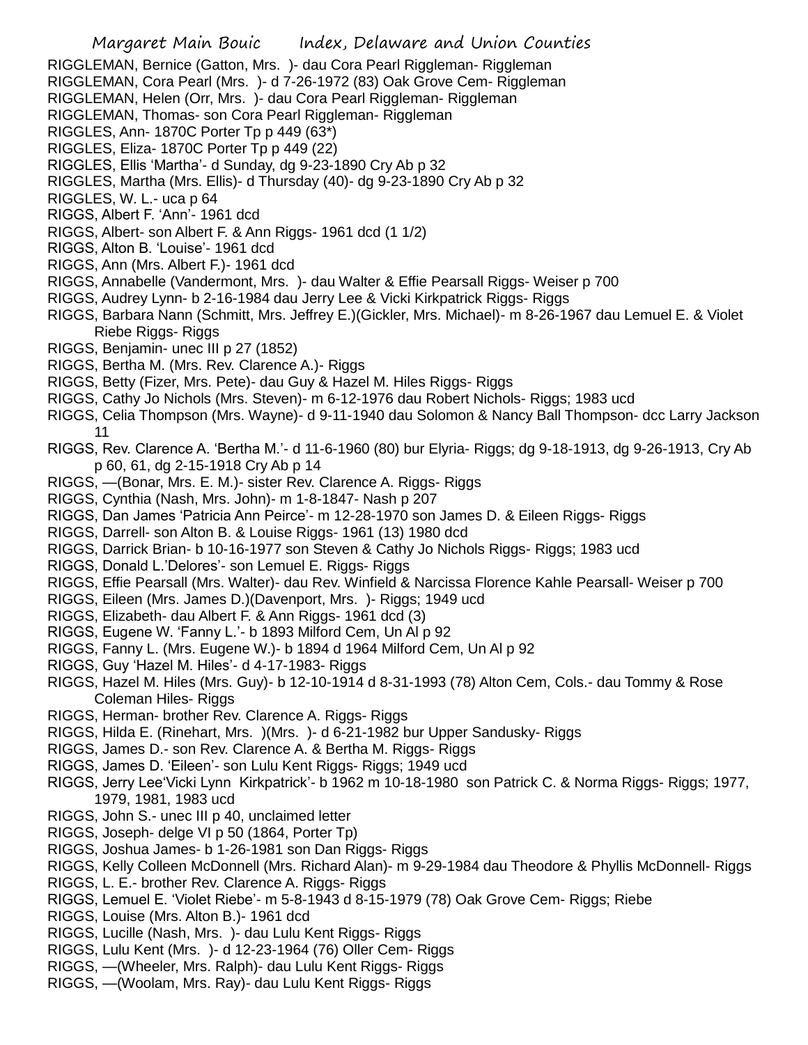RIGGLEMAN, Bernice (Gatton, Mrs. )- dau Cora Pearl Riggleman- Riggleman
RIGGLEMAN, Cora Pearl (Mrs. )- d 7-26-1972 (83) Oak Grove Cem- Riggleman
RIGGLEMAN, Helen (Orr, Mrs. )- dau Cora Pearl Riggleman- Riggleman
RIGGLEMAN, Thomas- son Cora Pearl Riggleman- Riggleman
RIGGLES, Ann- 1870C Porter Tp p 449 (63*)
RIGGLES, Eliza- 1870C Porter Tp p 449 (22)
RIGGLES, Ellis 'Martha'- d Sunday, dg 9-23-1890 Cry Ab p 32
RIGGLES, Martha (Mrs. Ellis)- d Thursday (40)- dg 9-23-1890 Cry Ab p 32
RIGGLES, W. L.- uca p 64
RIGGS, Albert F. 'Ann'- 1961 dcd
RIGGS, Albert- son Albert F. & Ann Riggs- 1961 dcd (1 1/2)
RIGGS, Alton B. 'Louise'- 1961 dcd
RIGGS, Ann (Mrs. Albert F.)- 1961 dcd
RIGGS, Annabelle (Vandermont, Mrs. )- dau Walter & Effie Pearsall Riggs- Weiser p 700
RIGGS, Audrey Lynn- b 2-16-1984 dau Jerry Lee & Vicki Kirkpatrick Riggs- Riggs
RIGGS, Barbara Nann (Schmitt, Mrs. Jeffrey E.)(Gickler, Mrs. Michael)- m 8-26-1967 dau Lemuel E. & Violet Riebe Riggs- Riggs
RIGGS, Benjamin- unec III p 27 (1852)
RIGGS, Bertha M. (Mrs. Rev. Clarence A.)- Riggs
RIGGS, Betty (Fizer, Mrs. Pete)- dau Guy & Hazel M. Hiles Riggs- Riggs
RIGGS, Cathy Jo Nichols (Mrs. Steven)- m 6-12-1976 dau Robert Nichols- Riggs; 1983 ucd
RIGGS, Celia Thompson (Mrs. Wayne)- d 9-11-1940 dau Solomon & Nancy Ball Thompson- dcc Larry Jackson 11
RIGGS, Rev. Clarence A. 'Bertha M.'- d 11-6-1960 (80) bur Elyria- Riggs; dg 9-18-1913, dg 9-26-1913, Cry Ab p 60, 61, dg 2-15-1918 Cry Ab p 14
RIGGS, —(Bonar, Mrs. E. M.)- sister Rev. Clarence A. Riggs- Riggs
RIGGS, Cynthia (Nash, Mrs. John)- m 1-8-1847- Nash p 207
RIGGS, Dan James 'Patricia Ann Peirce'- m 12-28-1970 son James D. & Eileen Riggs- Riggs
RIGGS, Darrell- son Alton B. & Louise Riggs- 1961 (13) 1980 dcd
RIGGS, Darrick Brian- b 10-16-1977 son Steven & Cathy Jo Nichols Riggs- Riggs; 1983 ucd
RIGGS, Donald L.'Delores'- son Lemuel E. Riggs- Riggs
RIGGS, Effie Pearsall (Mrs. Walter)- dau Rev. Winfield & Narcissa Florence Kahle Pearsall- Weiser p 700
RIGGS, Eileen (Mrs. James D.)(Davenport, Mrs. )- Riggs; 1949 ucd
RIGGS, Elizabeth- dau Albert F. & Ann Riggs- 1961 dcd (3)
RIGGS, Eugene W. 'Fanny L.'- b 1893 Milford Cem, Un Al p 92
RIGGS, Fanny L. (Mrs. Eugene W.)- b 1894 d 1964 Milford Cem, Un Al p 92
RIGGS, Guy 'Hazel M. Hiles'- d 4-17-1983- Riggs
RIGGS, Hazel M. Hiles (Mrs. Guy)- b 12-10-1914 d 8-31-1993 (78) Alton Cem, Cols.- dau Tommy & Rose Coleman Hiles- Riggs
RIGGS, Herman- brother Rev. Clarence A. Riggs- Riggs
RIGGS, Hilda E. (Rinehart, Mrs. )(Mrs. )- d 6-21-1982 bur Upper Sandusky- Riggs
RIGGS, James D.- son Rev. Clarence A. & Bertha M. Riggs- Riggs
RIGGS, James D. 'Eileen'- son Lulu Kent Riggs- Riggs; 1949 ucd
RIGGS, Jerry Lee'Vicki Lynn Kirkpatrick'- b 1962 m 10-18-1980 son Patrick C. & Norma Riggs- Riggs; 1977, 1979, 1981, 1983 ucd
RIGGS, John S.- unec III p 40, unclaimed letter
RIGGS, Joseph- delge VI p 50 (1864, Porter Tp)
RIGGS, Joshua James- b 1-26-1981 son Dan Riggs- Riggs
RIGGS, Kelly Colleen McDonnell (Mrs. Richard Alan)- m 9-29-1984 dau Theodore & Phyllis McDonnell- Riggs
RIGGS, L. E.- brother Rev. Clarence A. Riggs- Riggs
RIGGS, Lemuel E. 'Violet Riebe'- m 5-8-1943 d 8-15-1979 (78) Oak Grove Cem- Riggs; Riebe
RIGGS, Louise (Mrs. Alton B.)- 1961 dcd
RIGGS, Lucille (Nash, Mrs. )- dau Lulu Kent Riggs- Riggs
RIGGS, Lulu Kent (Mrs. )- d 12-23-1964 (76) Oller Cem- Riggs
RIGGS, —(Wheeler, Mrs. Ralph)- dau Lulu Kent Riggs- Riggs
RIGGS, —(Woolam, Mrs. Ray)- dau Lulu Kent Riggs- Riggs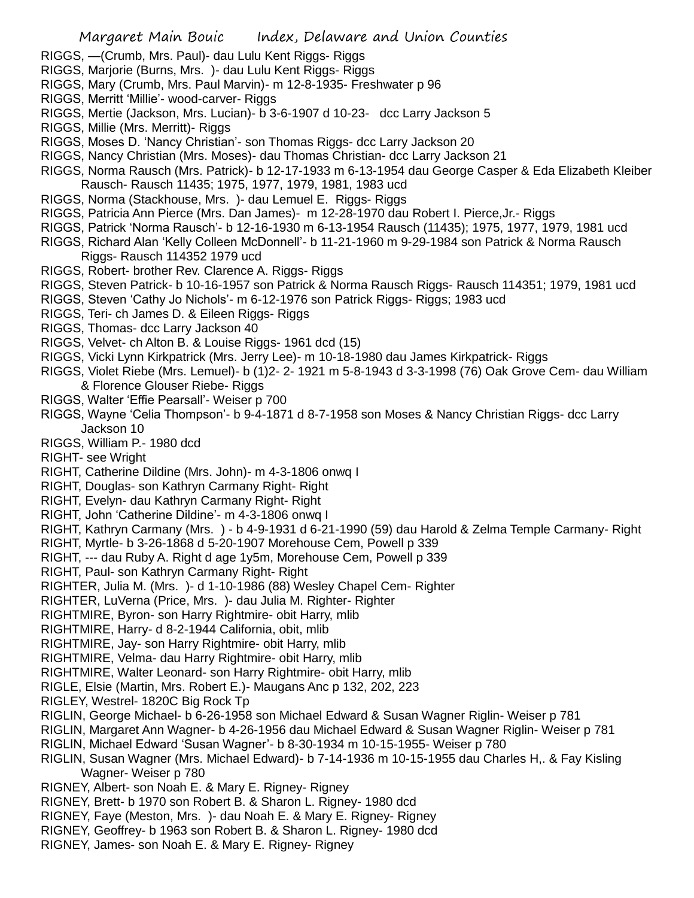RIGGS, —(Crumb, Mrs. Paul)- dau Lulu Kent Riggs- Riggs
RIGGS, Marjorie (Burns, Mrs. )- dau Lulu Kent Riggs- Riggs
RIGGS, Mary (Crumb, Mrs. Paul Marvin)- m 12-8-1935- Freshwater p 96
RIGGS, Merritt 'Millie'- wood-carver- Riggs
RIGGS, Mertie (Jackson, Mrs. Lucian)- b 3-6-1907 d 10-23- dcc Larry Jackson 5
RIGGS, Millie (Mrs. Merritt)- Riggs
RIGGS, Moses D. 'Nancy Christian'- son Thomas Riggs- dcc Larry Jackson 20
RIGGS, Nancy Christian (Mrs. Moses)- dau Thomas Christian- dcc Larry Jackson 21
RIGGS, Norma Rausch (Mrs. Patrick)- b 12-17-1933 m 6-13-1954 dau George Casper & Eda Elizabeth Kleiber Rausch- Rausch 11435; 1975, 1977, 1979, 1981, 1983 ucd
RIGGS, Norma (Stackhouse, Mrs. )- dau Lemuel E. Riggs- Riggs
RIGGS, Patricia Ann Pierce (Mrs. Dan James)- m 12-28-1970 dau Robert I. Pierce,Jr.- Riggs
RIGGS, Patrick 'Norma Rausch'- b 12-16-1930 m 6-13-1954 Rausch (11435); 1975, 1977, 1979, 1981 ucd
RIGGS, Richard Alan 'Kelly Colleen McDonnell'- b 11-21-1960 m 9-29-1984 son Patrick & Norma Rausch Riggs- Rausch 114352 1979 ucd
RIGGS, Robert- brother Rev. Clarence A. Riggs- Riggs
RIGGS, Steven Patrick- b 10-16-1957 son Patrick & Norma Rausch Riggs- Rausch 114351; 1979, 1981 ucd
RIGGS, Steven 'Cathy Jo Nichols'- m 6-12-1976 son Patrick Riggs- Riggs; 1983 ucd
RIGGS, Teri- ch James D. & Eileen Riggs- Riggs
RIGGS, Thomas- dcc Larry Jackson 40
RIGGS, Velvet- ch Alton B. & Louise Riggs- 1961 dcd (15)
RIGGS, Vicki Lynn Kirkpatrick (Mrs. Jerry Lee)- m 10-18-1980 dau James Kirkpatrick- Riggs
RIGGS, Violet Riebe (Mrs. Lemuel)- b (1)2- 2- 1921 m 5-8-1943 d 3-3-1998 (76) Oak Grove Cem- dau William & Florence Glouser Riebe- Riggs
RIGGS, Walter 'Effie Pearsall'- Weiser p 700
RIGGS, Wayne 'Celia Thompson'- b 9-4-1871 d 8-7-1958 son Moses & Nancy Christian Riggs- dcc Larry Jackson 10
RIGGS, William P.- 1980 dcd
RIGHT- see Wright
RIGHT, Catherine Dildine (Mrs. John)- m 4-3-1806 onwq I
RIGHT, Douglas- son Kathryn Carmany Right- Right
RIGHT, Evelyn- dau Kathryn Carmany Right- Right
RIGHT, John 'Catherine Dildine'- m 4-3-1806 onwq I
RIGHT, Kathryn Carmany (Mrs. ) - b 4-9-1931 d 6-21-1990 (59) dau Harold & Zelma Temple Carmany- Right
RIGHT, Myrtle- b 3-26-1868 d 5-20-1907 Morehouse Cem, Powell p 339
RIGHT, --- dau Ruby A. Right d age 1y5m, Morehouse Cem, Powell p 339
RIGHT, Paul- son Kathryn Carmany Right- Right
RIGHTER, Julia M. (Mrs. )- d 1-10-1986 (88) Wesley Chapel Cem- Righter
RIGHTER, LuVerna (Price, Mrs. )- dau Julia M. Righter- Righter
RIGHTMIRE, Byron- son Harry Rightmire- obit Harry, mlib
RIGHTMIRE, Harry- d 8-2-1944 California, obit, mlib
RIGHTMIRE, Jay- son Harry Rightmire- obit Harry, mlib
RIGHTMIRE, Velma- dau Harry Rightmire- obit Harry, mlib
RIGHTMIRE, Walter Leonard- son Harry Rightmire- obit Harry, mlib
RIGLE, Elsie (Martin, Mrs. Robert E.)- Maugans Anc p 132, 202, 223
RIGLEY, Westrel- 1820C Big Rock Tp
RIGLIN, George Michael- b 6-26-1958 son Michael Edward & Susan Wagner Riglin- Weiser p 781
RIGLIN, Margaret Ann Wagner- b 4-26-1956 dau Michael Edward & Susan Wagner Riglin- Weiser p 781
RIGLIN, Michael Edward 'Susan Wagner'- b 8-30-1934 m 10-15-1955- Weiser p 780
RIGLIN, Susan Wagner (Mrs. Michael Edward)- b 7-14-1936 m 10-15-1955 dau Charles H,. & Fay Kisling Wagner- Weiser p 780
RIGNEY, Albert- son Noah E. & Mary E. Rigney- Rigney
RIGNEY, Brett- b 1970 son Robert B. & Sharon L. Rigney- 1980 dcd
RIGNEY, Faye (Meston, Mrs. )- dau Noah E. & Mary E. Rigney- Rigney
RIGNEY, Geoffrey- b 1963 son Robert B. & Sharon L. Rigney- 1980 dcd
RIGNEY, James- son Noah E. & Mary E. Rigney- Rigney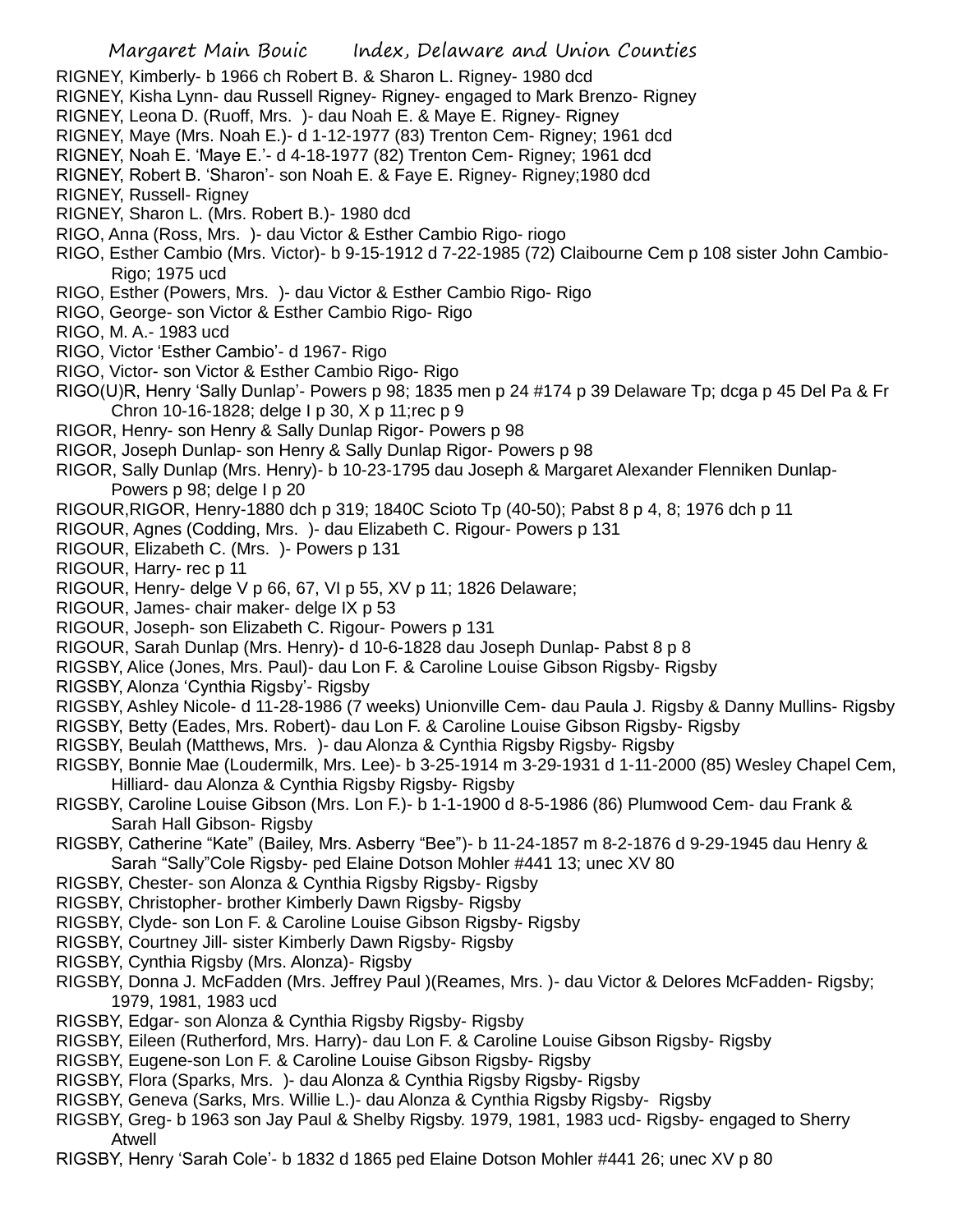RIGNEY, Kimberly- b 1966 ch Robert B. & Sharon L. Rigney- 1980 dcd

RIGNEY, Kisha Lynn- dau Russell Rigney- Rigney- engaged to Mark Brenzo- Rigney

RIGNEY, Leona D. (Ruoff, Mrs. )- dau Noah E. & Maye E. Rigney- Rigney

RIGNEY, Maye (Mrs. Noah E.)- d 1-12-1977 (83) Trenton Cem- Rigney; 1961 dcd

RIGNEY, Noah E. 'Maye E.'- d 4-18-1977 (82) Trenton Cem- Rigney; 1961 dcd

RIGNEY, Robert B. 'Sharon'- son Noah E. & Faye E. Rigney- Rigney;1980 dcd

RIGNEY, Russell- Rigney

RIGNEY, Sharon L. (Mrs. Robert B.)- 1980 dcd

RIGO, Anna (Ross, Mrs. )- dau Victor & Esther Cambio Rigo- riogo

RIGO, Esther Cambio (Mrs. Victor)- b 9-15-1912 d 7-22-1985 (72) Claibourne Cem p 108 sister John Cambio- Rigo; 1975 ucd

RIGO, Esther (Powers, Mrs. )- dau Victor & Esther Cambio Rigo- Rigo

RIGO, George- son Victor & Esther Cambio Rigo- Rigo

RIGO, M. A.- 1983 ucd

RIGO, Victor 'Esther Cambio'- d 1967- Rigo

RIGO, Victor- son Victor & Esther Cambio Rigo- Rigo

RIGO(U)R, Henry 'Sally Dunlap'- Powers p 98; 1835 men p 24 #174 p 39 Delaware Tp; dcga p 45 Del Pa & Fr Chron 10-16-1828; delge I p 30, X p 11;rec p 9

RIGOR, Henry- son Henry & Sally Dunlap Rigor- Powers p 98

RIGOR, Joseph Dunlap- son Henry & Sally Dunlap Rigor- Powers p 98

RIGOR, Sally Dunlap (Mrs. Henry)- b 10-23-1795 dau Joseph & Margaret Alexander Flenniken Dunlap- Powers p 98; delge I p 20

RIGOUR,RIGOR, Henry-1880 dch p 319; 1840C Scioto Tp (40-50); Pabst 8 p 4, 8; 1976 dch p 11

RIGOUR, Agnes (Codding, Mrs. )- dau Elizabeth C. Rigour- Powers p 131

RIGOUR, Elizabeth C. (Mrs. )- Powers p 131

RIGOUR, Harry- rec p 11

RIGOUR, Henry- delge V p 66, 67, VI p 55, XV p 11; 1826 Delaware;

RIGOUR, James- chair maker- delge IX p 53

RIGOUR, Joseph- son Elizabeth C. Rigour- Powers p 131

RIGOUR, Sarah Dunlap (Mrs. Henry)- d 10-6-1828 dau Joseph Dunlap- Pabst 8 p 8

RIGSBY, Alice (Jones, Mrs. Paul)- dau Lon F. & Caroline Louise Gibson Rigsby- Rigsby

RIGSBY, Alonza 'Cynthia Rigsby'- Rigsby

RIGSBY, Ashley Nicole- d 11-28-1986 (7 weeks) Unionville Cem- dau Paula J. Rigsby & Danny Mullins- Rigsby

RIGSBY, Betty (Eades, Mrs. Robert)- dau Lon F. & Caroline Louise Gibson Rigsby- Rigsby

RIGSBY, Beulah (Matthews, Mrs. )- dau Alonza & Cynthia Rigsby Rigsby- Rigsby

RIGSBY, Bonnie Mae (Loudermilk, Mrs. Lee)- b 3-25-1914 m 3-29-1931 d 1-11-2000 (85) Wesley Chapel Cem, Hilliard- dau Alonza & Cynthia Rigsby Rigsby- Rigsby

RIGSBY, Caroline Louise Gibson (Mrs. Lon F.)- b 1-1-1900 d 8-5-1986 (86) Plumwood Cem- dau Frank & Sarah Hall Gibson- Rigsby

RIGSBY, Catherine "Kate" (Bailey, Mrs. Asberry "Bee")- b 11-24-1857 m 8-2-1876 d 9-29-1945 dau Henry & Sarah "Sally"Cole Rigsby- ped Elaine Dotson Mohler #441 13; unec XV 80

RIGSBY, Chester- son Alonza & Cynthia Rigsby Rigsby- Rigsby

RIGSBY, Christopher- brother Kimberly Dawn Rigsby- Rigsby

RIGSBY, Clyde- son Lon F. & Caroline Louise Gibson Rigsby- Rigsby

RIGSBY, Courtney Jill- sister Kimberly Dawn Rigsby- Rigsby

RIGSBY, Cynthia Rigsby (Mrs. Alonza)- Rigsby

RIGSBY, Donna J. McFadden (Mrs. Jeffrey Paul )(Reames, Mrs. )- dau Victor & Delores McFadden- Rigsby; 1979, 1981, 1983 ucd

RIGSBY, Edgar- son Alonza & Cynthia Rigsby Rigsby- Rigsby

RIGSBY, Eileen (Rutherford, Mrs. Harry)- dau Lon F. & Caroline Louise Gibson Rigsby- Rigsby

RIGSBY, Eugene-son Lon F. & Caroline Louise Gibson Rigsby- Rigsby

RIGSBY, Flora (Sparks, Mrs. )- dau Alonza & Cynthia Rigsby Rigsby- Rigsby

RIGSBY, Geneva (Sarks, Mrs. Willie L.)- dau Alonza & Cynthia Rigsby Rigsby- Rigsby

RIGSBY, Greg- b 1963 son Jay Paul & Shelby Rigsby. 1979, 1981, 1983 ucd- Rigsby- engaged to Sherry Atwell

RIGSBY, Henry 'Sarah Cole'- b 1832 d 1865 ped Elaine Dotson Mohler #441 26; unec XV p 80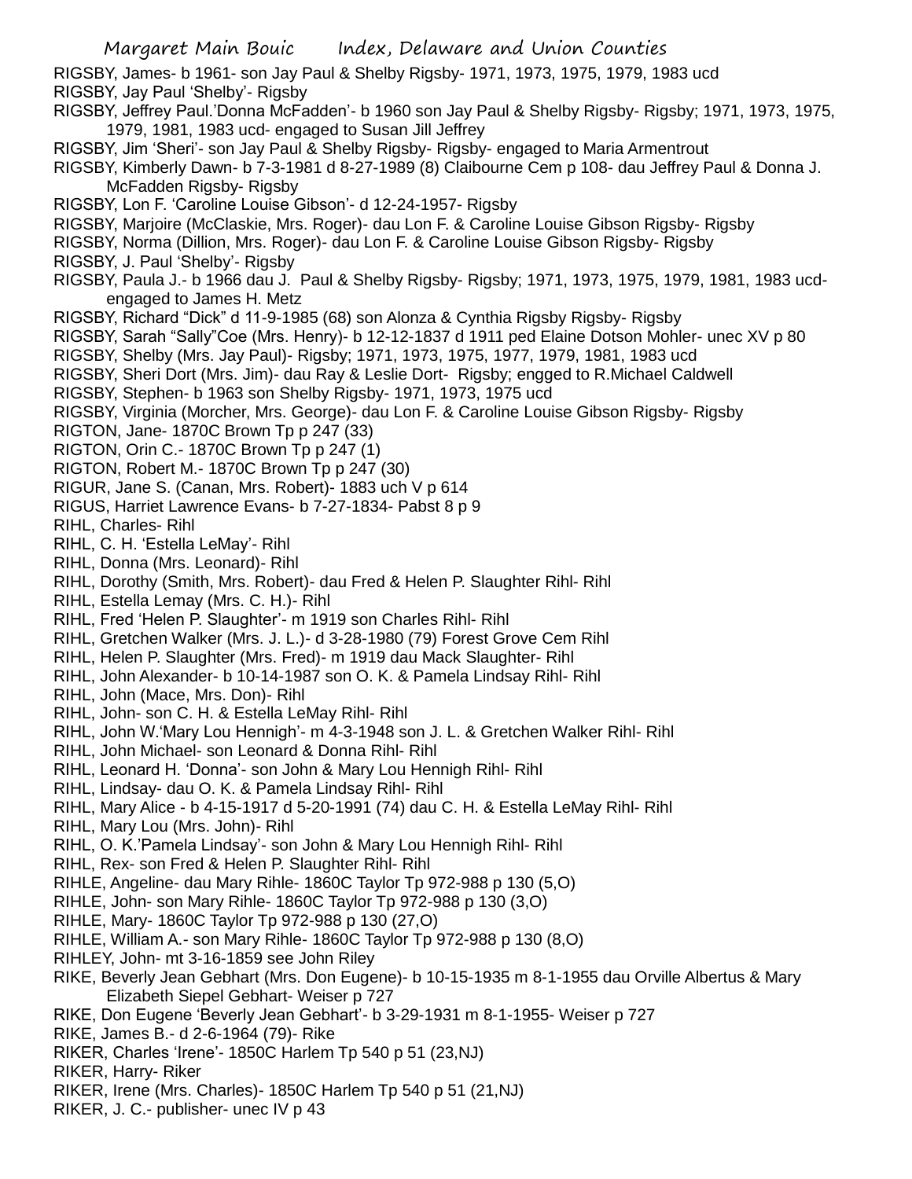RIGSBY, James- b 1961- son Jay Paul & Shelby Rigsby- 1971, 1973, 1975, 1979, 1983 ucd

RIGSBY, Jay Paul 'Shelby'- Rigsby

RIGSBY, Jeffrey Paul.'Donna McFadden'- b 1960 son Jay Paul & Shelby Rigsby- Rigsby; 1971, 1973, 1975, 1979, 1981, 1983 ucd- engaged to Susan Jill Jeffrey

RIGSBY, Jim 'Sheri'- son Jay Paul & Shelby Rigsby- Rigsby- engaged to Maria Armentrout

RIGSBY, Kimberly Dawn- b 7-3-1981 d 8-27-1989 (8) Claibourne Cem p 108- dau Jeffrey Paul & Donna J. McFadden Rigsby- Rigsby

RIGSBY, Lon F. 'Caroline Louise Gibson'- d 12-24-1957- Rigsby

RIGSBY, Marjoire (McClaskie, Mrs. Roger)- dau Lon F. & Caroline Louise Gibson Rigsby- Rigsby

RIGSBY, Norma (Dillion, Mrs. Roger)- dau Lon F. & Caroline Louise Gibson Rigsby- Rigsby

RIGSBY, J. Paul 'Shelby'- Rigsby

RIGSBY, Paula J.- b 1966 dau J. Paul & Shelby Rigsby- Rigsby; 1971, 1973, 1975, 1979, 1981, 1983 ucd- engaged to James H. Metz

RIGSBY, Richard "Dick" d 11-9-1985 (68) son Alonza & Cynthia Rigsby Rigsby- Rigsby

RIGSBY, Sarah "Sally"Coe (Mrs. Henry)- b 12-12-1837 d 1911 ped Elaine Dotson Mohler- unec XV p 80

RIGSBY, Shelby (Mrs. Jay Paul)- Rigsby; 1971, 1973, 1975, 1977, 1979, 1981, 1983 ucd

RIGSBY, Sheri Dort (Mrs. Jim)- dau Ray & Leslie Dort- Rigsby; engged to R.Michael Caldwell

RIGSBY, Stephen- b 1963 son Shelby Rigsby- 1971, 1973, 1975 ucd

RIGSBY, Virginia (Morcher, Mrs. George)- dau Lon F. & Caroline Louise Gibson Rigsby- Rigsby

RIGTON, Jane- 1870C Brown Tp p 247 (33)

RIGTON, Orin C.- 1870C Brown Tp p 247 (1)

RIGTON, Robert M.- 1870C Brown Tp p 247 (30)

RIGUR, Jane S. (Canan, Mrs. Robert)- 1883 uch V p 614

RIGUS, Harriet Lawrence Evans- b 7-27-1834- Pabst 8 p 9

RIHL, Charles- Rihl

RIHL, C. H. 'Estella LeMay'- Rihl

RIHL, Donna (Mrs. Leonard)- Rihl

RIHL, Dorothy (Smith, Mrs. Robert)- dau Fred & Helen P. Slaughter Rihl- Rihl

RIHL, Estella Lemay (Mrs. C. H.)- Rihl

RIHL, Fred 'Helen P. Slaughter'- m 1919 son Charles Rihl- Rihl

RIHL, Gretchen Walker (Mrs. J. L.)- d 3-28-1980 (79) Forest Grove Cem Rihl

RIHL, Helen P. Slaughter (Mrs. Fred)- m 1919 dau Mack Slaughter- Rihl

RIHL, John Alexander- b 10-14-1987 son O. K. & Pamela Lindsay Rihl- Rihl

RIHL, John (Mace, Mrs. Don)- Rihl

RIHL, John- son C. H. & Estella LeMay Rihl- Rihl

RIHL, John W.'Mary Lou Hennigh'- m 4-3-1948 son J. L. & Gretchen Walker Rihl- Rihl

RIHL, John Michael- son Leonard & Donna Rihl- Rihl

RIHL, Leonard H. 'Donna'- son John & Mary Lou Hennigh Rihl- Rihl

RIHL, Lindsay- dau O. K. & Pamela Lindsay Rihl- Rihl

RIHL, Mary Alice - b 4-15-1917 d 5-20-1991 (74) dau C. H. & Estella LeMay Rihl- Rihl

RIHL, Mary Lou (Mrs. John)- Rihl

RIHL, O. K.'Pamela Lindsay'- son John & Mary Lou Hennigh Rihl- Rihl

RIHL, Rex- son Fred & Helen P. Slaughter Rihl- Rihl

RIHLE, Angeline- dau Mary Rihle- 1860C Taylor Tp 972-988 p 130 (5,O)

RIHLE, John- son Mary Rihle- 1860C Taylor Tp 972-988 p 130 (3,O)

RIHLE, Mary- 1860C Taylor Tp 972-988 p 130 (27,O)

RIHLE, William A.- son Mary Rihle- 1860C Taylor Tp 972-988 p 130 (8,O)

RIHLEY, John- mt 3-16-1859 see John Riley

RIKE, Beverly Jean Gebhart (Mrs. Don Eugene)- b 10-15-1935 m 8-1-1955 dau Orville Albertus & Mary Elizabeth Siepel Gebhart- Weiser p 727

RIKE, Don Eugene 'Beverly Jean Gebhart'- b 3-29-1931 m 8-1-1955- Weiser p 727

RIKE, James B.- d 2-6-1964 (79)- Rike

RIKER, Charles 'Irene'- 1850C Harlem Tp 540 p 51 (23,NJ)

RIKER, Harry- Riker

RIKER, Irene (Mrs. Charles)- 1850C Harlem Tp 540 p 51 (21,NJ)

RIKER, J. C.- publisher- unec IV p 43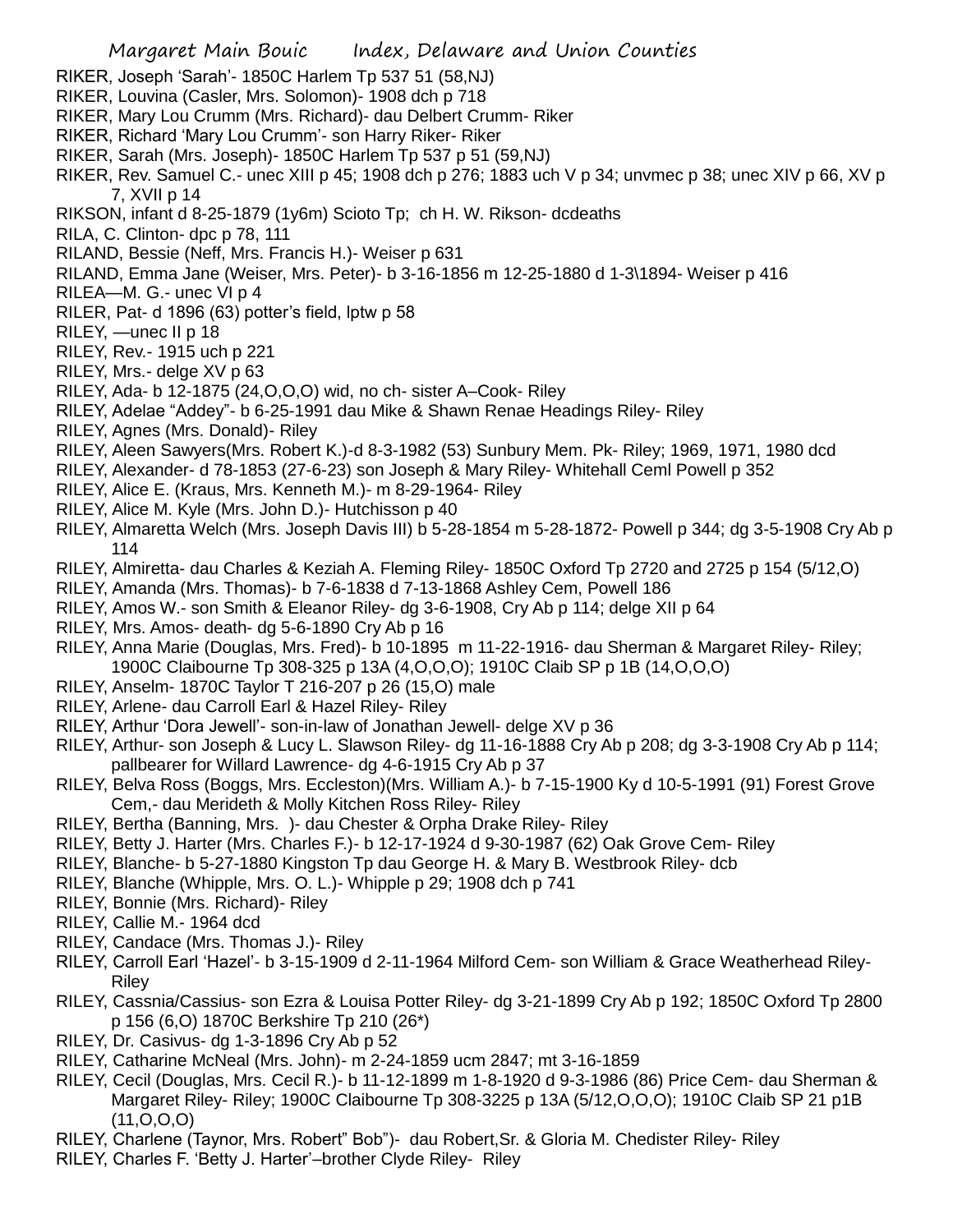RIKER, Joseph 'Sarah'- 1850C Harlem Tp 537 51 (58,NJ)

RIKER, Louvina (Casler, Mrs. Solomon)- 1908 dch p 718

RIKER, Mary Lou Crumm (Mrs. Richard)- dau Delbert Crumm- Riker

RIKER, Richard 'Mary Lou Crumm'- son Harry Riker- Riker

RIKER, Sarah (Mrs. Joseph)- 1850C Harlem Tp 537 p 51 (59,NJ)

RIKER, Rev. Samuel C.- unec XIII p 45; 1908 dch p 276; 1883 uch V p 34; unvmec p 38; unec XIV p 66, XV p 7, XVII p 14

RIKSON, infant d 8-25-1879 (1y6m) Scioto Tp; ch H. W. Rikson- dcdeaths

RILA, C. Clinton- dpc p 78, 111

RILAND, Bessie (Neff, Mrs. Francis H.)- Weiser p 631

RILAND, Emma Jane (Weiser, Mrs. Peter)- b 3-16-1856 m 12-25-1880 d 1-3\1894- Weiser p 416

RILEA—M. G.- unec VI p 4

RILER, Pat- d 1896 (63) potter's field, lptw p 58

RILEY, —unec II p 18

RILEY, Rev.- 1915 uch p 221

RILEY, Mrs.- delge XV p 63

RILEY, Ada- b 12-1875 (24,O,O,O) wid, no ch- sister A–Cook- Riley

RILEY, Adelae "Addey"- b 6-25-1991 dau Mike & Shawn Renae Headings Riley- Riley

RILEY, Agnes (Mrs. Donald)- Riley

RILEY, Aleen Sawyers(Mrs. Robert K.)-d 8-3-1982 (53) Sunbury Mem. Pk- Riley; 1969, 1971, 1980 dcd

RILEY, Alexander- d 78-1853 (27-6-23) son Joseph & Mary Riley- Whitehall Ceml Powell p 352

RILEY, Alice E. (Kraus, Mrs. Kenneth M.)- m 8-29-1964- Riley

RILEY, Alice M. Kyle (Mrs. John D.)- Hutchisson p 40

RILEY, Almaretta Welch (Mrs. Joseph Davis III) b 5-28-1854 m 5-28-1872- Powell p 344; dg 3-5-1908 Cry Ab p 114

RILEY, Almiretta- dau Charles & Keziah A. Fleming Riley- 1850C Oxford Tp 2720 and 2725 p 154 (5/12,O)

RILEY, Amanda (Mrs. Thomas)- b 7-6-1838 d 7-13-1868 Ashley Cem, Powell 186

RILEY, Amos W.- son Smith & Eleanor Riley- dg 3-6-1908, Cry Ab p 114; delge XII p 64

RILEY, Mrs. Amos- death- dg 5-6-1890 Cry Ab p 16

RILEY, Anna Marie (Douglas, Mrs. Fred)- b 10-1895 m 11-22-1916- dau Sherman & Margaret Riley- Riley; 1900C Claibourne Tp 308-325 p 13A (4,O,O,O); 1910C Claib SP p 1B (14,O,O,O)

RILEY, Anselm- 1870C Taylor T 216-207 p 26 (15,O) male

RILEY, Arlene- dau Carroll Earl & Hazel Riley- Riley

RILEY, Arthur 'Dora Jewell'- son-in-law of Jonathan Jewell- delge XV p 36

RILEY, Arthur- son Joseph & Lucy L. Slawson Riley- dg 11-16-1888 Cry Ab p 208; dg 3-3-1908 Cry Ab p 114; pallbearer for Willard Lawrence- dg 4-6-1915 Cry Ab p 37

RILEY, Belva Ross (Boggs, Mrs. Eccleston)(Mrs. William A.)- b 7-15-1900 Ky d 10-5-1991 (91) Forest Grove Cem,- dau Merideth & Molly Kitchen Ross Riley- Riley

RILEY, Bertha (Banning, Mrs. )- dau Chester & Orpha Drake Riley- Riley

RILEY, Betty J. Harter (Mrs. Charles F.)- b 12-17-1924 d 9-30-1987 (62) Oak Grove Cem- Riley

RILEY, Blanche- b 5-27-1880 Kingston Tp dau George H. & Mary B. Westbrook Riley- dcb

RILEY, Blanche (Whipple, Mrs. O. L.)- Whipple p 29; 1908 dch p 741

RILEY, Bonnie (Mrs. Richard)- Riley

RILEY, Callie M.- 1964 dcd

RILEY, Candace (Mrs. Thomas J.)- Riley

RILEY, Carroll Earl 'Hazel'- b 3-15-1909 d 2-11-1964 Milford Cem- son William & Grace Weatherhead Riley- Riley

RILEY, Cassnia/Cassius- son Ezra & Louisa Potter Riley- dg 3-21-1899 Cry Ab p 192; 1850C Oxford Tp 2800 p 156 (6,O) 1870C Berkshire Tp 210 (26*)

RILEY, Dr. Casivus- dg 1-3-1896 Cry Ab p 52

RILEY, Catharine McNeal (Mrs. John)- m 2-24-1859 ucm 2847; mt 3-16-1859

RILEY, Cecil (Douglas, Mrs. Cecil R.)- b 11-12-1899 m 1-8-1920 d 9-3-1986 (86) Price Cem- dau Sherman & Margaret Riley- Riley; 1900C Claibourne Tp 308-3225 p 13A (5/12,O,O,O); 1910C Claib SP 21 p1B (11,O,O,O)

RILEY, Charlene (Taynor, Mrs. Robert" Bob")- dau Robert,Sr. & Gloria M. Chedister Riley- Riley

RILEY, Charles F. 'Betty J. Harter'–brother Clyde Riley- Riley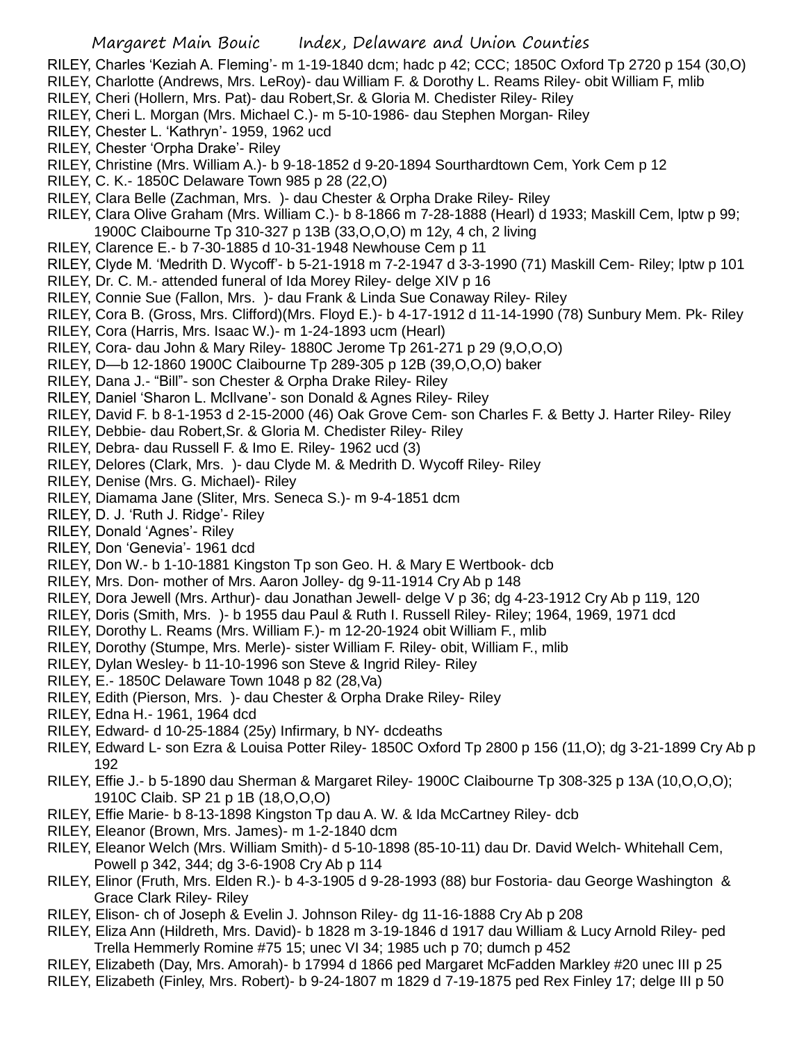RILEY, Charles 'Keziah A. Fleming'- m 1-19-1840 dcm; hadc p 42; CCC; 1850C Oxford Tp 2720 p 154 (30,O)
RILEY, Charlotte (Andrews, Mrs. LeRoy)- dau William F. & Dorothy L. Reams Riley- obit William F, mlib
RILEY, Cheri (Hollern, Mrs. Pat)- dau Robert,Sr. & Gloria M. Chedister Riley- Riley
RILEY, Cheri L. Morgan (Mrs. Michael C.)- m 5-10-1986- dau Stephen Morgan- Riley
RILEY, Chester L. 'Kathryn'- 1959, 1962 ucd
RILEY, Chester 'Orpha Drake'- Riley
RILEY, Christine (Mrs. William A.)- b 9-18-1852 d 9-20-1894 Sourthardtown Cem, York Cem p 12
RILEY, C. K.- 1850C Delaware Town 985 p 28 (22,O)
RILEY, Clara Belle (Zachman, Mrs. )- dau Chester & Orpha Drake Riley- Riley
RILEY, Clara Olive Graham (Mrs. William C.)- b 8-1866 m 7-28-1888 (Hearl) d 1933; Maskill Cem, lptw p 99; 1900C Claibourne Tp 310-327 p 13B (33,O,O,O) m 12y, 4 ch, 2 living
RILEY, Clarence E.- b 7-30-1885 d 10-31-1948 Newhouse Cem p 11
RILEY, Clyde M. 'Medrith D. Wycoff'- b 5-21-1918 m 7-2-1947 d 3-3-1990 (71) Maskill Cem- Riley; lptw p 101
RILEY, Dr. C. M.- attended funeral of Ida Morey Riley- delge XIV p 16
RILEY, Connie Sue (Fallon, Mrs. )- dau Frank & Linda Sue Conaway Riley- Riley
RILEY, Cora B. (Gross, Mrs. Clifford)(Mrs. Floyd E.)- b 4-17-1912 d 11-14-1990 (78) Sunbury Mem. Pk- Riley
RILEY, Cora (Harris, Mrs. Isaac W.)- m 1-24-1893 ucm (Hearl)
RILEY, Cora- dau John & Mary Riley- 1880C Jerome Tp 261-271 p 29 (9,O,O,O)
RILEY, D—b 12-1860 1900C Claibourne Tp 289-305 p 12B (39,O,O,O) baker
RILEY, Dana J.- "Bill"- son Chester & Orpha Drake Riley- Riley
RILEY, Daniel 'Sharon L. McIlvane'- son Donald & Agnes Riley- Riley
RILEY, David F. b 8-1-1953 d 2-15-2000 (46) Oak Grove Cem- son Charles F. & Betty J. Harter Riley- Riley
RILEY, Debbie- dau Robert,Sr. & Gloria M. Chedister Riley- Riley
RILEY, Debra- dau Russell F. & Imo E. Riley- 1962 ucd (3)
RILEY, Delores (Clark, Mrs. )- dau Clyde M. & Medrith D. Wycoff Riley- Riley
RILEY, Denise (Mrs. G. Michael)- Riley
RILEY, Diamama Jane (Sliter, Mrs. Seneca S.)- m 9-4-1851 dcm
RILEY, D. J. 'Ruth J. Ridge'- Riley
RILEY, Donald 'Agnes'- Riley
RILEY, Don 'Genevia'- 1961 dcd
RILEY, Don W.- b 1-10-1881 Kingston Tp son Geo. H. & Mary E Wertbook- dcb
RILEY, Mrs. Don- mother of Mrs. Aaron Jolley- dg 9-11-1914 Cry Ab p 148
RILEY, Dora Jewell (Mrs. Arthur)- dau Jonathan Jewell- delge V p 36; dg 4-23-1912 Cry Ab p 119, 120
RILEY, Doris (Smith, Mrs. )- b 1955 dau Paul & Ruth I. Russell Riley- Riley; 1964, 1969, 1971 dcd
RILEY, Dorothy L. Reams (Mrs. William F.)- m 12-20-1924 obit William F., mlib
RILEY, Dorothy (Stumpe, Mrs. Merle)- sister William F. Riley- obit, William F., mlib
RILEY, Dylan Wesley- b 11-10-1996 son Steve & Ingrid Riley- Riley
RILEY, E.- 1850C Delaware Town 1048 p 82 (28,Va)
RILEY, Edith (Pierson, Mrs. )- dau Chester & Orpha Drake Riley- Riley
RILEY, Edna H.- 1961, 1964 dcd
RILEY, Edward- d 10-25-1884 (25y) Infirmary, b NY- dcdeaths
RILEY, Edward L- son Ezra & Louisa Potter Riley- 1850C Oxford Tp 2800 p 156 (11,O); dg 3-21-1899 Cry Ab p 192
RILEY, Effie J.- b 5-1890 dau Sherman & Margaret Riley- 1900C Claibourne Tp 308-325 p 13A (10,O,O,O); 1910C Claib. SP 21 p 1B (18,O,O,O)
RILEY, Effie Marie- b 8-13-1898 Kingston Tp dau A. W. & Ida McCartney Riley- dcb
RILEY, Eleanor (Brown, Mrs. James)- m 1-2-1840 dcm
RILEY, Eleanor Welch (Mrs. William Smith)- d 5-10-1898 (85-10-11) dau Dr. David Welch- Whitehall Cem, Powell p 342, 344; dg 3-6-1908 Cry Ab p 114
RILEY, Elinor (Fruth, Mrs. Elden R.)- b 4-3-1905 d 9-28-1993 (88) bur Fostoria- dau George Washington & Grace Clark Riley- Riley
RILEY, Elison- ch of Joseph & Evelin J. Johnson Riley- dg 11-16-1888 Cry Ab p 208
RILEY, Eliza Ann (Hildreth, Mrs. David)- b 1828 m 3-19-1846 d 1917 dau William & Lucy Arnold Riley- ped Trella Hemmerly Romine #75 15; unec VI 34; 1985 uch p 70; dumch p 452
RILEY, Elizabeth (Day, Mrs. Amorah)- b 17994 d 1866 ped Margaret McFadden Markley #20 unec III p 25
RILEY, Elizabeth (Finley, Mrs. Robert)- b 9-24-1807 m 1829 d 7-19-1875 ped Rex Finley 17; delge III p 50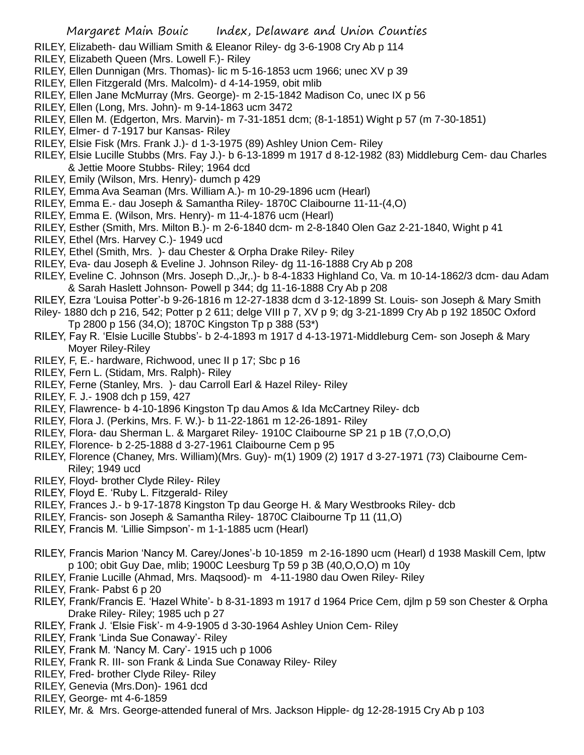RILEY, Elizabeth- dau William Smith & Eleanor Riley- dg 3-6-1908 Cry Ab p 114

RILEY, Elizabeth Queen (Mrs. Lowell F.)- Riley

RILEY, Ellen Dunnigan (Mrs. Thomas)- lic m 5-16-1853 ucm 1966; unec XV p 39

RILEY, Ellen Fitzgerald (Mrs. Malcolm)- d 4-14-1959, obit mlib

RILEY, Ellen Jane McMurray (Mrs. George)- m 2-15-1842 Madison Co, unec IX p 56

RILEY, Ellen (Long, Mrs. John)- m 9-14-1863 ucm 3472

RILEY, Ellen M. (Edgerton, Mrs. Marvin)- m 7-31-1851 dcm; (8-1-1851) Wight p 57 (m 7-30-1851)

RILEY, Elmer- d 7-1917 bur Kansas- Riley

RILEY, Elsie Fisk (Mrs. Frank J.)- d 1-3-1975 (89) Ashley Union Cem- Riley

RILEY, Elsie Lucille Stubbs (Mrs. Fay J.)- b 6-13-1899 m 1917 d 8-12-1982 (83) Middleburg Cem- dau Charles & Jettie Moore Stubbs- Riley; 1964 dcd

RILEY, Emily (Wilson, Mrs. Henry)- dumch p 429

RILEY, Emma Ava Seaman (Mrs. William A.)- m 10-29-1896 ucm (Hearl)

RILEY, Emma E.- dau Joseph & Samantha Riley- 1870C Claibourne 11-11-(4,O)

RILEY, Emma E. (Wilson, Mrs. Henry)- m 11-4-1876 ucm (Hearl)

RILEY, Esther (Smith, Mrs. Milton B.)- m 2-6-1840 dcm- m 2-8-1840 Olen Gaz 2-21-1840, Wight p 41

RILEY, Ethel (Mrs. Harvey C.)- 1949 ucd

RILEY, Ethel (Smith, Mrs. )- dau Chester & Orpha Drake Riley- Riley

RILEY, Eva- dau Joseph & Eveline J. Johnson Riley- dg 11-16-1888 Cry Ab p 208

RILEY, Eveline C. Johnson (Mrs. Joseph D.,Jr,.)- b 8-4-1833 Highland Co, Va. m 10-14-1862/3 dcm- dau Adam & Sarah Haslett Johnson- Powell p 344; dg 11-16-1888 Cry Ab p 208

RILEY, Ezra 'Louisa Potter'-b 9-26-1816 m 12-27-1838 dcm d 3-12-1899 St. Louis- son Joseph & Mary Smith Riley- 1880 dch p 216, 542; Potter p 2 611; delge VIII p 7, XV p 9; dg 3-21-1899 Cry Ab p 192 1850C Oxford Tp 2800 p 156 (34,O); 1870C Kingston Tp p 388 (53*)

RILEY, Fay R. 'Elsie Lucille Stubbs'- b 2-4-1893 m 1917 d 4-13-1971-Middleburg Cem- son Joseph & Mary Moyer Riley-Riley

RILEY, F, E.- hardware, Richwood, unec II p 17; Sbc p 16

RILEY, Fern L. (Stidam, Mrs. Ralph)- Riley

RILEY, Ferne (Stanley, Mrs. )- dau Carroll Earl & Hazel Riley- Riley

RILEY, F. J.- 1908 dch p 159, 427

RILEY, Flawrence- b 4-10-1896 Kingston Tp dau Amos & Ida McCartney Riley- dcb

RILEY, Flora J. (Perkins, Mrs. F. W.)- b 11-22-1861 m 12-26-1891- Riley

RILEY, Flora- dau Sherman L. & Margaret Riley- 1910C Claibourne SP 21 p 1B (7,O,O,O)

RILEY, Florence- b 2-25-1888 d 3-27-1961 Claibourne Cem p 95

RILEY, Florence (Chaney, Mrs. William)(Mrs. Guy)- m(1) 1909 (2) 1917 d 3-27-1971 (73) Claibourne Cem- Riley; 1949 ucd

RILEY, Floyd- brother Clyde Riley- Riley

RILEY, Floyd E. 'Ruby L. Fitzgerald- Riley

RILEY, Frances J.- b 9-17-1878 Kingston Tp dau George H. & Mary Westbrooks Riley- dcb

RILEY, Francis- son Joseph & Samantha Riley- 1870C Claibourne Tp 11 (11,O)

RILEY, Francis M. 'Lillie Simpson'- m 1-1-1885 ucm (Hearl)

RILEY, Francis Marion 'Nancy M. Carey/Jones'-b 10-1859 m 2-16-1890 ucm (Hearl) d 1938 Maskill Cem, lptw p 100; obit Guy Dae, mlib; 1900C Leesburg Tp 59 p 3B (40,O,O,O) m 10y

RILEY, Franie Lucille (Ahmad, Mrs. Maqsood)- m 4-11-1980 dau Owen Riley- Riley

RILEY, Frank- Pabst 6 p 20

RILEY, Frank/Francis E. 'Hazel White'- b 8-31-1893 m 1917 d 1964 Price Cem, djlm p 59 son Chester & Orpha Drake Riley- Riley; 1985 uch p 27

RILEY, Frank J. 'Elsie Fisk'- m 4-9-1905 d 3-30-1964 Ashley Union Cem- Riley

RILEY, Frank 'Linda Sue Conaway'- Riley

RILEY, Frank M. 'Nancy M. Cary'- 1915 uch p 1006

RILEY, Frank R. III- son Frank & Linda Sue Conaway Riley- Riley

RILEY, Fred- brother Clyde Riley- Riley

RILEY, Genevia (Mrs.Don)- 1961 dcd

RILEY, George- mt 4-6-1859

RILEY, Mr. & Mrs. George-attended funeral of Mrs. Jackson Hipple- dg 12-28-1915 Cry Ab p 103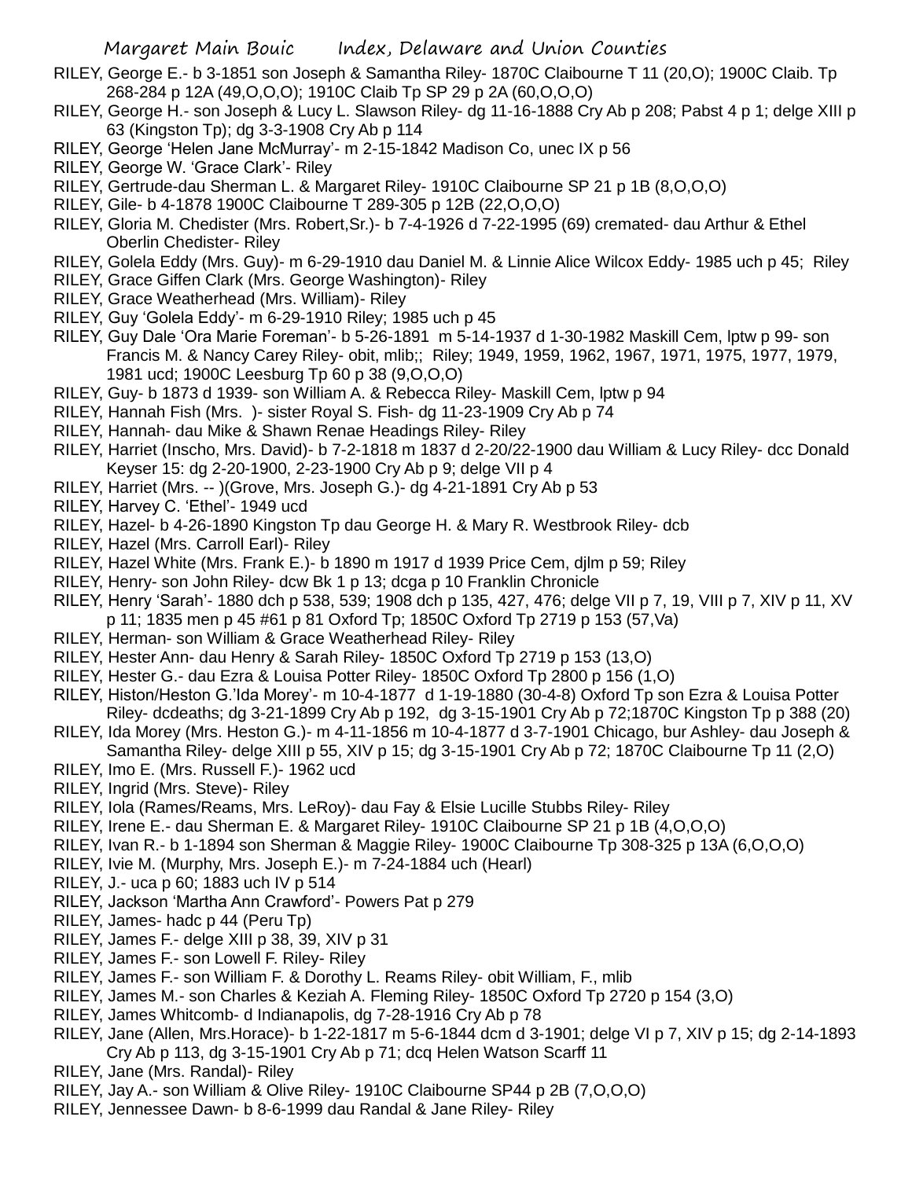RILEY, George E.- b 3-1851 son Joseph & Samantha Riley- 1870C Claibourne T 11 (20,O); 1900C Claib. Tp 268-284 p 12A (49,O,O,O); 1910C Claib Tp SP 29 p 2A (60,O,O,O)

RILEY, George H.- son Joseph & Lucy L. Slawson Riley- dg 11-16-1888 Cry Ab p 208; Pabst 4 p 1; delge XIII p 63 (Kingston Tp); dg 3-3-1908 Cry Ab p 114

RILEY, George 'Helen Jane McMurray'- m 2-15-1842 Madison Co, unec IX p 56

RILEY, George W. 'Grace Clark'- Riley

RILEY, Gertrude-dau Sherman L. & Margaret Riley- 1910C Claibourne SP 21 p 1B (8,O,O,O)

RILEY, Gile- b 4-1878 1900C Claibourne T 289-305 p 12B (22,O,O,O)

RILEY, Gloria M. Chedister (Mrs. Robert,Sr.)- b 7-4-1926 d 7-22-1995 (69) cremated- dau Arthur & Ethel Oberlin Chedister- Riley

RILEY, Golela Eddy (Mrs. Guy)- m 6-29-1910 dau Daniel M. & Linnie Alice Wilcox Eddy- 1985 uch p 45; Riley

RILEY, Grace Giffen Clark (Mrs. George Washington)- Riley

RILEY, Grace Weatherhead (Mrs. William)- Riley

RILEY, Guy 'Golela Eddy'- m 6-29-1910 Riley; 1985 uch p 45

RILEY, Guy Dale 'Ora Marie Foreman'- b 5-26-1891 m 5-14-1937 d 1-30-1982 Maskill Cem, lptw p 99- son Francis M. & Nancy Carey Riley- obit, mlib;; Riley; 1949, 1959, 1962, 1967, 1971, 1975, 1977, 1979, 1981 ucd; 1900C Leesburg Tp 60 p 38 (9,O,O,O)

RILEY, Guy- b 1873 d 1939- son William A. & Rebecca Riley- Maskill Cem, lptw p 94

RILEY, Hannah Fish (Mrs. )- sister Royal S. Fish- dg 11-23-1909 Cry Ab p 74

RILEY, Hannah- dau Mike & Shawn Renae Headings Riley- Riley

RILEY, Harriet (Inscho, Mrs. David)- b 7-2-1818 m 1837 d 2-20/22-1900 dau William & Lucy Riley- dcc Donald Keyser 15: dg 2-20-1900, 2-23-1900 Cry Ab p 9; delge VII p 4

RILEY, Harriet (Mrs. -- )(Grove, Mrs. Joseph G.)- dg 4-21-1891 Cry Ab p 53

RILEY, Harvey C. 'Ethel'- 1949 ucd

RILEY, Hazel- b 4-26-1890 Kingston Tp dau George H. & Mary R. Westbrook Riley- dcb

RILEY, Hazel (Mrs. Carroll Earl)- Riley

RILEY, Hazel White (Mrs. Frank E.)- b 1890 m 1917 d 1939 Price Cem, djlm p 59; Riley

RILEY, Henry- son John Riley- dcw Bk 1 p 13; dcga p 10 Franklin Chronicle

RILEY, Henry 'Sarah'- 1880 dch p 538, 539; 1908 dch p 135, 427, 476; delge VII p 7, 19, VIII p 7, XIV p 11, XV p 11; 1835 men p 45 #61 p 81 Oxford Tp; 1850C Oxford Tp 2719 p 153 (57,Va)

RILEY, Herman- son William & Grace Weatherhead Riley- Riley

RILEY, Hester Ann- dau Henry & Sarah Riley- 1850C Oxford Tp 2719 p 153 (13,O)

RILEY, Hester G.- dau Ezra & Louisa Potter Riley- 1850C Oxford Tp 2800 p 156 (1,O)

RILEY, Histon/Heston G.'Ida Morey'- m 10-4-1877 d 1-19-1880 (30-4-8) Oxford Tp son Ezra & Louisa Potter Riley- dcdeaths; dg 3-21-1899 Cry Ab p 192, dg 3-15-1901 Cry Ab p 72;1870C Kingston Tp p 388 (20)

RILEY, Ida Morey (Mrs. Heston G.)- m 4-11-1856 m 10-4-1877 d 3-7-1901 Chicago, bur Ashley- dau Joseph & Samantha Riley- delge XIII p 55, XIV p 15; dg 3-15-1901 Cry Ab p 72; 1870C Claibourne Tp 11 (2,O)

RILEY, Imo E. (Mrs. Russell F.)- 1962 ucd

RILEY, Ingrid (Mrs. Steve)- Riley

RILEY, Iola (Rames/Reams, Mrs. LeRoy)- dau Fay & Elsie Lucille Stubbs Riley- Riley

RILEY, Irene E.- dau Sherman E. & Margaret Riley- 1910C Claibourne SP 21 p 1B (4,O,O,O)

RILEY, Ivan R.- b 1-1894 son Sherman & Maggie Riley- 1900C Claibourne Tp 308-325 p 13A (6,O,O,O)

RILEY, Ivie M. (Murphy, Mrs. Joseph E.)- m 7-24-1884 uch (Hearl)

RILEY, J.- uca p 60; 1883 uch IV p 514

RILEY, Jackson 'Martha Ann Crawford'- Powers Pat p 279

RILEY, James- hadc p 44 (Peru Tp)

RILEY, James F.- delge XIII p 38, 39, XIV p 31

RILEY, James F.- son Lowell F. Riley- Riley

RILEY, James F.- son William F. & Dorothy L. Reams Riley- obit William, F., mlib

RILEY, James M.- son Charles & Keziah A. Fleming Riley- 1850C Oxford Tp 2720 p 154 (3,O)

RILEY, James Whitcomb- d Indianapolis, dg 7-28-1916 Cry Ab p 78

RILEY, Jane (Allen, Mrs.Horace)- b 1-22-1817 m 5-6-1844 dcm d 3-1901; delge VI p 7, XIV p 15; dg 2-14-1893 Cry Ab p 113, dg 3-15-1901 Cry Ab p 71; dcq Helen Watson Scarff 11

RILEY, Jane (Mrs. Randal)- Riley

RILEY, Jay A.- son William & Olive Riley- 1910C Claibourne SP44 p 2B (7,O,O,O)

RILEY, Jennessee Dawn- b 8-6-1999 dau Randal & Jane Riley- Riley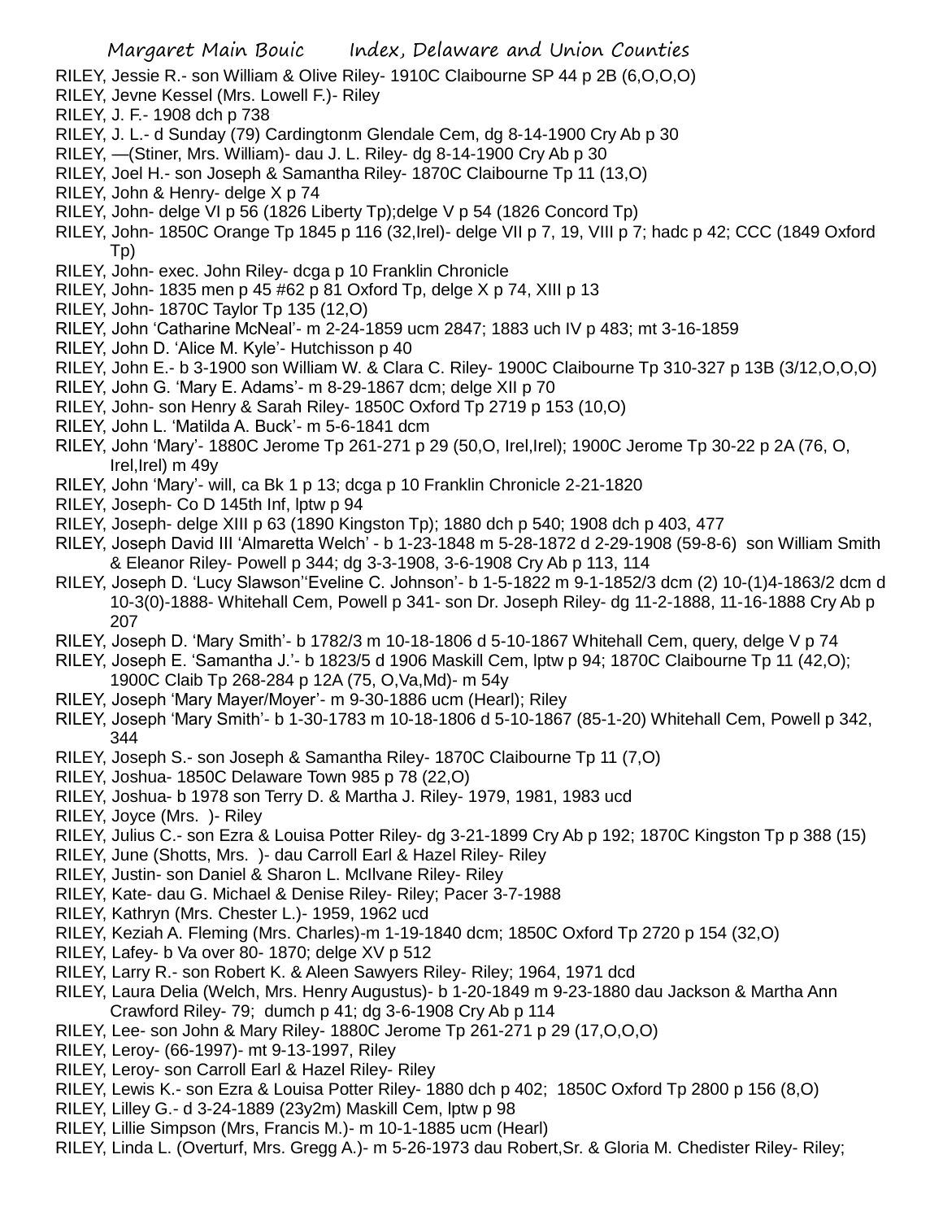RILEY, Jessie R.- son William & Olive Riley- 1910C Claibourne SP 44 p 2B (6,O,O,O)

RILEY, Jevne Kessel (Mrs. Lowell F.)- Riley

RILEY, J. F.- 1908 dch p 738

RILEY, J. L.- d Sunday (79) Cardingtonm Glendale Cem, dg 8-14-1900 Cry Ab p 30

RILEY, —(Stiner, Mrs. William)- dau J. L. Riley- dg 8-14-1900 Cry Ab p 30

RILEY, Joel H.- son Joseph & Samantha Riley- 1870C Claibourne Tp 11 (13,O)

RILEY, John & Henry- delge X p 74

RILEY, John- delge VI p 56 (1826 Liberty Tp);delge V p 54 (1826 Concord Tp)

RILEY, John- 1850C Orange Tp 1845 p 116 (32,Irel)- delge VII p 7, 19, VIII p 7; hadc p 42; CCC (1849 Oxford Tp)

RILEY, John- exec. John Riley- dcga p 10 Franklin Chronicle

RILEY, John- 1835 men p 45 #62 p 81 Oxford Tp, delge X p 74, XIII p 13

RILEY, John- 1870C Taylor Tp 135 (12,O)

RILEY, John 'Catharine McNeal'- m 2-24-1859 ucm 2847; 1883 uch IV p 483; mt 3-16-1859

RILEY, John D. 'Alice M. Kyle'- Hutchisson p 40

RILEY, John E.- b 3-1900 son William W. & Clara C. Riley- 1900C Claibourne Tp 310-327 p 13B (3/12,O,O,O)

RILEY, John G. 'Mary E. Adams'- m 8-29-1867 dcm; delge XII p 70

RILEY, John- son Henry & Sarah Riley- 1850C Oxford Tp 2719 p 153 (10,O)

RILEY, John L. 'Matilda A. Buck'- m 5-6-1841 dcm

RILEY, John 'Mary'- 1880C Jerome Tp 261-271 p 29 (50,O, Irel,Irel); 1900C Jerome Tp 30-22 p 2A (76, O, Irel,Irel) m 49y

RILEY, John 'Mary'- will, ca Bk 1 p 13; dcga p 10 Franklin Chronicle 2-21-1820

RILEY, Joseph- Co D 145th Inf, lptw p 94

RILEY, Joseph- delge XIII p 63 (1890 Kingston Tp); 1880 dch p 540; 1908 dch p 403, 477

RILEY, Joseph David III 'Almaretta Welch' - b 1-23-1848 m 5-28-1872 d 2-29-1908 (59-8-6) son William Smith & Eleanor Riley- Powell p 344; dg 3-3-1908, 3-6-1908 Cry Ab p 113, 114

RILEY, Joseph D. 'Lucy Slawson''Eveline C. Johnson'- b 1-5-1822 m 9-1-1852/3 dcm (2) 10-(1)4-1863/2 dcm d 10-3(0)-1888- Whitehall Cem, Powell p 341- son Dr. Joseph Riley- dg 11-2-1888, 11-16-1888 Cry Ab p 207

RILEY, Joseph D. 'Mary Smith'- b 1782/3 m 10-18-1806 d 5-10-1867 Whitehall Cem, query, delge V p 74

RILEY, Joseph E. 'Samantha J.'- b 1823/5 d 1906 Maskill Cem, lptw p 94; 1870C Claibourne Tp 11 (42,O); 1900C Claib Tp 268-284 p 12A (75, O,Va,Md)- m 54y

RILEY, Joseph 'Mary Mayer/Moyer'- m 9-30-1886 ucm (Hearl); Riley

RILEY, Joseph 'Mary Smith'- b 1-30-1783 m 10-18-1806 d 5-10-1867 (85-1-20) Whitehall Cem, Powell p 342, 344

RILEY, Joseph S.- son Joseph & Samantha Riley- 1870C Claibourne Tp 11 (7,O)

RILEY, Joshua- 1850C Delaware Town 985 p 78 (22,O)

RILEY, Joshua- b 1978 son Terry D. & Martha J. Riley- 1979, 1981, 1983 ucd

RILEY, Joyce (Mrs. )- Riley

RILEY, Julius C.- son Ezra & Louisa Potter Riley- dg 3-21-1899 Cry Ab p 192; 1870C Kingston Tp p 388 (15)

RILEY, June (Shotts, Mrs. )- dau Carroll Earl & Hazel Riley- Riley

RILEY, Justin- son Daniel & Sharon L. McIlvane Riley- Riley

RILEY, Kate- dau G. Michael & Denise Riley- Riley; Pacer 3-7-1988

RILEY, Kathryn (Mrs. Chester L.)- 1959, 1962 ucd

RILEY, Keziah A. Fleming (Mrs. Charles)-m 1-19-1840 dcm; 1850C Oxford Tp 2720 p 154 (32,O)

RILEY, Lafey- b Va over 80- 1870; delge XV p 512

RILEY, Larry R.- son Robert K. & Aleen Sawyers Riley- Riley; 1964, 1971 dcd

RILEY, Laura Delia (Welch, Mrs. Henry Augustus)- b 1-20-1849 m 9-23-1880 dau Jackson & Martha Ann Crawford Riley- 79; dumch p 41; dg 3-6-1908 Cry Ab p 114

RILEY, Lee- son John & Mary Riley- 1880C Jerome Tp 261-271 p 29 (17,O,O,O)

RILEY, Leroy- (66-1997)- mt 9-13-1997, Riley

RILEY, Leroy- son Carroll Earl & Hazel Riley- Riley

RILEY, Lewis K.- son Ezra & Louisa Potter Riley- 1880 dch p 402; 1850C Oxford Tp 2800 p 156 (8,O)

RILEY, Lilley G.- d 3-24-1889 (23y2m) Maskill Cem, lptw p 98

RILEY, Lillie Simpson (Mrs, Francis M.)- m 10-1-1885 ucm (Hearl)

RILEY, Linda L. (Overturf, Mrs. Gregg A.)- m 5-26-1973 dau Robert,Sr. & Gloria M. Chedister Riley- Riley;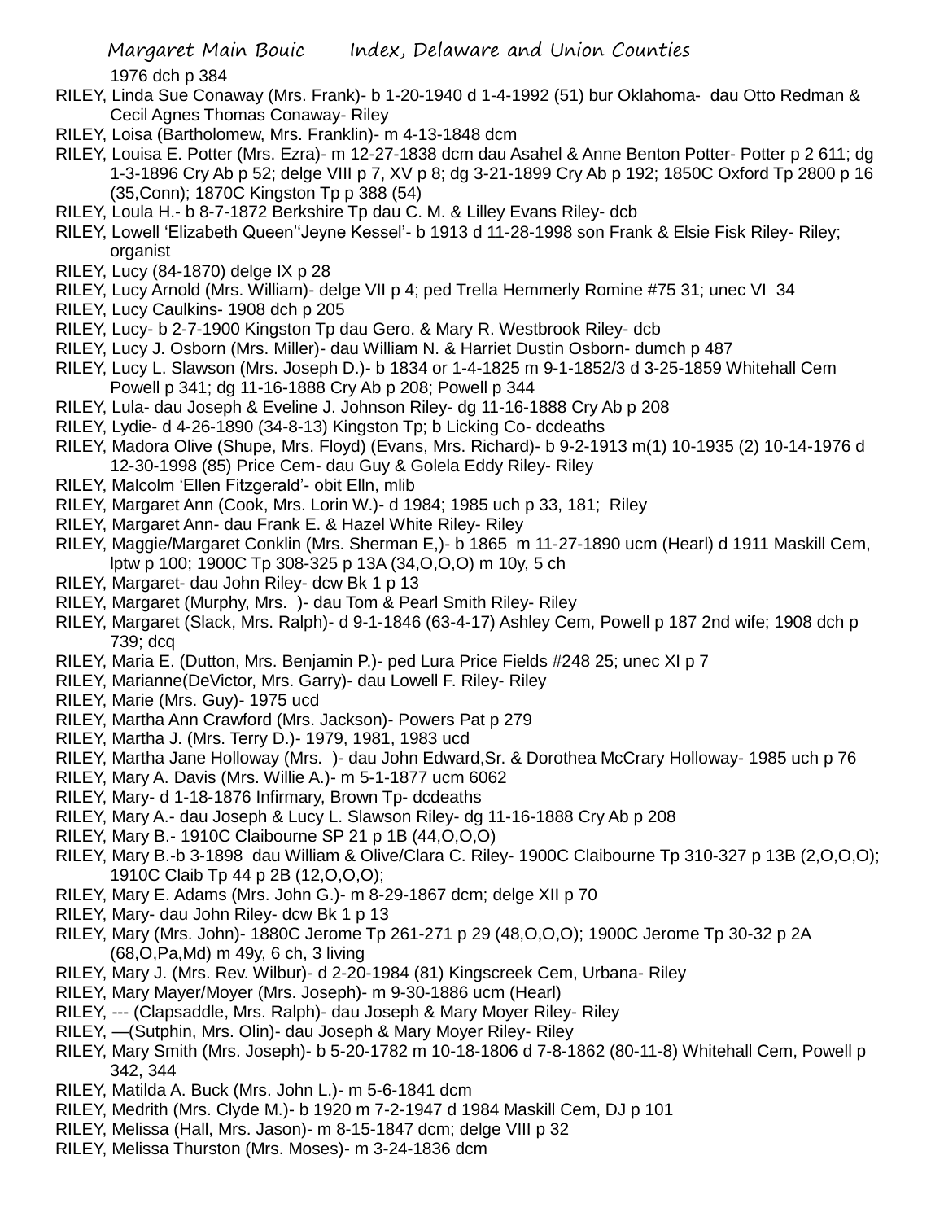1976 dch p 384

RILEY, Linda Sue Conaway (Mrs. Frank)- b 1-20-1940 d 1-4-1992 (51) bur Oklahoma- dau Otto Redman & Cecil Agnes Thomas Conaway- Riley

RILEY, Loisa (Bartholomew, Mrs. Franklin)- m 4-13-1848 dcm

RILEY, Louisa E. Potter (Mrs. Ezra)- m 12-27-1838 dcm dau Asahel & Anne Benton Potter- Potter p 2 611; dg 1-3-1896 Cry Ab p 52; delge VIII p 7, XV p 8; dg 3-21-1899 Cry Ab p 192; 1850C Oxford Tp 2800 p 16 (35,Conn); 1870C Kingston Tp p 388 (54)

RILEY, Loula H.- b 8-7-1872 Berkshire Tp dau C. M. & Lilley Evans Riley- dcb

RILEY, Lowell 'Elizabeth Queen''Jeyne Kessel'- b 1913 d 11-28-1998 son Frank & Elsie Fisk Riley- Riley; organist

RILEY, Lucy (84-1870) delge IX p 28

RILEY, Lucy Arnold (Mrs. William)- delge VII p 4; ped Trella Hemmerly Romine #75 31; unec VI 34

RILEY, Lucy Caulkins- 1908 dch p 205

RILEY, Lucy- b 2-7-1900 Kingston Tp dau Gero. & Mary R. Westbrook Riley- dcb

RILEY, Lucy J. Osborn (Mrs. Miller)- dau William N. & Harriet Dustin Osborn- dumch p 487

RILEY, Lucy L. Slawson (Mrs. Joseph D.)- b 1834 or 1-4-1825 m 9-1-1852/3 d 3-25-1859 Whitehall Cem Powell p 341; dg 11-16-1888 Cry Ab p 208; Powell p 344

RILEY, Lula- dau Joseph & Eveline J. Johnson Riley- dg 11-16-1888 Cry Ab p 208

RILEY, Lydie- d 4-26-1890 (34-8-13) Kingston Tp; b Licking Co- dcdeaths

RILEY, Madora Olive (Shupe, Mrs. Floyd) (Evans, Mrs. Richard)- b 9-2-1913 m(1) 10-1935 (2) 10-14-1976 d 12-30-1998 (85) Price Cem- dau Guy & Golela Eddy Riley- Riley

RILEY, Malcolm 'Ellen Fitzgerald'- obit Elln, mlib

RILEY, Margaret Ann (Cook, Mrs. Lorin W.)- d 1984; 1985 uch p 33, 181; Riley

RILEY, Margaret Ann- dau Frank E. & Hazel White Riley- Riley

RILEY, Maggie/Margaret Conklin (Mrs. Sherman E,)- b 1865 m 11-27-1890 ucm (Hearl) d 1911 Maskill Cem, lptw p 100; 1900C Tp 308-325 p 13A (34,O,O,O) m 10y, 5 ch

RILEY, Margaret- dau John Riley- dcw Bk 1 p 13

RILEY, Margaret (Murphy, Mrs. )- dau Tom & Pearl Smith Riley- Riley

RILEY, Margaret (Slack, Mrs. Ralph)- d 9-1-1846 (63-4-17) Ashley Cem, Powell p 187 2nd wife; 1908 dch p 739; dcq

RILEY, Maria E. (Dutton, Mrs. Benjamin P.)- ped Lura Price Fields #248 25; unec XI p 7

RILEY, Marianne(DeVictor, Mrs. Garry)- dau Lowell F. Riley- Riley

RILEY, Marie (Mrs. Guy)- 1975 ucd

RILEY, Martha Ann Crawford (Mrs. Jackson)- Powers Pat p 279

RILEY, Martha J. (Mrs. Terry D.)- 1979, 1981, 1983 ucd

RILEY, Martha Jane Holloway (Mrs. )- dau John Edward,Sr. & Dorothea McCrary Holloway- 1985 uch p 76

RILEY, Mary A. Davis (Mrs. Willie A.)- m 5-1-1877 ucm 6062

RILEY, Mary- d 1-18-1876 Infirmary, Brown Tp- dcdeaths

RILEY, Mary A.- dau Joseph & Lucy L. Slawson Riley- dg 11-16-1888 Cry Ab p 208

RILEY, Mary B.- 1910C Claibourne SP 21 p 1B (44,O,O,O)

RILEY, Mary B.-b 3-1898 dau William & Olive/Clara C. Riley- 1900C Claibourne Tp 310-327 p 13B (2,O,O,O); 1910C Claib Tp 44 p 2B (12,O,O,O);

RILEY, Mary E. Adams (Mrs. John G.)- m 8-29-1867 dcm; delge XII p 70

RILEY, Mary- dau John Riley- dcw Bk 1 p 13

RILEY, Mary (Mrs. John)- 1880C Jerome Tp 261-271 p 29 (48,O,O,O); 1900C Jerome Tp 30-32 p 2A (68,O,Pa,Md) m 49y, 6 ch, 3 living

RILEY, Mary J. (Mrs. Rev. Wilbur)- d 2-20-1984 (81) Kingscreek Cem, Urbana- Riley

RILEY, Mary Mayer/Moyer (Mrs. Joseph)- m 9-30-1886 ucm (Hearl)

RILEY, --- (Clapsaddle, Mrs. Ralph)- dau Joseph & Mary Moyer Riley- Riley

RILEY, —(Sutphin, Mrs. Olin)- dau Joseph & Mary Moyer Riley- Riley

RILEY, Mary Smith (Mrs. Joseph)- b 5-20-1782 m 10-18-1806 d 7-8-1862 (80-11-8) Whitehall Cem, Powell p 342, 344

RILEY, Matilda A. Buck (Mrs. John L.)- m 5-6-1841 dcm

RILEY, Medrith (Mrs. Clyde M.)- b 1920 m 7-2-1947 d 1984 Maskill Cem, DJ p 101

RILEY, Melissa (Hall, Mrs. Jason)- m 8-15-1847 dcm; delge VIII p 32

RILEY, Melissa Thurston (Mrs. Moses)- m 3-24-1836 dcm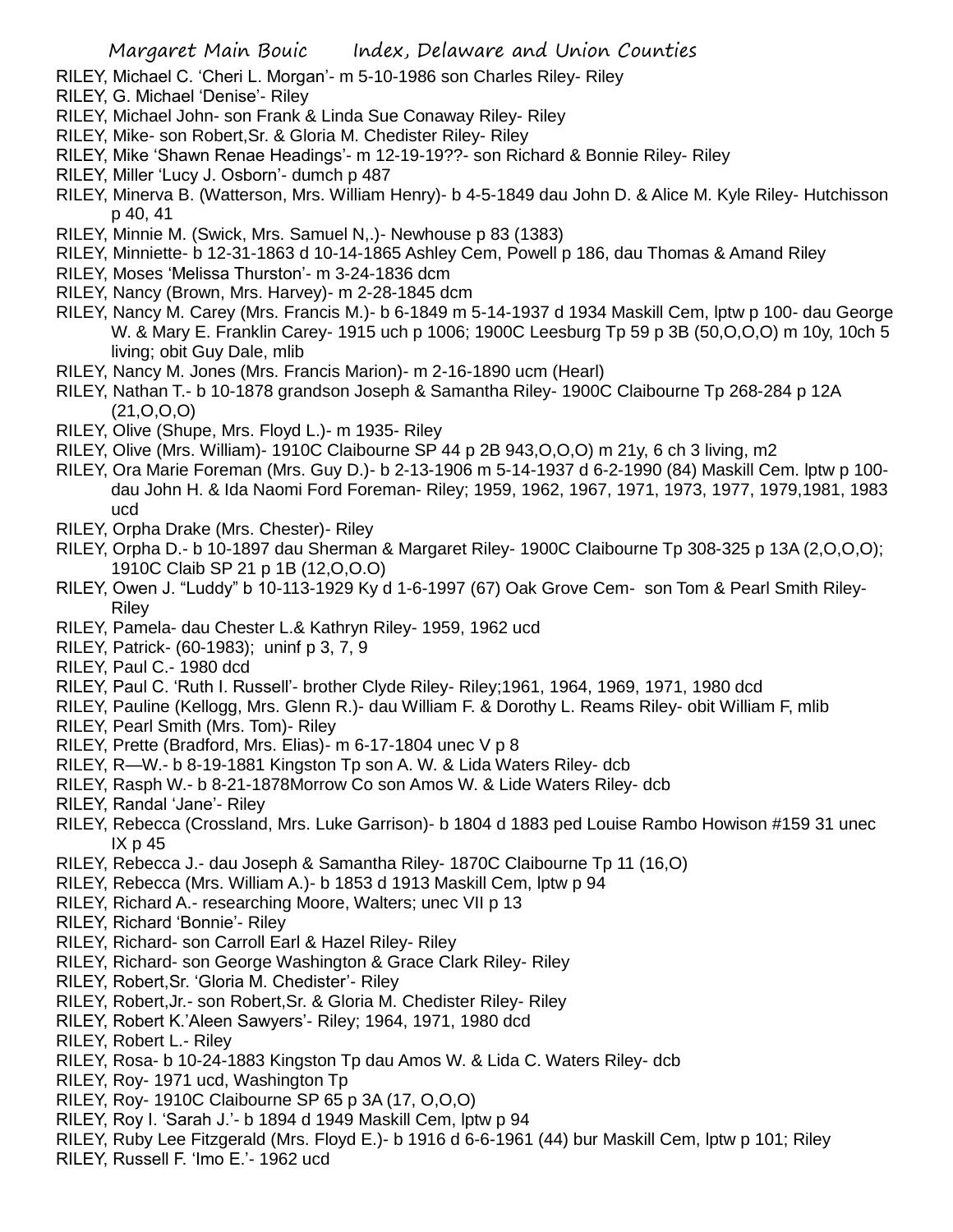RILEY, Michael C. 'Cheri L. Morgan'- m 5-10-1986 son Charles Riley- Riley

RILEY, G. Michael 'Denise'- Riley

RILEY, Michael John- son Frank & Linda Sue Conaway Riley- Riley

RILEY, Mike- son Robert,Sr. & Gloria M. Chedister Riley- Riley

RILEY, Mike 'Shawn Renae Headings'- m 12-19-19??- son Richard & Bonnie Riley- Riley

RILEY, Miller 'Lucy J. Osborn'- dumch p 487

RILEY, Minerva B. (Watterson, Mrs. William Henry)- b 4-5-1849 dau John D. & Alice M. Kyle Riley- Hutchisson p 40, 41

RILEY, Minnie M. (Swick, Mrs. Samuel N,.)- Newhouse p 83 (1383)

RILEY, Minniette- b 12-31-1863 d 10-14-1865 Ashley Cem, Powell p 186, dau Thomas & Amand Riley

RILEY, Moses 'Melissa Thurston'- m 3-24-1836 dcm

RILEY, Nancy (Brown, Mrs. Harvey)- m 2-28-1845 dcm

RILEY, Nancy M. Carey (Mrs. Francis M.)- b 6-1849 m 5-14-1937 d 1934 Maskill Cem, lptw p 100- dau George W. & Mary E. Franklin Carey- 1915 uch p 1006; 1900C Leesburg Tp 59 p 3B (50,O,O,O) m 10y, 10ch 5 living; obit Guy Dale, mlib

RILEY, Nancy M. Jones (Mrs. Francis Marion)- m 2-16-1890 ucm (Hearl)

RILEY, Nathan T.- b 10-1878 grandson Joseph & Samantha Riley- 1900C Claibourne Tp 268-284 p 12A (21,O,O,O)

RILEY, Olive (Shupe, Mrs. Floyd L.)- m 1935- Riley

RILEY, Olive (Mrs. William)- 1910C Claibourne SP 44 p 2B 943,O,O,O) m 21y, 6 ch 3 living, m2

RILEY, Ora Marie Foreman (Mrs. Guy D.)- b 2-13-1906 m 5-14-1937 d 6-2-1990 (84) Maskill Cem. lptw p 100- dau John H. & Ida Naomi Ford Foreman- Riley; 1959, 1962, 1967, 1971, 1973, 1977, 1979,1981, 1983 ucd

RILEY, Orpha Drake (Mrs. Chester)- Riley

RILEY, Orpha D.- b 10-1897 dau Sherman & Margaret Riley- 1900C Claibourne Tp 308-325 p 13A (2,O,O,O); 1910C Claib SP 21 p 1B (12,O,O.O)

RILEY, Owen J. "Luddy" b 10-113-1929 Ky d 1-6-1997 (67) Oak Grove Cem- son Tom & Pearl Smith Riley- Riley

RILEY, Pamela- dau Chester L.& Kathryn Riley- 1959, 1962 ucd

RILEY, Patrick- (60-1983); uninf p 3, 7, 9

RILEY, Paul C.- 1980 dcd

RILEY, Paul C. 'Ruth I. Russell'- brother Clyde Riley- Riley;1961, 1964, 1969, 1971, 1980 dcd

RILEY, Pauline (Kellogg, Mrs. Glenn R.)- dau William F. & Dorothy L. Reams Riley- obit William F, mlib

RILEY, Pearl Smith (Mrs. Tom)- Riley

RILEY, Prette (Bradford, Mrs. Elias)- m 6-17-1804 unec V p 8

RILEY, R—W.- b 8-19-1881 Kingston Tp son A. W. & Lida Waters Riley- dcb

RILEY, Rasph W.- b 8-21-1878Morrow Co son Amos W. & Lide Waters Riley- dcb

RILEY, Randal 'Jane'- Riley

RILEY, Rebecca (Crossland, Mrs. Luke Garrison)- b 1804 d 1883 ped Louise Rambo Howison #159 31 unec IX p 45

RILEY, Rebecca J.- dau Joseph & Samantha Riley- 1870C Claibourne Tp 11 (16,O)

RILEY, Rebecca (Mrs. William A.)- b 1853 d 1913 Maskill Cem, lptw p 94

RILEY, Richard A.- researching Moore, Walters; unec VII p 13

RILEY, Richard 'Bonnie'- Riley

RILEY, Richard- son Carroll Earl & Hazel Riley- Riley

RILEY, Richard- son George Washington & Grace Clark Riley- Riley

RILEY, Robert,Sr. 'Gloria M. Chedister'- Riley

RILEY, Robert,Jr.- son Robert,Sr. & Gloria M. Chedister Riley- Riley

RILEY, Robert K.'Aleen Sawyers'- Riley; 1964, 1971, 1980 dcd

RILEY, Robert L.- Riley

RILEY, Rosa- b 10-24-1883 Kingston Tp dau Amos W. & Lida C. Waters Riley- dcb

RILEY, Roy- 1971 ucd, Washington Tp

RILEY, Roy- 1910C Claibourne SP 65 p 3A (17, O,O,O)

RILEY, Roy I. 'Sarah J.'- b 1894 d 1949 Maskill Cem, lptw p 94

RILEY, Ruby Lee Fitzgerald (Mrs. Floyd E.)- b 1916 d 6-6-1961 (44) bur Maskill Cem, lptw p 101; Riley

RILEY, Russell F. 'Imo E.'- 1962 ucd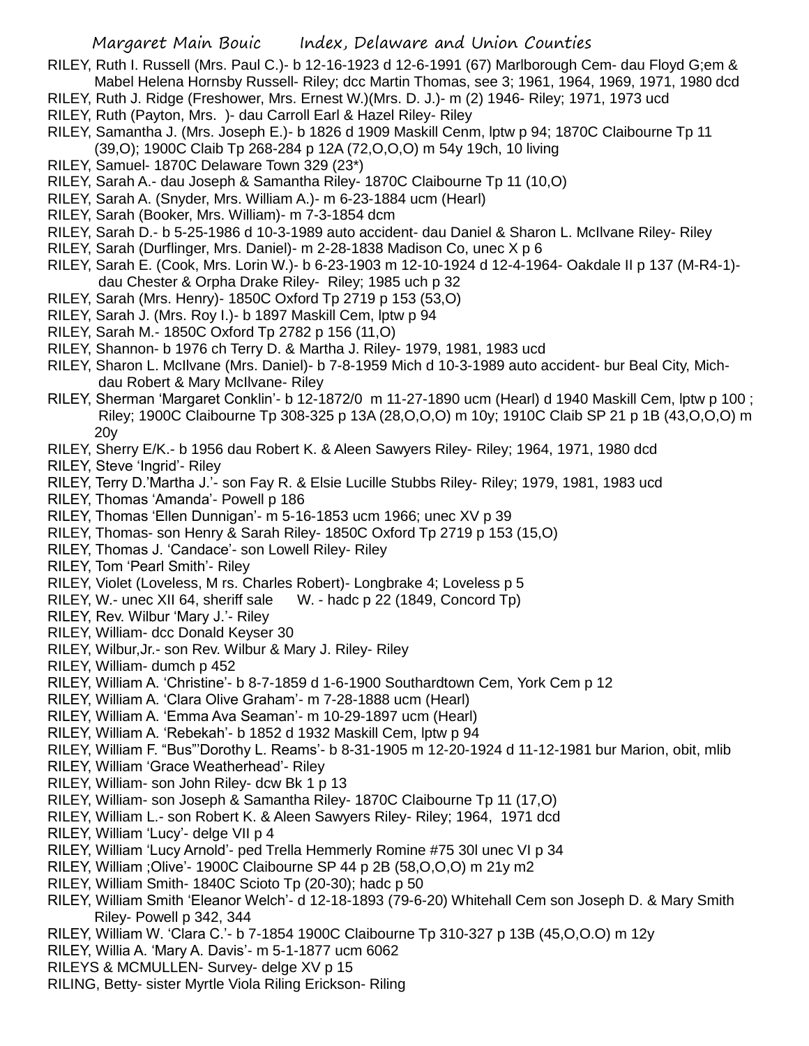RILEY, Ruth I. Russell (Mrs. Paul C.)- b 12-16-1923 d 12-6-1991 (67) Marlborough Cem- dau Floyd G;em & Mabel Helena Hornsby Russell- Riley; dcc Martin Thomas, see 3; 1961, 1964, 1969, 1971, 1980 dcd

RILEY, Ruth J. Ridge (Freshower, Mrs. Ernest W.)(Mrs. D. J.)- m (2) 1946- Riley; 1971, 1973 ucd

RILEY, Ruth (Payton, Mrs. )- dau Carroll Earl & Hazel Riley- Riley

RILEY, Samantha J. (Mrs. Joseph E.)- b 1826 d 1909 Maskill Cenm, lptw p 94; 1870C Claibourne Tp 11 (39,O); 1900C Claib Tp 268-284 p 12A (72,O,O,O) m 54y 19ch, 10 living

RILEY, Samuel- 1870C Delaware Town 329 (23*)

RILEY, Sarah A.- dau Joseph & Samantha Riley- 1870C Claibourne Tp 11 (10,O)

RILEY, Sarah A. (Snyder, Mrs. William A.)- m 6-23-1884 ucm (Hearl)

RILEY, Sarah (Booker, Mrs. William)- m 7-3-1854 dcm

RILEY, Sarah D.- b 5-25-1986 d 10-3-1989 auto accident- dau Daniel & Sharon L. McIlvane Riley- Riley

RILEY, Sarah (Durflinger, Mrs. Daniel)- m 2-28-1838 Madison Co, unec X p 6

RILEY, Sarah E. (Cook, Mrs. Lorin W.)- b 6-23-1903 m 12-10-1924 d 12-4-1964- Oakdale II p 137 (M-R4-1)- dau Chester & Orpha Drake Riley- Riley; 1985 uch p 32

RILEY, Sarah (Mrs. Henry)- 1850C Oxford Tp 2719 p 153 (53,O)

RILEY, Sarah J. (Mrs. Roy I.)- b 1897 Maskill Cem, lptw p 94

RILEY, Sarah M.- 1850C Oxford Tp 2782 p 156 (11,O)

RILEY, Shannon- b 1976 ch Terry D. & Martha J. Riley- 1979, 1981, 1983 ucd

RILEY, Sharon L. McIlvane (Mrs. Daniel)- b 7-8-1959 Mich d 10-3-1989 auto accident- bur Beal City, Mich- dau Robert & Mary McIlvane- Riley

RILEY, Sherman 'Margaret Conklin'- b 12-1872/0 m 11-27-1890 ucm (Hearl) d 1940 Maskill Cem, lptw p 100 ; Riley; 1900C Claibourne Tp 308-325 p 13A (28,O,O,O) m 10y; 1910C Claib SP 21 p 1B (43,O,O,O) m 20y

RILEY, Sherry E/K.- b 1956 dau Robert K. & Aleen Sawyers Riley- Riley; 1964, 1971, 1980 dcd

RILEY, Steve 'Ingrid'- Riley

RILEY, Terry D.'Martha J.'- son Fay R. & Elsie Lucille Stubbs Riley- Riley; 1979, 1981, 1983 ucd

RILEY, Thomas 'Amanda'- Powell p 186

RILEY, Thomas 'Ellen Dunnigan'- m 5-16-1853 ucm 1966; unec XV p 39

RILEY, Thomas- son Henry & Sarah Riley- 1850C Oxford Tp 2719 p 153 (15,O)

RILEY, Thomas J. 'Candace'- son Lowell Riley- Riley

RILEY, Tom 'Pearl Smith'- Riley

RILEY, Violet (Loveless, M rs. Charles Robert)- Longbrake 4; Loveless p 5

RILEY, W.- unec XII 64, sheriff sale W. - hadc p 22 (1849, Concord Tp)

RILEY, Rev. Wilbur 'Mary J.'- Riley

RILEY, William- dcc Donald Keyser 30

RILEY, Wilbur,Jr.- son Rev. Wilbur & Mary J. Riley- Riley

RILEY, William- dumch p 452

RILEY, William A. 'Christine'- b 8-7-1859 d 1-6-1900 Southardtown Cem, York Cem p 12

RILEY, William A. 'Clara Olive Graham'- m 7-28-1888 ucm (Hearl)

RILEY, William A. 'Emma Ava Seaman'- m 10-29-1897 ucm (Hearl)

RILEY, William A. 'Rebekah'- b 1852 d 1932 Maskill Cem, lptw p 94

RILEY, William F. "Bus"'Dorothy L. Reams'- b 8-31-1905 m 12-20-1924 d 11-12-1981 bur Marion, obit, mlib

RILEY, William 'Grace Weatherhead'- Riley

RILEY, William- son John Riley- dcw Bk 1 p 13

RILEY, William- son Joseph & Samantha Riley- 1870C Claibourne Tp 11 (17,O)

RILEY, William L.- son Robert K. & Aleen Sawyers Riley- Riley; 1964, 1971 dcd

RILEY, William 'Lucy'- delge VII p 4

RILEY, William 'Lucy Arnold'- ped Trella Hemmerly Romine #75 30l unec VI p 34

RILEY, William ;Olive'- 1900C Claibourne SP 44 p 2B (58,O,O,O) m 21y m2

RILEY, William Smith- 1840C Scioto Tp (20-30); hadc p 50

RILEY, William Smith 'Eleanor Welch'- d 12-18-1893 (79-6-20) Whitehall Cem son Joseph D. & Mary Smith Riley- Powell p 342, 344

RILEY, William W. 'Clara C.'- b 7-1854 1900C Claibourne Tp 310-327 p 13B (45,O,O.O) m 12y

RILEY, Willia A. 'Mary A. Davis'- m 5-1-1877 ucm 6062

RILEYS & MCMULLEN- Survey- delge XV p 15

RILING, Betty- sister Myrtle Viola Riling Erickson- Riling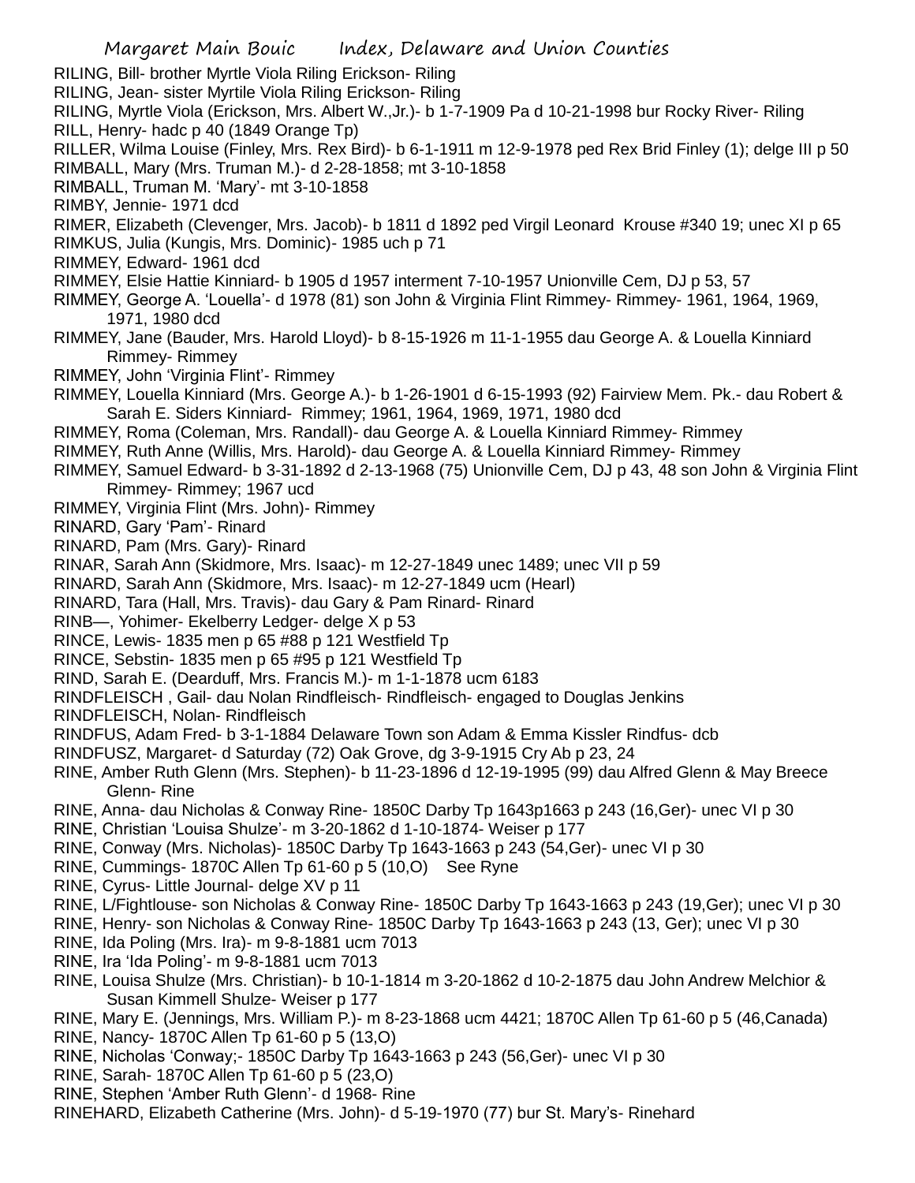RILING, Bill- brother Myrtle Viola Riling Erickson- Riling
RILING, Jean- sister Myrtile Viola Riling Erickson- Riling
RILING, Myrtle Viola (Erickson, Mrs. Albert W.,Jr.)- b 1-7-1909 Pa d 10-21-1998 bur Rocky River- Riling
RILL, Henry- hadc p 40 (1849 Orange Tp)
RILLER, Wilma Louise (Finley, Mrs. Rex Bird)- b 6-1-1911 m 12-9-1978 ped Rex Brid Finley (1); delge III p 50
RIMBALL, Mary (Mrs. Truman M.)- d 2-28-1858; mt 3-10-1858
RIMBALL, Truman M. 'Mary'- mt 3-10-1858
RIMBY, Jennie- 1971 dcd
RIMER, Elizabeth (Clevenger, Mrs. Jacob)- b 1811 d 1892 ped Virgil Leonard Krouse #340 19; unec XI p 65
RIMKUS, Julia (Kungis, Mrs. Dominic)- 1985 uch p 71
RIMMEY, Edward- 1961 dcd
RIMMEY, Elsie Hattie Kinniard- b 1905 d 1957 interment 7-10-1957 Unionville Cem, DJ p 53, 57
RIMMEY, George A. 'Louella'- d 1978 (81) son John & Virginia Flint Rimmey- Rimmey- 1961, 1964, 1969, 1971, 1980 dcd
RIMMEY, Jane (Bauder, Mrs. Harold Lloyd)- b 8-15-1926 m 11-1-1955 dau George A. & Louella Kinniard Rimmey- Rimmey
RIMMEY, John 'Virginia Flint'- Rimmey
RIMMEY, Louella Kinniard (Mrs. George A.)- b 1-26-1901 d 6-15-1993 (92) Fairview Mem. Pk.- dau Robert & Sarah E. Siders Kinniard- Rimmey; 1961, 1964, 1969, 1971, 1980 dcd
RIMMEY, Roma (Coleman, Mrs. Randall)- dau George A. & Louella Kinniard Rimmey- Rimmey
RIMMEY, Ruth Anne (Willis, Mrs. Harold)- dau George A. & Louella Kinniard Rimmey- Rimmey
RIMMEY, Samuel Edward- b 3-31-1892 d 2-13-1968 (75) Unionville Cem, DJ p 43, 48 son John & Virginia Flint Rimmey- Rimmey; 1967 ucd
RIMMEY, Virginia Flint (Mrs. John)- Rimmey
RINARD, Gary 'Pam'- Rinard
RINARD, Pam (Mrs. Gary)- Rinard
RINAR, Sarah Ann (Skidmore, Mrs. Isaac)- m 12-27-1849 unec 1489; unec VII p 59
RINARD, Sarah Ann (Skidmore, Mrs. Isaac)- m 12-27-1849 ucm (Hearl)
RINARD, Tara (Hall, Mrs. Travis)- dau Gary & Pam Rinard- Rinard
RINB—, Yohimer- Ekelberry Ledger- delge X p 53
RINCE, Lewis- 1835 men p 65 #88 p 121 Westfield Tp
RINCE, Sebstin- 1835 men p 65 #95 p 121 Westfield Tp
RIND, Sarah E. (Dearduff, Mrs. Francis M.)- m 1-1-1878 ucm 6183
RINDFLEISCH , Gail- dau Nolan Rindfleisch- Rindfleisch- engaged to Douglas Jenkins
RINDFLEISCH, Nolan- Rindfleisch
RINDFUS, Adam Fred- b 3-1-1884 Delaware Town son Adam & Emma Kissler Rindfus- dcb
RINDFUSZ, Margaret- d Saturday (72) Oak Grove, dg 3-9-1915 Cry Ab p 23, 24
RINE, Amber Ruth Glenn (Mrs. Stephen)- b 11-23-1896 d 12-19-1995 (99) dau Alfred Glenn & May Breece Glenn- Rine
RINE, Anna- dau Nicholas & Conway Rine- 1850C Darby Tp 1643p1663 p 243 (16,Ger)- unec VI p 30
RINE, Christian 'Louisa Shulze'- m 3-20-1862 d 1-10-1874- Weiser p 177
RINE, Conway (Mrs. Nicholas)- 1850C Darby Tp 1643-1663 p 243 (54,Ger)- unec VI p 30
RINE, Cummings- 1870C Allen Tp 61-60 p 5 (10,O) See Ryne
RINE, Cyrus- Little Journal- delge XV p 11
RINE, L/Fightlouse- son Nicholas & Conway Rine- 1850C Darby Tp 1643-1663 p 243 (19,Ger); unec VI p 30
RINE, Henry- son Nicholas & Conway Rine- 1850C Darby Tp 1643-1663 p 243 (13, Ger); unec VI p 30
RINE, Ida Poling (Mrs. Ira)- m 9-8-1881 ucm 7013
RINE, Ira 'Ida Poling'- m 9-8-1881 ucm 7013
RINE, Louisa Shulze (Mrs. Christian)- b 10-1-1814 m 3-20-1862 d 10-2-1875 dau John Andrew Melchior & Susan Kimmell Shulze- Weiser p 177
RINE, Mary E. (Jennings, Mrs. William P.)- m 8-23-1868 ucm 4421; 1870C Allen Tp 61-60 p 5 (46,Canada)
RINE, Nancy- 1870C Allen Tp 61-60 p 5 (13,O)
RINE, Nicholas 'Conway;- 1850C Darby Tp 1643-1663 p 243 (56,Ger)- unec VI p 30
RINE, Sarah- 1870C Allen Tp 61-60 p 5 (23,O)
RINE, Stephen 'Amber Ruth Glenn'- d 1968- Rine
RINEHARD, Elizabeth Catherine (Mrs. John)- d 5-19-1970 (77) bur St. Mary's- Rinehard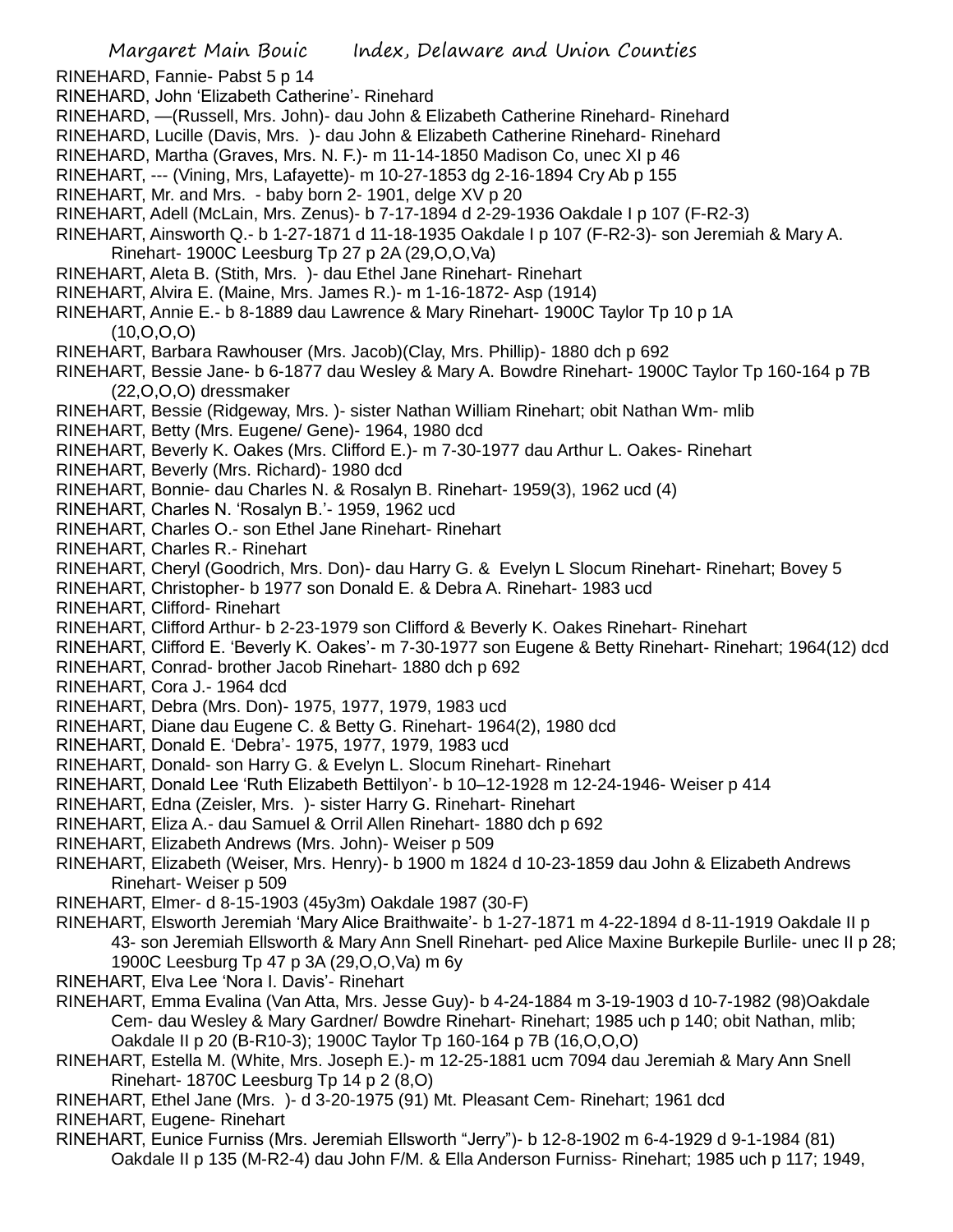RINEHARD, Fannie- Pabst 5 p 14

RINEHARD, John 'Elizabeth Catherine'- Rinehard

RINEHARD, —(Russell, Mrs. John)- dau John & Elizabeth Catherine Rinehard- Rinehard

RINEHARD, Lucille (Davis, Mrs. )- dau John & Elizabeth Catherine Rinehard- Rinehard

RINEHARD, Martha (Graves, Mrs. N. F.)- m 11-14-1850 Madison Co, unec XI p 46

RINEHART, --- (Vining, Mrs, Lafayette)- m 10-27-1853 dg 2-16-1894 Cry Ab p 155

RINEHART, Mr. and Mrs. - baby born 2- 1901, delge XV p 20

RINEHART, Adell (McLain, Mrs. Zenus)- b 7-17-1894 d 2-29-1936 Oakdale I p 107 (F-R2-3)

RINEHART, Ainsworth Q.- b 1-27-1871 d 11-18-1935 Oakdale I p 107 (F-R2-3)- son Jeremiah & Mary A. Rinehart- 1900C Leesburg Tp 27 p 2A (29,O,O,Va)

RINEHART, Aleta B. (Stith, Mrs. )- dau Ethel Jane Rinehart- Rinehart

RINEHART, Alvira E. (Maine, Mrs. James R.)- m 1-16-1872- Asp (1914)

RINEHART, Annie E.- b 8-1889 dau Lawrence & Mary Rinehart- 1900C Taylor Tp 10 p 1A (10,O,O,O)

RINEHART, Barbara Rawhouser (Mrs. Jacob)(Clay, Mrs. Phillip)- 1880 dch p 692

RINEHART, Bessie Jane- b 6-1877 dau Wesley & Mary A. Bowdre Rinehart- 1900C Taylor Tp 160-164 p 7B (22,O,O,O) dressmaker

RINEHART, Bessie (Ridgeway, Mrs. )- sister Nathan William Rinehart; obit Nathan Wm- mlib

RINEHART, Betty (Mrs. Eugene/ Gene)- 1964, 1980 dcd

RINEHART, Beverly K. Oakes (Mrs. Clifford E.)- m 7-30-1977 dau Arthur L. Oakes- Rinehart

RINEHART, Beverly (Mrs. Richard)- 1980 dcd

RINEHART, Bonnie- dau Charles N. & Rosalyn B. Rinehart- 1959(3), 1962 ucd (4)

RINEHART, Charles N. 'Rosalyn B.'- 1959, 1962 ucd

RINEHART, Charles O.- son Ethel Jane Rinehart- Rinehart

RINEHART, Charles R.- Rinehart

RINEHART, Cheryl (Goodrich, Mrs. Don)- dau Harry G. & Evelyn L Slocum Rinehart- Rinehart; Bovey 5

RINEHART, Christopher- b 1977 son Donald E. & Debra A. Rinehart- 1983 ucd

RINEHART, Clifford- Rinehart

RINEHART, Clifford Arthur- b 2-23-1979 son Clifford & Beverly K. Oakes Rinehart- Rinehart

RINEHART, Clifford E. 'Beverly K. Oakes'- m 7-30-1977 son Eugene & Betty Rinehart- Rinehart; 1964(12) dcd

RINEHART, Conrad- brother Jacob Rinehart- 1880 dch p 692

RINEHART, Cora J.- 1964 dcd

RINEHART, Debra (Mrs. Don)- 1975, 1977, 1979, 1983 ucd

RINEHART, Diane dau Eugene C. & Betty G. Rinehart- 1964(2), 1980 dcd

RINEHART, Donald E. 'Debra'- 1975, 1977, 1979, 1983 ucd

RINEHART, Donald- son Harry G. & Evelyn L. Slocum Rinehart- Rinehart

RINEHART, Donald Lee 'Ruth Elizabeth Bettilyon'- b 10–12-1928 m 12-24-1946- Weiser p 414

RINEHART, Edna (Zeisler, Mrs. )- sister Harry G. Rinehart- Rinehart

RINEHART, Eliza A.- dau Samuel & Orril Allen Rinehart- 1880 dch p 692

RINEHART, Elizabeth Andrews (Mrs. John)- Weiser p 509

RINEHART, Elizabeth (Weiser, Mrs. Henry)- b 1900 m 1824 d 10-23-1859 dau John & Elizabeth Andrews Rinehart- Weiser p 509

RINEHART, Elmer- d 8-15-1903 (45y3m) Oakdale 1987 (30-F)

RINEHART, Elsworth Jeremiah 'Mary Alice Braithwaite'- b 1-27-1871 m 4-22-1894 d 8-11-1919 Oakdale II p 43- son Jeremiah Ellsworth & Mary Ann Snell Rinehart- ped Alice Maxine Burkepile Burlile- unec II p 28; 1900C Leesburg Tp 47 p 3A (29,O,O,Va) m 6y

RINEHART, Elva Lee 'Nora I. Davis'- Rinehart

RINEHART, Emma Evalina (Van Atta, Mrs. Jesse Guy)- b 4-24-1884 m 3-19-1903 d 10-7-1982 (98)Oakdale Cem- dau Wesley & Mary Gardner/ Bowdre Rinehart- Rinehart; 1985 uch p 140; obit Nathan, mlib; Oakdale II p 20 (B-R10-3); 1900C Taylor Tp 160-164 p 7B (16,O,O,O)

RINEHART, Estella M. (White, Mrs. Joseph E.)- m 12-25-1881 ucm 7094 dau Jeremiah & Mary Ann Snell Rinehart- 1870C Leesburg Tp 14 p 2 (8,O)

RINEHART, Ethel Jane (Mrs. )- d 3-20-1975 (91) Mt. Pleasant Cem- Rinehart; 1961 dcd

RINEHART, Eugene- Rinehart

RINEHART, Eunice Furniss (Mrs. Jeremiah Ellsworth "Jerry")- b 12-8-1902 m 6-4-1929 d 9-1-1984 (81) Oakdale II p 135 (M-R2-4) dau John F/M. & Ella Anderson Furniss- Rinehart; 1985 uch p 117; 1949,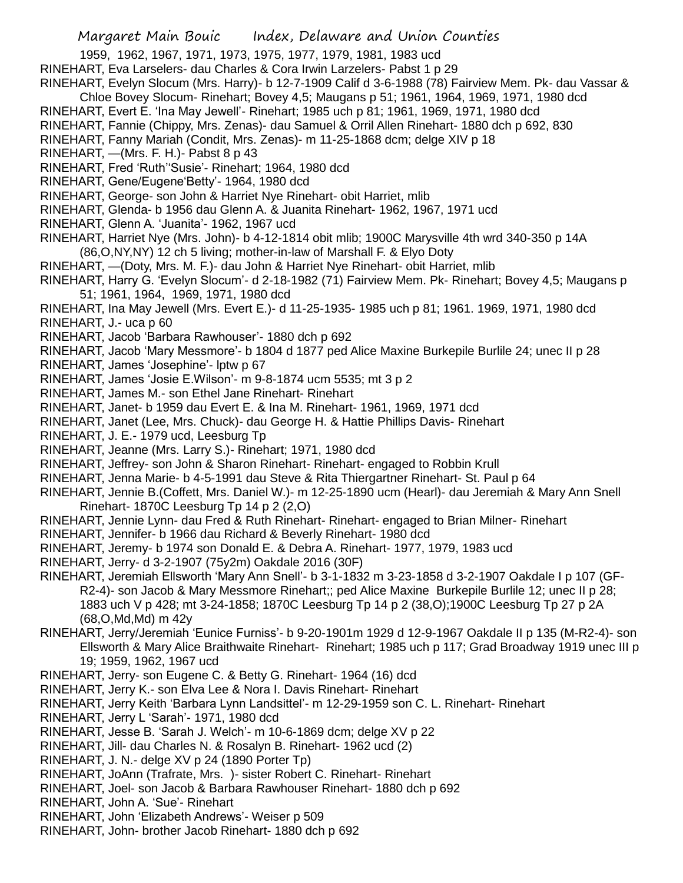1959, 1962, 1967, 1971, 1973, 1975, 1977, 1979, 1981, 1983 ucd

RINEHART, Eva Larselers- dau Charles & Cora Irwin Larzelers- Pabst 1 p 29

RINEHART, Evelyn Slocum (Mrs. Harry)- b 12-7-1909 Calif d 3-6-1988 (78) Fairview Mem. Pk- dau Vassar & Chloe Bovey Slocum- Rinehart; Bovey 4,5; Maugans p 51; 1961, 1964, 1969, 1971, 1980 dcd

RINEHART, Evert E. 'Ina May Jewell'- Rinehart; 1985 uch p 81; 1961, 1969, 1971, 1980 dcd

RINEHART, Fannie (Chippy, Mrs. Zenas)- dau Samuel & Orril Allen Rinehart- 1880 dch p 692, 830

RINEHART, Fanny Mariah (Condit, Mrs. Zenas)- m 11-25-1868 dcm; delge XIV p 18

RINEHART, —(Mrs. F. H.)- Pabst 8 p 43

RINEHART, Fred 'Ruth''Susie'- Rinehart; 1964, 1980 dcd

RINEHART, Gene/Eugene'Betty'- 1964, 1980 dcd

RINEHART, George- son John & Harriet Nye Rinehart- obit Harriet, mlib

RINEHART, Glenda- b 1956 dau Glenn A. & Juanita Rinehart- 1962, 1967, 1971 ucd

RINEHART, Glenn A. 'Juanita'- 1962, 1967 ucd

RINEHART, Harriet Nye (Mrs. John)- b 4-12-1814 obit mlib; 1900C Marysville 4th wrd 340-350 p 14A (86,O,NY,NY) 12 ch 5 living; mother-in-law of Marshall F. & Elyo Doty

RINEHART, —(Doty, Mrs. M. F.)- dau John & Harriet Nye Rinehart- obit Harriet, mlib

RINEHART, Harry G. 'Evelyn Slocum'- d 2-18-1982 (71) Fairview Mem. Pk- Rinehart; Bovey 4,5; Maugans p 51; 1961, 1964, 1969, 1971, 1980 dcd

RINEHART, Ina May Jewell (Mrs. Evert E.)- d 11-25-1935- 1985 uch p 81; 1961. 1969, 1971, 1980 dcd

RINEHART, J.- uca p 60

RINEHART, Jacob 'Barbara Rawhouser'- 1880 dch p 692

RINEHART, Jacob 'Mary Messmore'- b 1804 d 1877 ped Alice Maxine Burkepile Burlile 24; unec II p 28

RINEHART, James 'Josephine'- lptw p 67

RINEHART, James 'Josie E.Wilson'- m 9-8-1874 ucm 5535; mt 3 p 2

RINEHART, James M.- son Ethel Jane Rinehart- Rinehart

RINEHART, Janet- b 1959 dau Evert E. & Ina M. Rinehart- 1961, 1969, 1971 dcd

RINEHART, Janet (Lee, Mrs. Chuck)- dau George H. & Hattie Phillips Davis- Rinehart

RINEHART, J. E.- 1979 ucd, Leesburg Tp

RINEHART, Jeanne (Mrs. Larry S.)- Rinehart; 1971, 1980 dcd

RINEHART, Jeffrey- son John & Sharon Rinehart- Rinehart- engaged to Robbin Krull

RINEHART, Jenna Marie- b 4-5-1991 dau Steve & Rita Thiergartner Rinehart- St. Paul p 64

RINEHART, Jennie B.(Coffett, Mrs. Daniel W.)- m 12-25-1890 ucm (Hearl)- dau Jeremiah & Mary Ann Snell Rinehart- 1870C Leesburg Tp 14 p 2 (2,O)

RINEHART, Jennie Lynn- dau Fred & Ruth Rinehart- Rinehart- engaged to Brian Milner- Rinehart

RINEHART, Jennifer- b 1966 dau Richard & Beverly Rinehart- 1980 dcd

RINEHART, Jeremy- b 1974 son Donald E. & Debra A. Rinehart- 1977, 1979, 1983 ucd

RINEHART, Jerry- d 3-2-1907 (75y2m) Oakdale 2016 (30F)

RINEHART, Jeremiah Ellsworth 'Mary Ann Snell'- b 3-1-1832 m 3-23-1858 d 3-2-1907 Oakdale I p 107 (GF-R2-4)- son Jacob & Mary Messmore Rinehart;; ped Alice Maxine Burkepile Burlile 12; unec II p 28; 1883 uch V p 428; mt 3-24-1858; 1870C Leesburg Tp 14 p 2 (38,O);1900C Leesburg Tp 27 p 2A (68,O,Md,Md) m 42y

RINEHART, Jerry/Jeremiah 'Eunice Furniss'- b 9-20-1901m 1929 d 12-9-1967 Oakdale II p 135 (M-R2-4)- son Ellsworth & Mary Alice Braithwaite Rinehart- Rinehart; 1985 uch p 117; Grad Broadway 1919 unec III p 19; 1959, 1962, 1967 ucd

RINEHART, Jerry- son Eugene C. & Betty G. Rinehart- 1964 (16) dcd

RINEHART, Jerry K.- son Elva Lee & Nora I. Davis Rinehart- Rinehart

RINEHART, Jerry Keith 'Barbara Lynn Landsittel'- m 12-29-1959 son C. L. Rinehart- Rinehart

RINEHART, Jerry L 'Sarah'- 1971, 1980 dcd

RINEHART, Jesse B. 'Sarah J. Welch'- m 10-6-1869 dcm; delge XV p 22

RINEHART, Jill- dau Charles N. & Rosalyn B. Rinehart- 1962 ucd (2)

RINEHART, J. N.- delge XV p 24 (1890 Porter Tp)

RINEHART, JoAnn (Trafrate, Mrs. )- sister Robert C. Rinehart- Rinehart

RINEHART, Joel- son Jacob & Barbara Rawhouser Rinehart- 1880 dch p 692

RINEHART, John A. 'Sue'- Rinehart

RINEHART, John 'Elizabeth Andrews'- Weiser p 509

RINEHART, John- brother Jacob Rinehart- 1880 dch p 692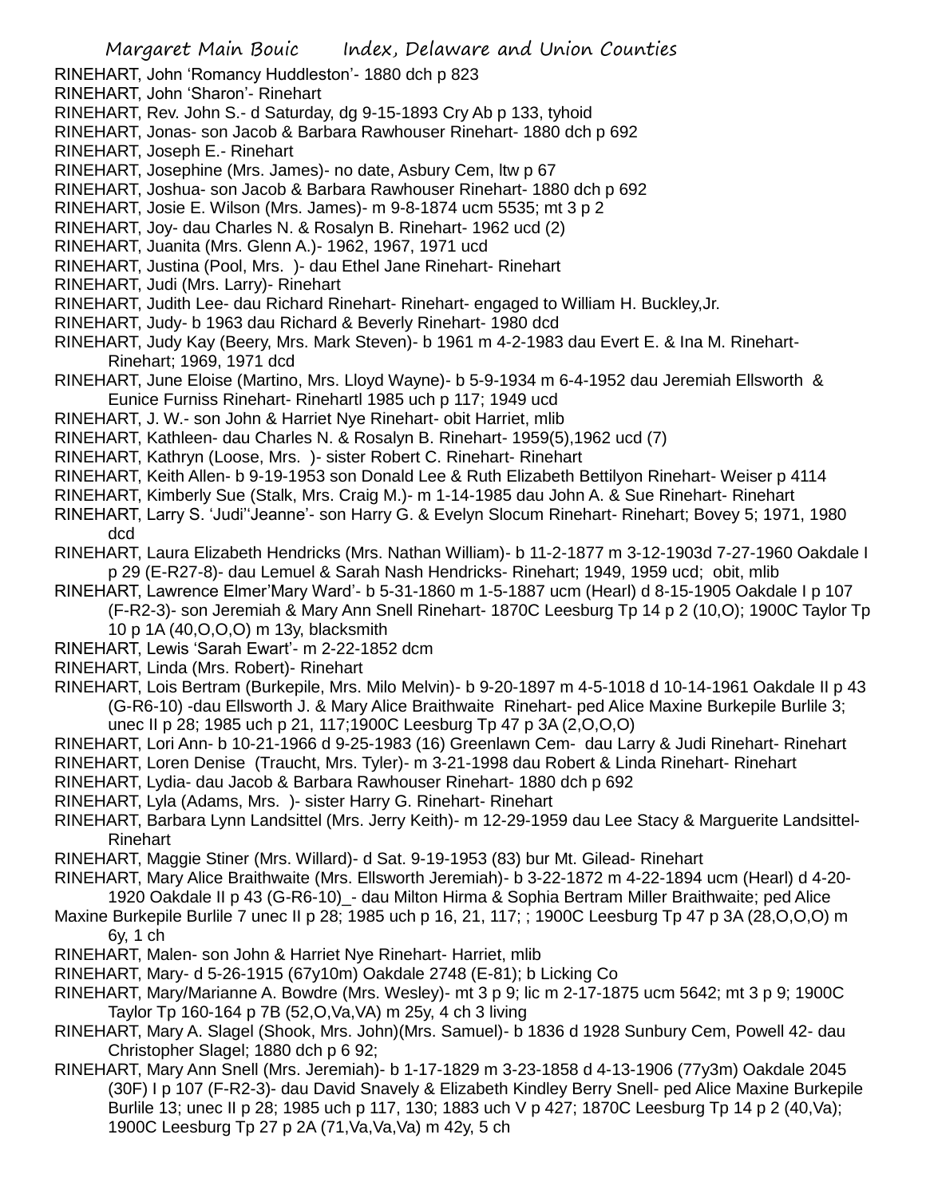RINEHART, John 'Romancy Huddleston'- 1880 dch p 823

RINEHART, John 'Sharon'- Rinehart

RINEHART, Rev. John S.- d Saturday, dg 9-15-1893 Cry Ab p 133, tyhoid

RINEHART, Jonas- son Jacob & Barbara Rawhouser Rinehart- 1880 dch p 692

RINEHART, Joseph E.- Rinehart

RINEHART, Josephine (Mrs. James)- no date, Asbury Cem, ltw p 67

RINEHART, Joshua- son Jacob & Barbara Rawhouser Rinehart- 1880 dch p 692

RINEHART, Josie E. Wilson (Mrs. James)- m 9-8-1874 ucm 5535; mt 3 p 2

RINEHART, Joy- dau Charles N. & Rosalyn B. Rinehart- 1962 ucd (2)

RINEHART, Juanita (Mrs. Glenn A.)- 1962, 1967, 1971 ucd

RINEHART, Justina (Pool, Mrs. )- dau Ethel Jane Rinehart- Rinehart

RINEHART, Judi (Mrs. Larry)- Rinehart

RINEHART, Judith Lee- dau Richard Rinehart- Rinehart- engaged to William H. Buckley,Jr.

RINEHART, Judy- b 1963 dau Richard & Beverly Rinehart- 1980 dcd

RINEHART, Judy Kay (Beery, Mrs. Mark Steven)- b 1961 m 4-2-1983 dau Evert E. & Ina M. Rinehart- Rinehart; 1969, 1971 dcd

RINEHART, June Eloise (Martino, Mrs. Lloyd Wayne)- b 5-9-1934 m 6-4-1952 dau Jeremiah Ellsworth & Eunice Furniss Rinehart- Rinehartl 1985 uch p 117; 1949 ucd

RINEHART, J. W.- son John & Harriet Nye Rinehart- obit Harriet, mlib

RINEHART, Kathleen- dau Charles N. & Rosalyn B. Rinehart- 1959(5),1962 ucd (7)

RINEHART, Kathryn (Loose, Mrs. )- sister Robert C. Rinehart- Rinehart

RINEHART, Keith Allen- b 9-19-1953 son Donald Lee & Ruth Elizabeth Bettilyon Rinehart- Weiser p 4114

RINEHART, Kimberly Sue (Stalk, Mrs. Craig M.)- m 1-14-1985 dau John A. & Sue Rinehart- Rinehart

RINEHART, Larry S. 'Judi''Jeanne'- son Harry G. & Evelyn Slocum Rinehart- Rinehart; Bovey 5; 1971, 1980 dcd

RINEHART, Laura Elizabeth Hendricks (Mrs. Nathan William)- b 11-2-1877 m 3-12-1903d 7-27-1960 Oakdale I p 29 (E-R27-8)- dau Lemuel & Sarah Nash Hendricks- Rinehart; 1949, 1959 ucd; obit, mlib

RINEHART, Lawrence Elmer'Mary Ward'- b 5-31-1860 m 1-5-1887 ucm (Hearl) d 8-15-1905 Oakdale I p 107 (F-R2-3)- son Jeremiah & Mary Ann Snell Rinehart- 1870C Leesburg Tp 14 p 2 (10,O); 1900C Taylor Tp 10 p 1A (40,O,O,O) m 13y, blacksmith

RINEHART, Lewis 'Sarah Ewart'- m 2-22-1852 dcm

RINEHART, Linda (Mrs. Robert)- Rinehart

RINEHART, Lois Bertram (Burkepile, Mrs. Milo Melvin)- b 9-20-1897 m 4-5-1018 d 10-14-1961 Oakdale II p 43 (G-R6-10) -dau Ellsworth J. & Mary Alice Braithwaite Rinehart- ped Alice Maxine Burkepile Burlile 3; unec II p 28; 1985 uch p 21, 117;1900C Leesburg Tp 47 p 3A (2,O,O,O)

RINEHART, Lori Ann- b 10-21-1966 d 9-25-1983 (16) Greenlawn Cem- dau Larry & Judi Rinehart- Rinehart

RINEHART, Loren Denise (Traucht, Mrs. Tyler)- m 3-21-1998 dau Robert & Linda Rinehart- Rinehart

RINEHART, Lydia- dau Jacob & Barbara Rawhouser Rinehart- 1880 dch p 692

RINEHART, Lyla (Adams, Mrs. )- sister Harry G. Rinehart- Rinehart

RINEHART, Barbara Lynn Landsittel (Mrs. Jerry Keith)- m 12-29-1959 dau Lee Stacy & Marguerite Landsittel- Rinehart

RINEHART, Maggie Stiner (Mrs. Willard)- d Sat. 9-19-1953 (83) bur Mt. Gilead- Rinehart

RINEHART, Mary Alice Braithwaite (Mrs. Ellsworth Jeremiah)- b 3-22-1872 m 4-22-1894 ucm (Hearl) d 4-20-1920 Oakdale II p 43 (G-R6-10)_- dau Milton Hirma & Sophia Bertram Miller Braithwaite; ped Alice Maxine Burkepile Burlile 7 unec II p 28; 1985 uch p 16, 21, 117; ; 1900C Leesburg Tp 47 p 3A (28,O,O,O) m 6y, 1 ch

RINEHART, Malen- son John & Harriet Nye Rinehart- Harriet, mlib

RINEHART, Mary- d 5-26-1915 (67y10m) Oakdale 2748 (E-81); b Licking Co

RINEHART, Mary/Marianne A. Bowdre (Mrs. Wesley)- mt 3 p 9; lic m 2-17-1875 ucm 5642; mt 3 p 9; 1900C Taylor Tp 160-164 p 7B (52,O,Va,VA) m 25y, 4 ch 3 living

RINEHART, Mary A. Slagel (Shook, Mrs. John)(Mrs. Samuel)- b 1836 d 1928 Sunbury Cem, Powell 42- dau Christopher Slagel; 1880 dch p 6 92;

RINEHART, Mary Ann Snell (Mrs. Jeremiah)- b 1-17-1829 m 3-23-1858 d 4-13-1906 (77y3m) Oakdale 2045 (30F) I p 107 (F-R2-3)- dau David Snavely & Elizabeth Kindley Berry Snell- ped Alice Maxine Burkepile Burlile 13; unec II p 28; 1985 uch p 117, 130; 1883 uch V p 427; 1870C Leesburg Tp 14 p 2 (40,Va); 1900C Leesburg Tp 27 p 2A (71,Va,Va,Va) m 42y, 5 ch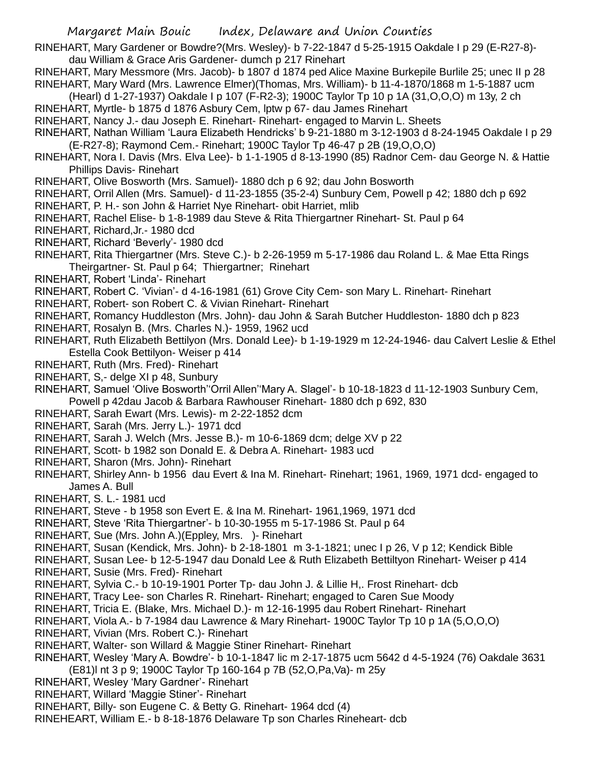RINEHART, Mary Gardener or Bowdre?(Mrs. Wesley)- b 7-22-1847 d 5-25-1915 Oakdale I p 29 (E-R27-8)- dau William & Grace Aris Gardener- dumch p 217 Rinehart

RINEHART, Mary Messmore (Mrs. Jacob)- b 1807 d 1874 ped Alice Maxine Burkepile Burlile 25; unec II p 28

RINEHART, Mary Ward (Mrs. Lawrence Elmer)(Thomas, Mrs. William)- b 11-4-1870/1868 m 1-5-1887 ucm (Hearl) d 1-27-1937) Oakdale I p 107 (F-R2-3); 1900C Taylor Tp 10 p 1A (31,O,O,O) m 13y, 2 ch

RINEHART, Myrtle- b 1875 d 1876 Asbury Cem, lptw p 67- dau James Rinehart

RINEHART, Nancy J.- dau Joseph E. Rinehart- Rinehart- engaged to Marvin L. Sheets

RINEHART, Nathan William 'Laura Elizabeth Hendricks' b 9-21-1880 m 3-12-1903 d 8-24-1945 Oakdale I p 29 (E-R27-8); Raymond Cem.- Rinehart; 1900C Taylor Tp 46-47 p 2B (19,O,O,O)

RINEHART, Nora I. Davis (Mrs. Elva Lee)- b 1-1-1905 d 8-13-1990 (85) Radnor Cem- dau George N. & Hattie Phillips Davis- Rinehart

RINEHART, Olive Bosworth (Mrs. Samuel)- 1880 dch p 6 92; dau John Bosworth

RINEHART, Orril Allen (Mrs. Samuel)- d 11-23-1855 (35-2-4) Sunbury Cem, Powell p 42; 1880 dch p 692

RINEHART, P. H.- son John & Harriet Nye Rinehart- obit Harriet, mlib

RINEHART, Rachel Elise- b 1-8-1989 dau Steve & Rita Thiergartner Rinehart- St. Paul p 64

RINEHART, Richard,Jr.- 1980 dcd

RINEHART, Richard 'Beverly'- 1980 dcd

RINEHART, Rita Thiergartner (Mrs. Steve C.)- b 2-26-1959 m 5-17-1986 dau Roland L. & Mae Etta Rings Theirgartner- St. Paul p 64; Thiergartner; Rinehart

RINEHART, Robert 'Linda'- Rinehart

RINEHART, Robert C. 'Vivian'- d 4-16-1981 (61) Grove City Cem- son Mary L. Rinehart- Rinehart

RINEHART, Robert- son Robert C. & Vivian Rinehart- Rinehart

RINEHART, Romancy Huddleston (Mrs. John)- dau John & Sarah Butcher Huddleston- 1880 dch p 823

RINEHART, Rosalyn B. (Mrs. Charles N.)- 1959, 1962 ucd

RINEHART, Ruth Elizabeth Bettilyon (Mrs. Donald Lee)- b 1-19-1929 m 12-24-1946- dau Calvert Leslie & Ethel Estella Cook Bettilyon- Weiser p 414

RINEHART, Ruth (Mrs. Fred)- Rinehart

RINEHART, S,- delge XI p 48, Sunbury

RINEHART, Samuel 'Olive Bosworth''Orril Allen''Mary A. Slagel'- b 10-18-1823 d 11-12-1903 Sunbury Cem, Powell p 42dau Jacob & Barbara Rawhouser Rinehart- 1880 dch p 692, 830

RINEHART, Sarah Ewart (Mrs. Lewis)- m 2-22-1852 dcm

RINEHART, Sarah (Mrs. Jerry L.)- 1971 dcd

RINEHART, Sarah J. Welch (Mrs. Jesse B.)- m 10-6-1869 dcm; delge XV p 22

RINEHART, Scott- b 1982 son Donald E. & Debra A. Rinehart- 1983 ucd

RINEHART, Sharon (Mrs. John)- Rinehart

RINEHART, Shirley Ann- b 1956 dau Evert & Ina M. Rinehart- Rinehart; 1961, 1969, 1971 dcd- engaged to James A. Bull

RINEHART, S. L.- 1981 ucd

RINEHART, Steve - b 1958 son Evert E. & Ina M. Rinehart- 1961,1969, 1971 dcd

RINEHART, Steve 'Rita Thiergartner'- b 10-30-1955 m 5-17-1986 St. Paul p 64

RINEHART, Sue (Mrs. John A.)(Eppley, Mrs. )- Rinehart

RINEHART, Susan (Kendick, Mrs. John)- b 2-18-1801 m 3-1-1821; unec I p 26, V p 12; Kendick Bible

RINEHART, Susan Lee- b 12-5-1947 dau Donald Lee & Ruth Elizabeth Bettiltyon Rinehart- Weiser p 414

RINEHART, Susie (Mrs. Fred)- Rinehart

RINEHART, Sylvia C.- b 10-19-1901 Porter Tp- dau John J. & Lillie H,. Frost Rinehart- dcb

RINEHART, Tracy Lee- son Charles R. Rinehart- Rinehart; engaged to Caren Sue Moody

RINEHART, Tricia E. (Blake, Mrs. Michael D.)- m 12-16-1995 dau Robert Rinehart- Rinehart

RINEHART, Viola A.- b 7-1984 dau Lawrence & Mary Rinehart- 1900C Taylor Tp 10 p 1A (5,O,O,O)

RINEHART, Vivian (Mrs. Robert C.)- Rinehart

RINEHART, Walter- son Willard & Maggie Stiner Rinehart- Rinehart

RINEHART, Wesley 'Mary A. Bowdre'- b 10-1-1847 lic m 2-17-1875 ucm 5642 d 4-5-1924 (76) Oakdale 3631 (E81)l nt 3 p 9; 1900C Taylor Tp 160-164 p 7B (52,O,Pa,Va)- m 25y

RINEHART, Wesley 'Mary Gardner'- Rinehart

RINEHART, Willard 'Maggie Stiner'- Rinehart

RINEHART, Billy- son Eugene C. & Betty G. Rinehart- 1964 dcd (4)

RINEHEART, William E.- b 8-18-1876 Delaware Tp son Charles Rineheart- dcb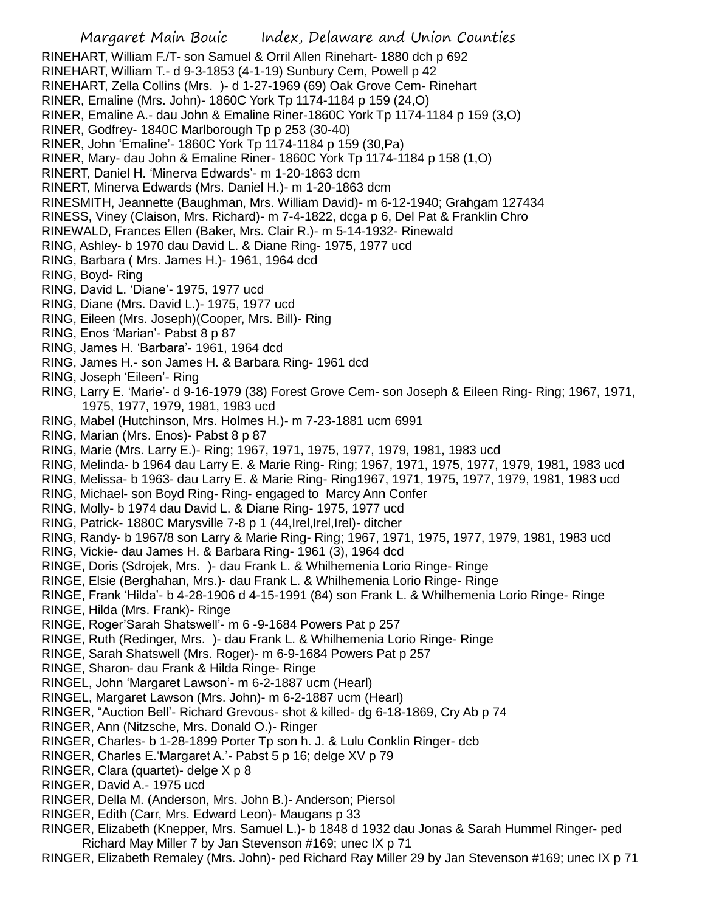RINEHART, William F./T- son Samuel & Orril Allen Rinehart- 1880 dch p 692
RINEHART, William T.- d 9-3-1853 (4-1-19) Sunbury Cem, Powell p 42
RINEHART, Zella Collins (Mrs.  )- d 1-27-1969 (69) Oak Grove Cem- Rinehart
RINER, Emaline (Mrs. John)- 1860C York Tp 1174-1184 p 159 (24,O)
RINER, Emaline A.- dau John & Emaline Riner-1860C York Tp 1174-1184 p 159 (3,O)
RINER, Godfrey- 1840C Marlborough Tp p 253 (30-40)
RINER, John 'Emaline'- 1860C York Tp 1174-1184 p 159 (30,Pa)
RINER, Mary- dau John & Emaline Riner- 1860C York Tp 1174-1184 p 158 (1,O)
RINERT, Daniel H. 'Minerva Edwards'- m 1-20-1863 dcm
RINERT, Minerva Edwards (Mrs. Daniel H.)- m 1-20-1863 dcm
RINESMITH, Jeannette (Baughman, Mrs. William David)- m 6-12-1940; Grahgam 127434
RINESS, Viney (Claison, Mrs. Richard)- m 7-4-1822, dcga p 6, Del Pat & Franklin Chro
RINEWALD, Frances Ellen (Baker, Mrs. Clair R.)- m 5-14-1932- Rinewald
RING, Ashley- b 1970 dau David L. & Diane Ring- 1975, 1977 ucd
RING, Barbara ( Mrs. James H.)- 1961, 1964 dcd
RING, Boyd- Ring
RING, David L. 'Diane'- 1975, 1977 ucd
RING, Diane (Mrs. David L.)- 1975, 1977 ucd
RING, Eileen (Mrs. Joseph)(Cooper, Mrs. Bill)- Ring
RING, Enos 'Marian'- Pabst 8 p 87
RING, James H. 'Barbara'- 1961, 1964 dcd
RING, James H.- son James H. & Barbara Ring- 1961 dcd
RING, Joseph 'Eileen'- Ring
RING, Larry E. 'Marie'- d 9-16-1979 (38) Forest Grove Cem- son Joseph & Eileen Ring- Ring; 1967, 1971, 1975, 1977, 1979, 1981, 1983 ucd
RING, Mabel (Hutchinson, Mrs. Holmes H.)- m 7-23-1881 ucm 6991
RING, Marian (Mrs. Enos)- Pabst 8 p 87
RING, Marie (Mrs. Larry E.)- Ring; 1967, 1971, 1975, 1977, 1979, 1981, 1983 ucd
RING, Melinda- b 1964 dau Larry E. & Marie Ring- Ring; 1967, 1971, 1975, 1977, 1979, 1981, 1983 ucd
RING, Melissa- b 1963- dau Larry E. & Marie Ring- Ring1967, 1971, 1975, 1977, 1979, 1981, 1983 ucd
RING, Michael- son Boyd Ring- Ring- engaged to  Marcy Ann Confer
RING, Molly- b 1974 dau David L. & Diane Ring- 1975, 1977 ucd
RING, Patrick- 1880C Marysville 7-8 p 1 (44,Irel,Irel,Irel)- ditcher
RING, Randy- b 1967/8 son Larry & Marie Ring- Ring; 1967, 1971, 1975, 1977, 1979, 1981, 1983 ucd
RING, Vickie- dau James H. & Barbara Ring- 1961 (3), 1964 dcd
RINGE, Doris (Sdrojek, Mrs.  )- dau Frank L. & Whilhemenia Lorio Ringe- Ringe
RINGE, Elsie (Berghahan, Mrs.)- dau Frank L. & Whilhemenia Lorio Ringe- Ringe
RINGE, Frank 'Hilda'- b 4-28-1906 d 4-15-1991 (84) son Frank L. & Whilhemenia Lorio Ringe- Ringe
RINGE, Hilda (Mrs. Frank)- Ringe
RINGE, Roger'Sarah Shatswell'- m 6 -9-1684 Powers Pat p 257
RINGE, Ruth (Redinger, Mrs.  )- dau Frank L. & Whilhemenia Lorio Ringe- Ringe
RINGE, Sarah Shatswell (Mrs. Roger)- m 6-9-1684 Powers Pat p 257
RINGE, Sharon- dau Frank & Hilda Ringe- Ringe
RINGEL, John 'Margaret Lawson'- m 6-2-1887 ucm (Hearl)
RINGEL, Margaret Lawson (Mrs. John)- m 6-2-1887 ucm (Hearl)
RINGER, "Auction Bell'- Richard Grevous- shot & killed- dg 6-18-1869, Cry Ab p 74
RINGER, Ann (Nitzsche, Mrs. Donald O.)- Ringer
RINGER, Charles- b 1-28-1899 Porter Tp son h. J. & Lulu Conklin Ringer- dcb
RINGER, Charles E.'Margaret A.'- Pabst 5 p 16; delge XV p 79
RINGER, Clara (quartet)- delge X p 8
RINGER, David A.- 1975 ucd
RINGER, Della M. (Anderson, Mrs. John B.)- Anderson; Piersol
RINGER, Edith (Carr, Mrs. Edward Leon)- Maugans p 33
RINGER, Elizabeth (Knepper, Mrs. Samuel L.)- b 1848 d 1932 dau Jonas & Sarah Hummel Ringer- ped Richard May Miller 7 by Jan Stevenson #169; unec IX p 71
RINGER, Elizabeth Remaley (Mrs. John)- ped Richard Ray Miller 29 by Jan Stevenson #169; unec IX p 71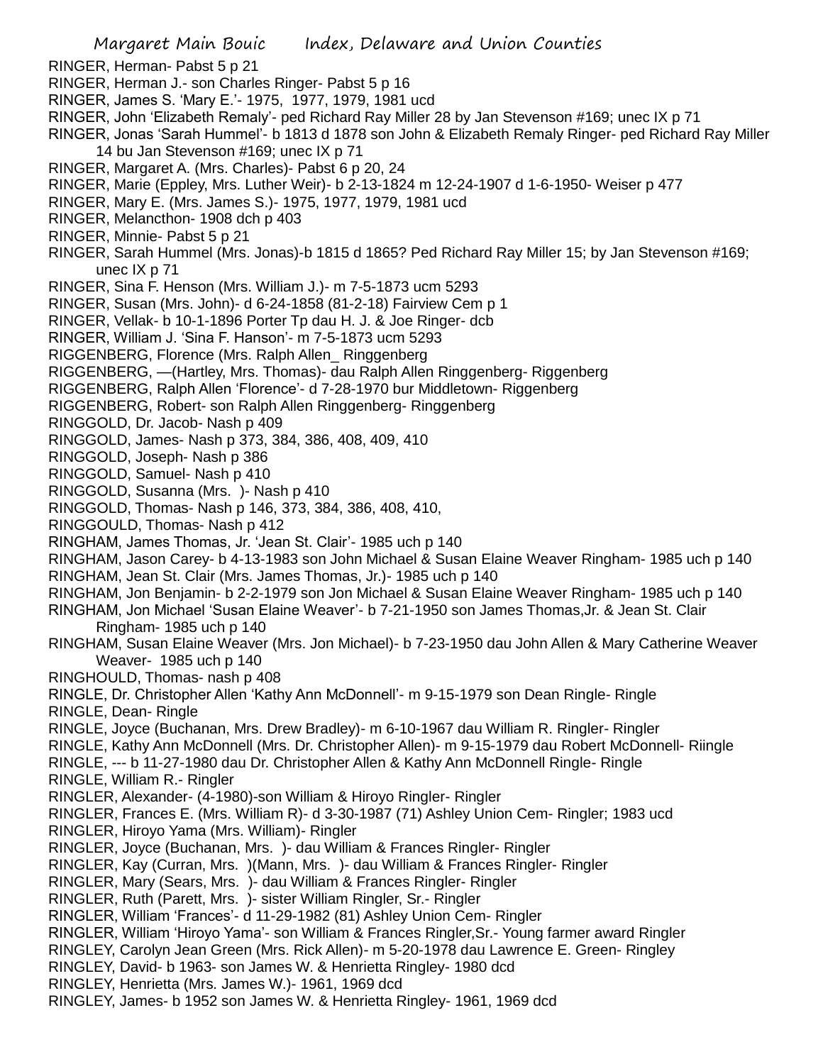RINGER, Herman- Pabst 5 p 21
RINGER, Herman J.- son Charles Ringer- Pabst 5 p 16
RINGER, James S. 'Mary E.'- 1975, 1977, 1979, 1981 ucd
RINGER, John 'Elizabeth Remaly'- ped Richard Ray Miller 28 by Jan Stevenson #169; unec IX p 71
RINGER, Jonas 'Sarah Hummel'- b 1813 d 1878 son John & Elizabeth Remaly Ringer- ped Richard Ray Miller 14 bu Jan Stevenson #169; unec IX p 71
RINGER, Margaret A. (Mrs. Charles)- Pabst 6 p 20, 24
RINGER, Marie (Eppley, Mrs. Luther Weir)- b 2-13-1824 m 12-24-1907 d 1-6-1950- Weiser p 477
RINGER, Mary E. (Mrs. James S.)- 1975, 1977, 1979, 1981 ucd
RINGER, Melancthon- 1908 dch p 403
RINGER, Minnie- Pabst 5 p 21
RINGER, Sarah Hummel (Mrs. Jonas)-b 1815 d 1865? Ped Richard Ray Miller 15; by Jan Stevenson #169; unec IX p 71
RINGER, Sina F. Henson (Mrs. William J.)- m 7-5-1873 ucm 5293
RINGER, Susan (Mrs. John)- d 6-24-1858 (81-2-18) Fairview Cem p 1
RINGER, Vellak- b 10-1-1896 Porter Tp dau H. J. & Joe Ringer- dcb
RINGER, William J. 'Sina F. Hanson'- m 7-5-1873 ucm 5293
RIGGENBERG, Florence (Mrs. Ralph Allen_ Ringgenberg
RIGGENBERG, —(Hartley, Mrs. Thomas)- dau Ralph Allen Ringgenberg- Riggenberg
RIGGENBERG, Ralph Allen 'Florence'- d 7-28-1970 bur Middletown- Riggenberg
RIGGENBERG, Robert- son Ralph Allen Ringgenberg- Ringgenberg
RINGGOLD, Dr. Jacob- Nash p 409
RINGGOLD, James- Nash p 373, 384, 386, 408, 409, 410
RINGGOLD, Joseph- Nash p 386
RINGGOLD, Samuel- Nash p 410
RINGGOLD, Susanna (Mrs. )- Nash p 410
RINGGOLD, Thomas- Nash p 146, 373, 384, 386, 408, 410,
RINGGOULD, Thomas- Nash p 412
RINGHAM, James Thomas, Jr. 'Jean St. Clair'- 1985 uch p 140
RINGHAM, Jason Carey- b 4-13-1983 son John Michael & Susan Elaine Weaver Ringham- 1985 uch p 140
RINGHAM, Jean St. Clair (Mrs. James Thomas, Jr.)- 1985 uch p 140
RINGHAM, Jon Benjamin- b 2-2-1979 son Jon Michael & Susan Elaine Weaver Ringham- 1985 uch p 140
RINGHAM, Jon Michael 'Susan Elaine Weaver'- b 7-21-1950 son James Thomas,Jr. & Jean St. Clair Ringham- 1985 uch p 140
RINGHAM, Susan Elaine Weaver (Mrs. Jon Michael)- b 7-23-1950 dau John Allen & Mary Catherine Weaver Weaver- 1985 uch p 140
RINGHOULD, Thomas- nash p 408
RINGLE, Dr. Christopher Allen 'Kathy Ann McDonnell'- m 9-15-1979 son Dean Ringle- Ringle
RINGLE, Dean- Ringle
RINGLE, Joyce (Buchanan, Mrs. Drew Bradley)- m 6-10-1967 dau William R. Ringler- Ringler
RINGLE, Kathy Ann McDonnell (Mrs. Dr. Christopher Allen)- m 9-15-1979 dau Robert McDonnell- Riingle
RINGLE, --- b 11-27-1980 dau Dr. Christopher Allen & Kathy Ann McDonnell Ringle- Ringle
RINGLE, William R.- Ringler
RINGLER, Alexander- (4-1980)-son William & Hiroyo Ringler- Ringler
RINGLER, Frances E. (Mrs. William R)- d 3-30-1987 (71) Ashley Union Cem- Ringler; 1983 ucd
RINGLER, Hiroyo Yama (Mrs. William)- Ringler
RINGLER, Joyce (Buchanan, Mrs. )- dau William & Frances Ringler- Ringler
RINGLER, Kay (Curran, Mrs. )(Mann, Mrs. )- dau William & Frances Ringler- Ringler
RINGLER, Mary (Sears, Mrs. )- dau William & Frances Ringler- Ringler
RINGLER, Ruth (Parett, Mrs. )- sister William Ringler, Sr.- Ringler
RINGLER, William 'Frances'- d 11-29-1982 (81) Ashley Union Cem- Ringler
RINGLER, William 'Hiroyo Yama'- son William & Frances Ringler,Sr.- Young farmer award Ringler
RINGLEY, Carolyn Jean Green (Mrs. Rick Allen)- m 5-20-1978 dau Lawrence E. Green- Ringley
RINGLEY, David- b 1963- son James W. & Henrietta Ringley- 1980 dcd
RINGLEY, Henrietta (Mrs. James W.)- 1961, 1969 dcd
RINGLEY, James- b 1952 son James W. & Henrietta Ringley- 1961, 1969 dcd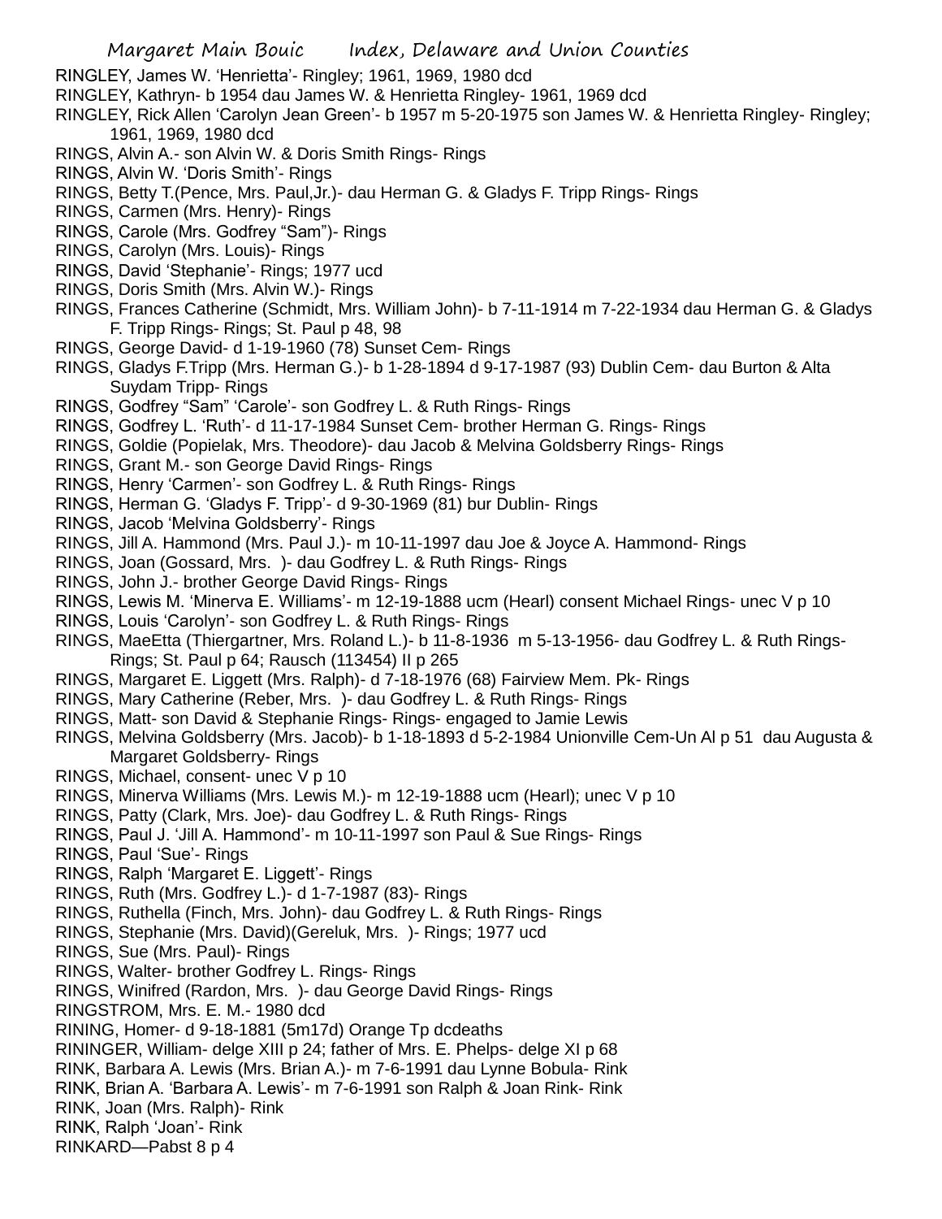RINGLEY, James W. 'Henrietta'- Ringley; 1961, 1969, 1980 dcd
RINGLEY, Kathryn- b 1954 dau James W. & Henrietta Ringley- 1961, 1969 dcd
RINGLEY, Rick Allen 'Carolyn Jean Green'- b 1957 m 5-20-1975 son James W. & Henrietta Ringley- Ringley; 1961, 1969, 1980 dcd
RINGS, Alvin A.- son Alvin W. & Doris Smith Rings- Rings
RINGS, Alvin W. 'Doris Smith'- Rings
RINGS, Betty T.(Pence, Mrs. Paul,Jr.)- dau Herman G. & Gladys F. Tripp Rings- Rings
RINGS, Carmen (Mrs. Henry)- Rings
RINGS, Carole (Mrs. Godfrey "Sam")- Rings
RINGS, Carolyn (Mrs. Louis)- Rings
RINGS, David 'Stephanie'- Rings; 1977 ucd
RINGS, Doris Smith (Mrs. Alvin W.)- Rings
RINGS, Frances Catherine (Schmidt, Mrs. William John)- b 7-11-1914 m 7-22-1934 dau Herman G. & Gladys F. Tripp Rings- Rings; St. Paul p 48, 98
RINGS, George David- d 1-19-1960 (78) Sunset Cem- Rings
RINGS, Gladys F.Tripp (Mrs. Herman G.)- b 1-28-1894 d 9-17-1987 (93) Dublin Cem- dau Burton & Alta Suydam Tripp- Rings
RINGS, Godfrey "Sam" 'Carole'- son Godfrey L. & Ruth Rings- Rings
RINGS, Godfrey L. 'Ruth'- d 11-17-1984 Sunset Cem- brother Herman G. Rings- Rings
RINGS, Goldie (Popielak, Mrs. Theodore)- dau Jacob & Melvina Goldsberry Rings- Rings
RINGS, Grant M.- son George David Rings- Rings
RINGS, Henry 'Carmen'- son Godfrey L. & Ruth Rings- Rings
RINGS, Herman G. 'Gladys F. Tripp'- d 9-30-1969 (81) bur Dublin- Rings
RINGS, Jacob 'Melvina Goldsberry'- Rings
RINGS, Jill A. Hammond (Mrs. Paul J.)- m 10-11-1997 dau Joe & Joyce A. Hammond- Rings
RINGS, Joan (Gossard, Mrs. )- dau Godfrey L. & Ruth Rings- Rings
RINGS, John J.- brother George David Rings- Rings
RINGS, Lewis M. 'Minerva E. Williams'- m 12-19-1888 ucm (Hearl) consent Michael Rings- unec V p 10
RINGS, Louis 'Carolyn'- son Godfrey L. & Ruth Rings- Rings
RINGS, MaeEtta (Thiergartner, Mrs. Roland L.)- b 11-8-1936 m 5-13-1956- dau Godfrey L. & Ruth Rings- Rings; St. Paul p 64; Rausch (113454) II p 265
RINGS, Margaret E. Liggett (Mrs. Ralph)- d 7-18-1976 (68) Fairview Mem. Pk- Rings
RINGS, Mary Catherine (Reber, Mrs. )- dau Godfrey L. & Ruth Rings- Rings
RINGS, Matt- son David & Stephanie Rings- Rings- engaged to Jamie Lewis
RINGS, Melvina Goldsberry (Mrs. Jacob)- b 1-18-1893 d 5-2-1984 Unionville Cem-Un Al p 51 dau Augusta & Margaret Goldsberry- Rings
RINGS, Michael, consent- unec V p 10
RINGS, Minerva Williams (Mrs. Lewis M.)- m 12-19-1888 ucm (Hearl); unec V p 10
RINGS, Patty (Clark, Mrs. Joe)- dau Godfrey L. & Ruth Rings- Rings
RINGS, Paul J. 'Jill A. Hammond'- m 10-11-1997 son Paul & Sue Rings- Rings
RINGS, Paul 'Sue'- Rings
RINGS, Ralph 'Margaret E. Liggett'- Rings
RINGS, Ruth (Mrs. Godfrey L.)- d 1-7-1987 (83)- Rings
RINGS, Ruthella (Finch, Mrs. John)- dau Godfrey L. & Ruth Rings- Rings
RINGS, Stephanie (Mrs. David)(Gereluk, Mrs. )- Rings; 1977 ucd
RINGS, Sue (Mrs. Paul)- Rings
RINGS, Walter- brother Godfrey L. Rings- Rings
RINGS, Winifred (Rardon, Mrs. )- dau George David Rings- Rings
RINGSTROM, Mrs. E. M.- 1980 dcd
RINING, Homer- d 9-18-1881 (5m17d) Orange Tp dcdeaths
RININGER, William- delge XIII p 24; father of Mrs. E. Phelps- delge XI p 68
RINK, Barbara A. Lewis (Mrs. Brian A.)- m 7-6-1991 dau Lynne Bobula- Rink
RINK, Brian A. 'Barbara A. Lewis'- m 7-6-1991 son Ralph & Joan Rink- Rink
RINK, Joan (Mrs. Ralph)- Rink
RINK, Ralph 'Joan'- Rink
RINKARD—Pabst 8 p 4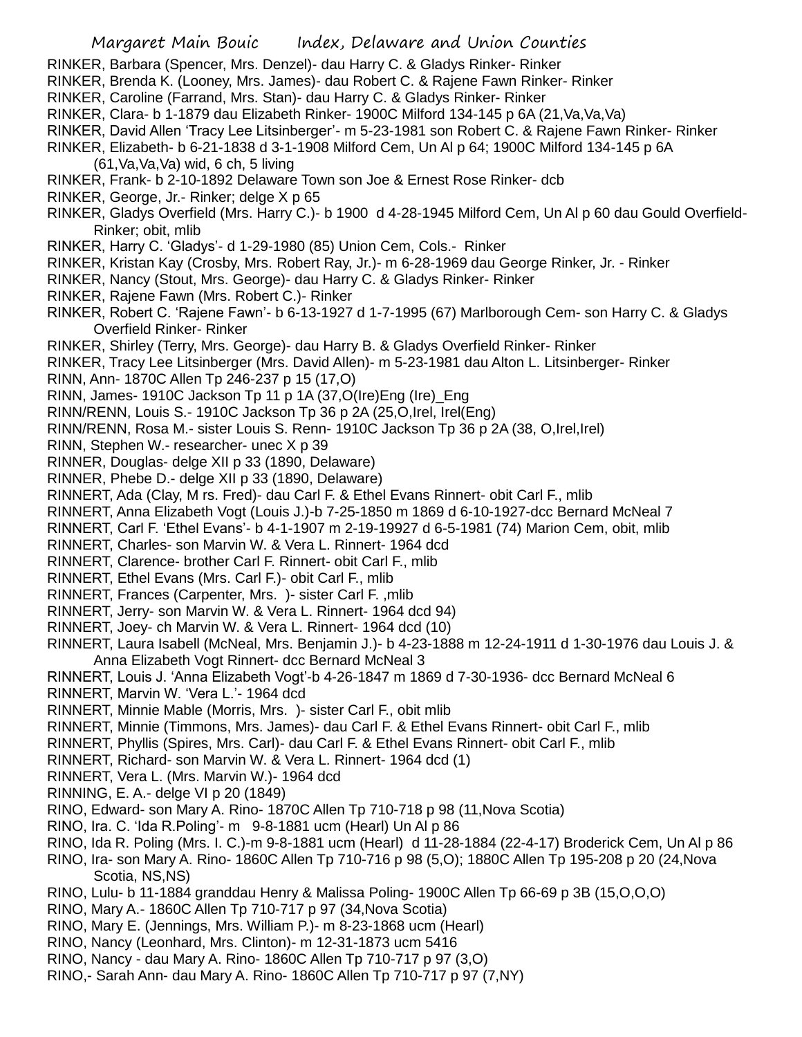RINKER, Barbara (Spencer, Mrs. Denzel)- dau Harry C. & Gladys Rinker- Rinker
RINKER, Brenda K. (Looney, Mrs. James)- dau Robert C. & Rajene Fawn Rinker- Rinker
RINKER, Caroline (Farrand, Mrs. Stan)- dau Harry C. & Gladys Rinker- Rinker
RINKER, Clara- b 1-1879 dau Elizabeth Rinker- 1900C Milford 134-145 p 6A (21,Va,Va,Va)
RINKER, David Allen 'Tracy Lee Litsinberger'- m 5-23-1981 son Robert C. & Rajene Fawn Rinker- Rinker
RINKER, Elizabeth- b 6-21-1838 d 3-1-1908 Milford Cem, Un Al p 64; 1900C Milford 134-145 p 6A (61,Va,Va,Va) wid, 6 ch, 5 living
RINKER, Frank- b 2-10-1892 Delaware Town son Joe & Ernest Rose Rinker- dcb
RINKER, George, Jr.- Rinker; delge X p 65
RINKER, Gladys Overfield (Mrs. Harry C.)- b 1900 d 4-28-1945 Milford Cem, Un Al p 60 dau Gould Overfield- Rinker; obit, mlib
RINKER, Harry C. 'Gladys'- d 1-29-1980 (85) Union Cem, Cols.- Rinker
RINKER, Kristan Kay (Crosby, Mrs. Robert Ray, Jr.)- m 6-28-1969 dau George Rinker, Jr. - Rinker
RINKER, Nancy (Stout, Mrs. George)- dau Harry C. & Gladys Rinker- Rinker
RINKER, Rajene Fawn (Mrs. Robert C.)- Rinker
RINKER, Robert C. 'Rajene Fawn'- b 6-13-1927 d 1-7-1995 (67) Marlborough Cem- son Harry C. & Gladys Overfield Rinker- Rinker
RINKER, Shirley (Terry, Mrs. George)- dau Harry B. & Gladys Overfield Rinker- Rinker
RINKER, Tracy Lee Litsinberger (Mrs. David Allen)- m 5-23-1981 dau Alton L. Litsinberger- Rinker
RINN, Ann- 1870C Allen Tp 246-237 p 15 (17,O)
RINN, James- 1910C Jackson Tp 11 p 1A (37,O(Ire)Eng (Ire)_Eng
RINN/RENN, Louis S.- 1910C Jackson Tp 36 p 2A (25,O,Irel, Irel(Eng)
RINN/RENN, Rosa M.- sister Louis S. Renn- 1910C Jackson Tp 36 p 2A (38, O,Irel,Irel)
RINN, Stephen W.- researcher- unec X p 39
RINNER, Douglas- delge XII p 33 (1890, Delaware)
RINNER, Phebe D.- delge XII p 33 (1890, Delaware)
RINNERT, Ada (Clay, M rs. Fred)- dau Carl F. & Ethel Evans Rinnert- obit Carl F., mlib
RINNERT, Anna Elizabeth Vogt (Louis J.)-b 7-25-1850 m 1869 d 6-10-1927-dcc Bernard McNeal 7
RINNERT, Carl F. 'Ethel Evans'- b 4-1-1907 m 2-19-19927 d 6-5-1981 (74) Marion Cem, obit, mlib
RINNERT, Charles- son Marvin W. & Vera L. Rinnert- 1964 dcd
RINNERT, Clarence- brother Carl F. Rinnert- obit Carl F., mlib
RINNERT, Ethel Evans (Mrs. Carl F.)- obit Carl F., mlib
RINNERT, Frances (Carpenter, Mrs. )- sister Carl F. ,mlib
RINNERT, Jerry- son Marvin W. & Vera L. Rinnert- 1964 dcd 94)
RINNERT, Joey- ch Marvin W. & Vera L. Rinnert- 1964 dcd (10)
RINNERT, Laura Isabell (McNeal, Mrs. Benjamin J.)- b 4-23-1888 m 12-24-1911 d 1-30-1976 dau Louis J. & Anna Elizabeth Vogt Rinnert- dcc Bernard McNeal 3
RINNERT, Louis J. 'Anna Elizabeth Vogt'-b 4-26-1847 m 1869 d 7-30-1936- dcc Bernard McNeal 6
RINNERT, Marvin W. 'Vera L.'- 1964 dcd
RINNERT, Minnie Mable (Morris, Mrs. )- sister Carl F., obit mlib
RINNERT, Minnie (Timmons, Mrs. James)- dau Carl F. & Ethel Evans Rinnert- obit Carl F., mlib
RINNERT, Phyllis (Spires, Mrs. Carl)- dau Carl F. & Ethel Evans Rinnert- obit Carl F., mlib
RINNERT, Richard- son Marvin W. & Vera L. Rinnert- 1964 dcd (1)
RINNERT, Vera L. (Mrs. Marvin W.)- 1964 dcd
RINNING, E. A.- delge VI p 20 (1849)
RINO, Edward- son Mary A. Rino- 1870C Allen Tp 710-718 p 98 (11,Nova Scotia)
RINO, Ira. C. 'Ida R.Poling'- m 9-8-1881 ucm (Hearl) Un Al p 86
RINO, Ida R. Poling (Mrs. I. C.)-m 9-8-1881 ucm (Hearl) d 11-28-1884 (22-4-17) Broderick Cem, Un Al p 86
RINO, Ira- son Mary A. Rino- 1860C Allen Tp 710-716 p 98 (5,O); 1880C Allen Tp 195-208 p 20 (24,Nova Scotia, NS,NS)
RINO, Lulu- b 11-1884 granddau Henry & Malissa Poling- 1900C Allen Tp 66-69 p 3B (15,O,O,O)
RINO, Mary A.- 1860C Allen Tp 710-717 p 97 (34,Nova Scotia)
RINO, Mary E. (Jennings, Mrs. William P.)- m 8-23-1868 ucm (Hearl)
RINO, Nancy (Leonhard, Mrs. Clinton)- m 12-31-1873 ucm 5416
RINO, Nancy - dau Mary A. Rino- 1860C Allen Tp 710-717 p 97 (3,O)
RINO,- Sarah Ann- dau Mary A. Rino- 1860C Allen Tp 710-717 p 97 (7,NY)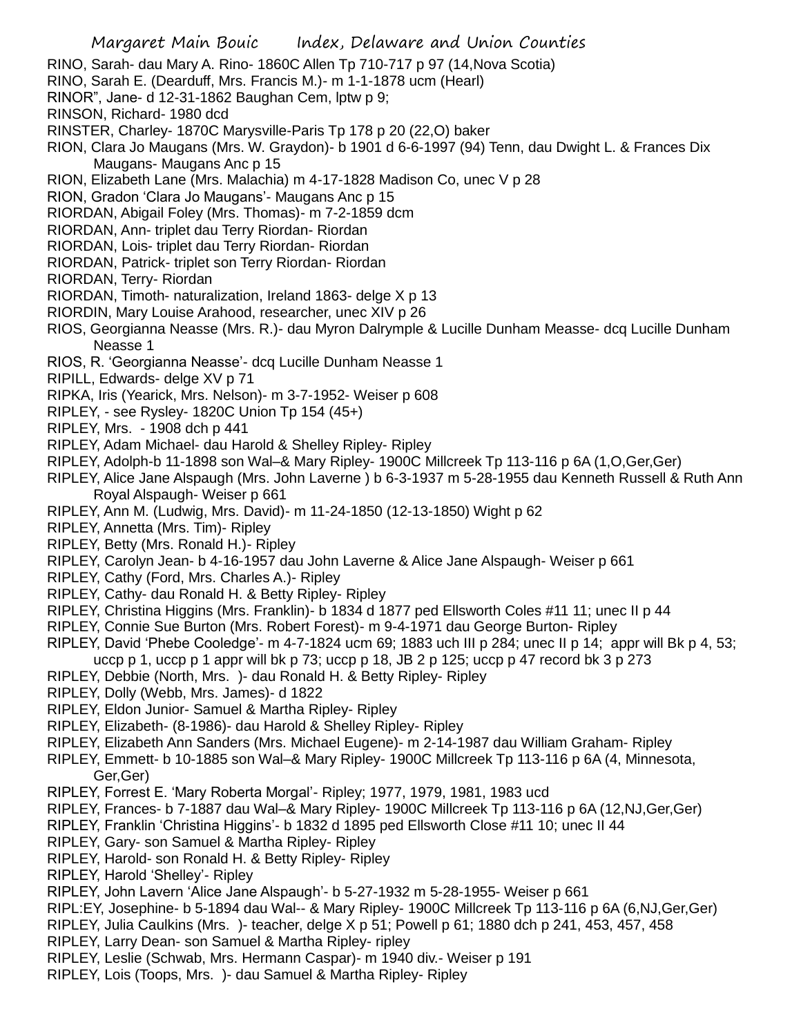RINO, Sarah- dau Mary A. Rino- 1860C Allen Tp 710-717 p 97 (14,Nova Scotia)

RINO, Sarah E. (Dearduff, Mrs. Francis M.)- m 1-1-1878 ucm (Hearl)

RINOR", Jane- d 12-31-1862 Baughan Cem, lptw p 9;

RINSON, Richard- 1980 dcd

RINSTER, Charley- 1870C Marysville-Paris Tp 178 p 20 (22,O) baker

RION, Clara Jo Maugans (Mrs. W. Graydon)- b 1901 d 6-6-1997 (94) Tenn, dau Dwight L. & Frances Dix Maugans- Maugans Anc p 15

RION, Elizabeth Lane (Mrs. Malachia) m 4-17-1828 Madison Co, unec V p 28

RION, Gradon 'Clara Jo Maugans'- Maugans Anc p 15

RIORDAN, Abigail Foley (Mrs. Thomas)- m 7-2-1859 dcm

RIORDAN, Ann- triplet dau Terry Riordan- Riordan

RIORDAN, Lois- triplet dau Terry Riordan- Riordan

RIORDAN, Patrick- triplet son Terry Riordan- Riordan

RIORDAN, Terry- Riordan

RIORDAN, Timoth- naturalization, Ireland 1863- delge X p 13

RIORDIN, Mary Louise Arahood, researcher, unec XIV p 26

RIOS, Georgianna Neasse (Mrs. R.)- dau Myron Dalrymple & Lucille Dunham Measse- dcq Lucille Dunham Neasse 1

RIOS, R. 'Georgianna Neasse'- dcq Lucille Dunham Neasse 1

RIPILL, Edwards- delge XV p 71

RIPKA, Iris (Yearick, Mrs. Nelson)- m 3-7-1952- Weiser p 608

RIPLEY, - see Rysley- 1820C Union Tp 154 (45+)

RIPLEY, Mrs. - 1908 dch p 441

RIPLEY, Adam Michael- dau Harold & Shelley Ripley- Ripley

RIPLEY, Adolph-b 11-1898 son Wal–& Mary Ripley- 1900C Millcreek Tp 113-116 p 6A (1,O,Ger,Ger)

RIPLEY, Alice Jane Alspaugh (Mrs. John Laverne ) b 6-3-1937 m 5-28-1955 dau Kenneth Russell & Ruth Ann Royal Alspaugh- Weiser p 661

RIPLEY, Ann M. (Ludwig, Mrs. David)- m 11-24-1850 (12-13-1850) Wight p 62

RIPLEY, Annetta (Mrs. Tim)- Ripley

RIPLEY, Betty (Mrs. Ronald H.)- Ripley

RIPLEY, Carolyn Jean- b 4-16-1957 dau John Laverne & Alice Jane Alspaugh- Weiser p 661

RIPLEY, Cathy (Ford, Mrs. Charles A.)- Ripley

RIPLEY, Cathy- dau Ronald H. & Betty Ripley- Ripley

RIPLEY, Christina Higgins (Mrs. Franklin)- b 1834 d 1877 ped Ellsworth Coles #11 11; unec II p 44

RIPLEY, Connie Sue Burton (Mrs. Robert Forest)- m 9-4-1971 dau George Burton- Ripley

RIPLEY, David 'Phebe Cooledge'- m 4-7-1824 ucm 69; 1883 uch III p 284; unec II p 14; appr will Bk p 4, 53; uccp p 1, uccp p 1 appr will bk p 73; uccp p 18, JB 2 p 125; uccp p 47 record bk 3 p 273

RIPLEY, Debbie (North, Mrs. )- dau Ronald H. & Betty Ripley- Ripley

RIPLEY, Dolly (Webb, Mrs. James)- d 1822

RIPLEY, Eldon Junior- Samuel & Martha Ripley- Ripley

RIPLEY, Elizabeth- (8-1986)- dau Harold & Shelley Ripley- Ripley

RIPLEY, Elizabeth Ann Sanders (Mrs. Michael Eugene)- m 2-14-1987 dau William Graham- Ripley

RIPLEY, Emmett- b 10-1885 son Wal–& Mary Ripley- 1900C Millcreek Tp 113-116 p 6A (4, Minnesota, Ger,Ger)

RIPLEY, Forrest E. 'Mary Roberta Morgal'- Ripley; 1977, 1979, 1981, 1983 ucd

RIPLEY, Frances- b 7-1887 dau Wal–& Mary Ripley- 1900C Millcreek Tp 113-116 p 6A (12,NJ,Ger,Ger)

RIPLEY, Franklin 'Christina Higgins'- b 1832 d 1895 ped Ellsworth Close #11 10; unec II 44

RIPLEY, Gary- son Samuel & Martha Ripley- Ripley

RIPLEY, Harold- son Ronald H. & Betty Ripley- Ripley

RIPLEY, Harold 'Shelley'- Ripley

RIPLEY, John Lavern 'Alice Jane Alspaugh'- b 5-27-1932 m 5-28-1955- Weiser p 661

RIPL:EY, Josephine- b 5-1894 dau Wal-- & Mary Ripley- 1900C Millcreek Tp 113-116 p 6A (6,NJ,Ger,Ger)

RIPLEY, Julia Caulkins (Mrs. )- teacher, delge X p 51; Powell p 61; 1880 dch p 241, 453, 457, 458

RIPLEY, Larry Dean- son Samuel & Martha Ripley- ripley

RIPLEY, Leslie (Schwab, Mrs. Hermann Caspar)- m 1940 div.- Weiser p 191

RIPLEY, Lois (Toops, Mrs. )- dau Samuel & Martha Ripley- Ripley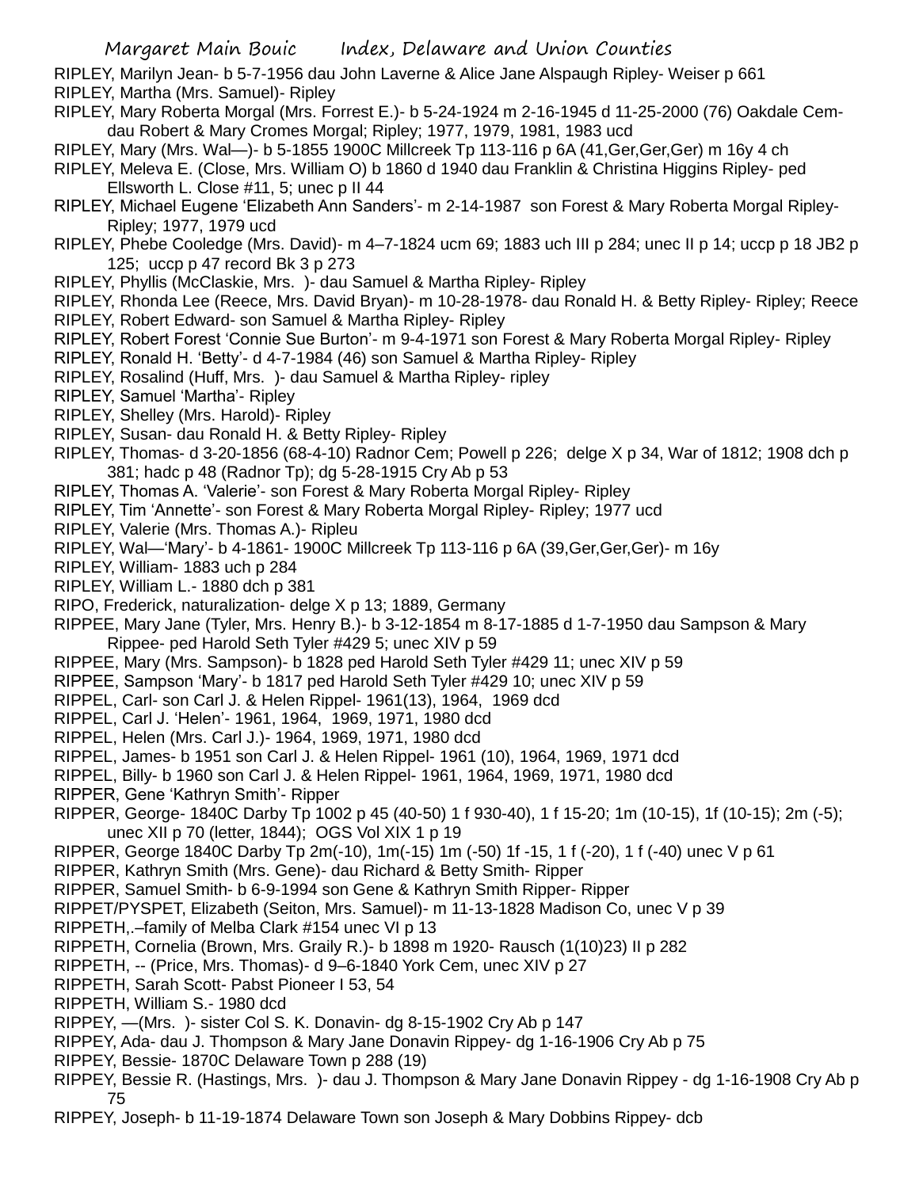RIPLEY, Marilyn Jean- b 5-7-1956 dau John Laverne & Alice Jane Alspaugh Ripley- Weiser p 661

RIPLEY, Martha (Mrs. Samuel)- Ripley

RIPLEY, Mary Roberta Morgal (Mrs. Forrest E.)- b 5-24-1924 m 2-16-1945 d 11-25-2000 (76) Oakdale Cem- dau Robert & Mary Cromes Morgal; Ripley; 1977, 1979, 1981, 1983 ucd

RIPLEY, Mary (Mrs. Wal—)- b 5-1855 1900C Millcreek Tp 113-116 p 6A (41,Ger,Ger,Ger) m 16y 4 ch

RIPLEY, Meleva E. (Close, Mrs. William O) b 1860 d 1940 dau Franklin & Christina Higgins Ripley- ped Ellsworth L. Close #11, 5; unec p II 44

RIPLEY, Michael Eugene 'Elizabeth Ann Sanders'- m 2-14-1987 son Forest & Mary Roberta Morgal Ripley- Ripley; 1977, 1979 ucd

RIPLEY, Phebe Cooledge (Mrs. David)- m 4–7-1824 ucm 69; 1883 uch III p 284; unec II p 14; uccp p 18 JB2 p 125; uccp p 47 record Bk 3 p 273

RIPLEY, Phyllis (McClaskie, Mrs. )- dau Samuel & Martha Ripley- Ripley

RIPLEY, Rhonda Lee (Reece, Mrs. David Bryan)- m 10-28-1978- dau Ronald H. & Betty Ripley- Ripley; Reece

RIPLEY, Robert Edward- son Samuel & Martha Ripley- Ripley

RIPLEY, Robert Forest 'Connie Sue Burton'- m 9-4-1971 son Forest & Mary Roberta Morgal Ripley- Ripley

RIPLEY, Ronald H. 'Betty'- d 4-7-1984 (46) son Samuel & Martha Ripley- Ripley

RIPLEY, Rosalind (Huff, Mrs. )- dau Samuel & Martha Ripley- ripley

RIPLEY, Samuel 'Martha'- Ripley

RIPLEY, Shelley (Mrs. Harold)- Ripley

RIPLEY, Susan- dau Ronald H. & Betty Ripley- Ripley

RIPLEY, Thomas- d 3-20-1856 (68-4-10) Radnor Cem; Powell p 226; delge X p 34, War of 1812; 1908 dch p 381; hadc p 48 (Radnor Tp); dg 5-28-1915 Cry Ab p 53

RIPLEY, Thomas A. 'Valerie'- son Forest & Mary Roberta Morgal Ripley- Ripley

RIPLEY, Tim 'Annette'- son Forest & Mary Roberta Morgal Ripley- Ripley; 1977 ucd

RIPLEY, Valerie (Mrs. Thomas A.)- Ripleu

RIPLEY, Wal—'Mary'- b 4-1861- 1900C Millcreek Tp 113-116 p 6A (39,Ger,Ger,Ger)- m 16y

RIPLEY, William- 1883 uch p 284

RIPLEY, William L.- 1880 dch p 381

RIPO, Frederick, naturalization- delge X p 13; 1889, Germany

RIPPEE, Mary Jane (Tyler, Mrs. Henry B.)- b 3-12-1854 m 8-17-1885 d 1-7-1950 dau Sampson & Mary Rippee- ped Harold Seth Tyler #429 5; unec XIV p 59

RIPPEE, Mary (Mrs. Sampson)- b 1828 ped Harold Seth Tyler #429 11; unec XIV p 59

RIPPEE, Sampson 'Mary'- b 1817 ped Harold Seth Tyler #429 10; unec XIV p 59

RIPPEL, Carl- son Carl J. & Helen Rippel- 1961(13), 1964, 1969 dcd

RIPPEL, Carl J. 'Helen'- 1961, 1964, 1969, 1971, 1980 dcd

RIPPEL, Helen (Mrs. Carl J.)- 1964, 1969, 1971, 1980 dcd

RIPPEL, James- b 1951 son Carl J. & Helen Rippel- 1961 (10), 1964, 1969, 1971 dcd

RIPPEL, Billy- b 1960 son Carl J. & Helen Rippel- 1961, 1964, 1969, 1971, 1980 dcd

RIPPER, Gene 'Kathryn Smith'- Ripper

RIPPER, George- 1840C Darby Tp 1002 p 45 (40-50) 1 f 930-40), 1 f 15-20; 1m (10-15), 1f (10-15); 2m (-5); unec XII p 70 (letter, 1844); OGS Vol XIX 1 p 19

RIPPER, George 1840C Darby Tp 2m(-10), 1m(-15) 1m (-50) 1f -15, 1 f (-20), 1 f (-40) unec V p 61

RIPPER, Kathryn Smith (Mrs. Gene)- dau Richard & Betty Smith- Ripper

RIPPER, Samuel Smith- b 6-9-1994 son Gene & Kathryn Smith Ripper- Ripper

RIPPET/PYSPET, Elizabeth (Seiton, Mrs. Samuel)- m 11-13-1828 Madison Co, unec V p 39

RIPPETH,.–family of Melba Clark #154 unec VI p 13

RIPPETH, Cornelia (Brown, Mrs. Graily R.)- b 1898 m 1920- Rausch (1(10)23) II p 282

RIPPETH, -- (Price, Mrs. Thomas)- d 9–6-1840 York Cem, unec XIV p 27

RIPPETH, Sarah Scott- Pabst Pioneer I 53, 54

RIPPETH, William S.- 1980 dcd

RIPPEY, —(Mrs. )- sister Col S. K. Donavin- dg 8-15-1902 Cry Ab p 147

RIPPEY, Ada- dau J. Thompson & Mary Jane Donavin Rippey- dg 1-16-1906 Cry Ab p 75

RIPPEY, Bessie- 1870C Delaware Town p 288 (19)

RIPPEY, Bessie R. (Hastings, Mrs. )- dau J. Thompson & Mary Jane Donavin Rippey - dg 1-16-1908 Cry Ab p 75

RIPPEY, Joseph- b 11-19-1874 Delaware Town son Joseph & Mary Dobbins Rippey- dcb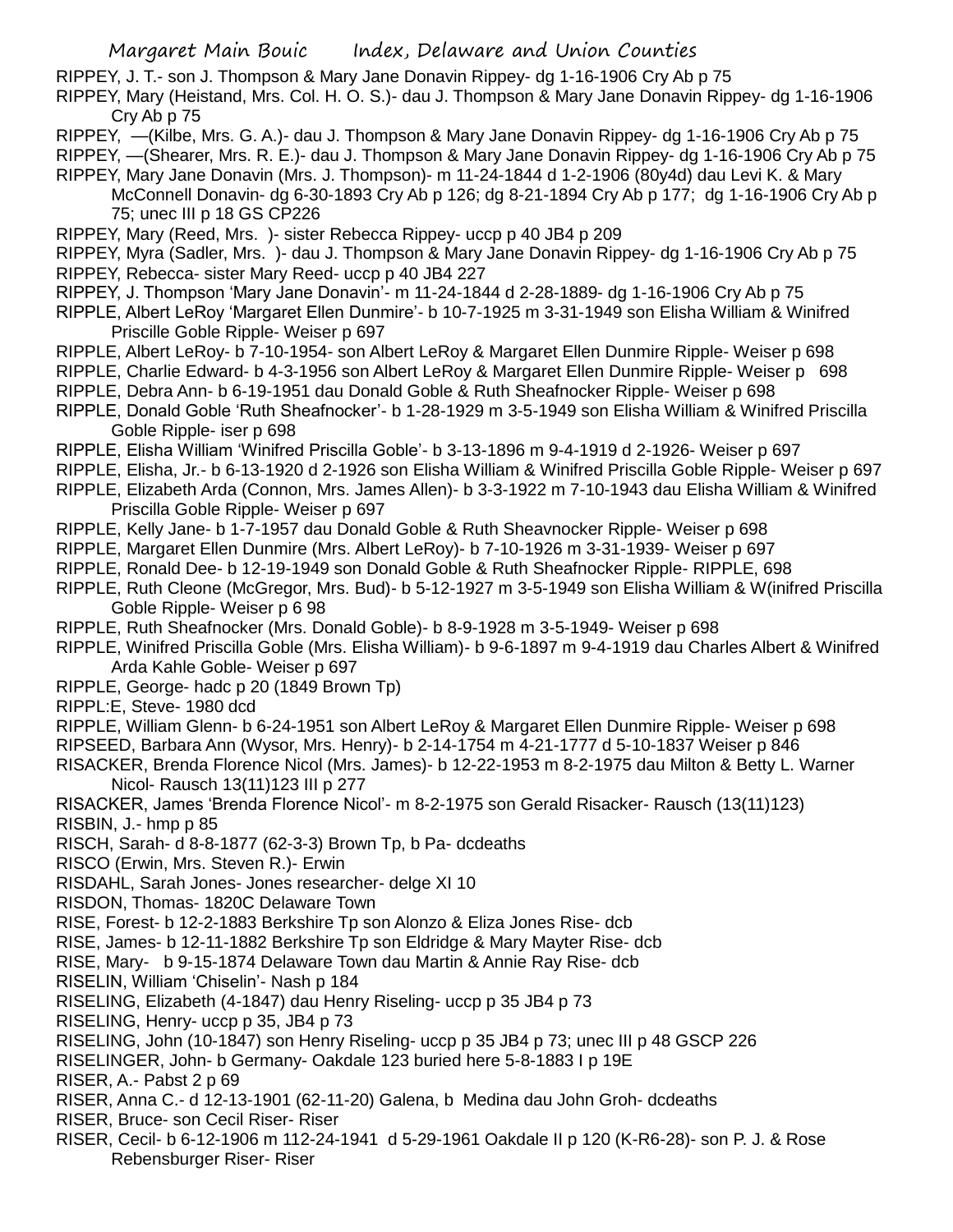RIPPEY, J. T.- son J. Thompson & Mary Jane Donavin Rippey- dg 1-16-1906 Cry Ab p 75

RIPPEY, Mary (Heistand, Mrs. Col. H. O. S.)- dau J. Thompson & Mary Jane Donavin Rippey- dg 1-16-1906 Cry Ab p 75

RIPPEY, —(Kilbe, Mrs. G. A.)- dau J. Thompson & Mary Jane Donavin Rippey- dg 1-16-1906 Cry Ab p 75

RIPPEY, —(Shearer, Mrs. R. E.)- dau J. Thompson & Mary Jane Donavin Rippey- dg 1-16-1906 Cry Ab p 75

RIPPEY, Mary Jane Donavin (Mrs. J. Thompson)- m 11-24-1844 d 1-2-1906 (80y4d) dau Levi K. & Mary McConnell Donavin- dg 6-30-1893 Cry Ab p 126; dg 8-21-1894 Cry Ab p 177; dg 1-16-1906 Cry Ab p 75; unec III p 18 GS CP226

RIPPEY, Mary (Reed, Mrs. )- sister Rebecca Rippey- uccp p 40 JB4 p 209

RIPPEY, Myra (Sadler, Mrs. )- dau J. Thompson & Mary Jane Donavin Rippey- dg 1-16-1906 Cry Ab p 75

RIPPEY, Rebecca- sister Mary Reed- uccp p 40 JB4 227

RIPPEY, J. Thompson 'Mary Jane Donavin'- m 11-24-1844 d 2-28-1889- dg 1-16-1906 Cry Ab p 75

RIPPLE, Albert LeRoy 'Margaret Ellen Dunmire'- b 10-7-1925 m 3-31-1949 son Elisha William & Winifred Priscille Goble Ripple- Weiser p 697

RIPPLE, Albert LeRoy- b 7-10-1954- son Albert LeRoy & Margaret Ellen Dunmire Ripple- Weiser p 698

RIPPLE, Charlie Edward- b 4-3-1956 son Albert LeRoy & Margaret Ellen Dunmire Ripple- Weiser p 698

RIPPLE, Debra Ann- b 6-19-1951 dau Donald Goble & Ruth Sheafnocker Ripple- Weiser p 698

RIPPLE, Donald Goble 'Ruth Sheafnocker'- b 1-28-1929 m 3-5-1949 son Elisha William & Winifred Priscilla Goble Ripple- iser p 698

RIPPLE, Elisha William 'Winifred Priscilla Goble'- b 3-13-1896 m 9-4-1919 d 2-1926- Weiser p 697

RIPPLE, Elisha, Jr.- b 6-13-1920 d 2-1926 son Elisha William & Winifred Priscilla Goble Ripple- Weiser p 697

RIPPLE, Elizabeth Arda (Connon, Mrs. James Allen)- b 3-3-1922 m 7-10-1943 dau Elisha William & Winifred Priscilla Goble Ripple- Weiser p 697

RIPPLE, Kelly Jane- b 1-7-1957 dau Donald Goble & Ruth Sheavnocker Ripple- Weiser p 698

RIPPLE, Margaret Ellen Dunmire (Mrs. Albert LeRoy)- b 7-10-1926 m 3-31-1939- Weiser p 697

RIPPLE, Ronald Dee- b 12-19-1949 son Donald Goble & Ruth Sheafnocker Ripple- RIPPLE, 698

RIPPLE, Ruth Cleone (McGregor, Mrs. Bud)- b 5-12-1927 m 3-5-1949 son Elisha William & W(inifred Priscilla Goble Ripple- Weiser p 6 98

RIPPLE, Ruth Sheafnocker (Mrs. Donald Goble)- b 8-9-1928 m 3-5-1949- Weiser p 698

RIPPLE, Winifred Priscilla Goble (Mrs. Elisha William)- b 9-6-1897 m 9-4-1919 dau Charles Albert & Winifred Arda Kahle Goble- Weiser p 697

RIPPLE, George- hadc p 20 (1849 Brown Tp)

RIPPL:E, Steve- 1980 dcd

RIPPLE, William Glenn- b 6-24-1951 son Albert LeRoy & Margaret Ellen Dunmire Ripple- Weiser p 698

RIPSEED, Barbara Ann (Wysor, Mrs. Henry)- b 2-14-1754 m 4-21-1777 d 5-10-1837 Weiser p 846

RISACKER, Brenda Florence Nicol (Mrs. James)- b 12-22-1953 m 8-2-1975 dau Milton & Betty L. Warner Nicol- Rausch 13(11)123 III p 277

RISACKER, James 'Brenda Florence Nicol'- m 8-2-1975 son Gerald Risacker- Rausch (13(11)123)

RISBIN, J.- hmp p 85

RISCH, Sarah- d 8-8-1877 (62-3-3) Brown Tp, b Pa- dcdeaths

RISCO (Erwin, Mrs. Steven R.)- Erwin

RISDAHL, Sarah Jones- Jones researcher- delge XI 10

RISDON, Thomas- 1820C Delaware Town

RISE, Forest- b 12-2-1883 Berkshire Tp son Alonzo & Eliza Jones Rise- dcb

RISE, James- b 12-11-1882 Berkshire Tp son Eldridge & Mary Mayter Rise- dcb

RISE, Mary- b 9-15-1874 Delaware Town dau Martin & Annie Ray Rise- dcb

RISELIN, William 'Chiselin'- Nash p 184

RISELING, Elizabeth (4-1847) dau Henry Riseling- uccp p 35 JB4 p 73

RISELING, Henry- uccp p 35, JB4 p 73

RISELING, John (10-1847) son Henry Riseling- uccp p 35 JB4 p 73; unec III p 48 GSCP 226

RISELINGER, John- b Germany- Oakdale 123 buried here 5-8-1883 I p 19E

RISER, A.- Pabst 2 p 69

RISER, Anna C.- d 12-13-1901 (62-11-20) Galena, b Medina dau John Groh- dcdeaths

RISER, Bruce- son Cecil Riser- Riser

RISER, Cecil- b 6-12-1906 m 112-24-1941 d 5-29-1961 Oakdale II p 120 (K-R6-28)- son P. J. & Rose Rebensburger Riser- Riser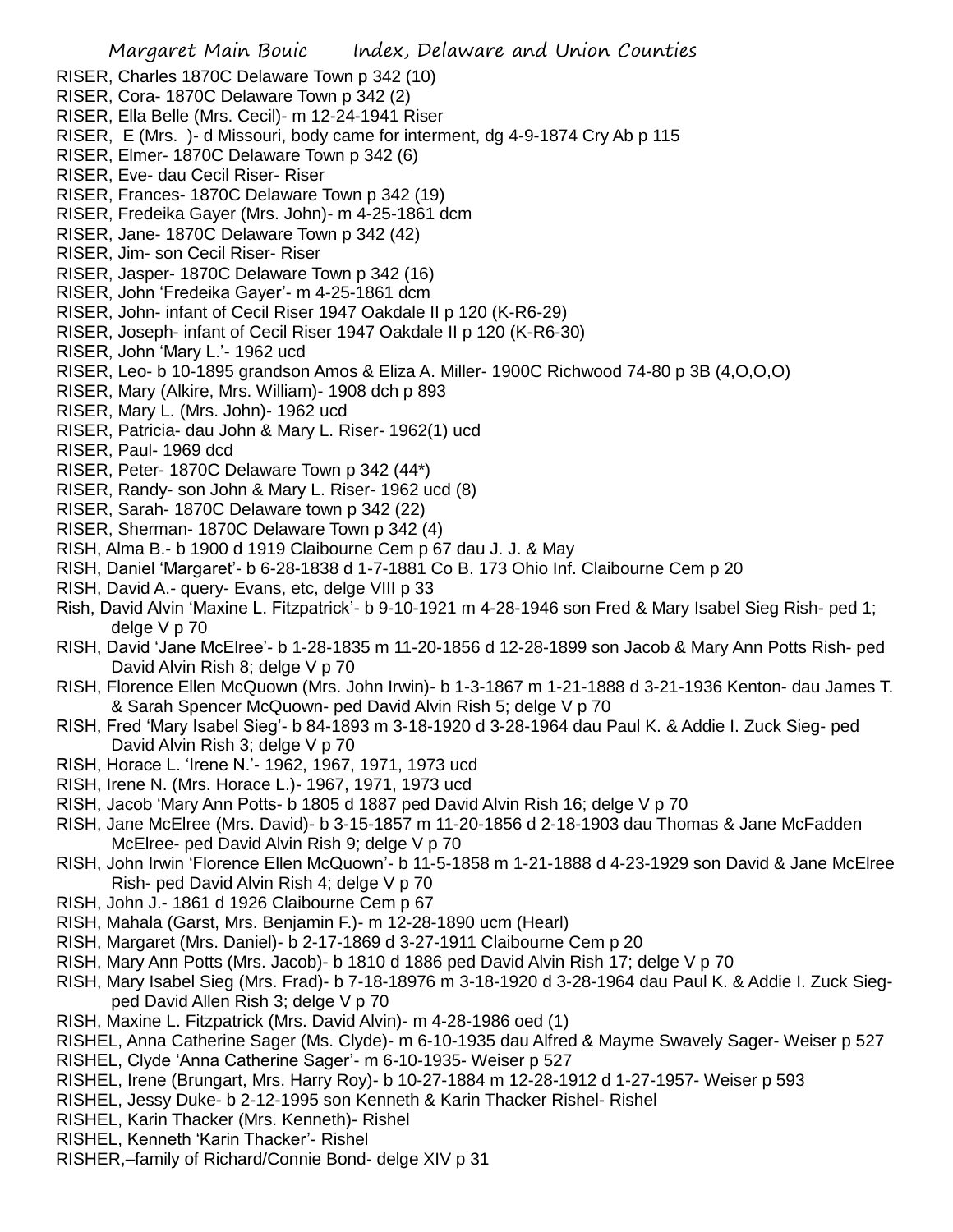RISER, Charles 1870C Delaware Town p 342 (10)
RISER, Cora- 1870C Delaware Town p 342 (2)
RISER, Ella Belle (Mrs. Cecil)- m 12-24-1941 Riser
RISER, E (Mrs. )- d Missouri, body came for interment, dg 4-9-1874 Cry Ab p 115
RISER, Elmer- 1870C Delaware Town p 342 (6)
RISER, Eve- dau Cecil Riser- Riser
RISER, Frances- 1870C Delaware Town p 342 (19)
RISER, Fredeika Gayer (Mrs. John)- m 4-25-1861 dcm
RISER, Jane- 1870C Delaware Town p 342 (42)
RISER, Jim- son Cecil Riser- Riser
RISER, Jasper- 1870C Delaware Town p 342 (16)
RISER, John 'Fredeika Gayer'- m 4-25-1861 dcm
RISER, John- infant of Cecil Riser 1947 Oakdale II p 120 (K-R6-29)
RISER, Joseph- infant of Cecil Riser 1947 Oakdale II p 120 (K-R6-30)
RISER, John 'Mary L.'- 1962 ucd
RISER, Leo- b 10-1895 grandson Amos & Eliza A. Miller- 1900C Richwood 74-80 p 3B (4,O,O,O)
RISER, Mary (Alkire, Mrs. William)- 1908 dch p 893
RISER, Mary L. (Mrs. John)- 1962 ucd
RISER, Patricia- dau John & Mary L. Riser- 1962(1) ucd
RISER, Paul- 1969 dcd
RISER, Peter- 1870C Delaware Town p 342 (44*)
RISER, Randy- son John & Mary L. Riser- 1962 ucd (8)
RISER, Sarah- 1870C Delaware town p 342 (22)
RISER, Sherman- 1870C Delaware Town p 342 (4)
RISH, Alma B.- b 1900 d 1919 Claibourne Cem p 67 dau J. J. & May
RISH, Daniel 'Margaret'- b 6-28-1838 d 1-7-1881 Co B. 173 Ohio Inf. Claibourne Cem p 20
RISH, David A.- query- Evans, etc, delge VIII p 33
Rish, David Alvin 'Maxine L. Fitzpatrick'- b 9-10-1921 m 4-28-1946 son Fred & Mary Isabel Sieg Rish- ped 1; delge V p 70
RISH, David 'Jane McElree'- b 1-28-1835 m 11-20-1856 d 12-28-1899 son Jacob & Mary Ann Potts Rish- ped David Alvin Rish 8; delge V p 70
RISH, Florence Ellen McQuown (Mrs. John Irwin)- b 1-3-1867 m 1-21-1888 d 3-21-1936 Kenton- dau James T. & Sarah Spencer McQuown- ped David Alvin Rish 5; delge V p 70
RISH, Fred 'Mary Isabel Sieg'- b 84-1893 m 3-18-1920 d 3-28-1964 dau Paul K. & Addie I. Zuck Sieg- ped David Alvin Rish 3; delge V p 70
RISH, Horace L. 'Irene N.'- 1962, 1967, 1971, 1973 ucd
RISH, Irene N. (Mrs. Horace L.)- 1967, 1971, 1973 ucd
RISH, Jacob 'Mary Ann Potts- b 1805 d 1887 ped David Alvin Rish 16; delge V p 70
RISH, Jane McElree (Mrs. David)- b 3-15-1857 m 11-20-1856 d 2-18-1903 dau Thomas & Jane McFadden McElree- ped David Alvin Rish 9; delge V p 70
RISH, John Irwin 'Florence Ellen McQuown'- b 11-5-1858 m 1-21-1888 d 4-23-1929 son David & Jane McElree Rish- ped David Alvin Rish 4; delge V p 70
RISH, John J.- 1861 d 1926 Claibourne Cem p 67
RISH, Mahala (Garst, Mrs. Benjamin F.)- m 12-28-1890 ucm (Hearl)
RISH, Margaret (Mrs. Daniel)- b 2-17-1869 d 3-27-1911 Claibourne Cem p 20
RISH, Mary Ann Potts (Mrs. Jacob)- b 1810 d 1886 ped David Alvin Rish 17; delge V p 70
RISH, Mary Isabel Sieg (Mrs. Frad)- b 7-18-18976 m 3-18-1920 d 3-28-1964 dau Paul K. & Addie I. Zuck Sieg- ped David Allen Rish 3; delge V p 70
RISH, Maxine L. Fitzpatrick (Mrs. David Alvin)- m 4-28-1986 oed (1)
RISHEL, Anna Catherine Sager (Ms. Clyde)- m 6-10-1935 dau Alfred & Mayme Swavely Sager- Weiser p 527
RISHEL, Clyde 'Anna Catherine Sager'- m 6-10-1935- Weiser p 527
RISHEL, Irene (Brungart, Mrs. Harry Roy)- b 10-27-1884 m 12-28-1912 d 1-27-1957- Weiser p 593
RISHEL, Jessy Duke- b 2-12-1995 son Kenneth & Karin Thacker Rishel- Rishel
RISHEL, Karin Thacker (Mrs. Kenneth)- Rishel
RISHEL, Kenneth 'Karin Thacker'- Rishel
RISHER,–family of Richard/Connie Bond- delge XIV p 31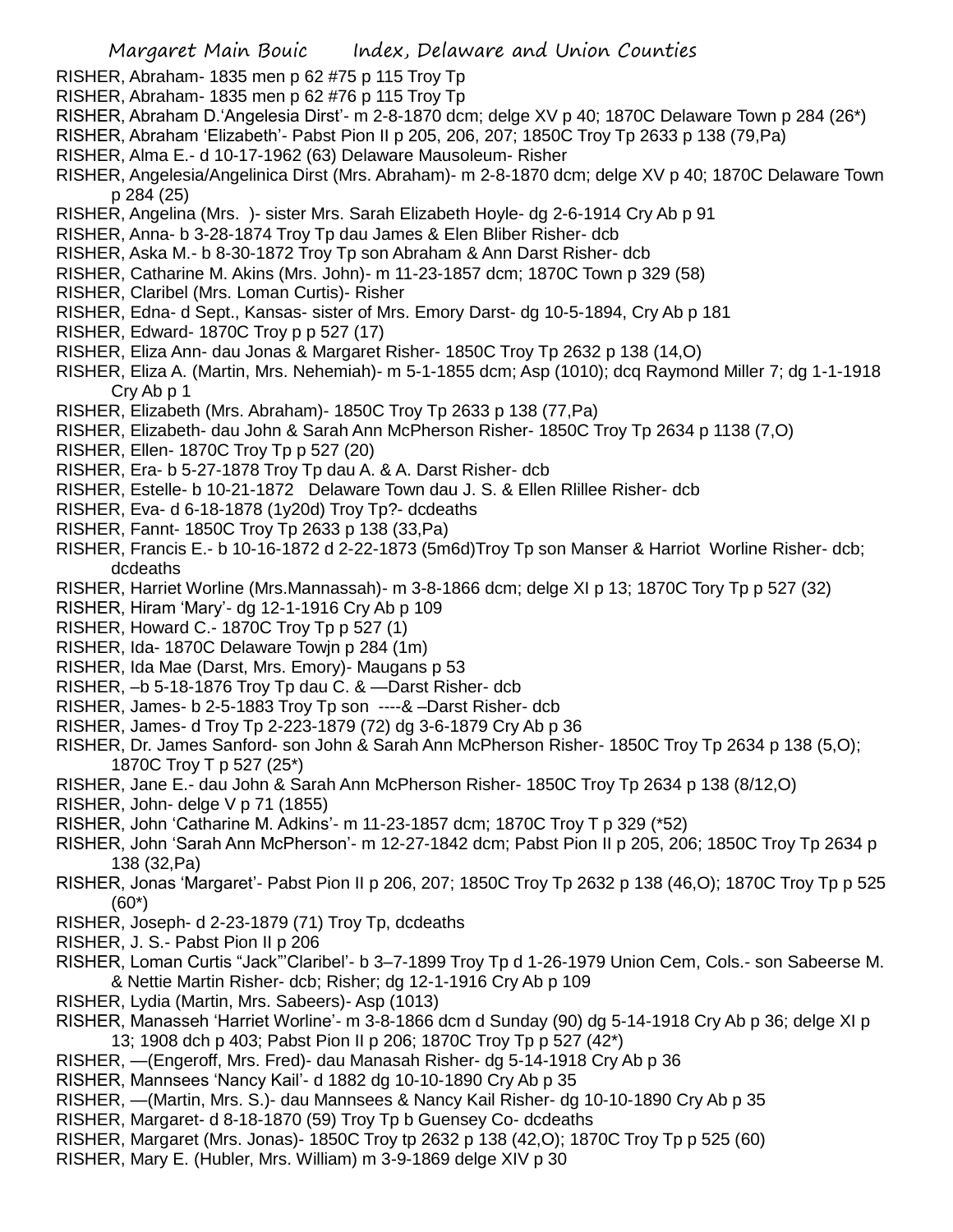RISHER, Abraham- 1835 men p 62 #75 p 115 Troy Tp
RISHER, Abraham- 1835 men p 62 #76 p 115 Troy Tp
RISHER, Abraham D.'Angelesia Dirst'- m 2-8-1870 dcm; delge XV p 40; 1870C Delaware Town p 284 (26*)
RISHER, Abraham 'Elizabeth'- Pabst Pion II p 205, 206, 207; 1850C Troy Tp 2633 p 138 (79,Pa)
RISHER, Alma E.- d 10-17-1962 (63) Delaware Mausoleum- Risher
RISHER, Angelesia/Angelinica Dirst (Mrs. Abraham)- m 2-8-1870 dcm; delge XV p 40; 1870C Delaware Town p 284 (25)
RISHER, Angelina (Mrs. )- sister Mrs. Sarah Elizabeth Hoyle- dg 2-6-1914 Cry Ab p 91
RISHER, Anna- b 3-28-1874 Troy Tp dau James & Elen Bliber Risher- dcb
RISHER, Aska M.- b 8-30-1872 Troy Tp son Abraham & Ann Darst Risher- dcb
RISHER, Catharine M. Akins (Mrs. John)- m 11-23-1857 dcm; 1870C Town p 329 (58)
RISHER, Claribel (Mrs. Loman Curtis)- Risher
RISHER, Edna- d Sept., Kansas- sister of Mrs. Emory Darst- dg 10-5-1894, Cry Ab p 181
RISHER, Edward- 1870C Troy p p 527 (17)
RISHER, Eliza Ann- dau Jonas & Margaret Risher- 1850C Troy Tp 2632 p 138 (14,O)
RISHER, Eliza A. (Martin, Mrs. Nehemiah)- m 5-1-1855 dcm; Asp (1010); dcq Raymond Miller 7; dg 1-1-1918 Cry Ab p 1
RISHER, Elizabeth (Mrs. Abraham)- 1850C Troy Tp 2633 p 138 (77,Pa)
RISHER, Elizabeth- dau John & Sarah Ann McPherson Risher- 1850C Troy Tp 2634 p 1138 (7,O)
RISHER, Ellen- 1870C Troy Tp p 527 (20)
RISHER, Era- b 5-27-1878 Troy Tp dau A. & A. Darst Risher- dcb
RISHER, Estelle- b 10-21-1872 Delaware Town dau J. S. & Ellen Rlillee Risher- dcb
RISHER, Eva- d 6-18-1878 (1y20d) Troy Tp?- dcdeaths
RISHER, Fannt- 1850C Troy Tp 2633 p 138 (33,Pa)
RISHER, Francis E.- b 10-16-1872 d 2-22-1873 (5m6d)Troy Tp son Manser & Harriot Worline Risher- dcb; dcdeaths
RISHER, Harriet Worline (Mrs.Mannassah)- m 3-8-1866 dcm; delge XI p 13; 1870C Tory Tp p 527 (32)
RISHER, Hiram 'Mary'- dg 12-1-1916 Cry Ab p 109
RISHER, Howard C.- 1870C Troy Tp p 527 (1)
RISHER, Ida- 1870C Delaware Towjn p 284 (1m)
RISHER, Ida Mae (Darst, Mrs. Emory)- Maugans p 53
RISHER, –b 5-18-1876 Troy Tp dau C. & —Darst Risher- dcb
RISHER, James- b 2-5-1883 Troy Tp son ----& –Darst Risher- dcb
RISHER, James- d Troy Tp 2-223-1879 (72) dg 3-6-1879 Cry Ab p 36
RISHER, Dr. James Sanford- son John & Sarah Ann McPherson Risher- 1850C Troy Tp 2634 p 138 (5,O); 1870C Troy T p 527 (25*)
RISHER, Jane E.- dau John & Sarah Ann McPherson Risher- 1850C Troy Tp 2634 p 138 (8/12,O)
RISHER, John- delge V p 71 (1855)
RISHER, John 'Catharine M. Adkins'- m 11-23-1857 dcm; 1870C Troy T p 329 (*52)
RISHER, John 'Sarah Ann McPherson'- m 12-27-1842 dcm; Pabst Pion II p 205, 206; 1850C Troy Tp 2634 p 138 (32,Pa)
RISHER, Jonas 'Margaret'- Pabst Pion II p 206, 207; 1850C Troy Tp 2632 p 138 (46,O); 1870C Troy Tp p 525 (60*)
RISHER, Joseph- d 2-23-1879 (71) Troy Tp, dcdeaths
RISHER, J. S.- Pabst Pion II p 206
RISHER, Loman Curtis "Jack"'Claribel'- b 3–7-1899 Troy Tp d 1-26-1979 Union Cem, Cols.- son Sabeerse M. & Nettie Martin Risher- dcb; Risher; dg 12-1-1916 Cry Ab p 109
RISHER, Lydia (Martin, Mrs. Sabeers)- Asp (1013)
RISHER, Manasseh 'Harriet Worline'- m 3-8-1866 dcm d Sunday (90) dg 5-14-1918 Cry Ab p 36; delge XI p 13; 1908 dch p 403; Pabst Pion II p 206; 1870C Troy Tp p 527 (42*)
RISHER, —(Engeroff, Mrs. Fred)- dau Manasah Risher- dg 5-14-1918 Cry Ab p 36
RISHER, Mannsees 'Nancy Kail'- d 1882 dg 10-10-1890 Cry Ab p 35
RISHER, —(Martin, Mrs. S.)- dau Mannsees & Nancy Kail Risher- dg 10-10-1890 Cry Ab p 35
RISHER, Margaret- d 8-18-1870 (59) Troy Tp b Guensey Co- dcdeaths
RISHER, Margaret (Mrs. Jonas)- 1850C Troy tp 2632 p 138 (42,O); 1870C Troy Tp p 525 (60)
RISHER, Mary E. (Hubler, Mrs. William) m 3-9-1869 delge XIV p 30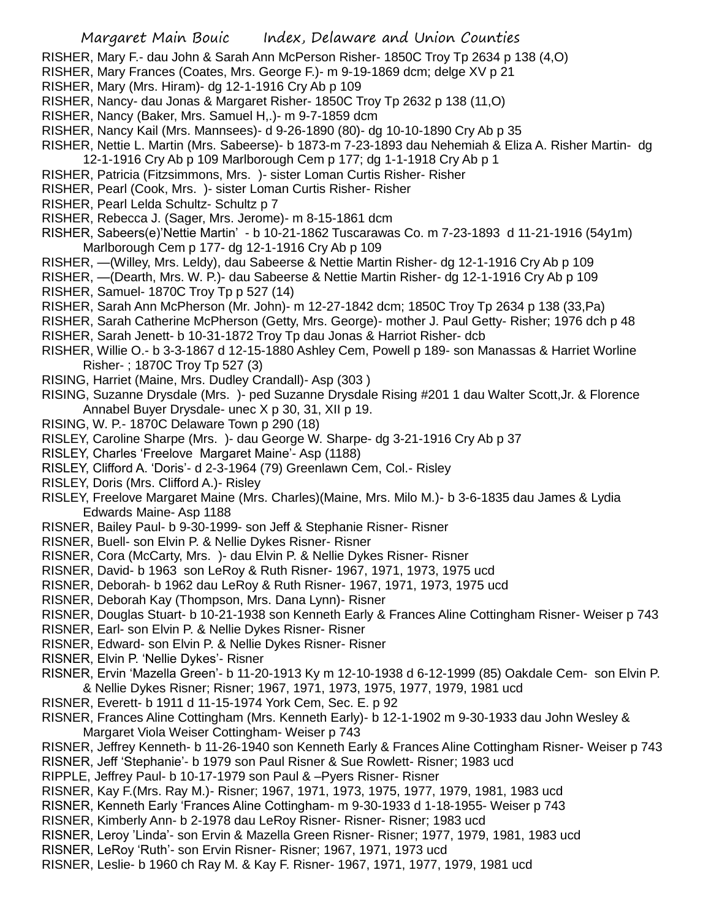RISHER, Mary F.- dau John & Sarah Ann McPerson Risher- 1850C Troy Tp 2634 p 138 (4,O)

RISHER, Mary Frances (Coates, Mrs. George F.)- m 9-19-1869 dcm; delge XV p 21

RISHER, Mary (Mrs. Hiram)- dg 12-1-1916 Cry Ab p 109

RISHER, Nancy- dau Jonas & Margaret Risher- 1850C Troy Tp 2632 p 138 (11,O)

RISHER, Nancy (Baker, Mrs. Samuel H,.)- m 9-7-1859 dcm

RISHER, Nancy Kail (Mrs. Mannsees)- d 9-26-1890 (80)- dg 10-10-1890 Cry Ab p 35

RISHER, Nettie L. Martin (Mrs. Sabeerse)- b 1873-m 7-23-1893 dau Nehemiah & Eliza A. Risher Martin- dg 12-1-1916 Cry Ab p 109 Marlborough Cem p 177; dg 1-1-1918 Cry Ab p 1

RISHER, Patricia (Fitzsimmons, Mrs. )- sister Loman Curtis Risher- Risher

RISHER, Pearl (Cook, Mrs. )- sister Loman Curtis Risher- Risher

RISHER, Pearl Lelda Schultz- Schultz p 7

RISHER, Rebecca J. (Sager, Mrs. Jerome)- m 8-15-1861 dcm

RISHER, Sabeers(e)'Nettie Martin' - b 10-21-1862 Tuscarawas Co. m 7-23-1893 d 11-21-1916 (54y1m) Marlborough Cem p 177- dg 12-1-1916 Cry Ab p 109

RISHER, —(Willey, Mrs. Leldy), dau Sabeerse & Nettie Martin Risher- dg 12-1-1916 Cry Ab p 109

RISHER, —(Dearth, Mrs. W. P.)- dau Sabeerse & Nettie Martin Risher- dg 12-1-1916 Cry Ab p 109

RISHER, Samuel- 1870C Troy Tp p 527 (14)

RISHER, Sarah Ann McPherson (Mr. John)- m 12-27-1842 dcm; 1850C Troy Tp 2634 p 138 (33,Pa)

RISHER, Sarah Catherine McPherson (Getty, Mrs. George)- mother J. Paul Getty- Risher; 1976 dch p 48

RISHER, Sarah Jenett- b 10-31-1872 Troy Tp dau Jonas & Harriot Risher- dcb

RISHER, Willie O.- b 3-3-1867 d 12-15-1880 Ashley Cem, Powell p 189- son Manassas & Harriet Worline Risher- ; 1870C Troy Tp 527 (3)

RISING, Harriet (Maine, Mrs. Dudley Crandall)- Asp (303 )

RISING, Suzanne Drysdale (Mrs. )- ped Suzanne Drysdale Rising #201 1 dau Walter Scott,Jr. & Florence Annabel Buyer Drysdale- unec X p 30, 31, XII p 19.

RISING, W. P.- 1870C Delaware Town p 290 (18)

RISLEY, Caroline Sharpe (Mrs. )- dau George W. Sharpe- dg 3-21-1916 Cry Ab p 37

RISLEY, Charles 'Freelove Margaret Maine'- Asp (1188)

RISLEY, Clifford A. 'Doris'- d 2-3-1964 (79) Greenlawn Cem, Col.- Risley

RISLEY, Doris (Mrs. Clifford A.)- Risley

RISLEY, Freelove Margaret Maine (Mrs. Charles)(Maine, Mrs. Milo M.)- b 3-6-1835 dau James & Lydia Edwards Maine- Asp 1188

RISNER, Bailey Paul- b 9-30-1999- son Jeff & Stephanie Risner- Risner

RISNER, Buell- son Elvin P. & Nellie Dykes Risner- Risner

RISNER, Cora (McCarty, Mrs. )- dau Elvin P. & Nellie Dykes Risner- Risner

RISNER, David- b 1963 son LeRoy & Ruth Risner- 1967, 1971, 1973, 1975 ucd

RISNER, Deborah- b 1962 dau LeRoy & Ruth Risner- 1967, 1971, 1973, 1975 ucd

RISNER, Deborah Kay (Thompson, Mrs. Dana Lynn)- Risner

RISNER, Douglas Stuart- b 10-21-1938 son Kenneth Early & Frances Aline Cottingham Risner- Weiser p 743

RISNER, Earl- son Elvin P. & Nellie Dykes Risner- Risner

RISNER, Edward- son Elvin P. & Nellie Dykes Risner- Risner

RISNER, Elvin P. 'Nellie Dykes'- Risner

RISNER, Ervin 'Mazella Green'- b 11-20-1913 Ky m 12-10-1938 d 6-12-1999 (85) Oakdale Cem- son Elvin P. & Nellie Dykes Risner; Risner; 1967, 1971, 1973, 1975, 1977, 1979, 1981 ucd

RISNER, Everett- b 1911 d 11-15-1974 York Cem, Sec. E. p 92

RISNER, Frances Aline Cottingham (Mrs. Kenneth Early)- b 12-1-1902 m 9-30-1933 dau John Wesley & Margaret Viola Weiser Cottingham- Weiser p 743

RISNER, Jeffrey Kenneth- b 11-26-1940 son Kenneth Early & Frances Aline Cottingham Risner- Weiser p 743

RISNER, Jeff 'Stephanie'- b 1979 son Paul Risner & Sue Rowlett- Risner; 1983 ucd

RIPPLE, Jeffrey Paul- b 10-17-1979 son Paul & –Pyers Risner- Risner

RISNER, Kay F.(Mrs. Ray M.)- Risner; 1967, 1971, 1973, 1975, 1977, 1979, 1981, 1983 ucd

RISNER, Kenneth Early 'Frances Aline Cottingham- m 9-30-1933 d 1-18-1955- Weiser p 743

RISNER, Kimberly Ann- b 2-1978 dau LeRoy Risner- Risner- Risner; 1983 ucd

RISNER, Leroy 'Linda'- son Ervin & Mazella Green Risner- Risner; 1977, 1979, 1981, 1983 ucd

RISNER, LeRoy 'Ruth'- son Ervin Risner- Risner; 1967, 1971, 1973 ucd

RISNER, Leslie- b 1960 ch Ray M. & Kay F. Risner- 1967, 1971, 1977, 1979, 1981 ucd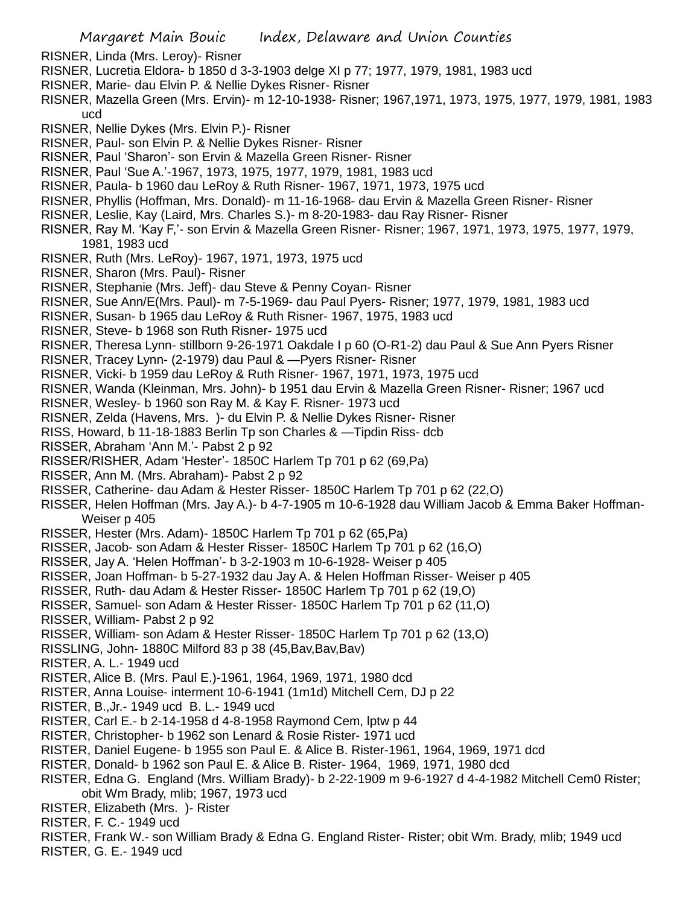RISNER, Linda (Mrs. Leroy)- Risner
RISNER, Lucretia Eldora- b 1850 d 3-3-1903 delge XI p 77; 1977, 1979, 1981, 1983 ucd
RISNER, Marie- dau Elvin P. & Nellie Dykes Risner- Risner
RISNER, Mazella Green (Mrs. Ervin)- m 12-10-1938- Risner; 1967,1971, 1973, 1975, 1977, 1979, 1981, 1983 ucd
RISNER, Nellie Dykes (Mrs. Elvin P.)- Risner
RISNER, Paul- son Elvin P. & Nellie Dykes Risner- Risner
RISNER, Paul 'Sharon'- son Ervin & Mazella Green Risner- Risner
RISNER, Paul 'Sue A.'-1967, 1973, 1975, 1977, 1979, 1981, 1983 ucd
RISNER, Paula- b 1960 dau LeRoy & Ruth Risner- 1967, 1971, 1973, 1975 ucd
RISNER, Phyllis (Hoffman, Mrs. Donald)- m 11-16-1968- dau Ervin & Mazella Green Risner- Risner
RISNER, Leslie, Kay (Laird, Mrs. Charles S.)- m 8-20-1983- dau Ray Risner- Risner
RISNER, Ray M. 'Kay F,'- son Ervin & Mazella Green Risner- Risner; 1967, 1971, 1973, 1975, 1977, 1979, 1981, 1983 ucd
RISNER, Ruth (Mrs. LeRoy)- 1967, 1971, 1973, 1975 ucd
RISNER, Sharon (Mrs. Paul)- Risner
RISNER, Stephanie (Mrs. Jeff)- dau Steve & Penny Coyan- Risner
RISNER, Sue Ann/E(Mrs. Paul)- m 7-5-1969- dau Paul Pyers- Risner; 1977, 1979, 1981, 1983 ucd
RISNER, Susan- b 1965 dau LeRoy & Ruth Risner- 1967, 1975, 1983 ucd
RISNER, Steve- b 1968 son Ruth Risner- 1975 ucd
RISNER, Theresa Lynn- stillborn 9-26-1971 Oakdale I p 60 (O-R1-2) dau Paul & Sue Ann Pyers Risner
RISNER, Tracey Lynn- (2-1979) dau Paul & —Pyers Risner- Risner
RISNER, Vicki- b 1959 dau LeRoy & Ruth Risner- 1967, 1971, 1973, 1975 ucd
RISNER, Wanda (Kleinman, Mrs. John)- b 1951 dau Ervin & Mazella Green Risner- Risner; 1967 ucd
RISNER, Wesley- b 1960 son Ray M. & Kay F. Risner- 1973 ucd
RISNER, Zelda (Havens, Mrs. )- du Elvin P. & Nellie Dykes Risner- Risner
RISS, Howard, b 11-18-1883 Berlin Tp son Charles & —Tipdin Riss- dcb
RISSER, Abraham 'Ann M.'- Pabst 2 p 92
RISSER/RISHER, Adam 'Hester'- 1850C Harlem Tp 701 p 62 (69,Pa)
RISSER, Ann M. (Mrs. Abraham)- Pabst 2 p 92
RISSER, Catherine- dau Adam & Hester Risser- 1850C Harlem Tp 701 p 62 (22,O)
RISSER, Helen Hoffman (Mrs. Jay A.)- b 4-7-1905 m 10-6-1928 dau William Jacob & Emma Baker Hoffman- Weiser p 405
RISSER, Hester (Mrs. Adam)- 1850C Harlem Tp 701 p 62 (65,Pa)
RISSER, Jacob- son Adam & Hester Risser- 1850C Harlem Tp 701 p 62 (16,O)
RISSER, Jay A. 'Helen Hoffman'- b 3-2-1903 m 10-6-1928- Weiser p 405
RISSER, Joan Hoffman- b 5-27-1932 dau Jay A. & Helen Hoffman Risser- Weiser p 405
RISSER, Ruth- dau Adam & Hester Risser- 1850C Harlem Tp 701 p 62 (19,O)
RISSER, Samuel- son Adam & Hester Risser- 1850C Harlem Tp 701 p 62 (11,O)
RISSER, William- Pabst 2 p 92
RISSER, William- son Adam & Hester Risser- 1850C Harlem Tp 701 p 62 (13,O)
RISSLING, John- 1880C Milford 83 p 38 (45,Bav,Bav,Bav)
RISTER, A. L.- 1949 ucd
RISTER, Alice B. (Mrs. Paul E.)-1961, 1964, 1969, 1971, 1980 dcd
RISTER, Anna Louise- interment 10-6-1941 (1m1d) Mitchell Cem, DJ p 22
RISTER, B.,Jr.- 1949 ucd B. L.- 1949 ucd
RISTER, Carl E.- b 2-14-1958 d 4-8-1958 Raymond Cem, lptw p 44
RISTER, Christopher- b 1962 son Lenard & Rosie Rister- 1971 ucd
RISTER, Daniel Eugene- b 1955 son Paul E. & Alice B. Rister-1961, 1964, 1969, 1971 dcd
RISTER, Donald- b 1962 son Paul E. & Alice B. Rister- 1964, 1969, 1971, 1980 dcd
RISTER, Edna G. England (Mrs. William Brady)- b 2-22-1909 m 9-6-1927 d 4-4-1982 Mitchell Cem0 Rister; obit Wm Brady, mlib; 1967, 1973 ucd
RISTER, Elizabeth (Mrs. )- Rister
RISTER, F. C.- 1949 ucd
RISTER, Frank W.- son William Brady & Edna G. England Rister- Rister; obit Wm. Brady, mlib; 1949 ucd
RISTER, G. E.- 1949 ucd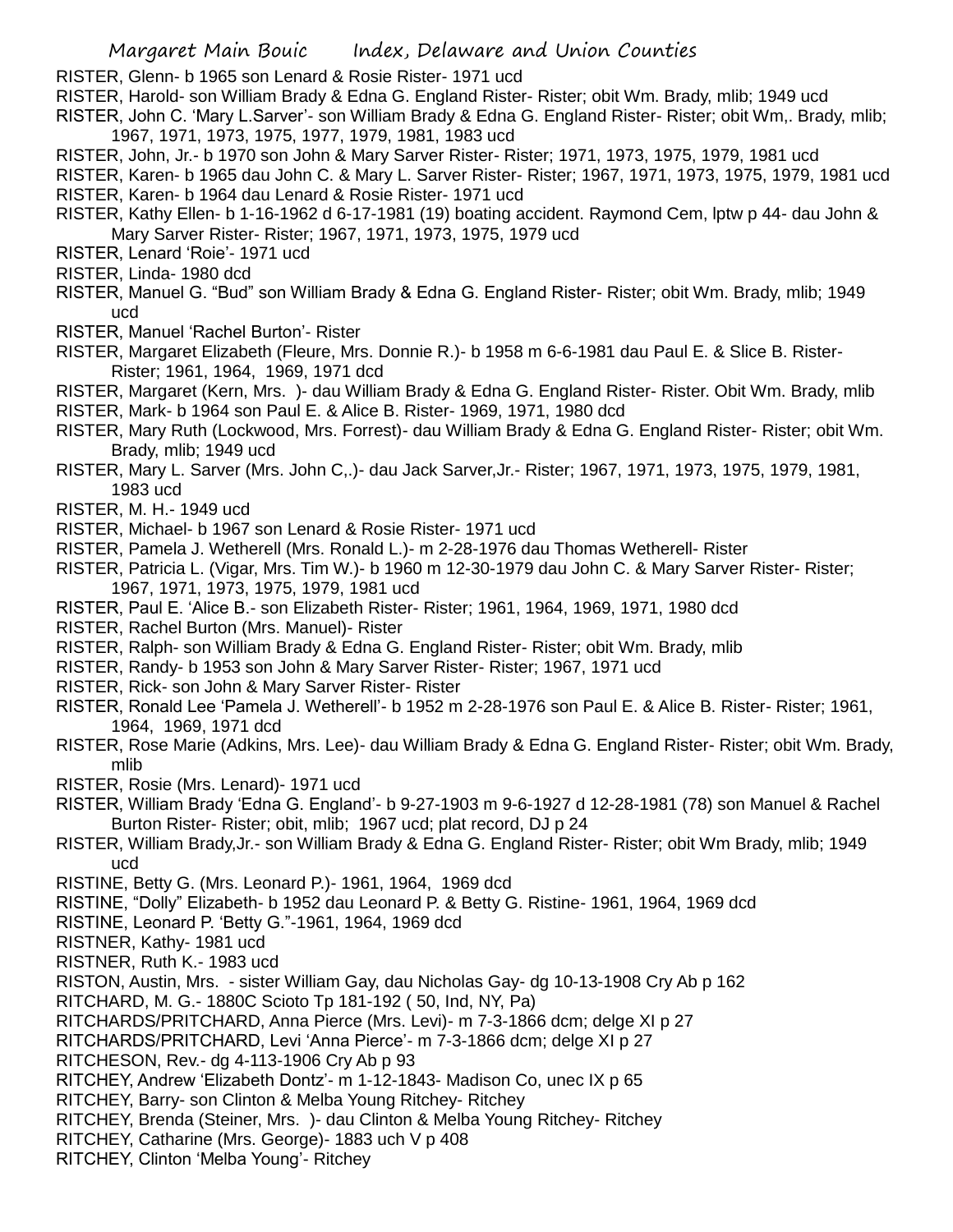RISTER, Glenn- b 1965 son Lenard & Rosie Rister- 1971 ucd

RISTER, Harold- son William Brady & Edna G. England Rister- Rister; obit Wm. Brady, mlib; 1949 ucd

RISTER, John C. 'Mary L.Sarver'- son William Brady & Edna G. England Rister- Rister; obit Wm,. Brady, mlib; 1967, 1971, 1973, 1975, 1977, 1979, 1981, 1983 ucd

RISTER, John, Jr.- b 1970 son John & Mary Sarver Rister- Rister; 1971, 1973, 1975, 1979, 1981 ucd

RISTER, Karen- b 1965 dau John C. & Mary L. Sarver Rister- Rister; 1967, 1971, 1973, 1975, 1979, 1981 ucd

RISTER, Karen- b 1964 dau Lenard & Rosie Rister- 1971 ucd

RISTER, Kathy Ellen- b 1-16-1962 d 6-17-1981 (19) boating accident. Raymond Cem, lptw p 44- dau John & Mary Sarver Rister- Rister; 1967, 1971, 1973, 1975, 1979 ucd

RISTER, Lenard 'Roie'- 1971 ucd

RISTER, Linda- 1980 dcd

RISTER, Manuel G. "Bud" son William Brady & Edna G. England Rister- Rister; obit Wm. Brady, mlib; 1949 ucd

RISTER, Manuel 'Rachel Burton'- Rister

RISTER, Margaret Elizabeth (Fleure, Mrs. Donnie R.)- b 1958 m 6-6-1981 dau Paul E. & Slice B. Rister- Rister; 1961, 1964, 1969, 1971 dcd

RISTER, Margaret (Kern, Mrs. )- dau William Brady & Edna G. England Rister- Rister. Obit Wm. Brady, mlib

RISTER, Mark- b 1964 son Paul E. & Alice B. Rister- 1969, 1971, 1980 dcd

RISTER, Mary Ruth (Lockwood, Mrs. Forrest)- dau William Brady & Edna G. England Rister- Rister; obit Wm. Brady, mlib; 1949 ucd

RISTER, Mary L. Sarver (Mrs. John C,.)- dau Jack Sarver,Jr.- Rister; 1967, 1971, 1973, 1975, 1979, 1981, 1983 ucd

RISTER, M. H.- 1949 ucd

RISTER, Michael- b 1967 son Lenard & Rosie Rister- 1971 ucd

RISTER, Pamela J. Wetherell (Mrs. Ronald L.)- m 2-28-1976 dau Thomas Wetherell- Rister

RISTER, Patricia L. (Vigar, Mrs. Tim W.)- b 1960 m 12-30-1979 dau John C. & Mary Sarver Rister- Rister; 1967, 1971, 1973, 1975, 1979, 1981 ucd

RISTER, Paul E. 'Alice B.- son Elizabeth Rister- Rister; 1961, 1964, 1969, 1971, 1980 dcd

RISTER, Rachel Burton (Mrs. Manuel)- Rister

RISTER, Ralph- son William Brady & Edna G. England Rister- Rister; obit Wm. Brady, mlib

RISTER, Randy- b 1953 son John & Mary Sarver Rister- Rister; 1967, 1971 ucd

RISTER, Rick- son John & Mary Sarver Rister- Rister

RISTER, Ronald Lee 'Pamela J. Wetherell'- b 1952 m 2-28-1976 son Paul E. & Alice B. Rister- Rister; 1961, 1964, 1969, 1971 dcd

RISTER, Rose Marie (Adkins, Mrs. Lee)- dau William Brady & Edna G. England Rister- Rister; obit Wm. Brady, mlib

RISTER, Rosie (Mrs. Lenard)- 1971 ucd

RISTER, William Brady 'Edna G. England'- b 9-27-1903 m 9-6-1927 d 12-28-1981 (78) son Manuel & Rachel Burton Rister- Rister; obit, mlib; 1967 ucd; plat record, DJ p 24

RISTER, William Brady,Jr.- son William Brady & Edna G. England Rister- Rister; obit Wm Brady, mlib; 1949 ucd

RISTINE, Betty G. (Mrs. Leonard P.)- 1961, 1964, 1969 dcd

RISTINE, "Dolly" Elizabeth- b 1952 dau Leonard P. & Betty G. Ristine- 1961, 1964, 1969 dcd

RISTINE, Leonard P. 'Betty G."-1961, 1964, 1969 dcd

RISTNER, Kathy- 1981 ucd

RISTNER, Ruth K.- 1983 ucd

RISTON, Austin, Mrs. - sister William Gay, dau Nicholas Gay- dg 10-13-1908 Cry Ab p 162

RITCHARD, M. G.- 1880C Scioto Tp 181-192 ( 50, Ind, NY, Pa)

RITCHARDS/PRITCHARD, Anna Pierce (Mrs. Levi)- m 7-3-1866 dcm; delge XI p 27

RITCHARDS/PRITCHARD, Levi 'Anna Pierce'- m 7-3-1866 dcm; delge XI p 27

RITCHESON, Rev.- dg 4-113-1906 Cry Ab p 93

RITCHEY, Andrew 'Elizabeth Dontz'- m 1-12-1843- Madison Co, unec IX p 65

RITCHEY, Barry- son Clinton & Melba Young Ritchey- Ritchey

RITCHEY, Brenda (Steiner, Mrs. )- dau Clinton & Melba Young Ritchey- Ritchey

RITCHEY, Catharine (Mrs. George)- 1883 uch V p 408

RITCHEY, Clinton 'Melba Young'- Ritchey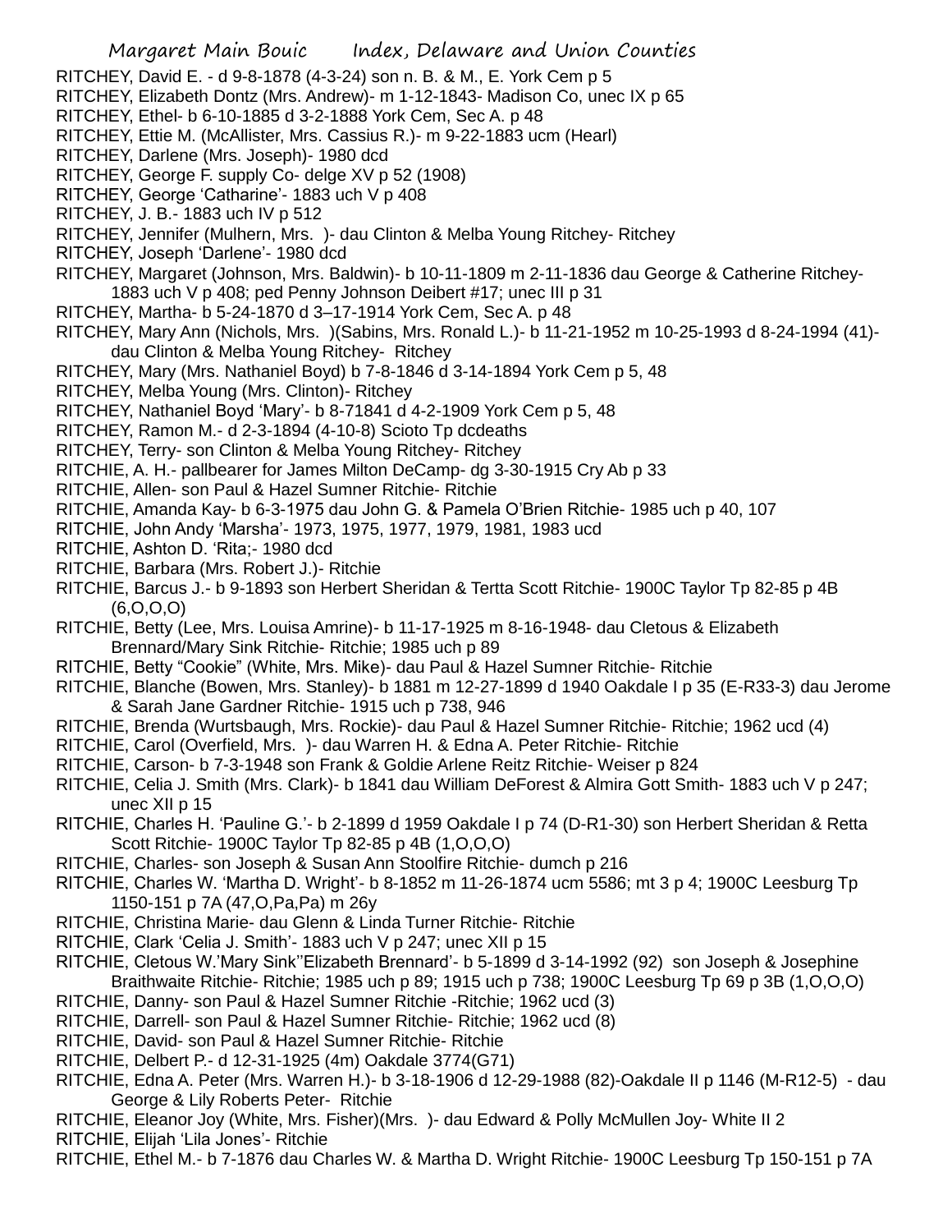RITCHEY, David E. - d 9-8-1878 (4-3-24) son n. B. & M., E. York Cem p 5

RITCHEY, Elizabeth Dontz (Mrs. Andrew)- m 1-12-1843- Madison Co, unec IX p 65

RITCHEY, Ethel- b 6-10-1885 d 3-2-1888 York Cem, Sec A. p 48

RITCHEY, Ettie M. (McAllister, Mrs. Cassius R.)- m 9-22-1883 ucm (Hearl)

RITCHEY, Darlene (Mrs. Joseph)- 1980 dcd

RITCHEY, George F. supply Co- delge XV p 52 (1908)

RITCHEY, George 'Catharine'- 1883 uch V p 408

RITCHEY, J. B.- 1883 uch IV p 512

RITCHEY, Jennifer (Mulhern, Mrs. )- dau Clinton & Melba Young Ritchey- Ritchey

RITCHEY, Joseph 'Darlene'- 1980 dcd

RITCHEY, Margaret (Johnson, Mrs. Baldwin)- b 10-11-1809 m 2-11-1836 dau George & Catherine Ritchey- 1883 uch V p 408; ped Penny Johnson Deibert #17; unec III p 31

RITCHEY, Martha- b 5-24-1870 d 3–17-1914 York Cem, Sec A. p 48

RITCHEY, Mary Ann (Nichols, Mrs. )(Sabins, Mrs. Ronald L.)- b 11-21-1952 m 10-25-1993 d 8-24-1994 (41)- dau Clinton & Melba Young Ritchey- Ritchey

RITCHEY, Mary (Mrs. Nathaniel Boyd) b 7-8-1846 d 3-14-1894 York Cem p 5, 48

RITCHEY, Melba Young (Mrs. Clinton)- Ritchey

RITCHEY, Nathaniel Boyd 'Mary'- b 8-71841 d 4-2-1909 York Cem p 5, 48

RITCHEY, Ramon M.- d 2-3-1894 (4-10-8) Scioto Tp dcdeaths

RITCHEY, Terry- son Clinton & Melba Young Ritchey- Ritchey

RITCHIE, A. H.- pallbearer for James Milton DeCamp- dg 3-30-1915 Cry Ab p 33

RITCHIE, Allen- son Paul & Hazel Sumner Ritchie- Ritchie

RITCHIE, Amanda Kay- b 6-3-1975 dau John G. & Pamela O'Brien Ritchie- 1985 uch p 40, 107

RITCHIE, John Andy 'Marsha'- 1973, 1975, 1977, 1979, 1981, 1983 ucd

RITCHIE, Ashton D. 'Rita;- 1980 dcd

RITCHIE, Barbara (Mrs. Robert J.)- Ritchie

RITCHIE, Barcus J.- b 9-1893 son Herbert Sheridan & Tertta Scott Ritchie- 1900C Taylor Tp 82-85 p 4B (6,O,O,O)

RITCHIE, Betty (Lee, Mrs. Louisa Amrine)- b 11-17-1925 m 8-16-1948- dau Cletous & Elizabeth Brennard/Mary Sink Ritchie- Ritchie; 1985 uch p 89

RITCHIE, Betty "Cookie" (White, Mrs. Mike)- dau Paul & Hazel Sumner Ritchie- Ritchie

RITCHIE, Blanche (Bowen, Mrs. Stanley)- b 1881 m 12-27-1899 d 1940 Oakdale I p 35 (E-R33-3) dau Jerome & Sarah Jane Gardner Ritchie- 1915 uch p 738, 946

RITCHIE, Brenda (Wurtsbaugh, Mrs. Rockie)- dau Paul & Hazel Sumner Ritchie- Ritchie; 1962 ucd (4)

RITCHIE, Carol (Overfield, Mrs. )- dau Warren H. & Edna A. Peter Ritchie- Ritchie

RITCHIE, Carson- b 7-3-1948 son Frank & Goldie Arlene Reitz Ritchie- Weiser p 824

RITCHIE, Celia J. Smith (Mrs. Clark)- b 1841 dau William DeForest & Almira Gott Smith- 1883 uch V p 247; unec XII p 15

RITCHIE, Charles H. 'Pauline G.'- b 2-1899 d 1959 Oakdale I p 74 (D-R1-30) son Herbert Sheridan & Retta Scott Ritchie- 1900C Taylor Tp 82-85 p 4B (1,O,O,O)

RITCHIE, Charles- son Joseph & Susan Ann Stoolfire Ritchie- dumch p 216

RITCHIE, Charles W. 'Martha D. Wright'- b 8-1852 m 11-26-1874 ucm 5586; mt 3 p 4; 1900C Leesburg Tp 1150-151 p 7A (47,O,Pa,Pa) m 26y

RITCHIE, Christina Marie- dau Glenn & Linda Turner Ritchie- Ritchie

RITCHIE, Clark 'Celia J. Smith'- 1883 uch V p 247; unec XII p 15

RITCHIE, Cletous W.'Mary Sink''Elizabeth Brennard'- b 5-1899 d 3-14-1992 (92) son Joseph & Josephine Braithwaite Ritchie- Ritchie; 1985 uch p 89; 1915 uch p 738; 1900C Leesburg Tp 69 p 3B (1,O,O,O)

RITCHIE, Danny- son Paul & Hazel Sumner Ritchie -Ritchie; 1962 ucd (3)

RITCHIE, Darrell- son Paul & Hazel Sumner Ritchie- Ritchie; 1962 ucd (8)

RITCHIE, David- son Paul & Hazel Sumner Ritchie- Ritchie

RITCHIE, Delbert P.- d 12-31-1925 (4m) Oakdale 3774(G71)

RITCHIE, Edna A. Peter (Mrs. Warren H.)- b 3-18-1906 d 12-29-1988 (82)-Oakdale II p 1146 (M-R12-5) - dau George & Lily Roberts Peter- Ritchie

RITCHIE, Eleanor Joy (White, Mrs. Fisher)(Mrs. )- dau Edward & Polly McMullen Joy- White II 2

RITCHIE, Elijah 'Lila Jones'- Ritchie

RITCHIE, Ethel M.- b 7-1876 dau Charles W. & Martha D. Wright Ritchie- 1900C Leesburg Tp 150-151 p 7A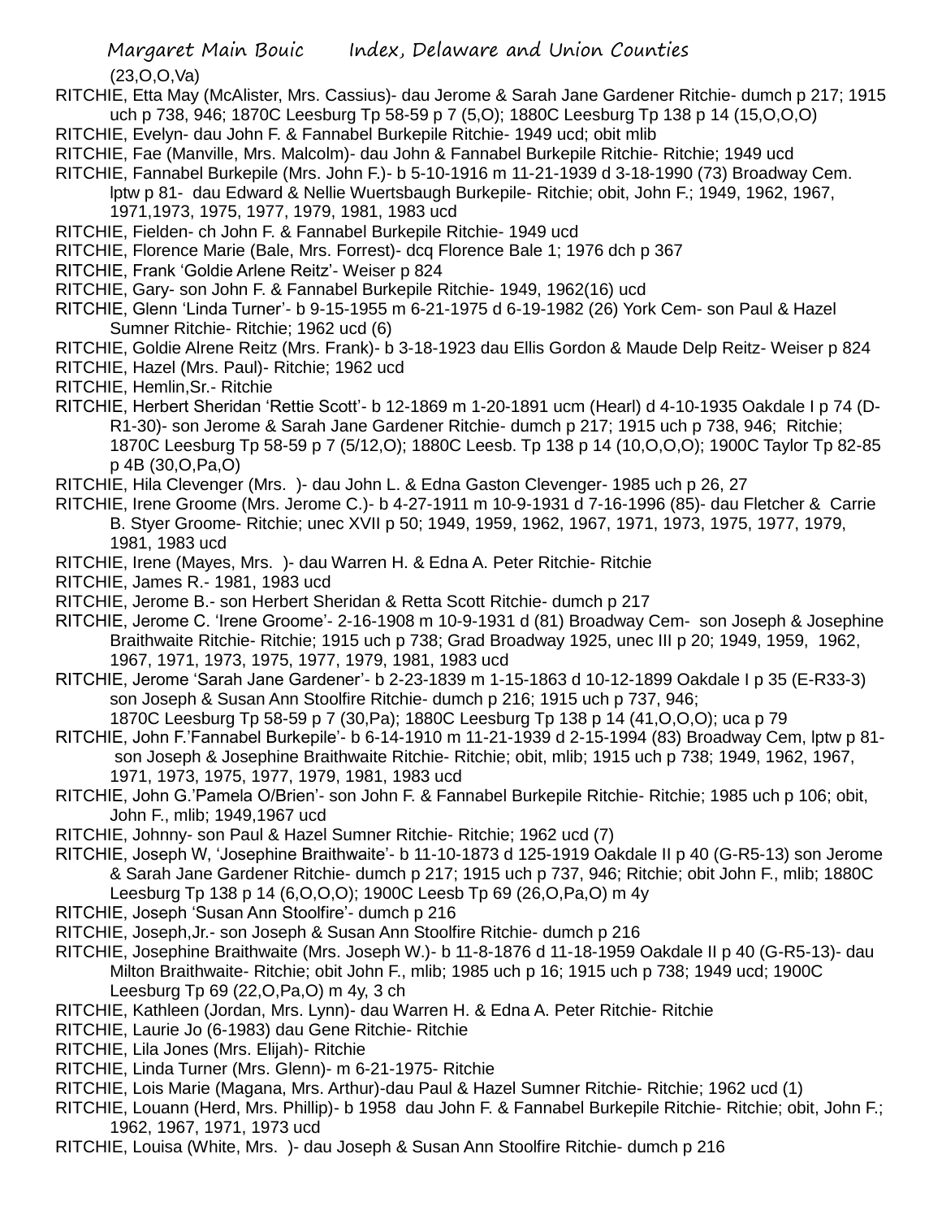(23,O,O,Va)

RITCHIE, Etta May (McAlister, Mrs. Cassius)- dau Jerome & Sarah Jane Gardener Ritchie- dumch p 217; 1915 uch p 738, 946; 1870C Leesburg Tp 58-59 p 7 (5,O); 1880C Leesburg Tp 138 p 14 (15,O,O,O)

RITCHIE, Evelyn- dau John F. & Fannabel Burkepile Ritchie- 1949 ucd; obit mlib

RITCHIE, Fae (Manville, Mrs. Malcolm)- dau John & Fannabel Burkepile Ritchie- Ritchie; 1949 ucd

RITCHIE, Fannabel Burkepile (Mrs. John F.)- b 5-10-1916 m 11-21-1939 d 3-18-1990 (73) Broadway Cem. lptw p 81- dau Edward & Nellie Wuertsbaugh Burkepile- Ritchie; obit, John F.; 1949, 1962, 1967, 1971,1973, 1975, 1977, 1979, 1981, 1983 ucd

RITCHIE, Fielden- ch John F. & Fannabel Burkepile Ritchie- 1949 ucd

RITCHIE, Florence Marie (Bale, Mrs. Forrest)- dcq Florence Bale 1; 1976 dch p 367

RITCHIE, Frank 'Goldie Arlene Reitz'- Weiser p 824

RITCHIE, Gary- son John F. & Fannabel Burkepile Ritchie- 1949, 1962(16) ucd

RITCHIE, Glenn 'Linda Turner'- b 9-15-1955 m 6-21-1975 d 6-19-1982 (26) York Cem- son Paul & Hazel Sumner Ritchie- Ritchie; 1962 ucd (6)

RITCHIE, Goldie Alrene Reitz (Mrs. Frank)- b 3-18-1923 dau Ellis Gordon & Maude Delp Reitz- Weiser p 824

RITCHIE, Hazel (Mrs. Paul)- Ritchie; 1962 ucd

RITCHIE, Hemlin,Sr.- Ritchie

RITCHIE, Herbert Sheridan 'Rettie Scott'- b 12-1869 m 1-20-1891 ucm (Hearl) d 4-10-1935 Oakdale I p 74 (D-R1-30)- son Jerome & Sarah Jane Gardener Ritchie- dumch p 217; 1915 uch p 738, 946; Ritchie; 1870C Leesburg Tp 58-59 p 7 (5/12,O); 1880C Leesb. Tp 138 p 14 (10,O,O,O); 1900C Taylor Tp 82-85 p 4B (30,O,Pa,O)

RITCHIE, Hila Clevenger (Mrs. )- dau John L. & Edna Gaston Clevenger- 1985 uch p 26, 27

RITCHIE, Irene Groome (Mrs. Jerome C.)- b 4-27-1911 m 10-9-1931 d 7-16-1996 (85)- dau Fletcher & Carrie B. Styer Groome- Ritchie; unec XVII p 50; 1949, 1959, 1962, 1967, 1971, 1973, 1975, 1977, 1979, 1981, 1983 ucd

RITCHIE, Irene (Mayes, Mrs. )- dau Warren H. & Edna A. Peter Ritchie- Ritchie

RITCHIE, James R.- 1981, 1983 ucd

RITCHIE, Jerome B.- son Herbert Sheridan & Retta Scott Ritchie- dumch p 217

RITCHIE, Jerome C. 'Irene Groome'- 2-16-1908 m 10-9-1931 d (81) Broadway Cem- son Joseph & Josephine Braithwaite Ritchie- Ritchie; 1915 uch p 738; Grad Broadway 1925, unec III p 20; 1949, 1959, 1962, 1967, 1971, 1973, 1975, 1977, 1979, 1981, 1983 ucd

RITCHIE, Jerome 'Sarah Jane Gardener'- b 2-23-1839 m 1-15-1863 d 10-12-1899 Oakdale I p 35 (E-R33-3) son Joseph & Susan Ann Stoolfire Ritchie- dumch p 216; 1915 uch p 737, 946; 1870C Leesburg Tp 58-59 p 7 (30,Pa); 1880C Leesburg Tp 138 p 14 (41,O,O,O); uca p 79

RITCHIE, John F.'Fannabel Burkepile'- b 6-14-1910 m 11-21-1939 d 2-15-1994 (83) Broadway Cem, lptw p 81- son Joseph & Josephine Braithwaite Ritchie- Ritchie; obit, mlib; 1915 uch p 738; 1949, 1962, 1967, 1971, 1973, 1975, 1977, 1979, 1981, 1983 ucd

RITCHIE, John G.'Pamela O/Brien'- son John F. & Fannabel Burkepile Ritchie- Ritchie; 1985 uch p 106; obit, John F., mlib; 1949,1967 ucd

RITCHIE, Johnny- son Paul & Hazel Sumner Ritchie- Ritchie; 1962 ucd (7)

RITCHIE, Joseph W, 'Josephine Braithwaite'- b 11-10-1873 d 125-1919 Oakdale II p 40 (G-R5-13) son Jerome & Sarah Jane Gardener Ritchie- dumch p 217; 1915 uch p 737, 946; Ritchie; obit John F., mlib; 1880C Leesburg Tp 138 p 14 (6,O,O,O); 1900C Leesb Tp 69 (26,O,Pa,O) m 4y

RITCHIE, Joseph 'Susan Ann Stoolfire'- dumch p 216

RITCHIE, Joseph,Jr.- son Joseph & Susan Ann Stoolfire Ritchie- dumch p 216

RITCHIE, Josephine Braithwaite (Mrs. Joseph W.)- b 11-8-1876 d 11-18-1959 Oakdale II p 40 (G-R5-13)- dau Milton Braithwaite- Ritchie; obit John F., mlib; 1985 uch p 16; 1915 uch p 738; 1949 ucd; 1900C Leesburg Tp 69 (22,O,Pa,O) m 4y, 3 ch

RITCHIE, Kathleen (Jordan, Mrs. Lynn)- dau Warren H. & Edna A. Peter Ritchie- Ritchie

RITCHIE, Laurie Jo (6-1983) dau Gene Ritchie- Ritchie

RITCHIE, Lila Jones (Mrs. Elijah)- Ritchie

RITCHIE, Linda Turner (Mrs. Glenn)- m 6-21-1975- Ritchie

RITCHIE, Lois Marie (Magana, Mrs. Arthur)-dau Paul & Hazel Sumner Ritchie- Ritchie; 1962 ucd (1)

RITCHIE, Louann (Herd, Mrs. Phillip)- b 1958 dau John F. & Fannabel Burkepile Ritchie- Ritchie; obit, John F.; 1962, 1967, 1971, 1973 ucd

RITCHIE, Louisa (White, Mrs. )- dau Joseph & Susan Ann Stoolfire Ritchie- dumch p 216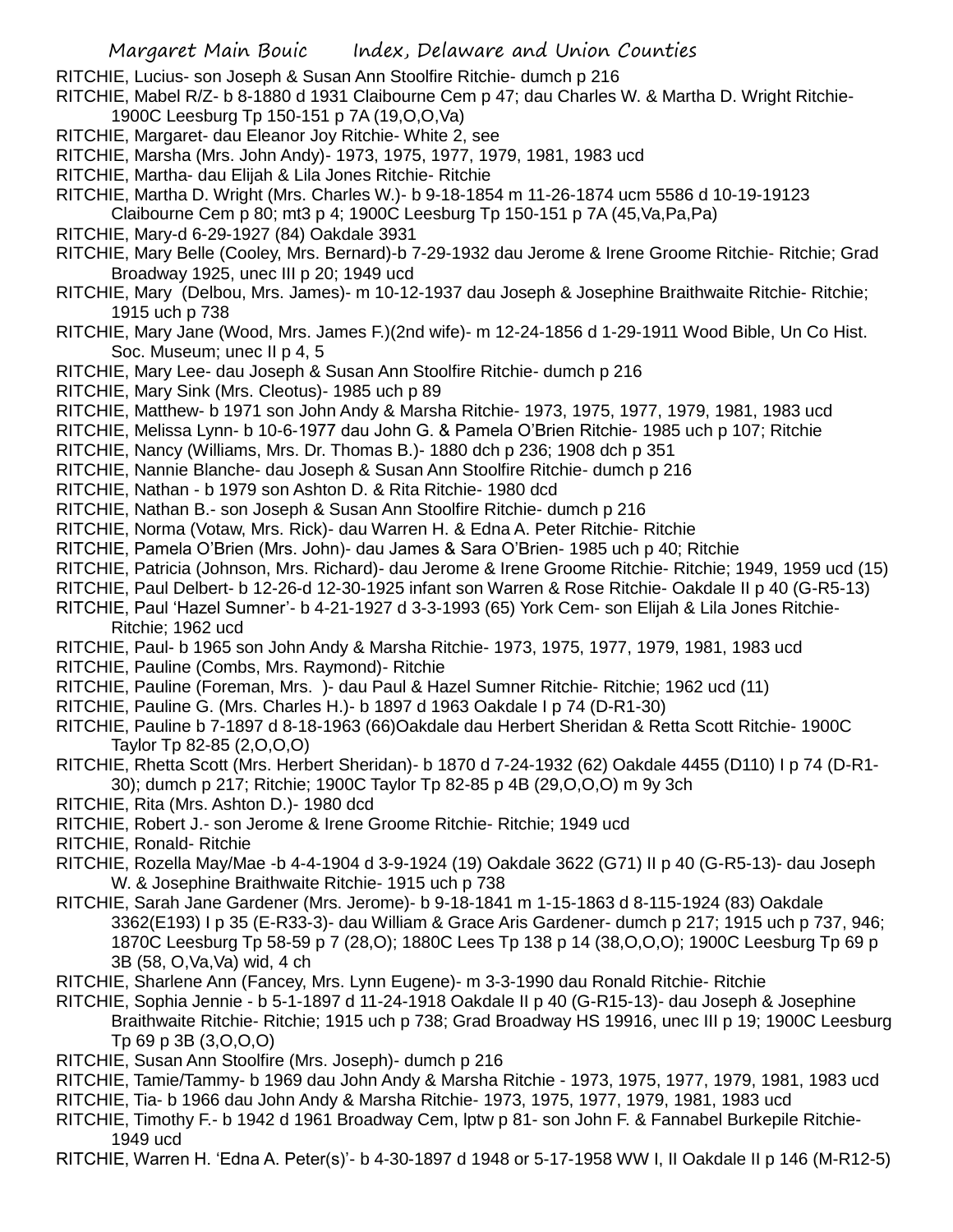RITCHIE, Lucius- son Joseph & Susan Ann Stoolfire Ritchie- dumch p 216

RITCHIE, Mabel R/Z- b 8-1880 d 1931 Claibourne Cem p 47; dau Charles W. & Martha D. Wright Ritchie- 1900C Leesburg Tp 150-151 p 7A (19,O,O,Va)

RITCHIE, Margaret- dau Eleanor Joy Ritchie- White 2, see

RITCHIE, Marsha (Mrs. John Andy)- 1973, 1975, 1977, 1979, 1981, 1983 ucd

RITCHIE, Martha- dau Elijah & Lila Jones Ritchie- Ritchie

RITCHIE, Martha D. Wright (Mrs. Charles W.)- b 9-18-1854 m 11-26-1874 ucm 5586 d 10-19-19123 Claibourne Cem p 80; mt3 p 4; 1900C Leesburg Tp 150-151 p 7A (45,Va,Pa,Pa)

RITCHIE, Mary-d 6-29-1927 (84) Oakdale 3931

RITCHIE, Mary Belle (Cooley, Mrs. Bernard)-b 7-29-1932 dau Jerome & Irene Groome Ritchie- Ritchie; Grad Broadway 1925, unec III p 20; 1949 ucd

RITCHIE, Mary (Delbou, Mrs. James)- m 10-12-1937 dau Joseph & Josephine Braithwaite Ritchie- Ritchie; 1915 uch p 738

RITCHIE, Mary Jane (Wood, Mrs. James F.)(2nd wife)- m 12-24-1856 d 1-29-1911 Wood Bible, Un Co Hist. Soc. Museum; unec II p 4, 5

RITCHIE, Mary Lee- dau Joseph & Susan Ann Stoolfire Ritchie- dumch p 216

RITCHIE, Mary Sink (Mrs. Cleotus)- 1985 uch p 89

RITCHIE, Matthew- b 1971 son John Andy & Marsha Ritchie- 1973, 1975, 1977, 1979, 1981, 1983 ucd

RITCHIE, Melissa Lynn- b 10-6-1977 dau John G. & Pamela O'Brien Ritchie- 1985 uch p 107; Ritchie

RITCHIE, Nancy (Williams, Mrs. Dr. Thomas B.)- 1880 dch p 236; 1908 dch p 351

RITCHIE, Nannie Blanche- dau Joseph & Susan Ann Stoolfire Ritchie- dumch p 216

RITCHIE, Nathan - b 1979 son Ashton D. & Rita Ritchie- 1980 dcd

RITCHIE, Nathan B.- son Joseph & Susan Ann Stoolfire Ritchie- dumch p 216

RITCHIE, Norma (Votaw, Mrs. Rick)- dau Warren H. & Edna A. Peter Ritchie- Ritchie

RITCHIE, Pamela O'Brien (Mrs. John)- dau James & Sara O'Brien- 1985 uch p 40; Ritchie

RITCHIE, Patricia (Johnson, Mrs. Richard)- dau Jerome & Irene Groome Ritchie- Ritchie; 1949, 1959 ucd (15)

RITCHIE, Paul Delbert- b 12-26-d 12-30-1925 infant son Warren & Rose Ritchie- Oakdale II p 40 (G-R5-13)

RITCHIE, Paul 'Hazel Sumner'- b 4-21-1927 d 3-3-1993 (65) York Cem- son Elijah & Lila Jones Ritchie- Ritchie; 1962 ucd

RITCHIE, Paul- b 1965 son John Andy & Marsha Ritchie- 1973, 1975, 1977, 1979, 1981, 1983 ucd

RITCHIE, Pauline (Combs, Mrs. Raymond)- Ritchie

RITCHIE, Pauline (Foreman, Mrs. )- dau Paul & Hazel Sumner Ritchie- Ritchie; 1962 ucd (11)

RITCHIE, Pauline G. (Mrs. Charles H.)- b 1897 d 1963 Oakdale I p 74 (D-R1-30)

RITCHIE, Pauline b 7-1897 d 8-18-1963 (66)Oakdale dau Herbert Sheridan & Retta Scott Ritchie- 1900C Taylor Tp 82-85 (2,O,O,O)

RITCHIE, Rhetta Scott (Mrs. Herbert Sheridan)- b 1870 d 7-24-1932 (62) Oakdale 4455 (D110) I p 74 (D-R1-30); dumch p 217; Ritchie; 1900C Taylor Tp 82-85 p 4B (29,O,O,O) m 9y 3ch

RITCHIE, Rita (Mrs. Ashton D.)- 1980 dcd

RITCHIE, Robert J.- son Jerome & Irene Groome Ritchie- Ritchie; 1949 ucd

RITCHIE, Ronald- Ritchie

RITCHIE, Rozella May/Mae -b 4-4-1904 d 3-9-1924 (19) Oakdale 3622 (G71) II p 40 (G-R5-13)- dau Joseph W. & Josephine Braithwaite Ritchie- 1915 uch p 738

RITCHIE, Sarah Jane Gardener (Mrs. Jerome)- b 9-18-1841 m 1-15-1863 d 8-115-1924 (83) Oakdale 3362(E193) I p 35 (E-R33-3)- dau William & Grace Aris Gardener- dumch p 217; 1915 uch p 737, 946; 1870C Leesburg Tp 58-59 p 7 (28,O); 1880C Lees Tp 138 p 14 (38,O,O,O); 1900C Leesburg Tp 69 p 3B (58, O,Va,Va) wid, 4 ch

RITCHIE, Sharlene Ann (Fancey, Mrs. Lynn Eugene)- m 3-3-1990 dau Ronald Ritchie- Ritchie

RITCHIE, Sophia Jennie - b 5-1-1897 d 11-24-1918 Oakdale II p 40 (G-R15-13)- dau Joseph & Josephine Braithwaite Ritchie- Ritchie; 1915 uch p 738; Grad Broadway HS 19916, unec III p 19; 1900C Leesburg Tp 69 p 3B (3,O,O,O)

RITCHIE, Susan Ann Stoolfire (Mrs. Joseph)- dumch p 216

RITCHIE, Tamie/Tammy- b 1969 dau John Andy & Marsha Ritchie - 1973, 1975, 1977, 1979, 1981, 1983 ucd

RITCHIE, Tia- b 1966 dau John Andy & Marsha Ritchie- 1973, 1975, 1977, 1979, 1981, 1983 ucd

RITCHIE, Timothy F.- b 1942 d 1961 Broadway Cem, lptw p 81- son John F. & Fannabel Burkepile Ritchie- 1949 ucd

RITCHIE, Warren H. 'Edna A. Peter(s)'- b 4-30-1897 d 1948 or 5-17-1958 WW I, II Oakdale II p 146 (M-R12-5)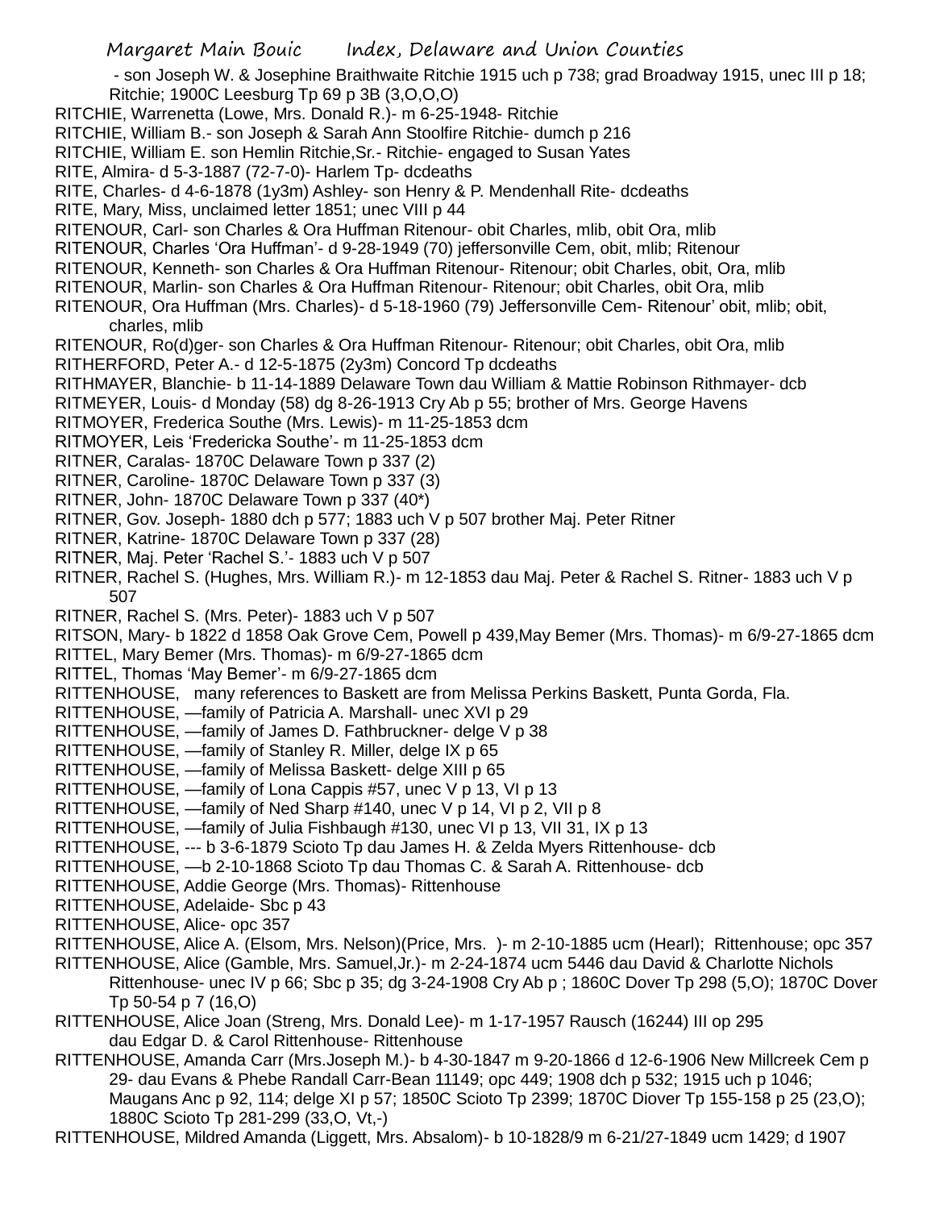- son Joseph W. & Josephine Braithwaite Ritchie 1915 uch p 738; grad Broadway 1915, unec III p 18; Ritchie; 1900C Leesburg Tp 69 p 3B (3,O,O,O)

RITCHIE, Warrenetta (Lowe, Mrs. Donald R.)- m 6-25-1948- Ritchie

RITCHIE, William B.- son Joseph & Sarah Ann Stoolfire Ritchie- dumch p 216

RITCHIE, William E. son Hemlin Ritchie,Sr.- Ritchie- engaged to Susan Yates

RITE, Almira- d 5-3-1887 (72-7-0)- Harlem Tp- dcdeaths

RITE, Charles- d 4-6-1878 (1y3m) Ashley- son Henry & P. Mendenhall Rite- dcdeaths

RITE, Mary, Miss, unclaimed letter 1851; unec VIII p 44

RITENOUR, Carl- son Charles & Ora Huffman Ritenour- obit Charles, mlib, obit Ora, mlib

RITENOUR, Charles 'Ora Huffman'- d 9-28-1949 (70) jeffersonville Cem, obit, mlib; Ritenour

RITENOUR, Kenneth- son Charles & Ora Huffman Ritenour- Ritenour; obit Charles, obit, Ora, mlib

RITENOUR, Marlin- son Charles & Ora Huffman Ritenour- Ritenour; obit Charles, obit Ora, mlib

RITENOUR, Ora Huffman (Mrs. Charles)- d 5-18-1960 (79) Jeffersonville Cem- Ritenour' obit, mlib; obit, charles, mlib

RITENOUR, Ro(d)ger- son Charles & Ora Huffman Ritenour- Ritenour; obit Charles, obit Ora, mlib

RITHERFORD, Peter A.- d 12-5-1875 (2y3m) Concord Tp dcdeaths

RITHMAYER, Blanchie- b 11-14-1889 Delaware Town dau William & Mattie Robinson Rithmayer- dcb

RITMEYER, Louis- d Monday (58) dg 8-26-1913 Cry Ab p 55; brother of Mrs. George Havens

RITMOYER, Frederica Southe (Mrs. Lewis)- m 11-25-1853 dcm

RITMOYER, Leis 'Fredericka Southe'- m 11-25-1853 dcm

RITNER, Caralas- 1870C Delaware Town p 337 (2)

RITNER, Caroline- 1870C Delaware Town p 337 (3)

RITNER, John- 1870C Delaware Town p 337 (40*)

RITNER, Gov. Joseph- 1880 dch p 577; 1883 uch V p 507 brother Maj. Peter Ritner

RITNER, Katrine- 1870C Delaware Town p 337 (28)

RITNER, Maj. Peter 'Rachel S.'- 1883 uch V p 507

RITNER, Rachel S. (Hughes, Mrs. William R.)- m 12-1853 dau Maj. Peter & Rachel S. Ritner- 1883 uch V p 507

RITNER, Rachel S. (Mrs. Peter)- 1883 uch V p 507

RITSON, Mary- b 1822 d 1858 Oak Grove Cem, Powell p 439,May Bemer (Mrs. Thomas)- m 6/9-27-1865 dcm

RITTEL, Mary Bemer (Mrs. Thomas)- m 6/9-27-1865 dcm

RITTEL, Thomas 'May Bemer'- m 6/9-27-1865 dcm

RITTENHOUSE, many references to Baskett are from Melissa Perkins Baskett, Punta Gorda, Fla.

RITTENHOUSE, —family of Patricia A. Marshall- unec XVI p 29

RITTENHOUSE, —family of James D. Fathbruckner- delge V p 38

RITTENHOUSE, —family of Stanley R. Miller, delge IX p 65

RITTENHOUSE, —family of Melissa Baskett- delge XIII p 65

RITTENHOUSE, —family of Lona Cappis #57, unec V p 13, VI p 13

RITTENHOUSE, —family of Ned Sharp #140, unec V p 14, VI p 2, VII p 8

RITTENHOUSE, —family of Julia Fishbaugh #130, unec VI p 13, VII 31, IX p 13

RITTENHOUSE, --- b 3-6-1879 Scioto Tp dau James H. & Zelda Myers Rittenhouse- dcb

RITTENHOUSE, —b 2-10-1868 Scioto Tp dau Thomas C. & Sarah A. Rittenhouse- dcb

RITTENHOUSE, Addie George (Mrs. Thomas)- Rittenhouse

RITTENHOUSE, Adelaide- Sbc p 43

RITTENHOUSE, Alice- opc 357

RITTENHOUSE, Alice A. (Elsom, Mrs. Nelson)(Price, Mrs. )- m 2-10-1885 ucm (Hearl); Rittenhouse; opc 357

RITTENHOUSE, Alice (Gamble, Mrs. Samuel,Jr.)- m 2-24-1874 ucm 5446 dau David & Charlotte Nichols Rittenhouse- unec IV p 66; Sbc p 35; dg 3-24-1908 Cry Ab p ; 1860C Dover Tp 298 (5,O); 1870C Dover Tp 50-54 p 7 (16,O)

RITTENHOUSE, Alice Joan (Streng, Mrs. Donald Lee)- m 1-17-1957 Rausch (16244) III op 295 dau Edgar D. & Carol Rittenhouse- Rittenhouse

RITTENHOUSE, Amanda Carr (Mrs.Joseph M.)- b 4-30-1847 m 9-20-1866 d 12-6-1906 New Millcreek Cem p 29- dau Evans & Phebe Randall Carr-Bean 11149; opc 449; 1908 dch p 532; 1915 uch p 1046; Maugans Anc p 92, 114; delge XI p 57; 1850C Scioto Tp 2399; 1870C Diover Tp 155-158 p 25 (23,O); 1880C Scioto Tp 281-299 (33,O, Vt,-)

RITTENHOUSE, Mildred Amanda (Liggett, Mrs. Absalom)- b 10-1828/9 m 6-21/27-1849 ucm 1429; d 1907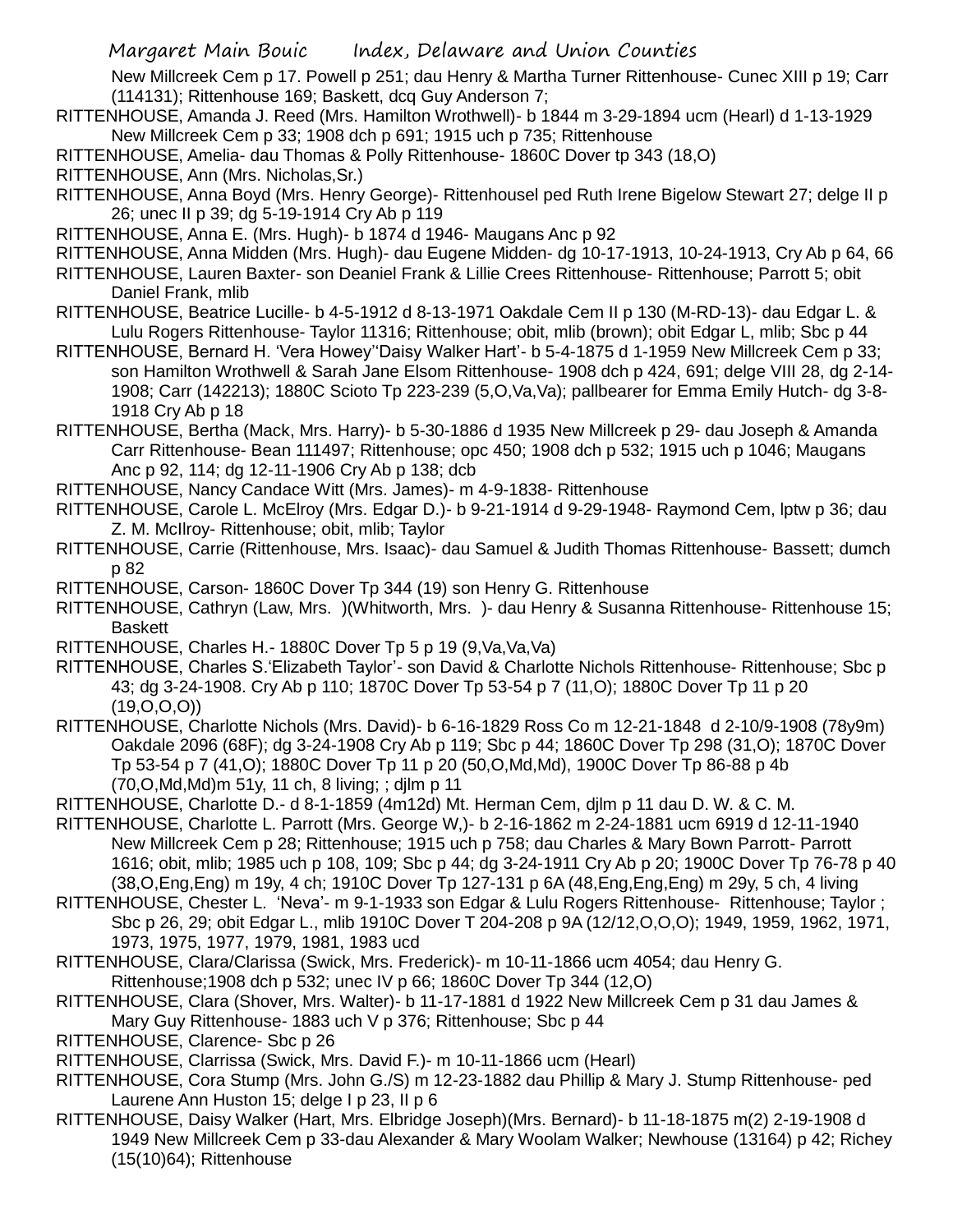New Millcreek Cem p 17. Powell p 251; dau Henry & Martha Turner Rittenhouse- Cunec XIII p 19; Carr (114131); Rittenhouse 169; Baskett, dcq Guy Anderson 7;

RITTENHOUSE, Amanda J. Reed (Mrs. Hamilton Wrothwell)- b 1844 m 3-29-1894 ucm (Hearl) d 1-13-1929 New Millcreek Cem p 33; 1908 dch p 691; 1915 uch p 735; Rittenhouse

RITTENHOUSE, Amelia- dau Thomas & Polly Rittenhouse- 1860C Dover tp 343 (18,O)

RITTENHOUSE, Ann (Mrs. Nicholas,Sr.)

RITTENHOUSE, Anna Boyd (Mrs. Henry George)- Rittenhousel ped Ruth Irene Bigelow Stewart 27; delge II p 26; unec II p 39; dg 5-19-1914 Cry Ab p 119

RITTENHOUSE, Anna E. (Mrs. Hugh)- b 1874 d 1946- Maugans Anc p 92

RITTENHOUSE, Anna Midden (Mrs. Hugh)- dau Eugene Midden- dg 10-17-1913, 10-24-1913, Cry Ab p 64, 66

RITTENHOUSE, Lauren Baxter- son Deaniel Frank & Lillie Crees Rittenhouse- Rittenhouse; Parrott 5; obit Daniel Frank, mlib

RITTENHOUSE, Beatrice Lucille- b 4-5-1912 d 8-13-1971 Oakdale Cem II p 130 (M-RD-13)- dau Edgar L. & Lulu Rogers Rittenhouse- Taylor 11316; Rittenhouse; obit, mlib (brown); obit Edgar L, mlib; Sbc p 44

RITTENHOUSE, Bernard H. 'Vera Howey''Daisy Walker Hart'- b 5-4-1875 d 1-1959 New Millcreek Cem p 33; son Hamilton Wrothwell & Sarah Jane Elsom Rittenhouse- 1908 dch p 424, 691; delge VIII 28, dg 2-14-1908; Carr (142213); 1880C Scioto Tp 223-239 (5,O,Va,Va); pallbearer for Emma Emily Hutch- dg 3-8-1918 Cry Ab p 18

RITTENHOUSE, Bertha (Mack, Mrs. Harry)- b 5-30-1886 d 1935 New Millcreek p 29- dau Joseph & Amanda Carr Rittenhouse- Bean 111497; Rittenhouse; opc 450; 1908 dch p 532; 1915 uch p 1046; Maugans Anc p 92, 114; dg 12-11-1906 Cry Ab p 138; dcb

RITTENHOUSE, Nancy Candace Witt (Mrs. James)- m 4-9-1838- Rittenhouse

RITTENHOUSE, Carole L. McElroy (Mrs. Edgar D.)- b 9-21-1914 d 9-29-1948- Raymond Cem, lptw p 36; dau Z. M. McIlroy- Rittenhouse; obit, mlib; Taylor

RITTENHOUSE, Carrie (Rittenhouse, Mrs. Isaac)- dau Samuel & Judith Thomas Rittenhouse- Bassett; dumch p 82

RITTENHOUSE, Carson- 1860C Dover Tp 344 (19) son Henry G. Rittenhouse

RITTENHOUSE, Cathryn (Law, Mrs. )(Whitworth, Mrs. )- dau Henry & Susanna Rittenhouse- Rittenhouse 15; Baskett

RITTENHOUSE, Charles H.- 1880C Dover Tp 5 p 19 (9,Va,Va,Va)

RITTENHOUSE, Charles S.'Elizabeth Taylor'- son David & Charlotte Nichols Rittenhouse- Rittenhouse; Sbc p 43; dg 3-24-1908. Cry Ab p 110; 1870C Dover Tp 53-54 p 7 (11,O); 1880C Dover Tp 11 p 20 (19,O,O,O))

RITTENHOUSE, Charlotte Nichols (Mrs. David)- b 6-16-1829 Ross Co m 12-21-1848 d 2-10/9-1908 (78y9m) Oakdale 2096 (68F); dg 3-24-1908 Cry Ab p 119; Sbc p 44; 1860C Dover Tp 298 (31,O); 1870C Dover Tp 53-54 p 7 (41,O); 1880C Dover Tp 11 p 20 (50,O,Md,Md), 1900C Dover Tp 86-88 p 4b (70,O,Md,Md)m 51y, 11 ch, 8 living; ; djlm p 11

RITTENHOUSE, Charlotte D.- d 8-1-1859 (4m12d) Mt. Herman Cem, djlm p 11 dau D. W. & C. M.

RITTENHOUSE, Charlotte L. Parrott (Mrs. George W,)- b 2-16-1862 m 2-24-1881 ucm 6919 d 12-11-1940 New Millcreek Cem p 28; Rittenhouse; 1915 uch p 758; dau Charles & Mary Bown Parrott- Parrott 1616; obit, mlib; 1985 uch p 108, 109; Sbc p 44; dg 3-24-1911 Cry Ab p 20; 1900C Dover Tp 76-78 p 40 (38,O,Eng,Eng) m 19y, 4 ch; 1910C Dover Tp 127-131 p 6A (48,Eng,Eng,Eng) m 29y, 5 ch, 4 living

RITTENHOUSE, Chester L. 'Neva'- m 9-1-1933 son Edgar & Lulu Rogers Rittenhouse- Rittenhouse; Taylor ; Sbc p 26, 29; obit Edgar L., mlib 1910C Dover T 204-208 p 9A (12/12,O,O,O); 1949, 1959, 1962, 1971, 1973, 1975, 1977, 1979, 1981, 1983 ucd

RITTENHOUSE, Clara/Clarissa (Swick, Mrs. Frederick)- m 10-11-1866 ucm 4054; dau Henry G. Rittenhouse;1908 dch p 532; unec IV p 66; 1860C Dover Tp 344 (12,O)

RITTENHOUSE, Clara (Shover, Mrs. Walter)- b 11-17-1881 d 1922 New Millcreek Cem p 31 dau James & Mary Guy Rittenhouse- 1883 uch V p 376; Rittenhouse; Sbc p 44

RITTENHOUSE, Clarence- Sbc p 26

RITTENHOUSE, Clarrissa (Swick, Mrs. David F.)- m 10-11-1866 ucm (Hearl)

RITTENHOUSE, Cora Stump (Mrs. John G./S) m 12-23-1882 dau Phillip & Mary J. Stump Rittenhouse- ped Laurene Ann Huston 15; delge I p 23, II p 6

RITTENHOUSE, Daisy Walker (Hart, Mrs. Elbridge Joseph)(Mrs. Bernard)- b 11-18-1875 m(2) 2-19-1908 d 1949 New Millcreek Cem p 33-dau Alexander & Mary Woolam Walker; Newhouse (13164) p 42; Richey (15(10)64); Rittenhouse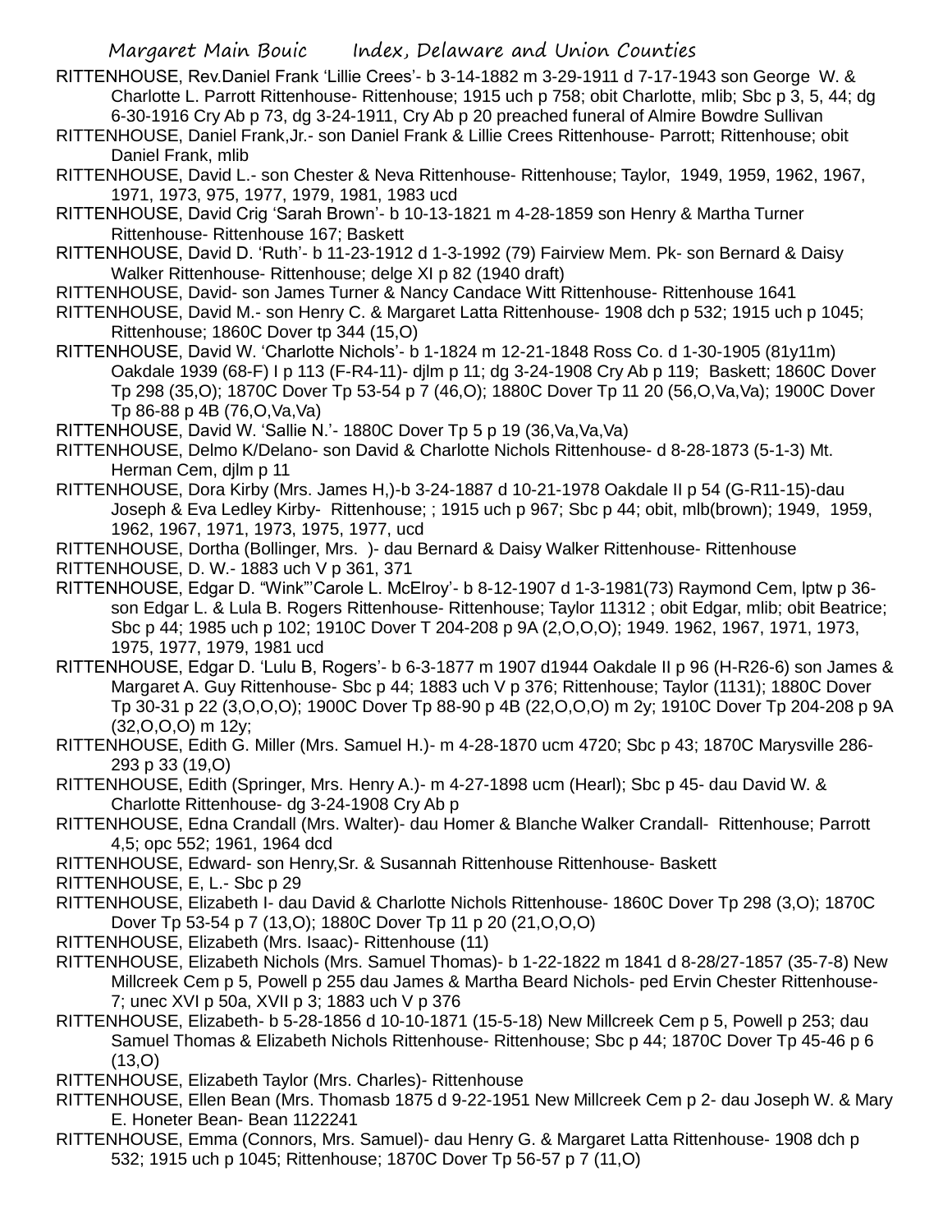RITTENHOUSE, Rev.Daniel Frank 'Lillie Crees'- b 3-14-1882 m 3-29-1911 d 7-17-1943 son George W. & Charlotte L. Parrott Rittenhouse- Rittenhouse; 1915 uch p 758; obit Charlotte, mlib; Sbc p 3, 5, 44; dg 6-30-1916 Cry Ab p 73, dg 3-24-1911, Cry Ab p 20 preached funeral of Almire Bowdre Sullivan

RITTENHOUSE, Daniel Frank,Jr.- son Daniel Frank & Lillie Crees Rittenhouse- Parrott; Rittenhouse; obit Daniel Frank, mlib

RITTENHOUSE, David L.- son Chester & Neva Rittenhouse- Rittenhouse; Taylor, 1949, 1959, 1962, 1967, 1971, 1973, 975, 1977, 1979, 1981, 1983 ucd

RITTENHOUSE, David Crig 'Sarah Brown'- b 10-13-1821 m 4-28-1859 son Henry & Martha Turner Rittenhouse- Rittenhouse 167; Baskett

RITTENHOUSE, David D. 'Ruth'- b 11-23-1912 d 1-3-1992 (79) Fairview Mem. Pk- son Bernard & Daisy Walker Rittenhouse- Rittenhouse; delge XI p 82 (1940 draft)

RITTENHOUSE, David- son James Turner & Nancy Candace Witt Rittenhouse- Rittenhouse 1641

RITTENHOUSE, David M.- son Henry C. & Margaret Latta Rittenhouse- 1908 dch p 532; 1915 uch p 1045; Rittenhouse; 1860C Dover tp 344 (15,O)

RITTENHOUSE, David W. 'Charlotte Nichols'- b 1-1824 m 12-21-1848 Ross Co. d 1-30-1905 (81y11m) Oakdale 1939 (68-F) I p 113 (F-R4-11)- djlm p 11; dg 3-24-1908 Cry Ab p 119; Baskett; 1860C Dover Tp 298 (35,O); 1870C Dover Tp 53-54 p 7 (46,O); 1880C Dover Tp 11 20 (56,O,Va,Va); 1900C Dover Tp 86-88 p 4B (76,O,Va,Va)

RITTENHOUSE, David W. 'Sallie N.'- 1880C Dover Tp 5 p 19 (36,Va,Va,Va)

RITTENHOUSE, Delmo K/Delano- son David & Charlotte Nichols Rittenhouse- d 8-28-1873 (5-1-3) Mt. Herman Cem, djlm p 11

RITTENHOUSE, Dora Kirby (Mrs. James H,)-b 3-24-1887 d 10-21-1978 Oakdale II p 54 (G-R11-15)-dau Joseph & Eva Ledley Kirby- Rittenhouse; ; 1915 uch p 967; Sbc p 44; obit, mlb(brown); 1949, 1959, 1962, 1967, 1971, 1973, 1975, 1977, ucd

RITTENHOUSE, Dortha (Bollinger, Mrs. )- dau Bernard & Daisy Walker Rittenhouse- Rittenhouse

RITTENHOUSE, D. W.- 1883 uch V p 361, 371

RITTENHOUSE, Edgar D. "Wink"'Carole L. McElroy'- b 8-12-1907 d 1-3-1981(73) Raymond Cem, lptw p 36- son Edgar L. & Lula B. Rogers Rittenhouse- Rittenhouse; Taylor 11312 ; obit Edgar, mlib; obit Beatrice; Sbc p 44; 1985 uch p 102; 1910C Dover T 204-208 p 9A (2,O,O,O); 1949. 1962, 1967, 1971, 1973, 1975, 1977, 1979, 1981 ucd

RITTENHOUSE, Edgar D. 'Lulu B, Rogers'- b 6-3-1877 m 1907 d1944 Oakdale II p 96 (H-R26-6) son James & Margaret A. Guy Rittenhouse- Sbc p 44; 1883 uch V p 376; Rittenhouse; Taylor (1131); 1880C Dover Tp 30-31 p 22 (3,O,O,O); 1900C Dover Tp 88-90 p 4B (22,O,O,O) m 2y; 1910C Dover Tp 204-208 p 9A (32,O,O,O) m 12y;

RITTENHOUSE, Edith G. Miller (Mrs. Samuel H.)- m 4-28-1870 ucm 4720; Sbc p 43; 1870C Marysville 286-293 p 33 (19,O)

RITTENHOUSE, Edith (Springer, Mrs. Henry A.)- m 4-27-1898 ucm (Hearl); Sbc p 45- dau David W. & Charlotte Rittenhouse- dg 3-24-1908 Cry Ab p

RITTENHOUSE, Edna Crandall (Mrs. Walter)- dau Homer & Blanche Walker Crandall- Rittenhouse; Parrott 4,5; opc 552; 1961, 1964 dcd

RITTENHOUSE, Edward- son Henry,Sr. & Susannah Rittenhouse Rittenhouse- Baskett

RITTENHOUSE, E, L.- Sbc p 29

RITTENHOUSE, Elizabeth I- dau David & Charlotte Nichols Rittenhouse- 1860C Dover Tp 298 (3,O); 1870C Dover Tp 53-54 p 7 (13,O); 1880C Dover Tp 11 p 20 (21,O,O,O)

RITTENHOUSE, Elizabeth (Mrs. Isaac)- Rittenhouse (11)

RITTENHOUSE, Elizabeth Nichols (Mrs. Samuel Thomas)- b 1-22-1822 m 1841 d 8-28/27-1857 (35-7-8) New Millcreek Cem p 5, Powell p 255 dau James & Martha Beard Nichols- ped Ervin Chester Rittenhouse- 7; unec XVI p 50a, XVII p 3; 1883 uch V p 376

RITTENHOUSE, Elizabeth- b 5-28-1856 d 10-10-1871 (15-5-18) New Millcreek Cem p 5, Powell p 253; dau Samuel Thomas & Elizabeth Nichols Rittenhouse- Rittenhouse; Sbc p 44; 1870C Dover Tp 45-46 p 6 (13,O)

RITTENHOUSE, Elizabeth Taylor (Mrs. Charles)- Rittenhouse

RITTENHOUSE, Ellen Bean (Mrs. Thomasb 1875 d 9-22-1951 New Millcreek Cem p 2- dau Joseph W. & Mary E. Honeter Bean- Bean 1122241

RITTENHOUSE, Emma (Connors, Mrs. Samuel)- dau Henry G. & Margaret Latta Rittenhouse- 1908 dch p 532; 1915 uch p 1045; Rittenhouse; 1870C Dover Tp 56-57 p 7 (11,O)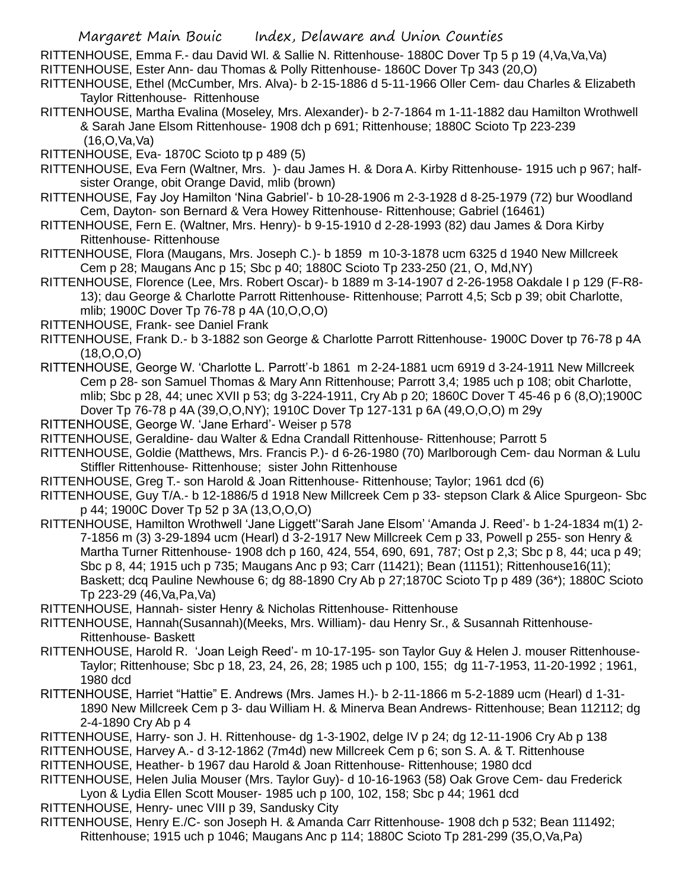RITTENHOUSE, Emma F.- dau David Wl. & Sallie N. Rittenhouse- 1880C Dover Tp 5 p 19 (4,Va,Va,Va)

RITTENHOUSE, Ester Ann- dau Thomas & Polly Rittenhouse- 1860C Dover Tp 343 (20,O)

RITTENHOUSE, Ethel (McCumber, Mrs. Alva)- b 2-15-1886 d 5-11-1966 Oller Cem- dau Charles & Elizabeth Taylor Rittenhouse- Rittenhouse

RITTENHOUSE, Martha Evalina (Moseley, Mrs. Alexander)- b 2-7-1864 m 1-11-1882 dau Hamilton Wrothwell & Sarah Jane Elsom Rittenhouse- 1908 dch p 691; Rittenhouse; 1880C Scioto Tp 223-239 (16,O,Va,Va)

RITTENHOUSE, Eva- 1870C Scioto tp p 489 (5)

RITTENHOUSE, Eva Fern (Waltner, Mrs. )- dau James H. & Dora A. Kirby Rittenhouse- 1915 uch p 967; half-sister Orange, obit Orange David, mlib (brown)

RITTENHOUSE, Fay Joy Hamilton 'Nina Gabriel'- b 10-28-1906 m 2-3-1928 d 8-25-1979 (72) bur Woodland Cem, Dayton- son Bernard & Vera Howey Rittenhouse- Rittenhouse; Gabriel (16461)

RITTENHOUSE, Fern E. (Waltner, Mrs. Henry)- b 9-15-1910 d 2-28-1993 (82) dau James & Dora Kirby Rittenhouse- Rittenhouse

RITTENHOUSE, Flora (Maugans, Mrs. Joseph C.)- b 1859 m 10-3-1878 ucm 6325 d 1940 New Millcreek Cem p 28; Maugans Anc p 15; Sbc p 40; 1880C Scioto Tp 233-250 (21, O, Md,NY)

RITTENHOUSE, Florence (Lee, Mrs. Robert Oscar)- b 1889 m 3-14-1907 d 2-26-1958 Oakdale I p 129 (F-R8-13); dau George & Charlotte Parrott Rittenhouse- Rittenhouse; Parrott 4,5; Scb p 39; obit Charlotte, mlib; 1900C Dover Tp 76-78 p 4A (10,O,O,O)

RITTENHOUSE, Frank- see Daniel Frank

RITTENHOUSE, Frank D.- b 3-1882 son George & Charlotte Parrott Rittenhouse- 1900C Dover tp 76-78 p 4A (18,O,O,O)

RITTENHOUSE, George W. 'Charlotte L. Parrott'-b 1861 m 2-24-1881 ucm 6919 d 3-24-1911 New Millcreek Cem p 28- son Samuel Thomas & Mary Ann Rittenhouse; Parrott 3,4; 1985 uch p 108; obit Charlotte, mlib; Sbc p 28, 44; unec XVII p 53; dg 3-224-1911, Cry Ab p 20; 1860C Dover T 45-46 p 6 (8,O);1900C Dover Tp 76-78 p 4A (39,O,O,NY); 1910C Dover Tp 127-131 p 6A (49,O,O,O) m 29y

RITTENHOUSE, George W. 'Jane Erhard'- Weiser p 578

RITTENHOUSE, Geraldine- dau Walter & Edna Crandall Rittenhouse- Rittenhouse; Parrott 5

RITTENHOUSE, Goldie (Matthews, Mrs. Francis P.)- d 6-26-1980 (70) Marlborough Cem- dau Norman & Lulu Stiffler Rittenhouse- Rittenhouse; sister John Rittenhouse

RITTENHOUSE, Greg T.- son Harold & Joan Rittenhouse- Rittenhouse; Taylor; 1961 dcd (6)

RITTENHOUSE, Guy T/A.- b 12-1886/5 d 1918 New Millcreek Cem p 33- stepson Clark & Alice Spurgeon- Sbc p 44; 1900C Dover Tp 52 p 3A (13,O,O,O)

RITTENHOUSE, Hamilton Wrothwell 'Jane Liggett''Sarah Jane Elsom' 'Amanda J. Reed'- b 1-24-1834 m(1) 2-7-1856 m (3) 3-29-1894 ucm (Hearl) d 3-2-1917 New Millcreek Cem p 33, Powell p 255- son Henry & Martha Turner Rittenhouse- 1908 dch p 160, 424, 554, 690, 691, 787; Ost p 2,3; Sbc p 8, 44; uca p 49; Sbc p 8, 44; 1915 uch p 735; Maugans Anc p 93; Carr (11421); Bean (11151); Rittenhouse16(11); Baskett; dcq Pauline Newhouse 6; dg 88-1890 Cry Ab p 27;1870C Scioto Tp p 489 (36*); 1880C Scioto Tp 223-29 (46,Va,Pa,Va)

RITTENHOUSE, Hannah- sister Henry & Nicholas Rittenhouse- Rittenhouse

RITTENHOUSE, Hannah(Susannah)(Meeks, Mrs. William)- dau Henry Sr., & Susannah Rittenhouse- Rittenhouse- Baskett

RITTENHOUSE, Harold R. 'Joan Leigh Reed'- m 10-17-195- son Taylor Guy & Helen J. mouser Rittenhouse- Taylor; Rittenhouse; Sbc p 18, 23, 24, 26, 28; 1985 uch p 100, 155; dg 11-7-1953, 11-20-1992 ; 1961, 1980 dcd

RITTENHOUSE, Harriet "Hattie" E. Andrews (Mrs. James H.)- b 2-11-1866 m 5-2-1889 ucm (Hearl) d 1-31-1890 New Millcreek Cem p 3- dau William H. & Minerva Bean Andrews- Rittenhouse; Bean 112112; dg 2-4-1890 Cry Ab p 4

RITTENHOUSE, Harry- son J. H. Rittenhouse- dg 1-3-1902, delge IV p 24; dg 12-11-1906 Cry Ab p 138

RITTENHOUSE, Harvey A.- d 3-12-1862 (7m4d) new Millcreek Cem p 6; son S. A. & T. Rittenhouse

RITTENHOUSE, Heather- b 1967 dau Harold & Joan Rittenhouse- Rittenhouse; 1980 dcd

RITTENHOUSE, Helen Julia Mouser (Mrs. Taylor Guy)- d 10-16-1963 (58) Oak Grove Cem- dau Frederick Lyon & Lydia Ellen Scott Mouser- 1985 uch p 100, 102, 158; Sbc p 44; 1961 dcd

RITTENHOUSE, Henry- unec VIII p 39, Sandusky City

RITTENHOUSE, Henry E./C- son Joseph H. & Amanda Carr Rittenhouse- 1908 dch p 532; Bean 111492; Rittenhouse; 1915 uch p 1046; Maugans Anc p 114; 1880C Scioto Tp 281-299 (35,O,Va,Pa)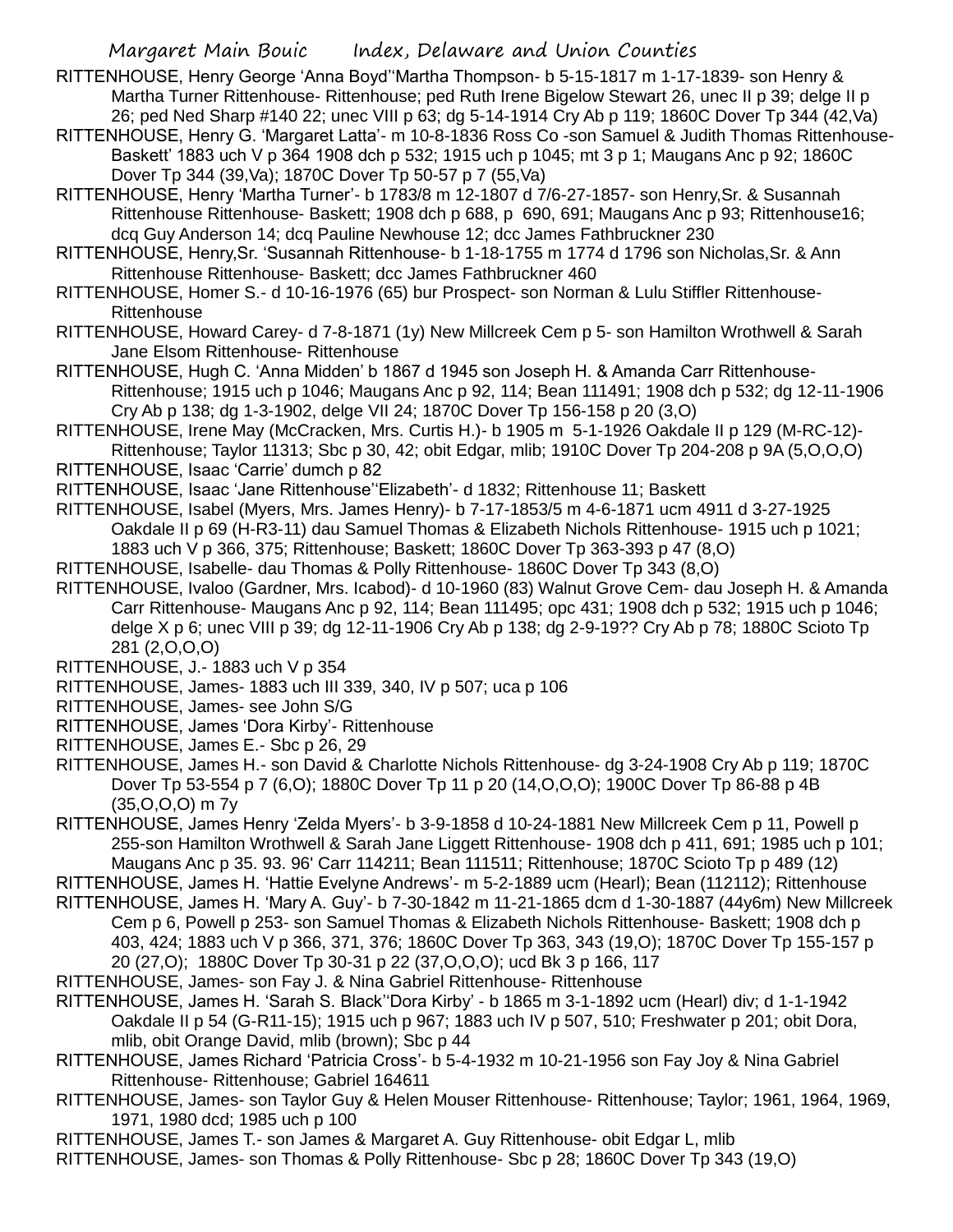RITTENHOUSE, Henry George 'Anna Boyd''Martha Thompson- b 5-15-1817 m 1-17-1839- son Henry & Martha Turner Rittenhouse- Rittenhouse; ped Ruth Irene Bigelow Stewart 26, unec II p 39; delge II p 26; ped Ned Sharp #140 22; unec VIII p 63; dg 5-14-1914 Cry Ab p 119; 1860C Dover Tp 344 (42,Va)

RITTENHOUSE, Henry G. 'Margaret Latta'- m 10-8-1836 Ross Co -son Samuel & Judith Thomas Rittenhouse- Baskett' 1883 uch V p 364 1908 dch p 532; 1915 uch p 1045; mt 3 p 1; Maugans Anc p 92; 1860C Dover Tp 344 (39,Va); 1870C Dover Tp 50-57 p 7 (55,Va)

RITTENHOUSE, Henry 'Martha Turner'- b 1783/8 m 12-1807 d 7/6-27-1857- son Henry,Sr. & Susannah Rittenhouse Rittenhouse- Baskett; 1908 dch p 688, p 690, 691; Maugans Anc p 93; Rittenhouse16; dcq Guy Anderson 14; dcq Pauline Newhouse 12; dcc James Fathbruckner 230

RITTENHOUSE, Henry,Sr. 'Susannah Rittenhouse- b 1-18-1755 m 1774 d 1796 son Nicholas,Sr. & Ann Rittenhouse Rittenhouse- Baskett; dcc James Fathbruckner 460

RITTENHOUSE, Homer S.- d 10-16-1976 (65) bur Prospect- son Norman & Lulu Stiffler Rittenhouse- Rittenhouse

RITTENHOUSE, Howard Carey- d 7-8-1871 (1y) New Millcreek Cem p 5- son Hamilton Wrothwell & Sarah Jane Elsom Rittenhouse- Rittenhouse

RITTENHOUSE, Hugh C. 'Anna Midden' b 1867 d 1945 son Joseph H. & Amanda Carr Rittenhouse- Rittenhouse; 1915 uch p 1046; Maugans Anc p 92, 114; Bean 111491; 1908 dch p 532; dg 12-11-1906 Cry Ab p 138; dg 1-3-1902, delge VII 24; 1870C Dover Tp 156-158 p 20 (3,O)

RITTENHOUSE, Irene May (McCracken, Mrs. Curtis H.)- b 1905 m 5-1-1926 Oakdale II p 129 (M-RC-12)- Rittenhouse; Taylor 11313; Sbc p 30, 42; obit Edgar, mlib; 1910C Dover Tp 204-208 p 9A (5,O,O,O)

RITTENHOUSE, Isaac 'Carrie' dumch p 82

RITTENHOUSE, Isaac 'Jane Rittenhouse''Elizabeth'- d 1832; Rittenhouse 11; Baskett

RITTENHOUSE, Isabel (Myers, Mrs. James Henry)- b 7-17-1853/5 m 4-6-1871 ucm 4911 d 3-27-1925 Oakdale II p 69 (H-R3-11) dau Samuel Thomas & Elizabeth Nichols Rittenhouse- 1915 uch p 1021; 1883 uch V p 366, 375; Rittenhouse; Baskett; 1860C Dover Tp 363-393 p 47 (8,O)

RITTENHOUSE, Isabelle- dau Thomas & Polly Rittenhouse- 1860C Dover Tp 343 (8,O)

RITTENHOUSE, Ivaloo (Gardner, Mrs. Icabod)- d 10-1960 (83) Walnut Grove Cem- dau Joseph H. & Amanda Carr Rittenhouse- Maugans Anc p 92, 114; Bean 111495; opc 431; 1908 dch p 532; 1915 uch p 1046; delge X p 6; unec VIII p 39; dg 12-11-1906 Cry Ab p 138; dg 2-9-19?? Cry Ab p 78; 1880C Scioto Tp 281 (2,O,O,O)

RITTENHOUSE, J.- 1883 uch V p 354

RITTENHOUSE, James- 1883 uch III 339, 340, IV p 507; uca p 106

RITTENHOUSE, James- see John S/G

RITTENHOUSE, James 'Dora Kirby'- Rittenhouse

RITTENHOUSE, James E.- Sbc p 26, 29

RITTENHOUSE, James H.- son David & Charlotte Nichols Rittenhouse- dg 3-24-1908 Cry Ab p 119; 1870C Dover Tp 53-554 p 7 (6,O); 1880C Dover Tp 11 p 20 (14,O,O,O); 1900C Dover Tp 86-88 p 4B (35,O,O,O) m 7y

RITTENHOUSE, James Henry 'Zelda Myers'- b 3-9-1858 d 10-24-1881 New Millcreek Cem p 11, Powell p 255-son Hamilton Wrothwell & Sarah Jane Liggett Rittenhouse- 1908 dch p 411, 691; 1985 uch p 101; Maugans Anc p 35. 93. 96' Carr 114211; Bean 111511; Rittenhouse; 1870C Scioto Tp p 489 (12)

RITTENHOUSE, James H. 'Hattie Evelyne Andrews'- m 5-2-1889 ucm (Hearl); Bean (112112); Rittenhouse

RITTENHOUSE, James H. 'Mary A. Guy'- b 7-30-1842 m 11-21-1865 dcm d 1-30-1887 (44y6m) New Millcreek Cem p 6, Powell p 253- son Samuel Thomas & Elizabeth Nichols Rittenhouse- Baskett; 1908 dch p 403, 424; 1883 uch V p 366, 371, 376; 1860C Dover Tp 363, 343 (19,O); 1870C Dover Tp 155-157 p 20 (27,O); 1880C Dover Tp 30-31 p 22 (37,O,O,O); ucd Bk 3 p 166, 117

RITTENHOUSE, James- son Fay J. & Nina Gabriel Rittenhouse- Rittenhouse

RITTENHOUSE, James H. 'Sarah S. Black''Dora Kirby' - b 1865 m 3-1-1892 ucm (Hearl) div; d 1-1-1942 Oakdale II p 54 (G-R11-15); 1915 uch p 967; 1883 uch IV p 507, 510; Freshwater p 201; obit Dora, mlib, obit Orange David, mlib (brown); Sbc p 44

RITTENHOUSE, James Richard 'Patricia Cross'- b 5-4-1932 m 10-21-1956 son Fay Joy & Nina Gabriel Rittenhouse- Rittenhouse; Gabriel 164611

RITTENHOUSE, James- son Taylor Guy & Helen Mouser Rittenhouse- Rittenhouse; Taylor; 1961, 1964, 1969, 1971, 1980 dcd; 1985 uch p 100

RITTENHOUSE, James T.- son James & Margaret A. Guy Rittenhouse- obit Edgar L, mlib

RITTENHOUSE, James- son Thomas & Polly Rittenhouse- Sbc p 28; 1860C Dover Tp 343 (19,O)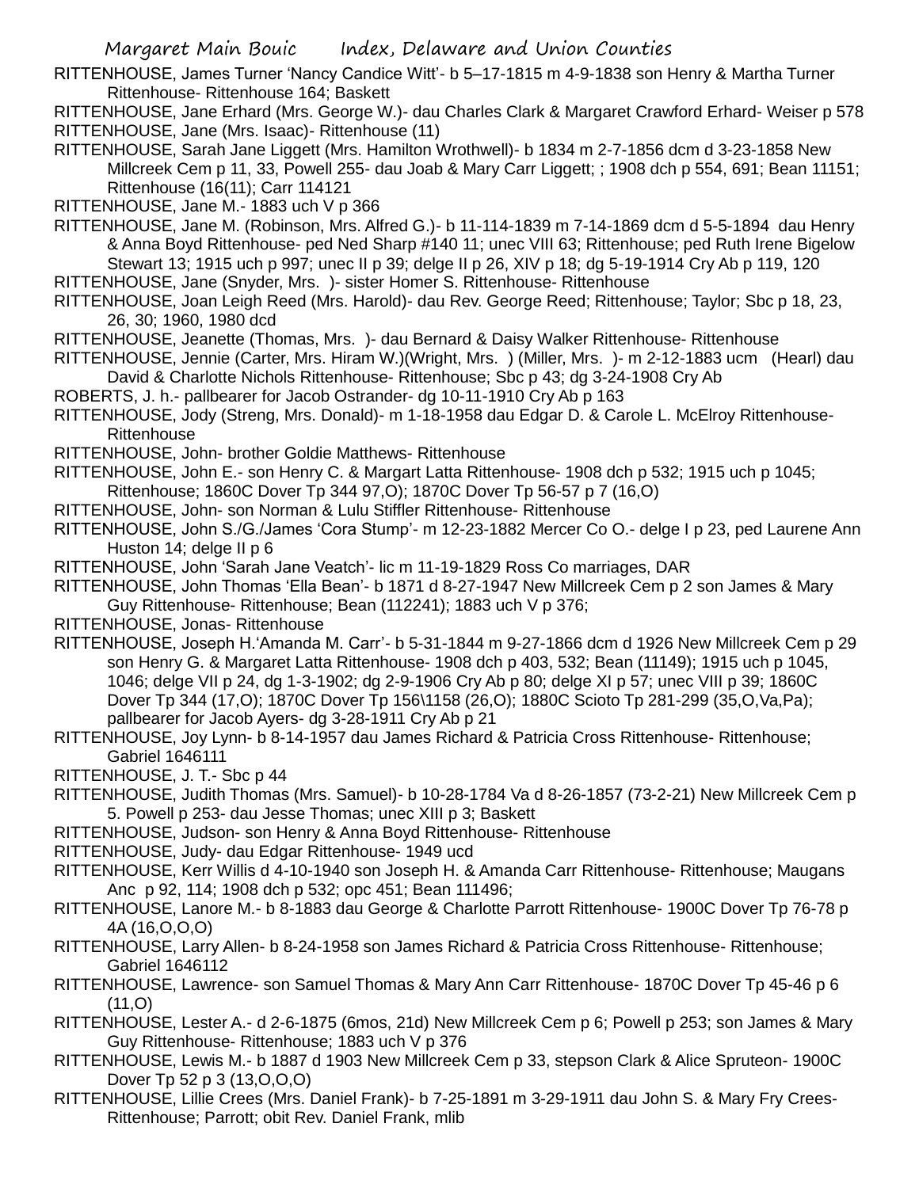RITTENHOUSE, James Turner 'Nancy Candice Witt'- b 5–17-1815 m 4-9-1838 son Henry & Martha Turner Rittenhouse- Rittenhouse 164; Baskett

RITTENHOUSE, Jane Erhard (Mrs. George W.)- dau Charles Clark & Margaret Crawford Erhard- Weiser p 578

RITTENHOUSE, Jane (Mrs. Isaac)- Rittenhouse (11)

RITTENHOUSE, Sarah Jane Liggett (Mrs. Hamilton Wrothwell)- b 1834 m 2-7-1856 dcm d 3-23-1858 New Millcreek Cem p 11, 33, Powell 255- dau Joab & Mary Carr Liggett; ; 1908 dch p 554, 691; Bean 11151; Rittenhouse (16(11); Carr 114121

RITTENHOUSE, Jane M.- 1883 uch V p 366

RITTENHOUSE, Jane M. (Robinson, Mrs. Alfred G.)- b 11-114-1839 m 7-14-1869 dcm d 5-5-1894 dau Henry & Anna Boyd Rittenhouse- ped Ned Sharp #140 11; unec VIII 63; Rittenhouse; ped Ruth Irene Bigelow Stewart 13; 1915 uch p 997; unec II p 39; delge II p 26, XIV p 18; dg 5-19-1914 Cry Ab p 119, 120

RITTENHOUSE, Jane (Snyder, Mrs. )- sister Homer S. Rittenhouse- Rittenhouse

RITTENHOUSE, Joan Leigh Reed (Mrs. Harold)- dau Rev. George Reed; Rittenhouse; Taylor; Sbc p 18, 23, 26, 30; 1960, 1980 dcd

RITTENHOUSE, Jeanette (Thomas, Mrs. )- dau Bernard & Daisy Walker Rittenhouse- Rittenhouse

RITTENHOUSE, Jennie (Carter, Mrs. Hiram W.)(Wright, Mrs. ) (Miller, Mrs. )- m 2-12-1883 ucm (Hearl) dau David & Charlotte Nichols Rittenhouse- Rittenhouse; Sbc p 43; dg 3-24-1908 Cry Ab

ROBERTS, J. h.- pallbearer for Jacob Ostrander- dg 10-11-1910 Cry Ab p 163

RITTENHOUSE, Jody (Streng, Mrs. Donald)- m 1-18-1958 dau Edgar D. & Carole L. McElroy Rittenhouse- Rittenhouse

RITTENHOUSE, John- brother Goldie Matthews- Rittenhouse

RITTENHOUSE, John E.- son Henry C. & Margart Latta Rittenhouse- 1908 dch p 532; 1915 uch p 1045; Rittenhouse; 1860C Dover Tp 344 97,O); 1870C Dover Tp 56-57 p 7 (16,O)

RITTENHOUSE, John- son Norman & Lulu Stiffler Rittenhouse- Rittenhouse

RITTENHOUSE, John S./G./James 'Cora Stump'- m 12-23-1882 Mercer Co O.- delge I p 23, ped Laurene Ann Huston 14; delge II p 6

RITTENHOUSE, John 'Sarah Jane Veatch'- lic m 11-19-1829 Ross Co marriages, DAR

RITTENHOUSE, John Thomas 'Ella Bean'- b 1871 d 8-27-1947 New Millcreek Cem p 2 son James & Mary Guy Rittenhouse- Rittenhouse; Bean (112241); 1883 uch V p 376;

RITTENHOUSE, Jonas- Rittenhouse

RITTENHOUSE, Joseph H.'Amanda M. Carr'- b 5-31-1844 m 9-27-1866 dcm d 1926 New Millcreek Cem p 29 son Henry G. & Margaret Latta Rittenhouse- 1908 dch p 403, 532; Bean (11149); 1915 uch p 1045, 1046; delge VII p 24, dg 1-3-1902; dg 2-9-1906 Cry Ab p 80; delge XI p 57; unec VIII p 39; 1860C Dover Tp 344 (17,O); 1870C Dover Tp 156\1158 (26,O); 1880C Scioto Tp 281-299 (35,O,Va,Pa); pallbearer for Jacob Ayers- dg 3-28-1911 Cry Ab p 21

RITTENHOUSE, Joy Lynn- b 8-14-1957 dau James Richard & Patricia Cross Rittenhouse- Rittenhouse; Gabriel 1646111

RITTENHOUSE, J. T.- Sbc p 44

RITTENHOUSE, Judith Thomas (Mrs. Samuel)- b 10-28-1784 Va d 8-26-1857 (73-2-21) New Millcreek Cem p 5. Powell p 253- dau Jesse Thomas; unec XIII p 3; Baskett

RITTENHOUSE, Judson- son Henry & Anna Boyd Rittenhouse- Rittenhouse

RITTENHOUSE, Judy- dau Edgar Rittenhouse- 1949 ucd

RITTENHOUSE, Kerr Willis d 4-10-1940 son Joseph H. & Amanda Carr Rittenhouse- Rittenhouse; Maugans Anc p 92, 114; 1908 dch p 532; opc 451; Bean 111496;

RITTENHOUSE, Lanore M.- b 8-1883 dau George & Charlotte Parrott Rittenhouse- 1900C Dover Tp 76-78 p 4A (16,O,O,O)

RITTENHOUSE, Larry Allen- b 8-24-1958 son James Richard & Patricia Cross Rittenhouse- Rittenhouse; Gabriel 1646112

RITTENHOUSE, Lawrence- son Samuel Thomas & Mary Ann Carr Rittenhouse- 1870C Dover Tp 45-46 p 6 (11,O)

RITTENHOUSE, Lester A.- d 2-6-1875 (6mos, 21d) New Millcreek Cem p 6; Powell p 253; son James & Mary Guy Rittenhouse- Rittenhouse; 1883 uch V p 376

RITTENHOUSE, Lewis M.- b 1887 d 1903 New Millcreek Cem p 33, stepson Clark & Alice Spruteon- 1900C Dover Tp 52 p 3 (13,O,O,O)

RITTENHOUSE, Lillie Crees (Mrs. Daniel Frank)- b 7-25-1891 m 3-29-1911 dau John S. & Mary Fry Crees- Rittenhouse; Parrott; obit Rev. Daniel Frank, mlib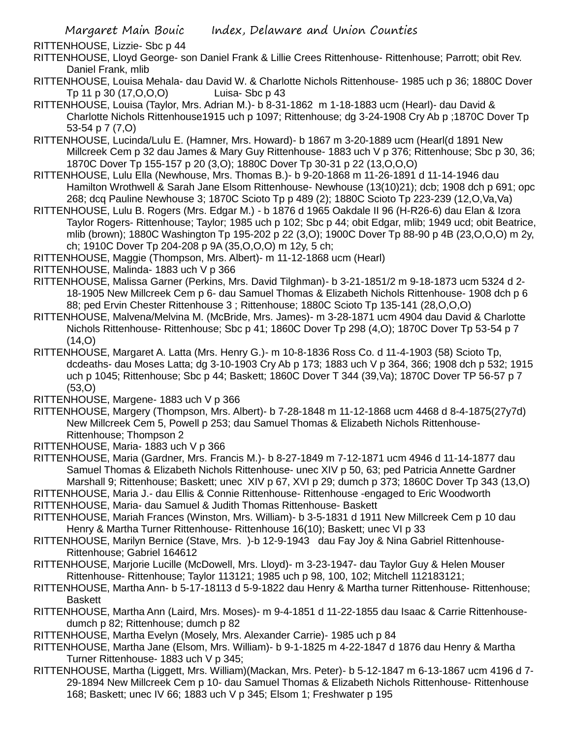RITTENHOUSE, Lizzie- Sbc p 44

RITTENHOUSE, Lloyd George- son Daniel Frank & Lillie Crees Rittenhouse- Rittenhouse; Parrott; obit Rev. Daniel Frank, mlib

RITTENHOUSE, Louisa Mehala- dau David W. & Charlotte Nichols Rittenhouse- 1985 uch p 36; 1880C Dover Tp 11 p 30 (17,O,O,O) Luisa- Sbc p 43

RITTENHOUSE, Louisa (Taylor, Mrs. Adrian M.)- b 8-31-1862 m 1-18-1883 ucm (Hearl)- dau David & Charlotte Nichols Rittenhouse1915 uch p 1097; Rittenhouse; dg 3-24-1908 Cry Ab p ;1870C Dover Tp 53-54 p 7 (7,O)

RITTENHOUSE, Lucinda/Lulu E. (Hamner, Mrs. Howard)- b 1867 m 3-20-1889 ucm (Hearl(d 1891 New Millcreek Cem p 32 dau James & Mary Guy Rittenhouse- 1883 uch V p 376; Rittenhouse; Sbc p 30, 36; 1870C Dover Tp 155-157 p 20 (3,O); 1880C Dover Tp 30-31 p 22 (13,O,O,O)

RITTENHOUSE, Lulu Ella (Newhouse, Mrs. Thomas B.)- b 9-20-1868 m 11-26-1891 d 11-14-1946 dau Hamilton Wrothwell & Sarah Jane Elsom Rittenhouse- Newhouse (13(10)21); dcb; 1908 dch p 691; opc 268; dcq Pauline Newhouse 3; 1870C Scioto Tp p 489 (2); 1880C Scioto Tp 223-239 (12,O,Va,Va)

RITTENHOUSE, Lulu B. Rogers (Mrs. Edgar M.) - b 1876 d 1965 Oakdale II 96 (H-R26-6) dau Elan & Izora Taylor Rogers- Rittenhouse; Taylor; 1985 uch p 102; Sbc p 44; obit Edgar, mlib; 1949 ucd; obit Beatrice, mlib (brown); 1880C Washington Tp 195-202 p 22 (3,O); 1900C Dover Tp 88-90 p 4B (23,O,O,O) m 2y, ch; 1910C Dover Tp 204-208 p 9A (35,O,O,O) m 12y, 5 ch;

RITTENHOUSE, Maggie (Thompson, Mrs. Albert)- m 11-12-1868 ucm (Hearl)

RITTENHOUSE, Malinda- 1883 uch V p 366

RITTENHOUSE, Malissa Garner (Perkins, Mrs. David Tilghman)- b 3-21-1851/2 m 9-18-1873 ucm 5324 d 2-18-1905 New Millcreek Cem p 6- dau Samuel Thomas & Elizabeth Nichols Rittenhouse- 1908 dch p 6 88; ped Ervin Chester Rittenhouse 3 ; Rittenhouse; 1880C Scioto Tp 135-141 (28,O,O,O)

RITTENHOUSE, Malvena/Melvina M. (McBride, Mrs. James)- m 3-28-1871 ucm 4904 dau David & Charlotte Nichols Rittenhouse- Rittenhouse; Sbc p 41; 1860C Dover Tp 298 (4,O); 1870C Dover Tp 53-54 p 7 (14,O)

RITTENHOUSE, Margaret A. Latta (Mrs. Henry G.)- m 10-8-1836 Ross Co. d 11-4-1903 (58) Scioto Tp, dcdeaths- dau Moses Latta; dg 3-10-1903 Cry Ab p 173; 1883 uch V p 364, 366; 1908 dch p 532; 1915 uch p 1045; Rittenhouse; Sbc p 44; Baskett; 1860C Dover T 344 (39,Va); 1870C Dover TP 56-57 p 7 (53,O)

RITTENHOUSE, Margene- 1883 uch V p 366

RITTENHOUSE, Margery (Thompson, Mrs. Albert)- b 7-28-1848 m 11-12-1868 ucm 4468 d 8-4-1875(27y7d) New Millcreek Cem 5, Powell p 253; dau Samuel Thomas & Elizabeth Nichols Rittenhouse- Rittenhouse; Thompson 2

RITTENHOUSE, Maria- 1883 uch V p 366

RITTENHOUSE, Maria (Gardner, Mrs. Francis M.)- b 8-27-1849 m 7-12-1871 ucm 4946 d 11-14-1877 dau Samuel Thomas & Elizabeth Nichols Rittenhouse- unec XIV p 50, 63; ped Patricia Annette Gardner Marshall 9; Rittenhouse; Baskett; unec XIV p 67, XVI p 29; dumch p 373; 1860C Dover Tp 343 (13,O)

RITTENHOUSE, Maria J.- dau Ellis & Connie Rittenhouse- Rittenhouse -engaged to Eric Woodworth

RITTENHOUSE, Maria- dau Samuel & Judith Thomas Rittenhouse- Baskett

RITTENHOUSE, Mariah Frances (Winston, Mrs. William)- b 3-5-1831 d 1911 New Millcreek Cem p 10 dau Henry & Martha Turner Rittenhouse- Rittenhouse 16(10); Baskett; unec VI p 33

RITTENHOUSE, Marilyn Bernice (Stave, Mrs. )-b 12-9-1943 dau Fay Joy & Nina Gabriel Rittenhouse- Rittenhouse; Gabriel 164612

RITTENHOUSE, Marjorie Lucille (McDowell, Mrs. Lloyd)- m 3-23-1947- dau Taylor Guy & Helen Mouser Rittenhouse- Rittenhouse; Taylor 113121; 1985 uch p 98, 100, 102; Mitchell 112183121;

RITTENHOUSE, Martha Ann- b 5-17-18113 d 5-9-1822 dau Henry & Martha turner Rittenhouse- Rittenhouse; Baskett

RITTENHOUSE, Martha Ann (Laird, Mrs. Moses)- m 9-4-1851 d 11-22-1855 dau Isaac & Carrie Rittenhouse- dumch p 82; Rittenhouse; dumch p 82

RITTENHOUSE, Martha Evelyn (Mosely, Mrs. Alexander Carrie)- 1985 uch p 84

RITTENHOUSE, Martha Jane (Elsom, Mrs. William)- b 9-1-1825 m 4-22-1847 d 1876 dau Henry & Martha Turner Rittenhouse- 1883 uch V p 345;

RITTENHOUSE, Martha (Liggett, Mrs. William)(Mackan, Mrs. Peter)- b 5-12-1847 m 6-13-1867 ucm 4196 d 7-29-1894 New Millcreek Cem p 10- dau Samuel Thomas & Elizabeth Nichols Rittenhouse- Rittenhouse 168; Baskett; unec IV 66; 1883 uch V p 345; Elsom 1; Freshwater p 195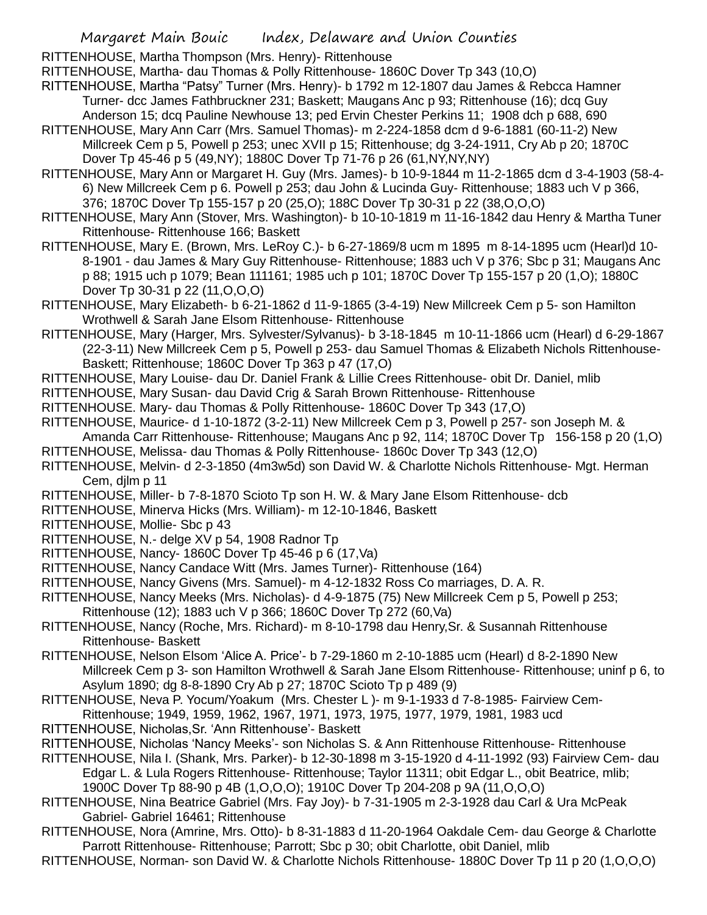RITTENHOUSE, Martha Thompson (Mrs. Henry)- Rittenhouse

RITTENHOUSE, Martha- dau Thomas & Polly Rittenhouse- 1860C Dover Tp 343 (10,O)

RITTENHOUSE, Martha "Patsy" Turner (Mrs. Henry)- b 1792 m 12-1807 dau James & Rebcca Hamner Turner- dcc James Fathbruckner 231; Baskett; Maugans Anc p 93; Rittenhouse (16); dcq Guy Anderson 15; dcq Pauline Newhouse 13; ped Ervin Chester Perkins 11; 1908 dch p 688, 690

RITTENHOUSE, Mary Ann Carr (Mrs. Samuel Thomas)- m 2-224-1858 dcm d 9-6-1881 (60-11-2) New Millcreek Cem p 5, Powell p 253; unec XVII p 15; Rittenhouse; dg 3-24-1911, Cry Ab p 20; 1870C Dover Tp 45-46 p 5 (49,NY); 1880C Dover Tp 71-76 p 26 (61,NY,NY,NY)

RITTENHOUSE, Mary Ann or Margaret H. Guy (Mrs. James)- b 10-9-1844 m 11-2-1865 dcm d 3-4-1903 (58-4-6) New Millcreek Cem p 6. Powell p 253; dau John & Lucinda Guy- Rittenhouse; 1883 uch V p 366, 376; 1870C Dover Tp 155-157 p 20 (25,O); 188C Dover Tp 30-31 p 22 (38,O,O,O)

RITTENHOUSE, Mary Ann (Stover, Mrs. Washington)- b 10-10-1819 m 11-16-1842 dau Henry & Martha Tuner Rittenhouse- Rittenhouse 166; Baskett

RITTENHOUSE, Mary E. (Brown, Mrs. LeRoy C.)- b 6-27-1869/8 ucm m 1895 m 8-14-1895 ucm (Hearl)d 10-8-1901 - dau James & Mary Guy Rittenhouse- Rittenhouse; 1883 uch V p 376; Sbc p 31; Maugans Anc p 88; 1915 uch p 1079; Bean 111161; 1985 uch p 101; 1870C Dover Tp 155-157 p 20 (1,O); 1880C Dover Tp 30-31 p 22 (11,O,O,O)

RITTENHOUSE, Mary Elizabeth- b 6-21-1862 d 11-9-1865 (3-4-19) New Millcreek Cem p 5- son Hamilton Wrothwell & Sarah Jane Elsom Rittenhouse- Rittenhouse

RITTENHOUSE, Mary (Harger, Mrs. Sylvester/Sylvanus)- b 3-18-1845 m 10-11-1866 ucm (Hearl) d 6-29-1867 (22-3-11) New Millcreek Cem p 5, Powell p 253- dau Samuel Thomas & Elizabeth Nichols Rittenhouse- Baskett; Rittenhouse; 1860C Dover Tp 363 p 47 (17,O)

RITTENHOUSE, Mary Louise- dau Dr. Daniel Frank & Lillie Crees Rittenhouse- obit Dr. Daniel, mlib

RITTENHOUSE, Mary Susan- dau David Crig & Sarah Brown Rittenhouse- Rittenhouse

RITTENHOUSE. Mary- dau Thomas & Polly Rittenhouse- 1860C Dover Tp 343 (17,O)

RITTENHOUSE, Maurice- d 1-10-1872 (3-2-11) New Millcreek Cem p 3, Powell p 257- son Joseph M. & Amanda Carr Rittenhouse- Rittenhouse; Maugans Anc p 92, 114; 1870C Dover Tp 156-158 p 20 (1,O)

RITTENHOUSE, Melissa- dau Thomas & Polly Rittenhouse- 1860c Dover Tp 343 (12,O)

RITTENHOUSE, Melvin- d 2-3-1850 (4m3w5d) son David W. & Charlotte Nichols Rittenhouse- Mgt. Herman Cem, djlm p 11

RITTENHOUSE, Miller- b 7-8-1870 Scioto Tp son H. W. & Mary Jane Elsom Rittenhouse- dcb

RITTENHOUSE, Minerva Hicks (Mrs. William)- m 12-10-1846, Baskett

RITTENHOUSE, Mollie- Sbc p 43

RITTENHOUSE, N.- delge XV p 54, 1908 Radnor Tp

RITTENHOUSE, Nancy- 1860C Dover Tp 45-46 p 6 (17,Va)

RITTENHOUSE, Nancy Candace Witt (Mrs. James Turner)- Rittenhouse (164)

RITTENHOUSE, Nancy Givens (Mrs. Samuel)- m 4-12-1832 Ross Co marriages, D. A. R.

RITTENHOUSE, Nancy Meeks (Mrs. Nicholas)- d 4-9-1875 (75) New Millcreek Cem p 5, Powell p 253; Rittenhouse (12); 1883 uch V p 366; 1860C Dover Tp 272 (60,Va)

RITTENHOUSE, Nancy (Roche, Mrs. Richard)- m 8-10-1798 dau Henry,Sr. & Susannah Rittenhouse Rittenhouse- Baskett

RITTENHOUSE, Nelson Elsom 'Alice A. Price'- b 7-29-1860 m 2-10-1885 ucm (Hearl) d 8-2-1890 New Millcreek Cem p 3- son Hamilton Wrothwell & Sarah Jane Elsom Rittenhouse- Rittenhouse; uninf p 6, to Asylum 1890; dg 8-8-1890 Cry Ab p 27; 1870C Scioto Tp p 489 (9)

RITTENHOUSE, Neva P. Yocum/Yoakum (Mrs. Chester L )- m 9-1-1933 d 7-8-1985- Fairview Cem- Rittenhouse; 1949, 1959, 1962, 1967, 1971, 1973, 1975, 1977, 1979, 1981, 1983 ucd

RITTENHOUSE, Nicholas,Sr. 'Ann Rittenhouse'- Baskett

RITTENHOUSE, Nicholas 'Nancy Meeks'- son Nicholas S. & Ann Rittenhouse Rittenhouse- Rittenhouse

RITTENHOUSE, Nila I. (Shank, Mrs. Parker)- b 12-30-1898 m 3-15-1920 d 4-11-1992 (93) Fairview Cem- dau Edgar L. & Lula Rogers Rittenhouse- Rittenhouse; Taylor 11311; obit Edgar L., obit Beatrice, mlib; 1900C Dover Tp 88-90 p 4B (1,O,O,O); 1910C Dover Tp 204-208 p 9A (11,O,O,O)

RITTENHOUSE, Nina Beatrice Gabriel (Mrs. Fay Joy)- b 7-31-1905 m 2-3-1928 dau Carl & Ura McPeak Gabriel- Gabriel 16461; Rittenhouse

RITTENHOUSE, Nora (Amrine, Mrs. Otto)- b 8-31-1883 d 11-20-1964 Oakdale Cem- dau George & Charlotte Parrott Rittenhouse- Rittenhouse; Parrott; Sbc p 30; obit Charlotte, obit Daniel, mlib

RITTENHOUSE, Norman- son David W. & Charlotte Nichols Rittenhouse- 1880C Dover Tp 11 p 20 (1,O,O,O)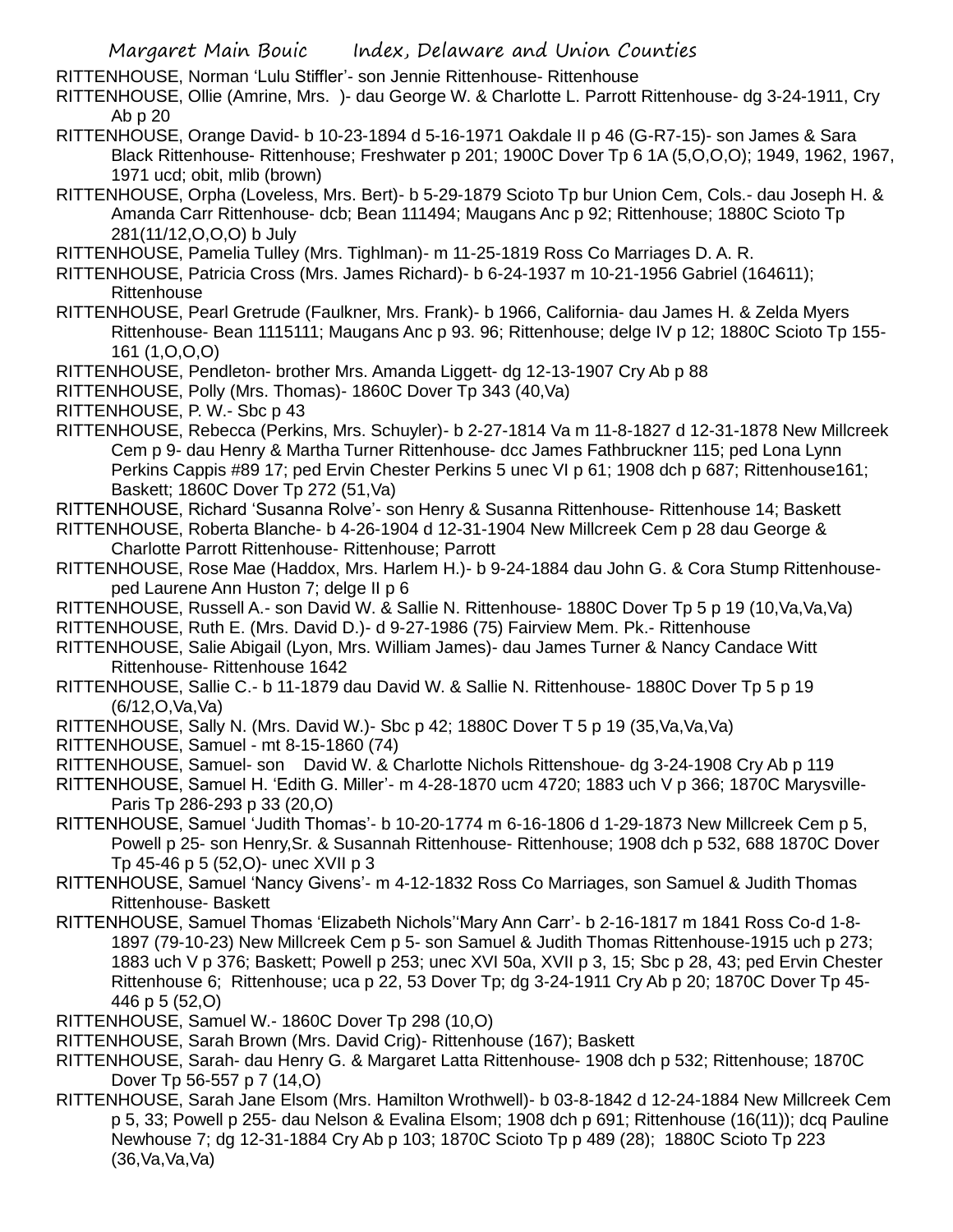RITTENHOUSE, Norman 'Lulu Stiffler'- son Jennie Rittenhouse- Rittenhouse

RITTENHOUSE, Ollie (Amrine, Mrs. )- dau George W. & Charlotte L. Parrott Rittenhouse- dg 3-24-1911, Cry Ab p 20

RITTENHOUSE, Orange David- b 10-23-1894 d 5-16-1971 Oakdale II p 46 (G-R7-15)- son James & Sara Black Rittenhouse- Rittenhouse; Freshwater p 201; 1900C Dover Tp 6 1A (5,O,O,O); 1949, 1962, 1967, 1971 ucd; obit, mlib (brown)

RITTENHOUSE, Orpha (Loveless, Mrs. Bert)- b 5-29-1879 Scioto Tp bur Union Cem, Cols.- dau Joseph H. & Amanda Carr Rittenhouse- dcb; Bean 111494; Maugans Anc p 92; Rittenhouse; 1880C Scioto Tp 281(11/12,O,O,O) b July

RITTENHOUSE, Pamelia Tulley (Mrs. Tighlman)- m 11-25-1819 Ross Co Marriages D. A. R.

RITTENHOUSE, Patricia Cross (Mrs. James Richard)- b 6-24-1937 m 10-21-1956 Gabriel (164611); Rittenhouse

RITTENHOUSE, Pearl Gretrude (Faulkner, Mrs. Frank)- b 1966, California- dau James H. & Zelda Myers Rittenhouse- Bean 1115111; Maugans Anc p 93. 96; Rittenhouse; delge IV p 12; 1880C Scioto Tp 155-161 (1,O,O,O)

RITTENHOUSE, Pendleton- brother Mrs. Amanda Liggett- dg 12-13-1907 Cry Ab p 88

RITTENHOUSE, Polly (Mrs. Thomas)- 1860C Dover Tp 343 (40,Va)

RITTENHOUSE, P. W.- Sbc p 43

RITTENHOUSE, Rebecca (Perkins, Mrs. Schuyler)- b 2-27-1814 Va m 11-8-1827 d 12-31-1878 New Millcreek Cem p 9- dau Henry & Martha Turner Rittenhouse- dcc James Fathbruckner 115; ped Lona Lynn Perkins Cappis #89 17; ped Ervin Chester Perkins 5 unec VI p 61; 1908 dch p 687; Rittenhouse161; Baskett; 1860C Dover Tp 272 (51,Va)

RITTENHOUSE, Richard 'Susanna Rolve'- son Henry & Susanna Rittenhouse- Rittenhouse 14; Baskett

RITTENHOUSE, Roberta Blanche- b 4-26-1904 d 12-31-1904 New Millcreek Cem p 28 dau George & Charlotte Parrott Rittenhouse- Rittenhouse; Parrott

RITTENHOUSE, Rose Mae (Haddox, Mrs. Harlem H.)- b 9-24-1884 dau John G. & Cora Stump Rittenhouse- ped Laurene Ann Huston 7; delge II p 6

RITTENHOUSE, Russell A.- son David W. & Sallie N. Rittenhouse- 1880C Dover Tp 5 p 19 (10,Va,Va,Va)

RITTENHOUSE, Ruth E. (Mrs. David D.)- d 9-27-1986 (75) Fairview Mem. Pk.- Rittenhouse

RITTENHOUSE, Salie Abigail (Lyon, Mrs. William James)- dau James Turner & Nancy Candace Witt Rittenhouse- Rittenhouse 1642

RITTENHOUSE, Sallie C.- b 11-1879 dau David W. & Sallie N. Rittenhouse- 1880C Dover Tp 5 p 19 (6/12,O,Va,Va)

RITTENHOUSE, Sally N. (Mrs. David W.)- Sbc p 42; 1880C Dover T 5 p 19 (35,Va,Va,Va)

RITTENHOUSE, Samuel - mt 8-15-1860 (74)

RITTENHOUSE, Samuel- son David W. & Charlotte Nichols Rittenshoue- dg 3-24-1908 Cry Ab p 119

RITTENHOUSE, Samuel H. 'Edith G. Miller'- m 4-28-1870 ucm 4720; 1883 uch V p 366; 1870C Marysville-Paris Tp 286-293 p 33 (20,O)

RITTENHOUSE, Samuel 'Judith Thomas'- b 10-20-1774 m 6-16-1806 d 1-29-1873 New Millcreek Cem p 5, Powell p 25- son Henry,Sr. & Susannah Rittenhouse- Rittenhouse; 1908 dch p 532, 688 1870C Dover Tp 45-46 p 5 (52,O)- unec XVII p 3

RITTENHOUSE, Samuel 'Nancy Givens'- m 4-12-1832 Ross Co Marriages, son Samuel & Judith Thomas Rittenhouse- Baskett

RITTENHOUSE, Samuel Thomas 'Elizabeth Nichols''Mary Ann Carr'- b 2-16-1817 m 1841 Ross Co-d 1-8-1897 (79-10-23) New Millcreek Cem p 5- son Samuel & Judith Thomas Rittenhouse-1915 uch p 273; 1883 uch V p 376; Baskett; Powell p 253; unec XVI 50a, XVII p 3, 15; Sbc p 28, 43; ped Ervin Chester Rittenhouse 6; Rittenhouse; uca p 22, 53 Dover Tp; dg 3-24-1911 Cry Ab p 20; 1870C Dover Tp 45-446 p 5 (52,O)

RITTENHOUSE, Samuel W.- 1860C Dover Tp 298 (10,O)

RITTENHOUSE, Sarah Brown (Mrs. David Crig)- Rittenhouse (167); Baskett

RITTENHOUSE, Sarah- dau Henry G. & Margaret Latta Rittenhouse- 1908 dch p 532; Rittenhouse; 1870C Dover Tp 56-557 p 7 (14,O)

RITTENHOUSE, Sarah Jane Elsom (Mrs. Hamilton Wrothwell)- b 03-8-1842 d 12-24-1884 New Millcreek Cem p 5, 33; Powell p 255- dau Nelson & Evalina Elsom; 1908 dch p 691; Rittenhouse (16(11)); dcq Pauline Newhouse 7; dg 12-31-1884 Cry Ab p 103; 1870C Scioto Tp p 489 (28); 1880C Scioto Tp 223 (36,Va,Va,Va)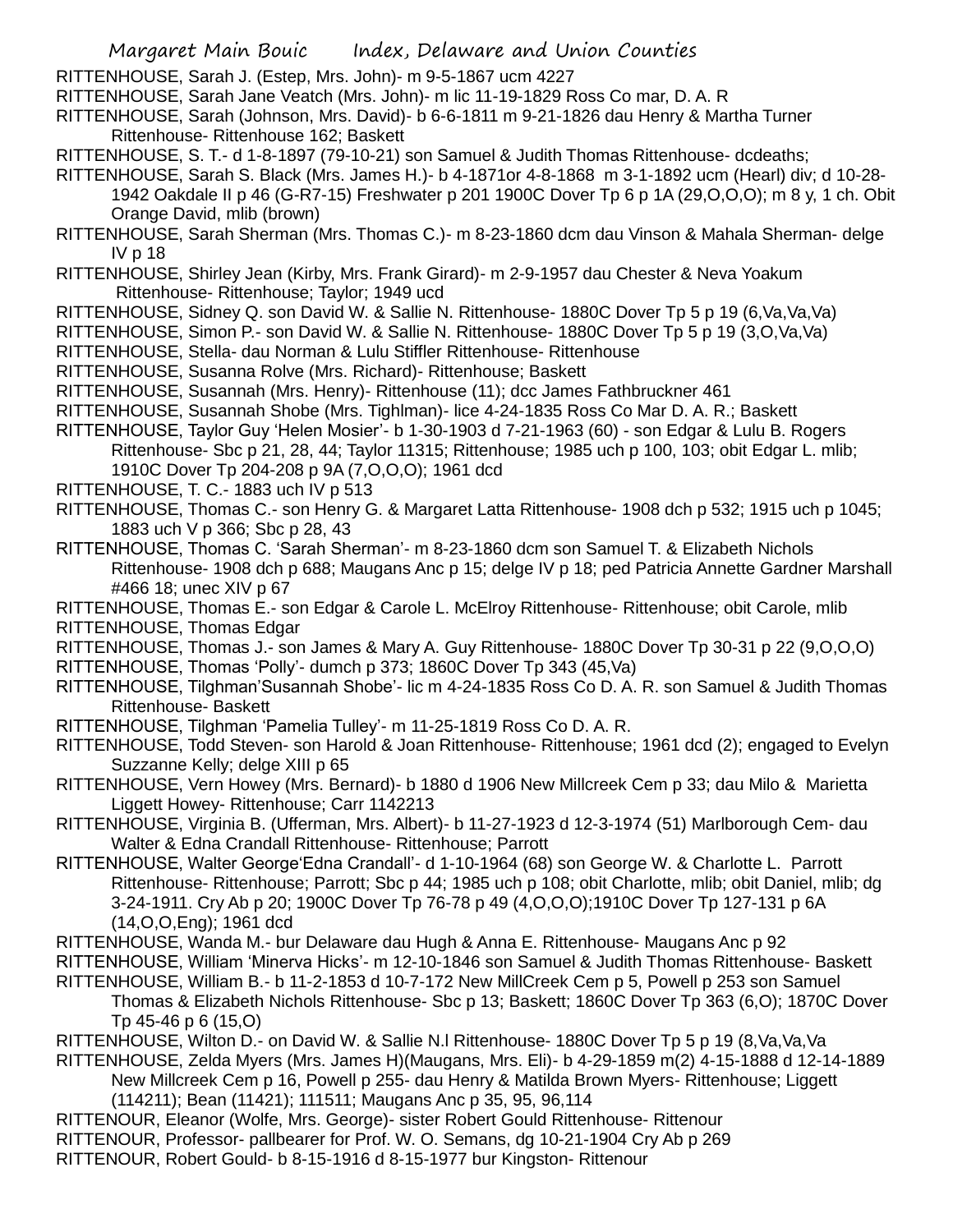RITTENHOUSE, Sarah J. (Estep, Mrs. John)- m 9-5-1867 ucm 4227

RITTENHOUSE, Sarah Jane Veatch (Mrs. John)- m lic 11-19-1829 Ross Co mar, D. A. R

RITTENHOUSE, Sarah (Johnson, Mrs. David)- b 6-6-1811 m 9-21-1826 dau Henry & Martha Turner Rittenhouse- Rittenhouse 162; Baskett

RITTENHOUSE, S. T.- d 1-8-1897 (79-10-21) son Samuel & Judith Thomas Rittenhouse- dcdeaths;

RITTENHOUSE, Sarah S. Black (Mrs. James H.)- b 4-1871or 4-8-1868 m 3-1-1892 ucm (Hearl) div; d 10-28-1942 Oakdale II p 46 (G-R7-15) Freshwater p 201 1900C Dover Tp 6 p 1A (29,O,O,O); m 8 y, 1 ch. Obit Orange David, mlib (brown)

RITTENHOUSE, Sarah Sherman (Mrs. Thomas C.)- m 8-23-1860 dcm dau Vinson & Mahala Sherman- delge IV p 18

RITTENHOUSE, Shirley Jean (Kirby, Mrs. Frank Girard)- m 2-9-1957 dau Chester & Neva Yoakum Rittenhouse- Rittenhouse; Taylor; 1949 ucd

RITTENHOUSE, Sidney Q. son David W. & Sallie N. Rittenhouse- 1880C Dover Tp 5 p 19 (6,Va,Va,Va)

RITTENHOUSE, Simon P.- son David W. & Sallie N. Rittenhouse- 1880C Dover Tp 5 p 19 (3,O,Va,Va)

RITTENHOUSE, Stella- dau Norman & Lulu Stiffler Rittenhouse- Rittenhouse

RITTENHOUSE, Susanna Rolve (Mrs. Richard)- Rittenhouse; Baskett

RITTENHOUSE, Susannah (Mrs. Henry)- Rittenhouse (11); dcc James Fathbruckner 461

RITTENHOUSE, Susannah Shobe (Mrs. Tighlman)- lice 4-24-1835 Ross Co Mar D. A. R.; Baskett

RITTENHOUSE, Taylor Guy 'Helen Mosier'- b 1-30-1903 d 7-21-1963 (60) - son Edgar & Lulu B. Rogers Rittenhouse- Sbc p 21, 28, 44; Taylor 11315; Rittenhouse; 1985 uch p 100, 103; obit Edgar L. mlib; 1910C Dover Tp 204-208 p 9A (7,O,O,O); 1961 dcd

RITTENHOUSE, T. C.- 1883 uch IV p 513

RITTENHOUSE, Thomas C.- son Henry G. & Margaret Latta Rittenhouse- 1908 dch p 532; 1915 uch p 1045; 1883 uch V p 366; Sbc p 28, 43

RITTENHOUSE, Thomas C. 'Sarah Sherman'- m 8-23-1860 dcm son Samuel T. & Elizabeth Nichols Rittenhouse- 1908 dch p 688; Maugans Anc p 15; delge IV p 18; ped Patricia Annette Gardner Marshall #466 18; unec XIV p 67

RITTENHOUSE, Thomas E.- son Edgar & Carole L. McElroy Rittenhouse- Rittenhouse; obit Carole, mlib

RITTENHOUSE, Thomas Edgar

RITTENHOUSE, Thomas J.- son James & Mary A. Guy Rittenhouse- 1880C Dover Tp 30-31 p 22 (9,O,O,O)

RITTENHOUSE, Thomas 'Polly'- dumch p 373; 1860C Dover Tp 343 (45,Va)

RITTENHOUSE, Tilghman'Susannah Shobe'- lic m 4-24-1835 Ross Co D. A. R. son Samuel & Judith Thomas Rittenhouse- Baskett

RITTENHOUSE, Tilghman 'Pamelia Tulley'- m 11-25-1819 Ross Co D. A. R.

RITTENHOUSE, Todd Steven- son Harold & Joan Rittenhouse- Rittenhouse; 1961 dcd (2); engaged to Evelyn Suzzanne Kelly; delge XIII p 65

RITTENHOUSE, Vern Howey (Mrs. Bernard)- b 1880 d 1906 New Millcreek Cem p 33; dau Milo & Marietta Liggett Howey- Rittenhouse; Carr 1142213

RITTENHOUSE, Virginia B. (Ufferman, Mrs. Albert)- b 11-27-1923 d 12-3-1974 (51) Marlborough Cem- dau Walter & Edna Crandall Rittenhouse- Rittenhouse; Parrott

RITTENHOUSE, Walter George'Edna Crandall'- d 1-10-1964 (68) son George W. & Charlotte L. Parrott Rittenhouse- Rittenhouse; Parrott; Sbc p 44; 1985 uch p 108; obit Charlotte, mlib; obit Daniel, mlib; dg 3-24-1911. Cry Ab p 20; 1900C Dover Tp 76-78 p 49 (4,O,O,O);1910C Dover Tp 127-131 p 6A (14,O,O,Eng); 1961 dcd

RITTENHOUSE, Wanda M.- bur Delaware dau Hugh & Anna E. Rittenhouse- Maugans Anc p 92

RITTENHOUSE, William 'Minerva Hicks'- m 12-10-1846 son Samuel & Judith Thomas Rittenhouse- Baskett

RITTENHOUSE, William B.- b 11-2-1853 d 10-7-172 New MillCreek Cem p 5, Powell p 253 son Samuel Thomas & Elizabeth Nichols Rittenhouse- Sbc p 13; Baskett; 1860C Dover Tp 363 (6,O); 1870C Dover Tp 45-46 p 6 (15,O)

RITTENHOUSE, Wilton D.- on David W. & Sallie N.l Rittenhouse- 1880C Dover Tp 5 p 19 (8,Va,Va,Va

RITTENHOUSE, Zelda Myers (Mrs. James H)(Maugans, Mrs. Eli)- b 4-29-1859 m(2) 4-15-1888 d 12-14-1889 New Millcreek Cem p 16, Powell p 255- dau Henry & Matilda Brown Myers- Rittenhouse; Liggett (114211); Bean (11421); 111511; Maugans Anc p 35, 95, 96,114

RITTENOUR, Eleanor (Wolfe, Mrs. George)- sister Robert Gould Rittenhouse- Rittenour

RITTENOUR, Professor- pallbearer for Prof. W. O. Semans, dg 10-21-1904 Cry Ab p 269

RITTENOUR, Robert Gould- b 8-15-1916 d 8-15-1977 bur Kingston- Rittenour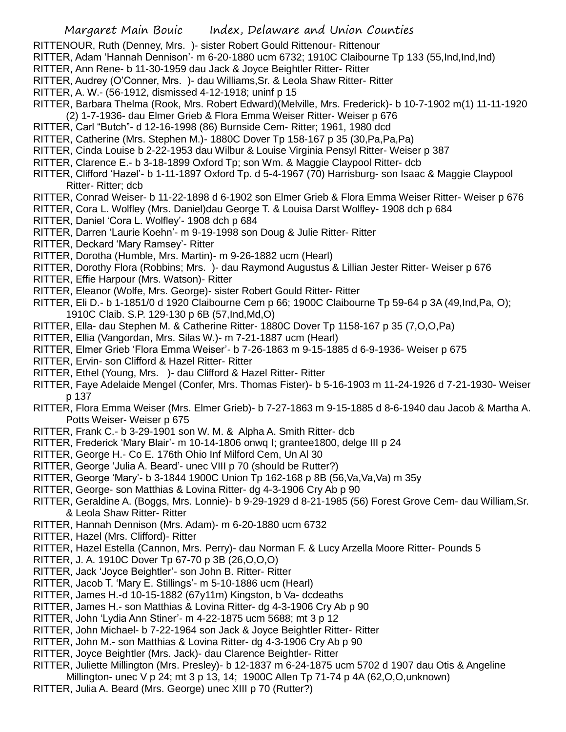RITTENOUR, Ruth (Denney, Mrs. )- sister Robert Gould Rittenour- Rittenour

RITTER, Adam 'Hannah Dennison'- m 6-20-1880 ucm 6732; 1910C Claibourne Tp 133 (55,Ind,Ind,Ind)

RITTER, Ann Rene- b 11-30-1959 dau Jack & Joyce Beightler Ritter- Ritter

RITTER, Audrey (O'Conner, Mrs. )- dau Williams,Sr. & Leola Shaw Ritter- Ritter

RITTER, A. W.- (56-1912, dismissed 4-12-1918; uninf p 15

RITTER, Barbara Thelma (Rook, Mrs. Robert Edward)(Melville, Mrs. Frederick)- b 10-7-1902 m(1) 11-11-1920 (2) 1-7-1936- dau Elmer Grieb & Flora Emma Weiser Ritter- Weiser p 676

RITTER, Carl "Butch"- d 12-16-1998 (86) Burnside Cem- Ritter; 1961, 1980 dcd

RITTER, Catherine (Mrs. Stephen M.)- 1880C Dover Tp 158-167 p 35 (30,Pa,Pa,Pa)

RITTER, Cinda Louise b 2-22-1953 dau Wilbur & Louise Virginia Pensyl Ritter- Weiser p 387

RITTER, Clarence E.- b 3-18-1899 Oxford Tp; son Wm. & Maggie Claypool Ritter- dcb

RITTER, Clifford 'Hazel'- b 1-11-1897 Oxford Tp. d 5-4-1967 (70) Harrisburg- son Isaac & Maggie Claypool Ritter- Ritter; dcb

RITTER, Conrad Weiser- b 11-22-1898 d 6-1902 son Elmer Grieb & Flora Emma Weiser Ritter- Weiser p 676

RITTER, Cora L. Wolfley (Mrs. Daniel)dau George T. & Louisa Darst Wolfley- 1908 dch p 684

RITTER, Daniel 'Cora L. Wolfley'- 1908 dch p 684

RITTER, Darren 'Laurie Koehn'- m 9-19-1998 son Doug & Julie Ritter- Ritter

RITTER, Deckard 'Mary Ramsey'- Ritter

RITTER, Dorotha (Humble, Mrs. Martin)- m 9-26-1882 ucm (Hearl)

RITTER, Dorothy Flora (Robbins; Mrs. )- dau Raymond Augustus & Lillian Jester Ritter- Weiser p 676

RITTER, Effie Harpour (Mrs. Watson)- Ritter

RITTER, Eleanor (Wolfe, Mrs. George)- sister Robert Gould Ritter- Ritter

RITTER, Eli D.- b 1-1851/0 d 1920 Claibourne Cem p 66; 1900C Claibourne Tp 59-64 p 3A (49,Ind,Pa, O); 1910C Claib. S.P. 129-130 p 6B (57,Ind,Md,O)

RITTER, Ella- dau Stephen M. & Catherine Ritter- 1880C Dover Tp 1158-167 p 35 (7,O,O,Pa)

RITTER, Ellia (Vangordan, Mrs. Silas W.)- m 7-21-1887 ucm (Hearl)

RITTER, Elmer Grieb 'Flora Emma Weiser'- b 7-26-1863 m 9-15-1885 d 6-9-1936- Weiser p 675

RITTER, Ervin- son Clifford & Hazel Ritter- Ritter

RITTER, Ethel (Young, Mrs. )- dau Clifford & Hazel Ritter- Ritter

RITTER, Faye Adelaide Mengel (Confer, Mrs. Thomas Fister)- b 5-16-1903 m 11-24-1926 d 7-21-1930- Weiser p 137

RITTER, Flora Emma Weiser (Mrs. Elmer Grieb)- b 7-27-1863 m 9-15-1885 d 8-6-1940 dau Jacob & Martha A. Potts Weiser- Weiser p 675

RITTER, Frank C.- b 3-29-1901 son W. M. & Alpha A. Smith Ritter- dcb

RITTER, Frederick 'Mary Blair'- m 10-14-1806 onwq I; grantee1800, delge III p 24

RITTER, George H.- Co E. 176th Ohio Inf Milford Cem, Un Al 30

RITTER, George 'Julia A. Beard'- unec VIII p 70 (should be Rutter?)

RITTER, George 'Mary'- b 3-1844 1900C Union Tp 162-168 p 8B (56,Va,Va,Va) m 35y

RITTER, George- son Matthias & Lovina Ritter- dg 4-3-1906 Cry Ab p 90

RITTER, Geraldine A. (Boggs, Mrs. Lonnie)- b 9-29-1929 d 8-21-1985 (56) Forest Grove Cem- dau William,Sr. & Leola Shaw Ritter- Ritter

RITTER, Hannah Dennison (Mrs. Adam)- m 6-20-1880 ucm 6732

RITTER, Hazel (Mrs. Clifford)- Ritter

RITTER, Hazel Estella (Cannon, Mrs. Perry)- dau Norman F. & Lucy Arzella Moore Ritter- Pounds 5

RITTER, J. A. 1910C Dover Tp 67-70 p 3B (26,O,O,O)

RITTER, Jack 'Joyce Beightler'- son John B. Ritter- Ritter

RITTER, Jacob T. 'Mary E. Stillings'- m 5-10-1886 ucm (Hearl)

RITTER, James H.-d 10-15-1882 (67y11m) Kingston, b Va- dcdeaths

RITTER, James H.- son Matthias & Lovina Ritter- dg 4-3-1906 Cry Ab p 90

RITTER, John 'Lydia Ann Stiner'- m 4-22-1875 ucm 5688; mt 3 p 12

RITTER, John Michael- b 7-22-1964 son Jack & Joyce Beightler Ritter- Ritter

RITTER, John M.- son Matthias & Lovina Ritter- dg 4-3-1906 Cry Ab p 90

RITTER, Joyce Beightler (Mrs. Jack)- dau Clarence Beightler- Ritter

RITTER, Juliette Millington (Mrs. Presley)- b 12-1837 m 6-24-1875 ucm 5702 d 1907 dau Otis & Angeline Millington- unec V p 24; mt 3 p 13, 14; 1900C Allen Tp 71-74 p 4A (62,O,O,unknown)

RITTER, Julia A. Beard (Mrs. George) unec XIII p 70 (Rutter?)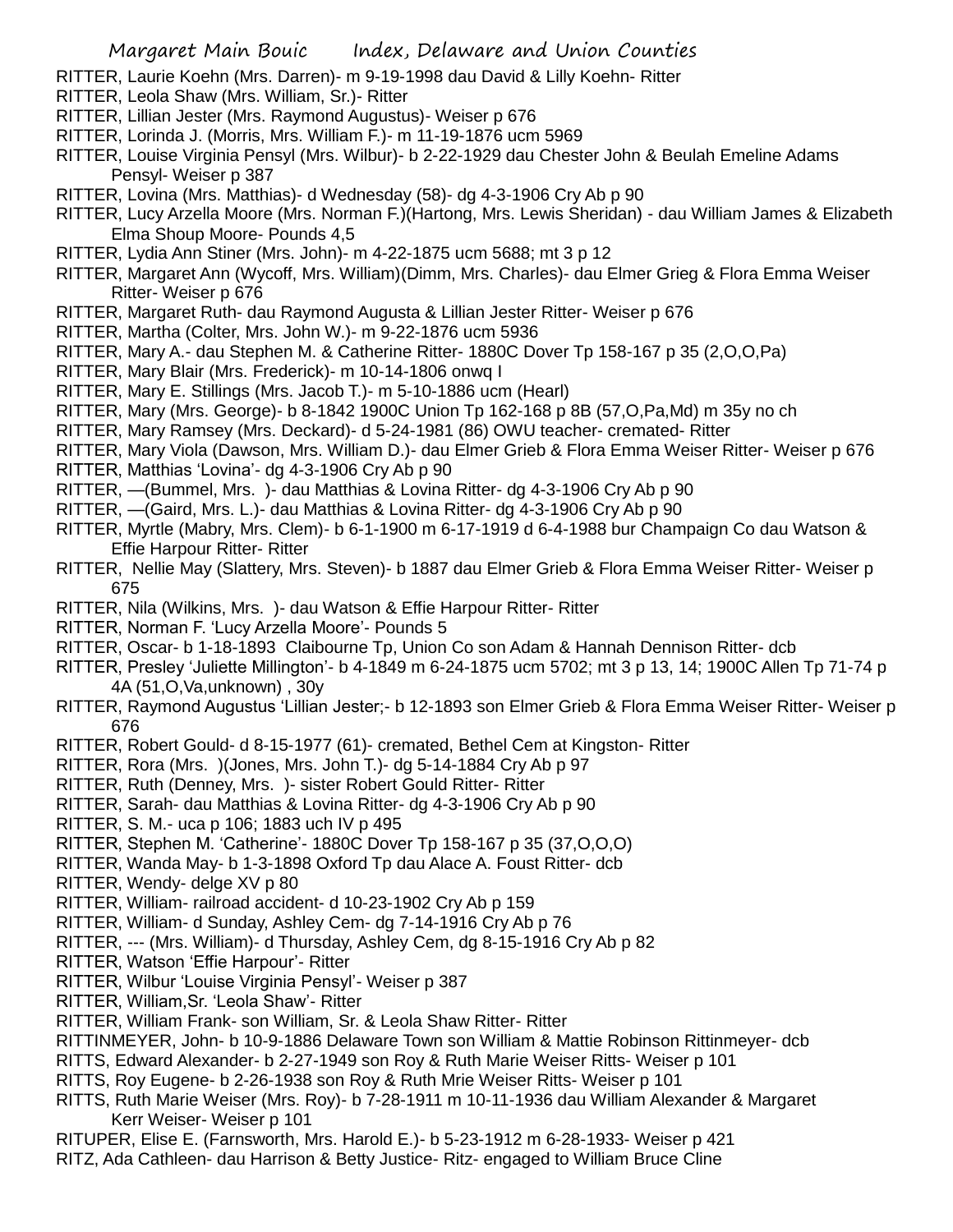RITTER, Laurie Koehn (Mrs. Darren)- m 9-19-1998 dau David & Lilly Koehn- Ritter

RITTER, Leola Shaw (Mrs. William, Sr.)- Ritter

RITTER, Lillian Jester (Mrs. Raymond Augustus)- Weiser p 676

RITTER, Lorinda J. (Morris, Mrs. William F.)- m 11-19-1876 ucm 5969

RITTER, Louise Virginia Pensyl (Mrs. Wilbur)- b 2-22-1929 dau Chester John & Beulah Emeline Adams Pensyl- Weiser p 387

RITTER, Lovina (Mrs. Matthias)- d Wednesday (58)- dg 4-3-1906 Cry Ab p 90

RITTER, Lucy Arzella Moore (Mrs. Norman F.)(Hartong, Mrs. Lewis Sheridan) - dau William James & Elizabeth Elma Shoup Moore- Pounds 4,5

RITTER, Lydia Ann Stiner (Mrs. John)- m 4-22-1875 ucm 5688; mt 3 p 12

RITTER, Margaret Ann (Wycoff, Mrs. William)(Dimm, Mrs. Charles)- dau Elmer Grieg & Flora Emma Weiser Ritter- Weiser p 676

RITTER, Margaret Ruth- dau Raymond Augusta & Lillian Jester Ritter- Weiser p 676

RITTER, Martha (Colter, Mrs. John W.)- m 9-22-1876 ucm 5936

RITTER, Mary A.- dau Stephen M. & Catherine Ritter- 1880C Dover Tp 158-167 p 35 (2,O,O,Pa)

RITTER, Mary Blair (Mrs. Frederick)- m 10-14-1806 onwq I

RITTER, Mary E. Stillings (Mrs. Jacob T.)- m 5-10-1886 ucm (Hearl)

RITTER, Mary (Mrs. George)- b 8-1842 1900C Union Tp 162-168 p 8B (57,O,Pa,Md) m 35y no ch

RITTER, Mary Ramsey (Mrs. Deckard)- d 5-24-1981 (86) OWU teacher- cremated- Ritter

RITTER, Mary Viola (Dawson, Mrs. William D.)- dau Elmer Grieb & Flora Emma Weiser Ritter- Weiser p 676

RITTER, Matthias 'Lovina'- dg 4-3-1906 Cry Ab p 90

RITTER, —(Bummel, Mrs. )- dau Matthias & Lovina Ritter- dg 4-3-1906 Cry Ab p 90

RITTER, —(Gaird, Mrs. L.)- dau Matthias & Lovina Ritter- dg 4-3-1906 Cry Ab p 90

RITTER, Myrtle (Mabry, Mrs. Clem)- b 6-1-1900 m 6-17-1919 d 6-4-1988 bur Champaign Co dau Watson & Effie Harpour Ritter- Ritter

RITTER, Nellie May (Slattery, Mrs. Steven)- b 1887 dau Elmer Grieb & Flora Emma Weiser Ritter- Weiser p 675

RITTER, Nila (Wilkins, Mrs. )- dau Watson & Effie Harpour Ritter- Ritter

RITTER, Norman F. 'Lucy Arzella Moore'- Pounds 5

RITTER, Oscar- b 1-18-1893 Claibourne Tp, Union Co son Adam & Hannah Dennison Ritter- dcb

RITTER, Presley 'Juliette Millington'- b 4-1849 m 6-24-1875 ucm 5702; mt 3 p 13, 14; 1900C Allen Tp 71-74 p 4A (51,O,Va,unknown) , 30y

RITTER, Raymond Augustus 'Lillian Jester;- b 12-1893 son Elmer Grieb & Flora Emma Weiser Ritter- Weiser p 676

RITTER, Robert Gould- d 8-15-1977 (61)- cremated, Bethel Cem at Kingston- Ritter

RITTER, Rora (Mrs. )(Jones, Mrs. John T.)- dg 5-14-1884 Cry Ab p 97

RITTER, Ruth (Denney, Mrs. )- sister Robert Gould Ritter- Ritter

RITTER, Sarah- dau Matthias & Lovina Ritter- dg 4-3-1906 Cry Ab p 90

RITTER, S. M.- uca p 106; 1883 uch IV p 495

RITTER, Stephen M. 'Catherine'- 1880C Dover Tp 158-167 p 35 (37,O,O,O)

RITTER, Wanda May- b 1-3-1898 Oxford Tp dau Alace A. Foust Ritter- dcb

RITTER, Wendy- delge XV p 80

RITTER, William- railroad accident- d 10-23-1902 Cry Ab p 159

RITTER, William- d Sunday, Ashley Cem- dg 7-14-1916 Cry Ab p 76

RITTER, --- (Mrs. William)- d Thursday, Ashley Cem, dg 8-15-1916 Cry Ab p 82

RITTER, Watson 'Effie Harpour'- Ritter

RITTER, Wilbur 'Louise Virginia Pensyl'- Weiser p 387

RITTER, William,Sr. 'Leola Shaw'- Ritter

RITTER, William Frank- son William, Sr. & Leola Shaw Ritter- Ritter

RITTINMEYER, John- b 10-9-1886 Delaware Town son William & Mattie Robinson Rittinmeyer- dcb

RITTS, Edward Alexander- b 2-27-1949 son Roy & Ruth Marie Weiser Ritts- Weiser p 101

RITTS, Roy Eugene- b 2-26-1938 son Roy & Ruth Mrie Weiser Ritts- Weiser p 101

RITTS, Ruth Marie Weiser (Mrs. Roy)- b 7-28-1911 m 10-11-1936 dau William Alexander & Margaret Kerr Weiser- Weiser p 101

RITUPER, Elise E. (Farnsworth, Mrs. Harold E.)- b 5-23-1912 m 6-28-1933- Weiser p 421

RITZ, Ada Cathleen- dau Harrison & Betty Justice- Ritz- engaged to William Bruce Cline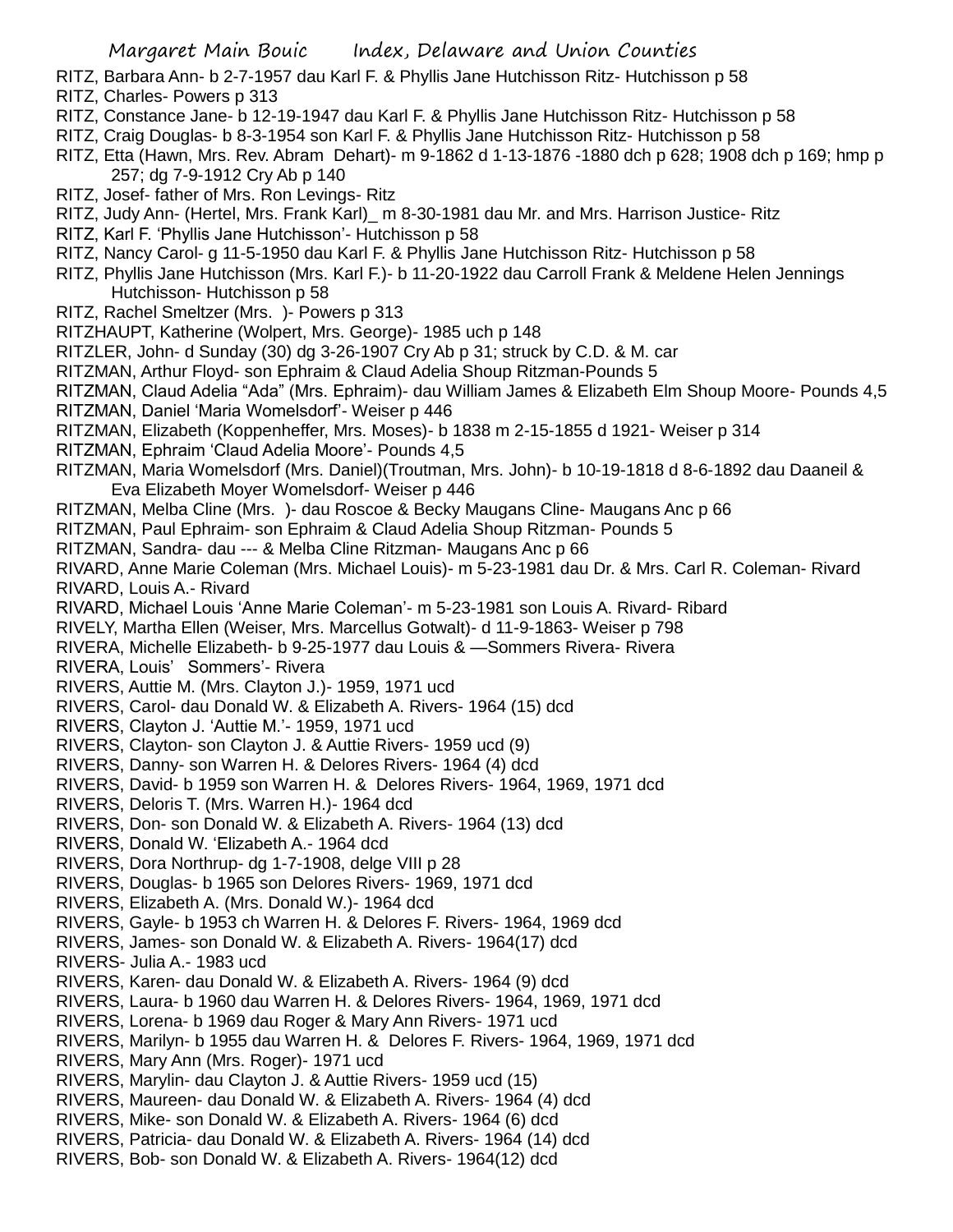RITZ, Barbara Ann- b 2-7-1957 dau Karl F. & Phyllis Jane Hutchisson Ritz- Hutchisson p 58
RITZ, Charles- Powers p 313
RITZ, Constance Jane- b 12-19-1947 dau Karl F. & Phyllis Jane Hutchisson Ritz- Hutchisson p 58
RITZ, Craig Douglas- b 8-3-1954 son Karl F. & Phyllis Jane Hutchisson Ritz- Hutchisson p 58
RITZ, Etta (Hawn, Mrs. Rev. Abram Dehart)- m 9-1862 d 1-13-1876 -1880 dch p 628; 1908 dch p 169; hmp p 257; dg 7-9-1912 Cry Ab p 140
RITZ, Josef- father of Mrs. Ron Levings- Ritz
RITZ, Judy Ann- (Hertel, Mrs. Frank Karl)_ m 8-30-1981 dau Mr. and Mrs. Harrison Justice- Ritz
RITZ, Karl F. 'Phyllis Jane Hutchisson'- Hutchisson p 58
RITZ, Nancy Carol- g 11-5-1950 dau Karl F. & Phyllis Jane Hutchisson Ritz- Hutchisson p 58
RITZ, Phyllis Jane Hutchisson (Mrs. Karl F.)- b 11-20-1922 dau Carroll Frank & Meldene Helen Jennings Hutchisson- Hutchisson p 58
RITZ, Rachel Smeltzer (Mrs. )- Powers p 313
RITZHAUPT, Katherine (Wolpert, Mrs. George)- 1985 uch p 148
RITZLER, John- d Sunday (30) dg 3-26-1907 Cry Ab p 31; struck by C.D. & M. car
RITZMAN, Arthur Floyd- son Ephraim & Claud Adelia Shoup Ritzman-Pounds 5
RITZMAN, Claud Adelia "Ada" (Mrs. Ephraim)- dau William James & Elizabeth Elm Shoup Moore- Pounds 4,5
RITZMAN, Daniel 'Maria Womelsdorf'- Weiser p 446
RITZMAN, Elizabeth (Koppenheffer, Mrs. Moses)- b 1838 m 2-15-1855 d 1921- Weiser p 314
RITZMAN, Ephraim 'Claud Adelia Moore'- Pounds 4,5
RITZMAN, Maria Womelsdorf (Mrs. Daniel)(Troutman, Mrs. John)- b 10-19-1818 d 8-6-1892 dau Daaneil & Eva Elizabeth Moyer Womelsdorf- Weiser p 446
RITZMAN, Melba Cline (Mrs. )- dau Roscoe & Becky Maugans Cline- Maugans Anc p 66
RITZMAN, Paul Ephraim- son Ephraim & Claud Adelia Shoup Ritzman- Pounds 5
RITZMAN, Sandra- dau --- & Melba Cline Ritzman- Maugans Anc p 66
RIVARD, Anne Marie Coleman (Mrs. Michael Louis)- m 5-23-1981 dau Dr. & Mrs. Carl R. Coleman- Rivard
RIVARD, Louis A.- Rivard
RIVARD, Michael Louis 'Anne Marie Coleman'- m 5-23-1981 son Louis A. Rivard- Ribard
RIVELY, Martha Ellen (Weiser, Mrs. Marcellus Gotwalt)- d 11-9-1863- Weiser p 798
RIVERA, Michelle Elizabeth- b 9-25-1977 dau Louis & —Sommers Rivera- Rivera
RIVERA, Louis' Sommers'- Rivera
RIVERS, Auttie M. (Mrs. Clayton J.)- 1959, 1971 ucd
RIVERS, Carol- dau Donald W. & Elizabeth A. Rivers- 1964 (15) dcd
RIVERS, Clayton J. 'Auttie M.'- 1959, 1971 ucd
RIVERS, Clayton- son Clayton J. & Auttie Rivers- 1959 ucd (9)
RIVERS, Danny- son Warren H. & Delores Rivers- 1964 (4) dcd
RIVERS, David- b 1959 son Warren H. & Delores Rivers- 1964, 1969, 1971 dcd
RIVERS, Deloris T. (Mrs. Warren H.)- 1964 dcd
RIVERS, Don- son Donald W. & Elizabeth A. Rivers- 1964 (13) dcd
RIVERS, Donald W. 'Elizabeth A.- 1964 dcd
RIVERS, Dora Northrup- dg 1-7-1908, delge VIII p 28
RIVERS, Douglas- b 1965 son Delores Rivers- 1969, 1971 dcd
RIVERS, Elizabeth A. (Mrs. Donald W.)- 1964 dcd
RIVERS, Gayle- b 1953 ch Warren H. & Delores F. Rivers- 1964, 1969 dcd
RIVERS, James- son Donald W. & Elizabeth A. Rivers- 1964(17) dcd
RIVERS- Julia A.- 1983 ucd
RIVERS, Karen- dau Donald W. & Elizabeth A. Rivers- 1964 (9) dcd
RIVERS, Laura- b 1960 dau Warren H. & Delores Rivers- 1964, 1969, 1971 dcd
RIVERS, Lorena- b 1969 dau Roger & Mary Ann Rivers- 1971 ucd
RIVERS, Marilyn- b 1955 dau Warren H. & Delores F. Rivers- 1964, 1969, 1971 dcd
RIVERS, Mary Ann (Mrs. Roger)- 1971 ucd
RIVERS, Marylin- dau Clayton J. & Auttie Rivers- 1959 ucd (15)
RIVERS, Maureen- dau Donald W. & Elizabeth A. Rivers- 1964 (4) dcd
RIVERS, Mike- son Donald W. & Elizabeth A. Rivers- 1964 (6) dcd
RIVERS, Patricia- dau Donald W. & Elizabeth A. Rivers- 1964 (14) dcd
RIVERS, Bob- son Donald W. & Elizabeth A. Rivers- 1964(12) dcd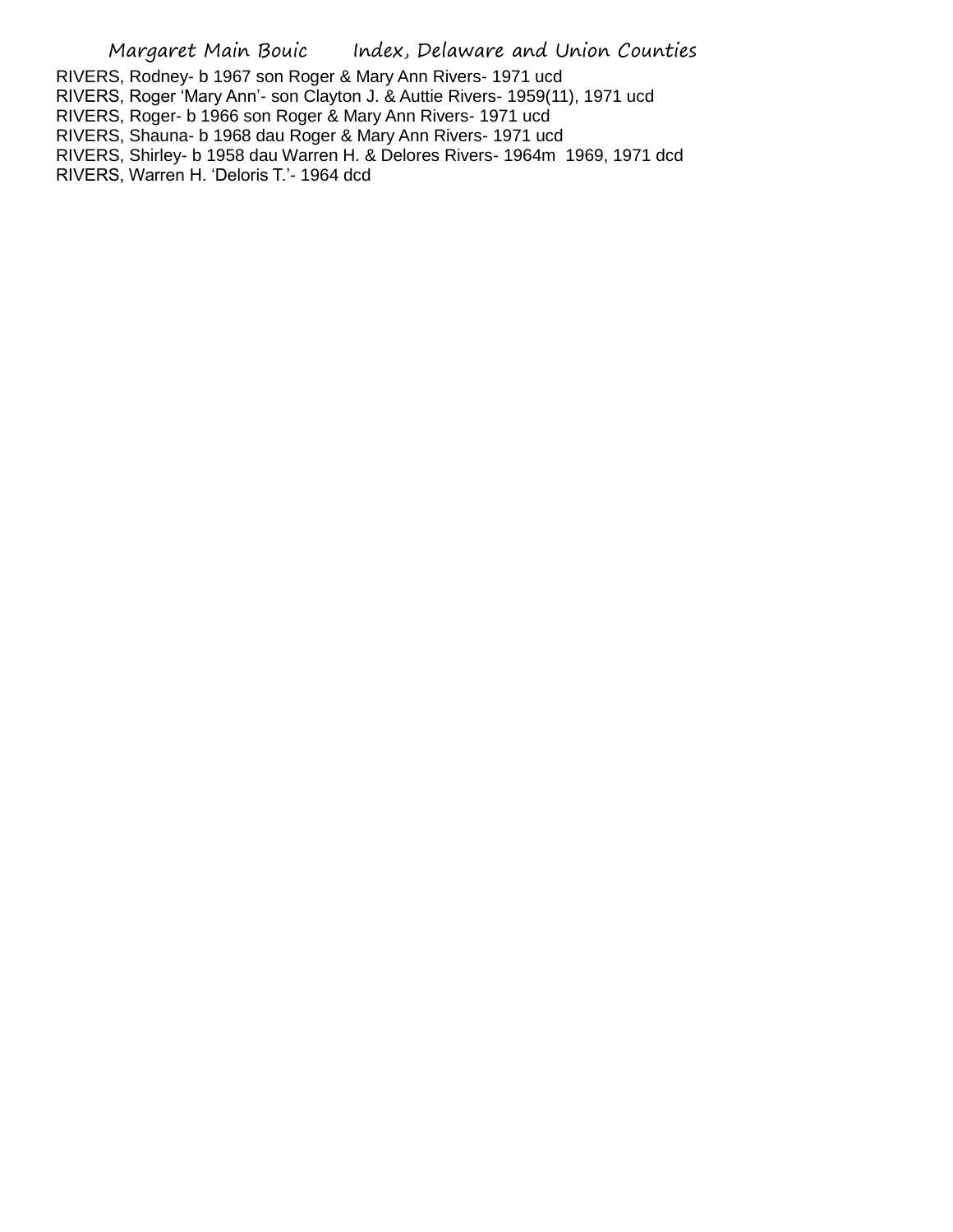RIVERS, Rodney- b 1967 son Roger & Mary Ann Rivers- 1971 ucd
RIVERS, Roger 'Mary Ann'- son Clayton J. & Auttie Rivers- 1959(11), 1971 ucd
RIVERS, Roger- b 1966 son Roger & Mary Ann Rivers- 1971 ucd
RIVERS, Shauna- b 1968 dau Roger & Mary Ann Rivers- 1971 ucd
RIVERS, Shirley- b 1958 dau Warren H. & Delores Rivers- 1964m 1969, 1971 dcd
RIVERS, Warren H. 'Deloris T.'- 1964 dcd